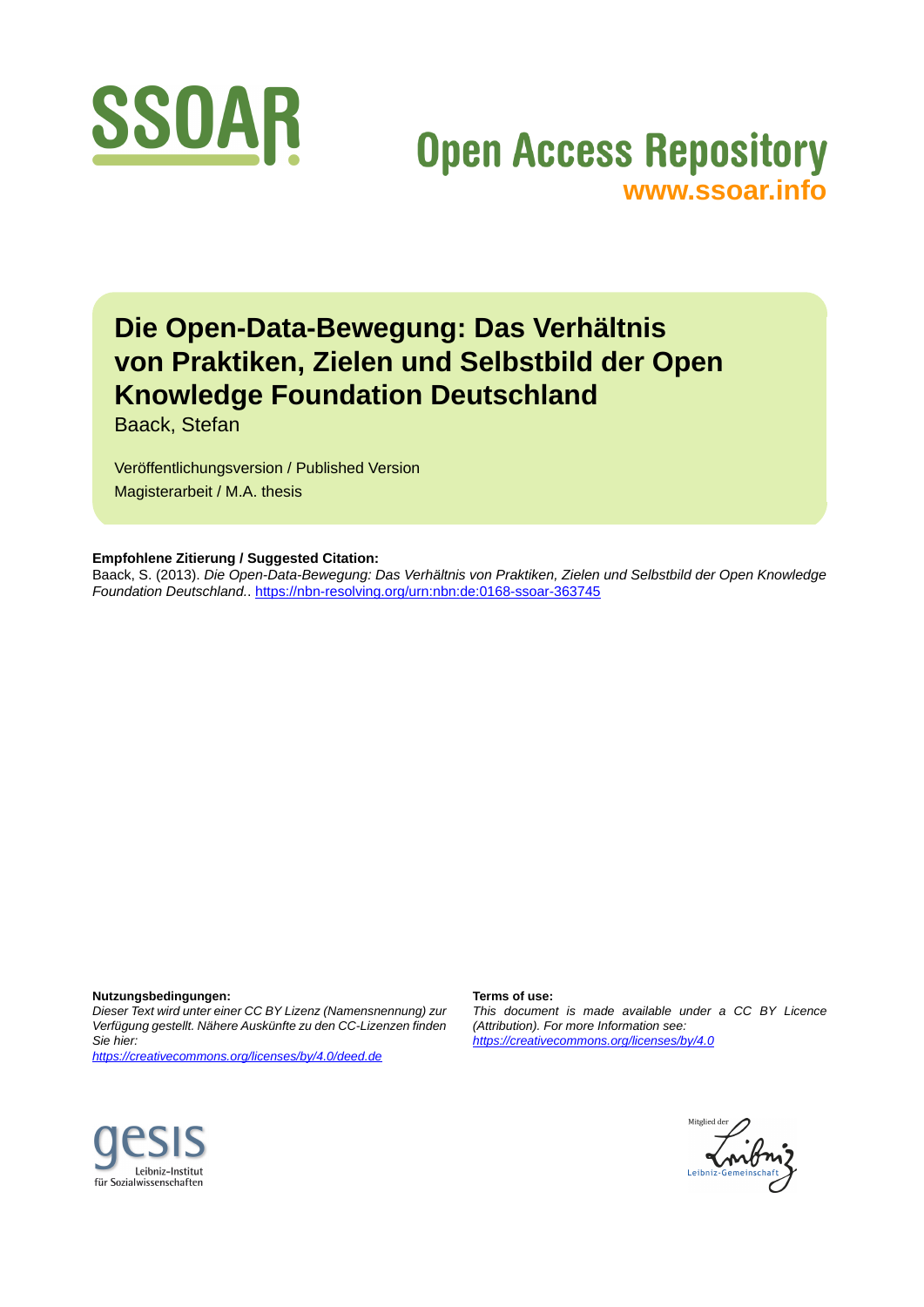SSOAR

Open Access Repository
www.ssoar.info

# Die Open-Data-Bewegung: Das Verhältnis von Praktiken, Zielen und Selbstbild der Open Knowledge Foundation Deutschland

Baack, Stefan

Veröffentlichungsversion / Published Version
Magisterarbeit / M.A. thesis

**Empfohlene Zitierung / Suggested Citation:**
Baack, S. (2013). *Die Open-Data-Bewegung: Das Verhältnis von Praktiken, Zielen und Selbstbild der Open Knowledge Foundation Deutschland.*. https://nbn-resolving.org/urn:nbn:de:0168-ssoar-363745

**Nutzungsbedingungen:**
*Dieser Text wird unter einer CC BY Lizenz (Namensnennung) zur Verfügung gestellt. Nähere Auskünfte zu den CC-Lizenzen finden Sie hier:*
*https://creativecommons.org/licenses/by/4.0/deed.de*

**Terms of use:**
*This document is made available under a CC BY Licence (Attribution). For more Information see:*
*https://creativecommons.org/licenses/by/4.0*

gesis Leibniz-Institut für Sozialwissenschaften

Mitglied der Leibniz-Gemeinschaft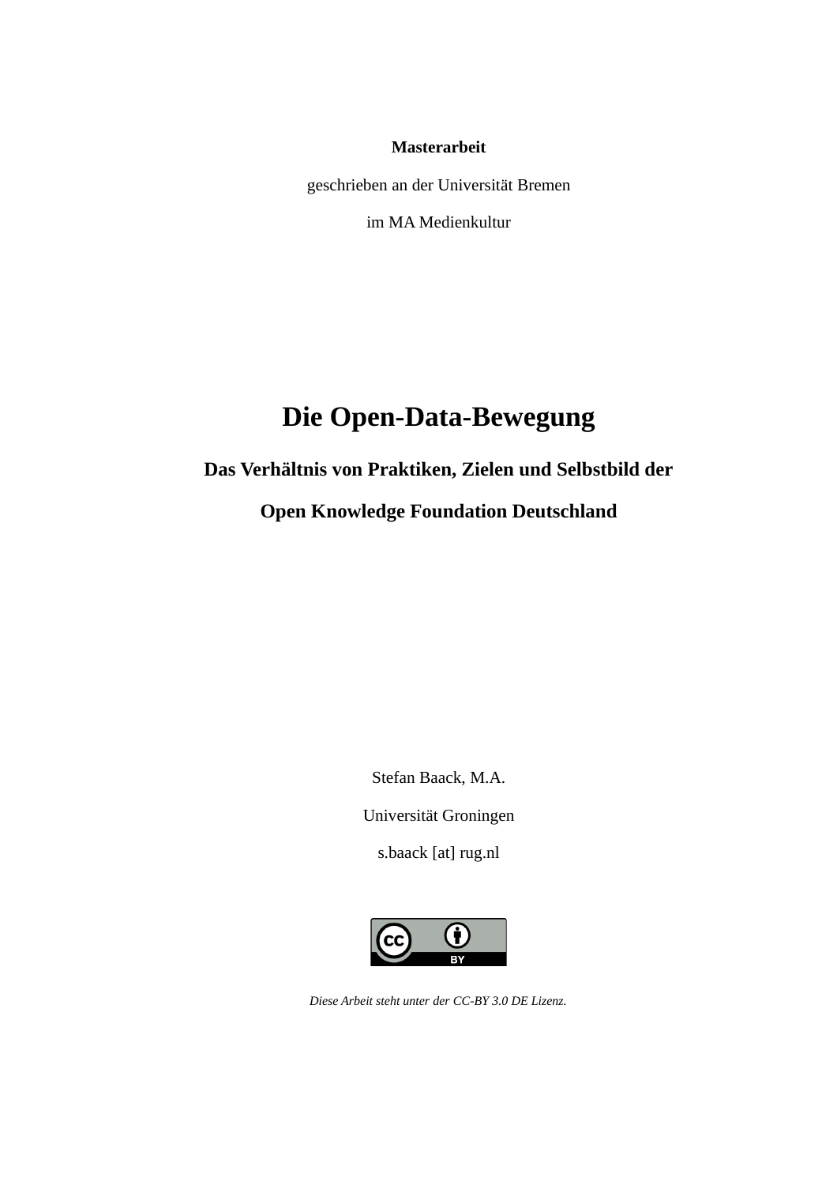**Masterarbeit**

geschrieben an der Universität Bremen

im MA Medienkultur

# Die Open-Data-Bewegung

## Das Verhältnis von Praktiken, Zielen und Selbstbild der Open Knowledge Foundation Deutschland

Stefan Baack, M.A.

Universität Groningen

s.baack [at] rug.nl

*Diese Arbeit steht unter der CC-BY 3.0 DE Lizenz.*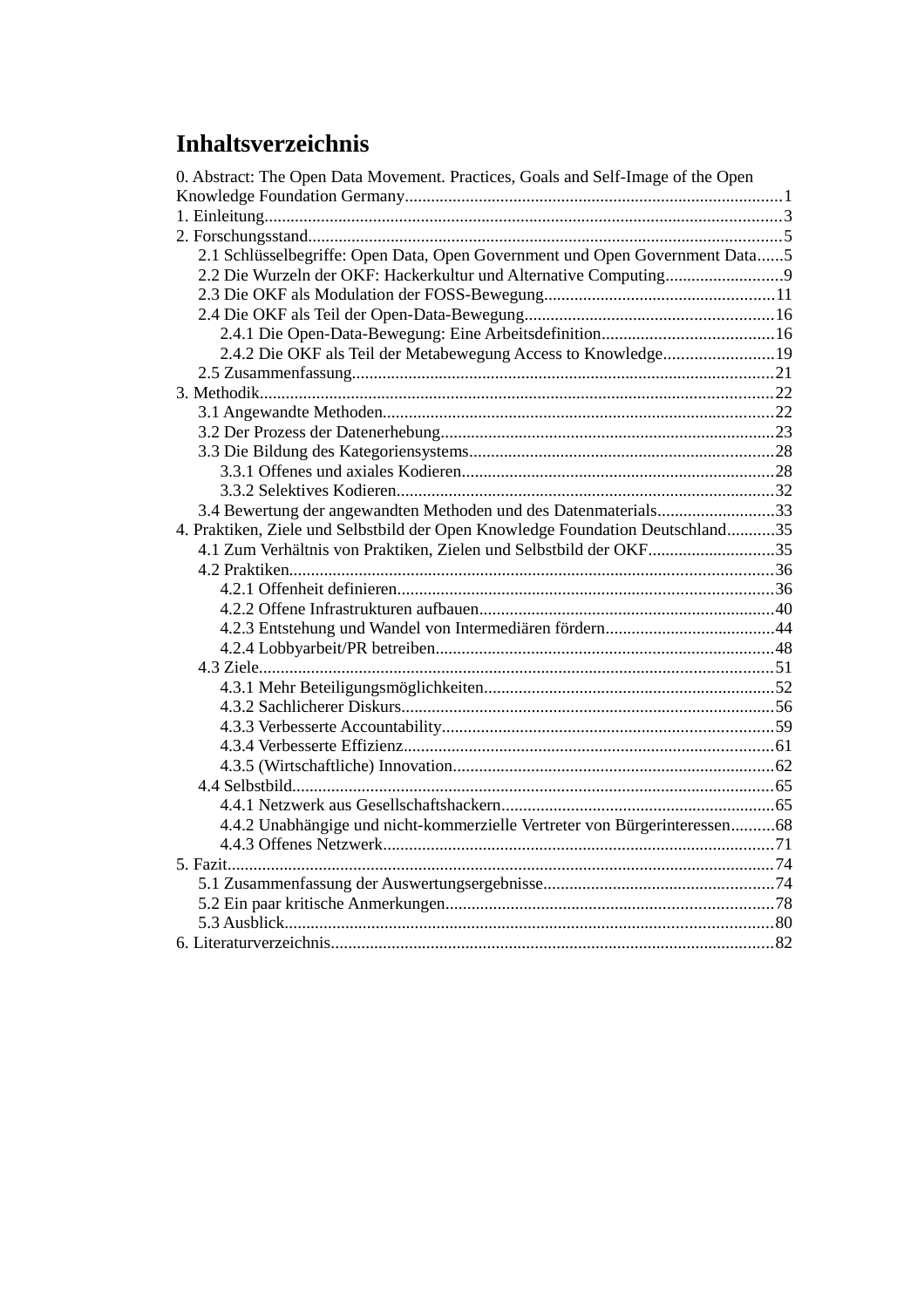# Inhaltsverzeichnis

0. Abstract: The Open Data Movement. Practices, Goals and Self-Image of the Open Knowledge Foundation Germany......................................................................................1
1. Einleitung......................................................................................................3
2. Forschungsstand............................................................................................5
    - 2.1 Schlüsselbegriffe: Open Data, Open Government und Open Government Data......5
    - 2.2 Die Wurzeln der OKF: Hackerkultur und Alternative Computing...........................9
    - 2.3 Die OKF als Modulation der FOSS-Bewegung....................................................11
    - 2.4 Die OKF als Teil der Open-Data-Bewegung........................................................16
        - 2.4.1 Die Open-Data-Bewegung: Eine Arbeitsdefinition.......................................16
        - 2.4.2 Die OKF als Teil der Metabewegung Access to Knowledge.........................19
    - 2.5 Zusammenfassung................................................................................21
3. Methodik.....................................................................................................22
    - 3.1 Angewandte Methoden.........................................................................22
    - 3.2 Der Prozess der Datenerhebung............................................................23
    - 3.3 Die Bildung des Kategoriensystems......................................................28
        - 3.3.1 Offenes und axiales Kodieren.......................................................28
        - 3.3.2 Selektives Kodieren......................................................................32
    - 3.4 Bewertung der angewandten Methoden und des Datenmaterials...........................33
4. Praktiken, Ziele und Selbstbild der Open Knowledge Foundation Deutschland...........35
    - 4.1 Zum Verhältnis von Praktiken, Zielen und Selbstbild der OKF............................35
    - 4.2 Praktiken..............................................................................................36
        - 4.2.1 Offenheit definieren.....................................................................36
        - 4.2.2 Offene Infrastrukturen aufbauen...................................................40
        - 4.2.3 Entstehung und Wandel von Intermediären fördern.......................................44
        - 4.2.4 Lobbyarbeit/PR betreiben.............................................................48
    - 4.3 Ziele.....................................................................................................51
        - 4.3.1 Mehr Beteiligungsmöglichkeiten..................................................52
        - 4.3.2 Sachlicherer Diskurs.....................................................................56
        - 4.3.3 Verbesserte Accountability............................................................59
        - 4.3.4 Verbesserte Effizienz....................................................................61
        - 4.3.5 (Wirtschaftliche) Innovation.........................................................62
    - 4.4 Selbstbild..............................................................................................65
        - 4.4.1 Netzwerk aus Gesellschaftshackern..............................................65
        - 4.4.2 Unabhängige und nicht-kommerzielle Vertreter von Bürgerinteressen..........68
        - 4.4.3 Offenes Netzwerk.........................................................................71
5. Fazit............................................................................................................74
    - 5.1 Zusammenfassung der Auswertungsergebnisse.....................................................74
    - 5.2 Ein paar kritische Anmerkungen..........................................................78
    - 5.3 Ausblick...............................................................................................80
6. Literaturverzeichnis.....................................................................................82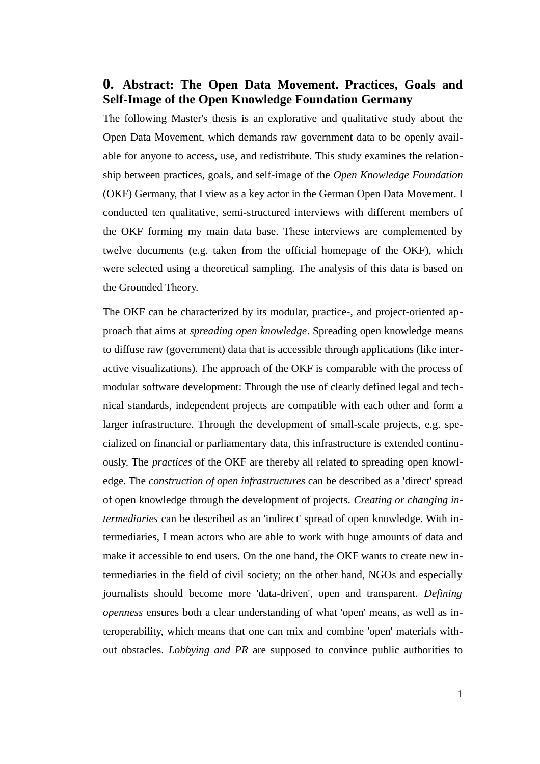# 0. Abstract: The Open Data Movement. Practices, Goals and Self-Image of the Open Knowledge Foundation Germany

The following Master's thesis is an explorative and qualitative study about the Open Data Movement, which demands raw government data to be openly available for anyone to access, use, and redistribute. This study examines the relationship between practices, goals, and self-image of the *Open Knowledge Foundation* (OKF) Germany, that I view as a key actor in the German Open Data Movement. I conducted ten qualitative, semi-structured interviews with different members of the OKF forming my main data base. These interviews are complemented by twelve documents (e.g. taken from the official homepage of the OKF), which were selected using a theoretical sampling. The analysis of this data is based on the Grounded Theory.

The OKF can be characterized by its modular, practice-, and project-oriented approach that aims at *spreading open knowledge*. Spreading open knowledge means to diffuse raw (government) data that is accessible through applications (like interactive visualizations). The approach of the OKF is comparable with the process of modular software development: Through the use of clearly defined legal and technical standards, independent projects are compatible with each other and form a larger infrastructure. Through the development of small-scale projects, e.g. specialized on financial or parliamentary data, this infrastructure is extended continuously. The *practices* of the OKF are thereby all related to spreading open knowledge. The *construction of open infrastructures* can be described as a 'direct' spread of open knowledge through the development of projects. *Creating or changing intermediaries* can be described as an 'indirect' spread of open knowledge. With intermediaries, I mean actors who are able to work with huge amounts of data and make it accessible to end users. On the one hand, the OKF wants to create new intermediaries in the field of civil society; on the other hand, NGOs and especially journalists should become more 'data-driven', open and transparent. *Defining openness* ensures both a clear understanding of what 'open' means, as well as interoperability, which means that one can mix and combine 'open' materials without obstacles. *Lobbying and PR* are supposed to convince public authorities to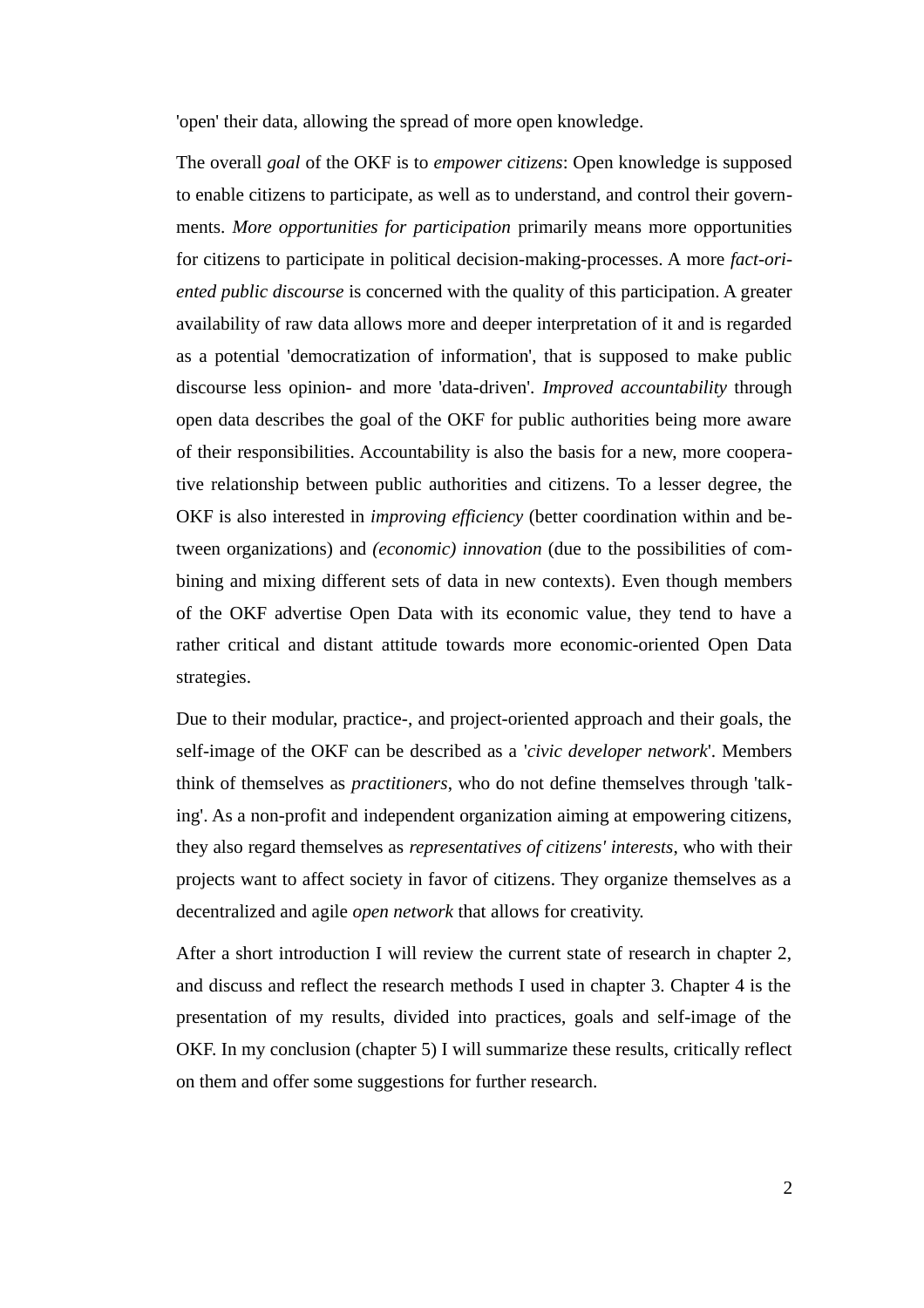'open' their data, allowing the spread of more open knowledge.

The overall *goal* of the OKF is to *empower citizens*: Open knowledge is supposed to enable citizens to participate, as well as to understand, and control their governments. *More opportunities for participation* primarily means more opportunities for citizens to participate in political decision-making-processes. A more *fact-oriented public discourse* is concerned with the quality of this participation. A greater availability of raw data allows more and deeper interpretation of it and is regarded as a potential 'democratization of information', that is supposed to make public discourse less opinion- and more 'data-driven'. *Improved accountability* through open data describes the goal of the OKF for public authorities being more aware of their responsibilities. Accountability is also the basis for a new, more cooperative relationship between public authorities and citizens. To a lesser degree, the OKF is also interested in *improving efficiency* (better coordination within and between organizations) and *(economic) innovation* (due to the possibilities of combining and mixing different sets of data in new contexts). Even though members of the OKF advertise Open Data with its economic value, they tend to have a rather critical and distant attitude towards more economic-oriented Open Data strategies.

Due to their modular, practice-, and project-oriented approach and their goals, the self-image of the OKF can be described as a '*civic developer network*'. Members think of themselves as *practitioners*, who do not define themselves through 'talking'. As a non-profit and independent organization aiming at empowering citizens, they also regard themselves as *representatives of citizens' interests*, who with their projects want to affect society in favor of citizens. They organize themselves as a decentralized and agile *open network* that allows for creativity.

After a short introduction I will review the current state of research in chapter 2, and discuss and reflect the research methods I used in chapter 3. Chapter 4 is the presentation of my results, divided into practices, goals and self-image of the OKF. In my conclusion (chapter 5) I will summarize these results, critically reflect on them and offer some suggestions for further research.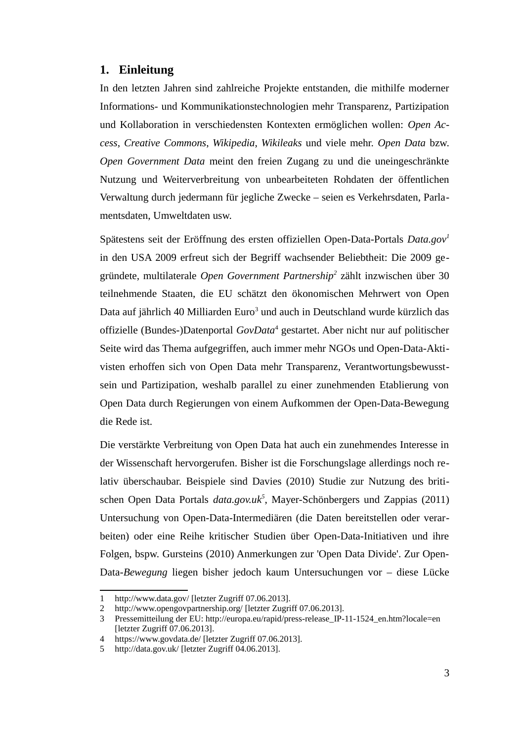# 1. Einleitung

In den letzten Jahren sind zahlreiche Projekte entstanden, die mithilfe moderner Informations- und Kommunikationstechnologien mehr Transparenz, Partizipation und Kollaboration in verschiedensten Kontexten ermöglichen wollen: *Open Access*, *Creative Commons*, *Wikipedia*, *Wikileaks* und viele mehr. *Open Data* bzw. *Open Government Data* meint den freien Zugang zu und die uneingeschränkte Nutzung und Weiterverbreitung von unbearbeiteten Rohdaten der öffentlichen Verwaltung durch jedermann für jegliche Zwecke – seien es Verkehrsdaten, Parlamentsdaten, Umweltdaten usw.

Spätestens seit der Eröffnung des ersten offiziellen Open-Data-Portals *Data.gov*[1] in den USA 2009 erfreut sich der Begriff wachsender Beliebtheit: Die 2009 gegründete, multilaterale *Open Government Partnership*[2] zählt inzwischen über 30 teilnehmende Staaten, die EU schätzt den ökonomischen Mehrwert von Open Data auf jährlich 40 Milliarden Euro[3] und auch in Deutschland wurde kürzlich das offizielle (Bundes-)Datenportal *GovData*[4] gestartet. Aber nicht nur auf politischer Seite wird das Thema aufgegriffen, auch immer mehr NGOs und Open-Data-Aktivisten erhoffen sich von Open Data mehr Transparenz, Verantwortungsbewusstsein und Partizipation, weshalb parallel zu einer zunehmenden Etablierung von Open Data durch Regierungen von einem Aufkommen der Open-Data-Bewegung die Rede ist.

Die verstärkte Verbreitung von Open Data hat auch ein zunehmendes Interesse in der Wissenschaft hervorgerufen. Bisher ist die Forschungslage allerdings noch relativ überschaubar. Beispiele sind Davies (2010) Studie zur Nutzung des britischen Open Data Portals *data.gov.uk*[5], Mayer-Schönbergers und Zappias (2011) Untersuchung von Open-Data-Intermediären (die Daten bereitstellen oder verarbeiten) oder eine Reihe kritischer Studien über Open-Data-Initiativen und ihre Folgen, bspw. Gursteins (2010) Anmerkungen zur 'Open Data Divide'. Zur Open-Data-*Bewegung* liegen bisher jedoch kaum Untersuchungen vor – diese Lücke

1 http://www.data.gov/ [letzter Zugriff 07.06.2013].
2 http://www.opengovpartnership.org/ [letzter Zugriff 07.06.2013].
3 Pressemitteilung der EU: http://europa.eu/rapid/press-release_IP-11-1524_en.htm?locale=en [letzter Zugriff 07.06.2013].
4 https://www.govdata.de/ [letzter Zugriff 07.06.2013].
5 http://data.gov.uk/ [letzter Zugriff 04.06.2013].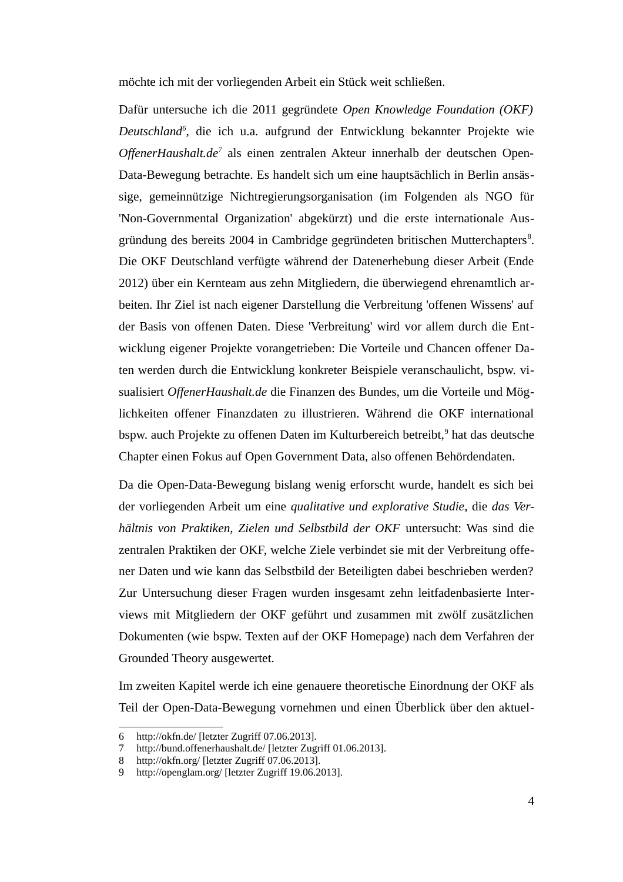möchte ich mit der vorliegenden Arbeit ein Stück weit schließen.

Dafür untersuche ich die 2011 gegründete *Open Knowledge Foundation (OKF) Deutschland*[6], die ich u.a. aufgrund der Entwicklung bekannter Projekte wie *OffenerHaushalt.de*[7] als einen zentralen Akteur innerhalb der deutschen Open-Data-Bewegung betrachte. Es handelt sich um eine hauptsächlich in Berlin ansässige, gemeinnützige Nichtregierungsorganisation (im Folgenden als NGO für 'Non-Governmental Organization' abgekürzt) und die erste internationale Ausgründung des bereits 2004 in Cambridge gegründeten britischen Mutterchapters[8]. Die OKF Deutschland verfügte während der Datenerhebung dieser Arbeit (Ende 2012) über ein Kernteam aus zehn Mitgliedern, die überwiegend ehrenamtlich arbeiten. Ihr Ziel ist nach eigener Darstellung die Verbreitung 'offenen Wissens' auf der Basis von offenen Daten. Diese 'Verbreitung' wird vor allem durch die Entwicklung eigener Projekte vorangetrieben: Die Vorteile und Chancen offener Daten werden durch die Entwicklung konkreter Beispiele veranschaulicht, bspw. visualisiert *OffenerHaushalt.de* die Finanzen des Bundes, um die Vorteile und Möglichkeiten offener Finanzdaten zu illustrieren. Während die OKF international bspw. auch Projekte zu offenen Daten im Kulturbereich betreibt,[9] hat das deutsche Chapter einen Fokus auf Open Government Data, also offenen Behördendaten.

Da die Open-Data-Bewegung bislang wenig erforscht wurde, handelt es sich bei der vorliegenden Arbeit um eine *qualitative und explorative Studie*, die *das Verhältnis von Praktiken, Zielen und Selbstbild der OKF* untersucht: Was sind die zentralen Praktiken der OKF, welche Ziele verbindet sie mit der Verbreitung offener Daten und wie kann das Selbstbild der Beteiligten dabei beschrieben werden? Zur Untersuchung dieser Fragen wurden insgesamt zehn leitfadenbasierte Interviews mit Mitgliedern der OKF geführt und zusammen mit zwölf zusätzlichen Dokumenten (wie bspw. Texten auf der OKF Homepage) nach dem Verfahren der Grounded Theory ausgewertet.

Im zweiten Kapitel werde ich eine genauere theoretische Einordnung der OKF als Teil der Open-Data-Bewegung vornehmen und einen Überblick über den aktuel-

---

6 http://okfn.de/ [letzter Zugriff 07.06.2013].
7 http://bund.offenerhaushalt.de/ [letzter Zugriff 01.06.2013].
8 http://okfn.org/ [letzter Zugriff 07.06.2013].
9 http://openglam.org/ [letzter Zugriff 19.06.2013].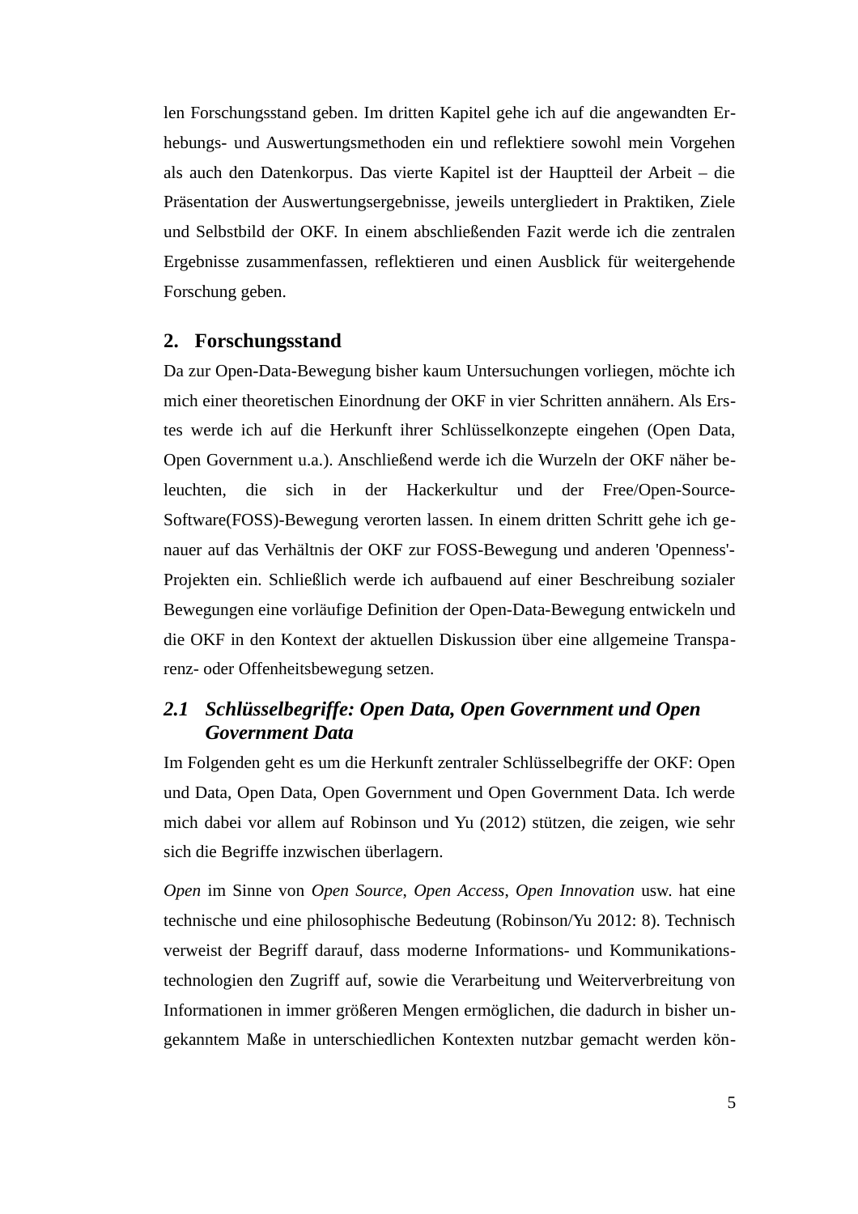len Forschungsstand geben. Im dritten Kapitel gehe ich auf die angewandten Erhebungs- und Auswertungsmethoden ein und reflektiere sowohl mein Vorgehen als auch den Datenkorpus. Das vierte Kapitel ist der Hauptteil der Arbeit – die Präsentation der Auswertungsergebnisse, jeweils untergliedert in Praktiken, Ziele und Selbstbild der OKF. In einem abschließenden Fazit werde ich die zentralen Ergebnisse zusammenfassen, reflektieren und einen Ausblick für weitergehende Forschung geben.

## 2. Forschungsstand

Da zur Open-Data-Bewegung bisher kaum Untersuchungen vorliegen, möchte ich mich einer theoretischen Einordnung der OKF in vier Schritten annähern. Als Erstes werde ich auf die Herkunft ihrer Schlüsselkonzepte eingehen (Open Data, Open Government u.a.). Anschließend werde ich die Wurzeln der OKF näher beleuchten, die sich in der Hackerkultur und der Free/Open-Source-Software(FOSS)-Bewegung verorten lassen. In einem dritten Schritt gehe ich genauer auf das Verhältnis der OKF zur FOSS-Bewegung und anderen 'Openness'-Projekten ein. Schließlich werde ich aufbauend auf einer Beschreibung sozialer Bewegungen eine vorläufige Definition der Open-Data-Bewegung entwickeln und die OKF in den Kontext der aktuellen Diskussion über eine allgemeine Transparenz- oder Offenheitsbewegung setzen.

### *2.1 Schlüsselbegriffe: Open Data, Open Government und Open Government Data*

Im Folgenden geht es um die Herkunft zentraler Schlüsselbegriffe der OKF: Open und Data, Open Data, Open Government und Open Government Data. Ich werde mich dabei vor allem auf Robinson und Yu (2012) stützen, die zeigen, wie sehr sich die Begriffe inzwischen überlagern.

*Open* im Sinne von *Open Source*, *Open Access*, *Open Innovation* usw. hat eine technische und eine philosophische Bedeutung (Robinson/Yu 2012: 8). Technisch verweist der Begriff darauf, dass moderne Informations- und Kommunikationstechnologien den Zugriff auf, sowie die Verarbeitung und Weiterverbreitung von Informationen in immer größeren Mengen ermöglichen, die dadurch in bisher ungekanntem Maße in unterschiedlichen Kontexten nutzbar gemacht werden kön-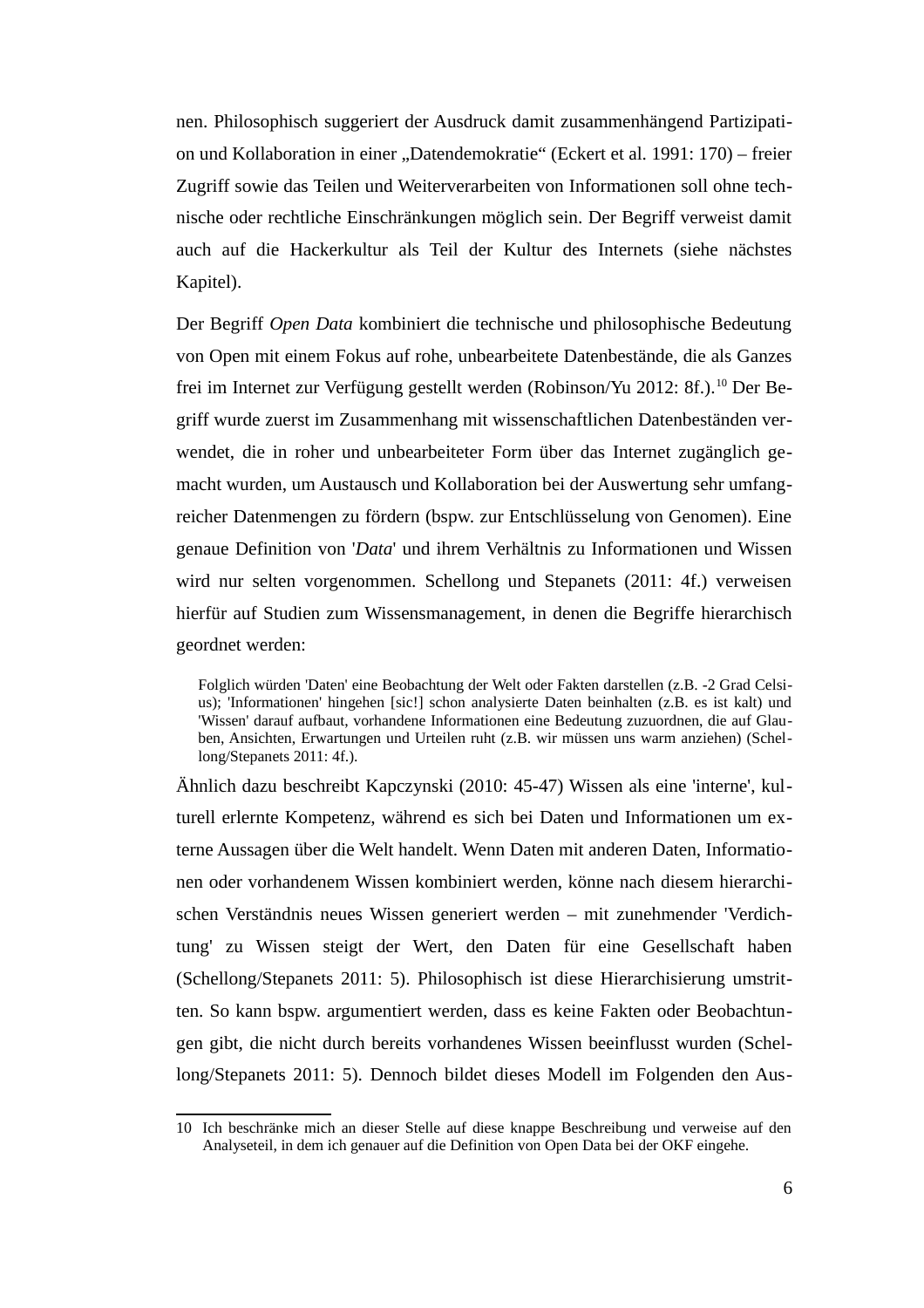nen. Philosophisch suggeriert der Ausdruck damit zusammenhängend Partizipation und Kollaboration in einer „Datendemokratie“ (Eckert et al. 1991: 170) – freier Zugriff sowie das Teilen und Weiterverarbeiten von Informationen soll ohne technische oder rechtliche Einschränkungen möglich sein. Der Begriff verweist damit auch auf die Hackerkultur als Teil der Kultur des Internets (siehe nächstes Kapitel).

Der Begriff *Open Data* kombiniert die technische und philosophische Bedeutung von Open mit einem Fokus auf rohe, unbearbeitete Datenbestände, die als Ganzes frei im Internet zur Verfügung gestellt werden (Robinson/Yu 2012: 8f.).[10] Der Begriff wurde zuerst im Zusammenhang mit wissenschaftlichen Datenbeständen verwendet, die in roher und unbearbeiteter Form über das Internet zugänglich gemacht wurden, um Austausch und Kollaboration bei der Auswertung sehr umfangreicher Datenmengen zu fördern (bspw. zur Entschlüsselung von Genomen). Eine genaue Definition von '*Data*' und ihrem Verhältnis zu Informationen und Wissen wird nur selten vorgenommen. Schellong und Stepanets (2011: 4f.) verweisen hierfür auf Studien zum Wissensmanagement, in denen die Begriffe hierarchisch geordnet werden:

> Folglich würden 'Daten' eine Beobachtung der Welt oder Fakten darstellen (z.B. -2 Grad Celsius); 'Informationen' hingehen [sic!] schon analysierte Daten beinhalten (z.B. es ist kalt) und 'Wissen' darauf aufbaut, vorhandene Informationen eine Bedeutung zuzuordnen, die auf Glauben, Ansichten, Erwartungen und Urteilen ruht (z.B. wir müssen uns warm anziehen) (Schellong/Stepanets 2011: 4f.).

Ähnlich dazu beschreibt Kapczynski (2010: 45-47) Wissen als eine 'interne', kulturell erlernte Kompetenz, während es sich bei Daten und Informationen um externe Aussagen über die Welt handelt. Wenn Daten mit anderen Daten, Informationen oder vorhandenem Wissen kombiniert werden, könne nach diesem hierarchischen Verständnis neues Wissen generiert werden – mit zunehmender 'Verdichtung' zu Wissen steigt der Wert, den Daten für eine Gesellschaft haben (Schellong/Stepanets 2011: 5). Philosophisch ist diese Hierarchisierung umstritten. So kann bspw. argumentiert werden, dass es keine Fakten oder Beobachtungen gibt, die nicht durch bereits vorhandenes Wissen beeinflusst wurden (Schellong/Stepanets 2011: 5). Dennoch bildet dieses Modell im Folgenden den Aus-

---

10 Ich beschränke mich an dieser Stelle auf diese knappe Beschreibung und verweise auf den Analyseteil, in dem ich genauer auf die Definition von Open Data bei der OKF eingehe.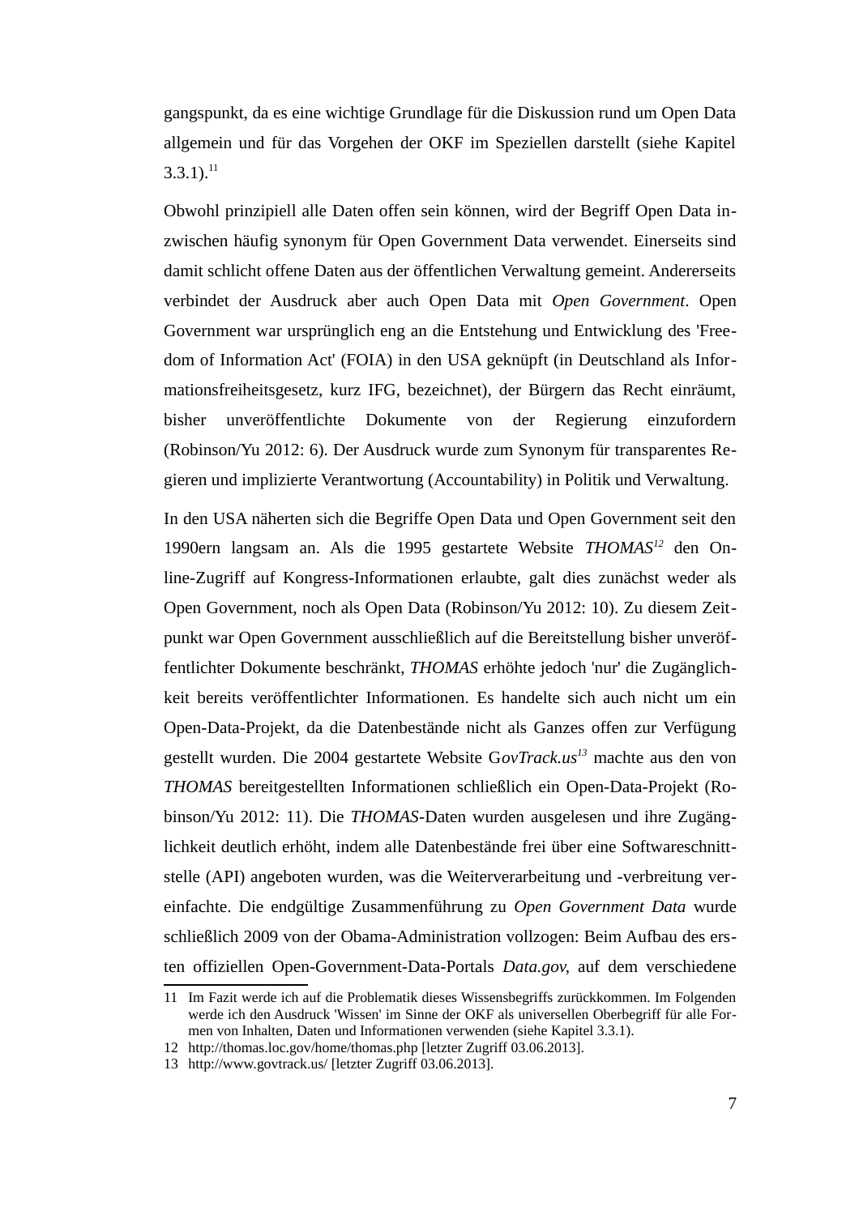gangspunkt, da es eine wichtige Grundlage für die Diskussion rund um Open Data allgemein und für das Vorgehen der OKF im Speziellen darstellt (siehe Kapitel 3.3.1).[11]

Obwohl prinzipiell alle Daten offen sein können, wird der Begriff Open Data inzwischen häufig synonym für Open Government Data verwendet. Einerseits sind damit schlicht offene Daten aus der öffentlichen Verwaltung gemeint. Andererseits verbindet der Ausdruck aber auch Open Data mit *Open Government*. Open Government war ursprünglich eng an die Entstehung und Entwicklung des 'Freedom of Information Act' (FOIA) in den USA geknüpft (in Deutschland als Informationsfreiheitsgesetz, kurz IFG, bezeichnet), der Bürgern das Recht einräumt, bisher unveröffentlichte Dokumente von der Regierung einzufordern (Robinson/Yu 2012: 6). Der Ausdruck wurde zum Synonym für transparentes Regieren und implizierte Verantwortung (Accountability) in Politik und Verwaltung.

In den USA näherten sich die Begriffe Open Data und Open Government seit den 1990ern langsam an. Als die 1995 gestartete Website *THOMAS*[12] den Online-Zugriff auf Kongress-Informationen erlaubte, galt dies zunächst weder als Open Government, noch als Open Data (Robinson/Yu 2012: 10). Zu diesem Zeitpunkt war Open Government ausschließlich auf die Bereitstellung bisher unveröffentlichter Dokumente beschränkt, *THOMAS* erhöhte jedoch 'nur' die Zugänglichkeit bereits veröffentlichter Informationen. Es handelte sich auch nicht um ein Open-Data-Projekt, da die Datenbestände nicht als Ganzes offen zur Verfügung gestellt wurden. Die 2004 gestartete Website G*ovTrack.us*[13] machte aus den von *THOMAS* bereitgestellten Informationen schließlich ein Open-Data-Projekt (Robinson/Yu 2012: 11). Die *THOMAS*-Daten wurden ausgelesen und ihre Zugänglichkeit deutlich erhöht, indem alle Datenbestände frei über eine Softwareschnittstelle (API) angeboten wurden, was die Weiterverarbeitung und -verbreitung vereinfachte. Die endgültige Zusammenführung zu *Open Government Data* wurde schließlich 2009 von der Obama-Administration vollzogen: Beim Aufbau des ersten offiziellen Open-Government-Data-Portals *Data.gov,* auf dem verschiedene

---

11 Im Fazit werde ich auf die Problematik dieses Wissensbegriffs zurückkommen. Im Folgenden werde ich den Ausdruck 'Wissen' im Sinne der OKF als universellen Oberbegriff für alle Formen von Inhalten, Daten und Informationen verwenden (siehe Kapitel 3.3.1).

12 http://thomas.loc.gov/home/thomas.php [letzter Zugriff 03.06.2013].

13 http://www.govtrack.us/ [letzter Zugriff 03.06.2013].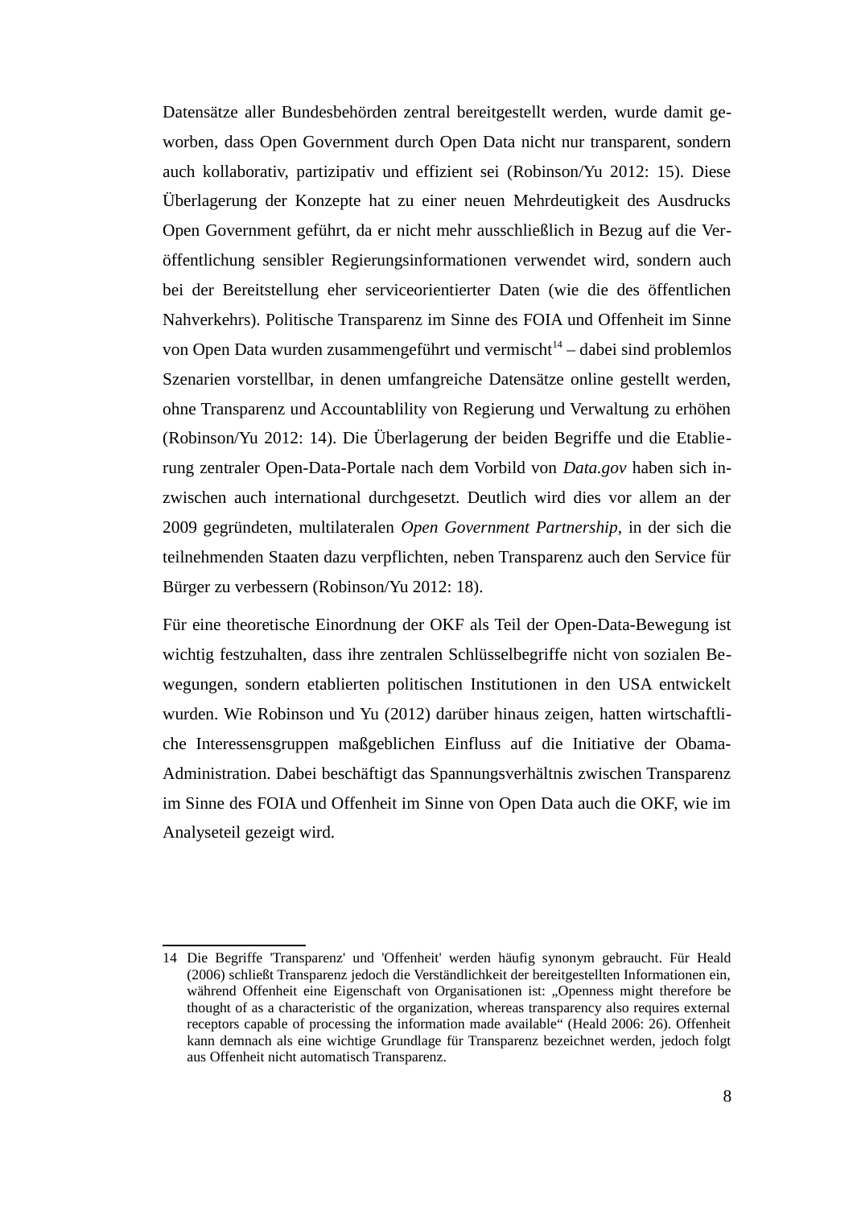Datensätze aller Bundesbehörden zentral bereitgestellt werden, wurde damit geworben, dass Open Government durch Open Data nicht nur transparent, sondern auch kollaborativ, partizipativ und effizient sei (Robinson/Yu 2012: 15). Diese Überlagerung der Konzepte hat zu einer neuen Mehrdeutigkeit des Ausdrucks Open Government geführt, da er nicht mehr ausschließlich in Bezug auf die Veröffentlichung sensibler Regierungsinformationen verwendet wird, sondern auch bei der Bereitstellung eher serviceorientierter Daten (wie die des öffentlichen Nahverkehrs). Politische Transparenz im Sinne des FOIA und Offenheit im Sinne von Open Data wurden zusammengeführt und vermischt[14] – dabei sind problemlos Szenarien vorstellbar, in denen umfangreiche Datensätze online gestellt werden, ohne Transparenz und Accountablility von Regierung und Verwaltung zu erhöhen (Robinson/Yu 2012: 14). Die Überlagerung der beiden Begriffe und die Etablierung zentraler Open-Data-Portale nach dem Vorbild von *Data.gov* haben sich inzwischen auch international durchgesetzt. Deutlich wird dies vor allem an der 2009 gegründeten, multilateralen *Open Government Partnership*, in der sich die teilnehmenden Staaten dazu verpflichten, neben Transparenz auch den Service für Bürger zu verbessern (Robinson/Yu 2012: 18).

Für eine theoretische Einordnung der OKF als Teil der Open-Data-Bewegung ist wichtig festzuhalten, dass ihre zentralen Schlüsselbegriffe nicht von sozialen Bewegungen, sondern etablierten politischen Institutionen in den USA entwickelt wurden. Wie Robinson und Yu (2012) darüber hinaus zeigen, hatten wirtschaftliche Interessensgruppen maßgeblichen Einfluss auf die Initiative der Obama-Administration. Dabei beschäftigt das Spannungsverhältnis zwischen Transparenz im Sinne des FOIA und Offenheit im Sinne von Open Data auch die OKF, wie im Analyseteil gezeigt wird.

---

14 Die Begriffe 'Transparenz' und 'Offenheit' werden häufig synonym gebraucht. Für Heald (2006) schließt Transparenz jedoch die Verständlichkeit der bereitgestellten Informationen ein, während Offenheit eine Eigenschaft von Organisationen ist: „Openness might therefore be thought of as a characteristic of the organization, whereas transparency also requires external receptors capable of processing the information made available“ (Heald 2006: 26). Offenheit kann demnach als eine wichtige Grundlage für Transparenz bezeichnet werden, jedoch folgt aus Offenheit nicht automatisch Transparenz.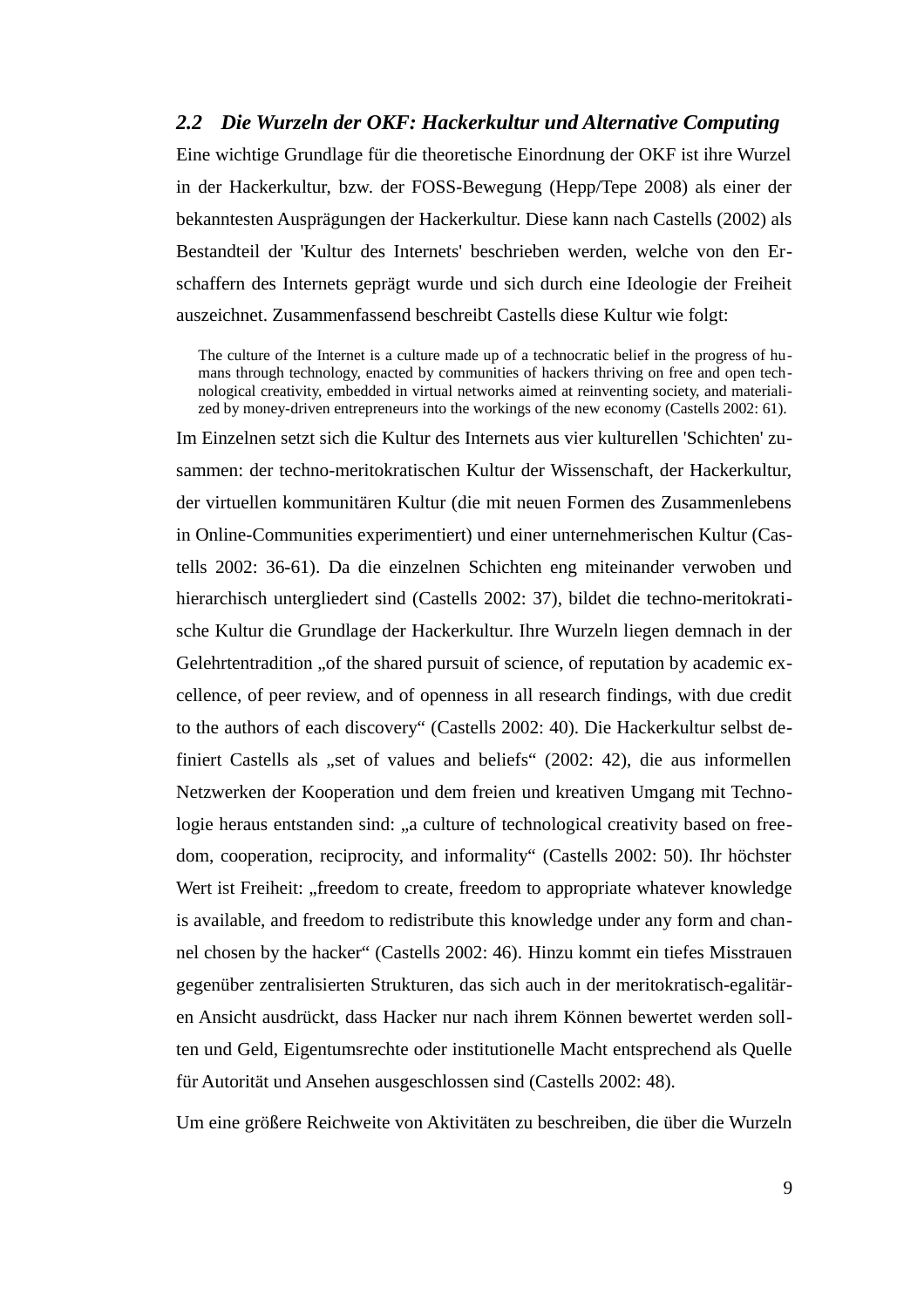### 2.2 Die Wurzeln der OKF: Hackerkultur und Alternative Computing

Eine wichtige Grundlage für die theoretische Einordnung der OKF ist ihre Wurzel in der Hackerkultur, bzw. der FOSS-Bewegung (Hepp/Tepe 2008) als einer der bekanntesten Ausprägungen der Hackerkultur. Diese kann nach Castells (2002) als Bestandteil der 'Kultur des Internets' beschrieben werden, welche von den Erschaffern des Internets geprägt wurde und sich durch eine Ideologie der Freiheit auszeichnet. Zusammenfassend beschreibt Castells diese Kultur wie folgt:

> The culture of the Internet is a culture made up of a technocratic belief in the progress of humans through technology, enacted by communities of hackers thriving on free and open technological creativity, embedded in virtual networks aimed at reinventing society, and materialized by money-driven entrepreneurs into the workings of the new economy (Castells 2002: 61).

Im Einzelnen setzt sich die Kultur des Internets aus vier kulturellen 'Schichten' zusammen: der techno-meritokratischen Kultur der Wissenschaft, der Hackerkultur, der virtuellen kommunitären Kultur (die mit neuen Formen des Zusammenlebens in Online-Communities experimentiert) und einer unternehmerischen Kultur (Castells 2002: 36-61). Da die einzelnen Schichten eng miteinander verwoben und hierarchisch untergliedert sind (Castells 2002: 37), bildet die techno-meritokratische Kultur die Grundlage der Hackerkultur. Ihre Wurzeln liegen demnach in der Gelehrtentradition „of the shared pursuit of science, of reputation by academic excellence, of peer review, and of openness in all research findings, with due credit to the authors of each discovery“ (Castells 2002: 40). Die Hackerkultur selbst definiert Castells als „set of values and beliefs“ (2002: 42), die aus informellen Netzwerken der Kooperation und dem freien und kreativen Umgang mit Technologie heraus entstanden sind: „a culture of technological creativity based on freedom, cooperation, reciprocity, and informality“ (Castells 2002: 50). Ihr höchster Wert ist Freiheit: „freedom to create, freedom to appropriate whatever knowledge is available, and freedom to redistribute this knowledge under any form and channel chosen by the hacker“ (Castells 2002: 46). Hinzu kommt ein tiefes Misstrauen gegenüber zentralisierten Strukturen, das sich auch in der meritokratisch-egalitären Ansicht ausdrückt, dass Hacker nur nach ihrem Können bewertet werden sollten und Geld, Eigentumsrechte oder institutionelle Macht entsprechend als Quelle für Autorität und Ansehen ausgeschlossen sind (Castells 2002: 48).

Um eine größere Reichweite von Aktivitäten zu beschreiben, die über die Wurzeln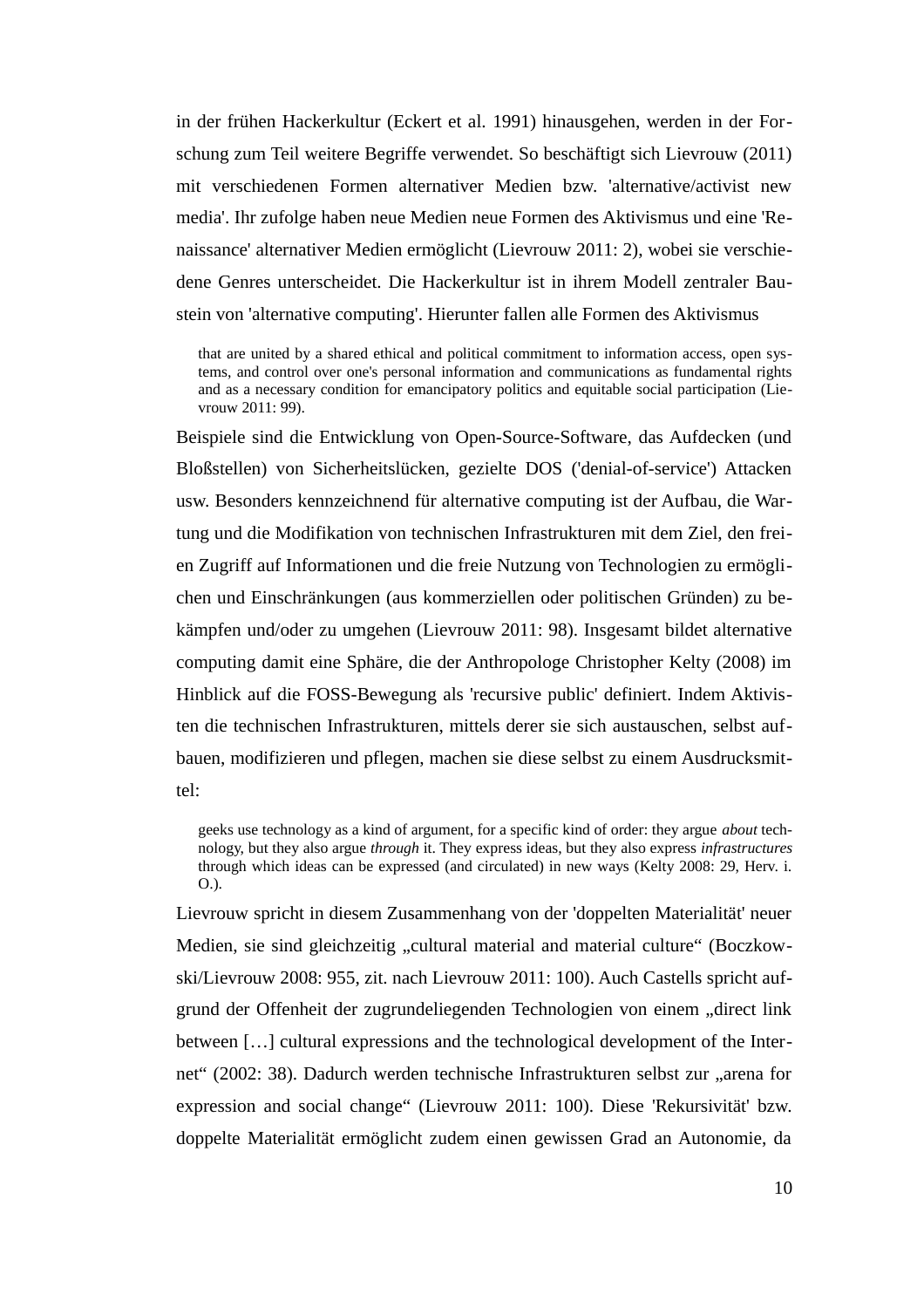in der frühen Hackerkultur (Eckert et al. 1991) hinausgehen, werden in der Forschung zum Teil weitere Begriffe verwendet. So beschäftigt sich Lievrouw (2011) mit verschiedenen Formen alternativer Medien bzw. 'alternative/activist new media'. Ihr zufolge haben neue Medien neue Formen des Aktivismus und eine 'Renaissance' alternativer Medien ermöglicht (Lievrouw 2011: 2), wobei sie verschiedene Genres unterscheidet. Die Hackerkultur ist in ihrem Modell zentraler Baustein von 'alternative computing'. Hierunter fallen alle Formen des Aktivismus

> that are united by a shared ethical and political commitment to information access, open systems, and control over one's personal information and communications as fundamental rights and as a necessary condition for emancipatory politics and equitable social participation (Lievrouw 2011: 99).

Beispiele sind die Entwicklung von Open-Source-Software, das Aufdecken (und Bloßstellen) von Sicherheitslücken, gezielte DOS ('denial-of-service') Attacken usw. Besonders kennzeichnend für alternative computing ist der Aufbau, die Wartung und die Modifikation von technischen Infrastrukturen mit dem Ziel, den freien Zugriff auf Informationen und die freie Nutzung von Technologien zu ermöglichen und Einschränkungen (aus kommerziellen oder politischen Gründen) zu bekämpfen und/oder zu umgehen (Lievrouw 2011: 98). Insgesamt bildet alternative computing damit eine Sphäre, die der Anthropologe Christopher Kelty (2008) im Hinblick auf die FOSS-Bewegung als 'recursive public' definiert. Indem Aktivisten die technischen Infrastrukturen, mittels derer sie sich austauschen, selbst aufbauen, modifizieren und pflegen, machen sie diese selbst zu einem Ausdrucksmittel:

> geeks use technology as a kind of argument, for a specific kind of order: they argue *about* technology, but they also argue *through* it. They express ideas, but they also express *infrastructures* through which ideas can be expressed (and circulated) in new ways (Kelty 2008: 29, Herv. i. O.).

Lievrouw spricht in diesem Zusammenhang von der 'doppelten Materialität' neuer Medien, sie sind gleichzeitig „cultural material and material culture" (Boczkowski/Lievrouw 2008: 955, zit. nach Lievrouw 2011: 100). Auch Castells spricht aufgrund der Offenheit der zugrundeliegenden Technologien von einem „direct link between […] cultural expressions and the technological development of the Internet" (2002: 38). Dadurch werden technische Infrastrukturen selbst zur „arena for expression and social change" (Lievrouw 2011: 100). Diese 'Rekursivität' bzw. doppelte Materialität ermöglicht zudem einen gewissen Grad an Autonomie, da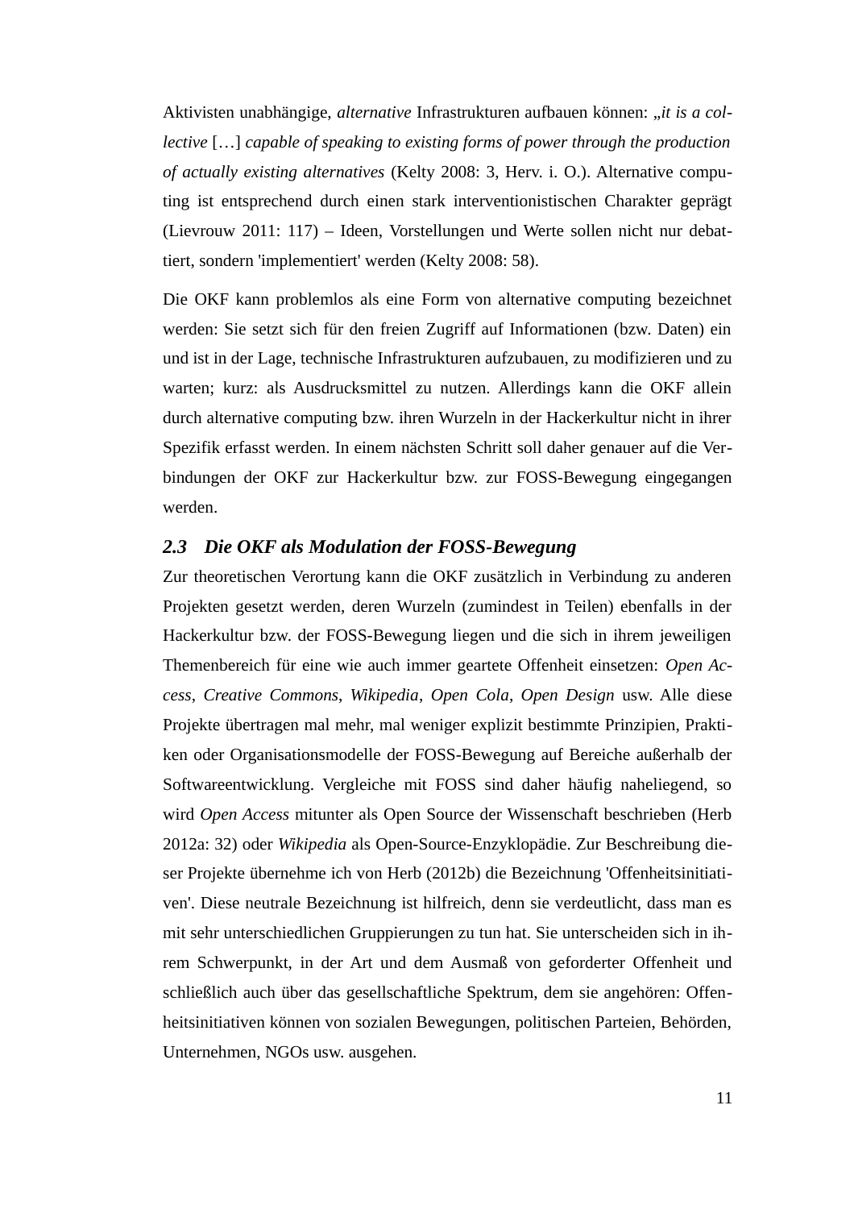Aktivisten unabhängige, *alternative* Infrastrukturen aufbauen können: „*it is a collective* […] *capable of speaking to existing forms of power through the production of actually existing alternatives* (Kelty 2008: 3, Herv. i. O.). Alternative computing ist entsprechend durch einen stark interventionistischen Charakter geprägt (Lievrouw 2011: 117) – Ideen, Vorstellungen und Werte sollen nicht nur debattiert, sondern 'implementiert' werden (Kelty 2008: 58).

Die OKF kann problemlos als eine Form von alternative computing bezeichnet werden: Sie setzt sich für den freien Zugriff auf Informationen (bzw. Daten) ein und ist in der Lage, technische Infrastrukturen aufzubauen, zu modifizieren und zu warten; kurz: als Ausdrucksmittel zu nutzen. Allerdings kann die OKF allein durch alternative computing bzw. ihren Wurzeln in der Hackerkultur nicht in ihrer Spezifik erfasst werden. In einem nächsten Schritt soll daher genauer auf die Verbindungen der OKF zur Hackerkultur bzw. zur FOSS-Bewegung eingegangen werden.

### 2.3 Die OKF als Modulation der FOSS-Bewegung

Zur theoretischen Verortung kann die OKF zusätzlich in Verbindung zu anderen Projekten gesetzt werden, deren Wurzeln (zumindest in Teilen) ebenfalls in der Hackerkultur bzw. der FOSS-Bewegung liegen und die sich in ihrem jeweiligen Themenbereich für eine wie auch immer geartete Offenheit einsetzen: *Open Access*, *Creative Commons*, *Wikipedia*, *Open Cola*, *Open Design* usw. Alle diese Projekte übertragen mal mehr, mal weniger explizit bestimmte Prinzipien, Praktiken oder Organisationsmodelle der FOSS-Bewegung auf Bereiche außerhalb der Softwareentwicklung. Vergleiche mit FOSS sind daher häufig naheliegend, so wird *Open Access* mitunter als Open Source der Wissenschaft beschrieben (Herb 2012a: 32) oder *Wikipedia* als Open-Source-Enzyklopädie. Zur Beschreibung dieser Projekte übernehme ich von Herb (2012b) die Bezeichnung 'Offenheitsinitiativen'. Diese neutrale Bezeichnung ist hilfreich, denn sie verdeutlicht, dass man es mit sehr unterschiedlichen Gruppierungen zu tun hat. Sie unterscheiden sich in ihrem Schwerpunkt, in der Art und dem Ausmaß von geforderter Offenheit und schließlich auch über das gesellschaftliche Spektrum, dem sie angehören: Offenheitsinitiativen können von sozialen Bewegungen, politischen Parteien, Behörden, Unternehmen, NGOs usw. ausgehen.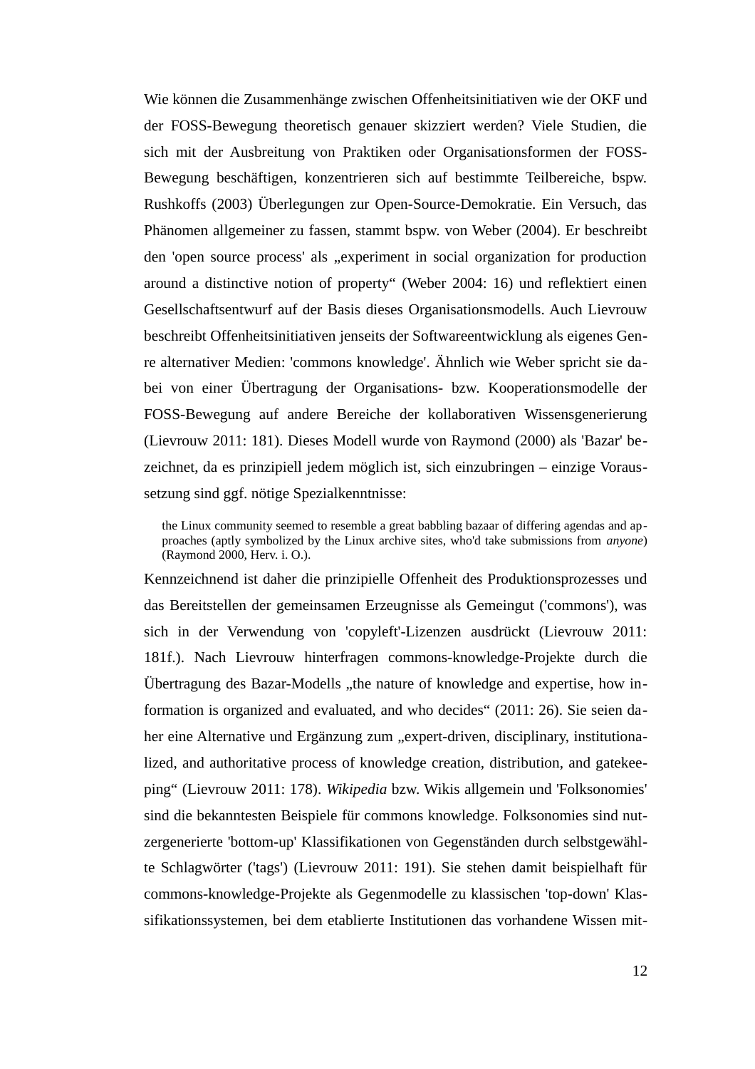Wie können die Zusammenhänge zwischen Offenheitsinitiativen wie der OKF und der FOSS-Bewegung theoretisch genauer skizziert werden? Viele Studien, die sich mit der Ausbreitung von Praktiken oder Organisationsformen der FOSS-Bewegung beschäftigen, konzentrieren sich auf bestimmte Teilbereiche, bspw. Rushkoffs (2003) Überlegungen zur Open-Source-Demokratie. Ein Versuch, das Phänomen allgemeiner zu fassen, stammt bspw. von Weber (2004). Er beschreibt den 'open source process' als „experiment in social organization for production around a distinctive notion of property“ (Weber 2004: 16) und reflektiert einen Gesellschaftsentwurf auf der Basis dieses Organisationsmodells. Auch Lievrouw beschreibt Offenheitsinitiativen jenseits der Softwareentwicklung als eigenes Genre alternativer Medien: 'commons knowledge'. Ähnlich wie Weber spricht sie dabei von einer Übertragung der Organisations- bzw. Kooperationsmodelle der FOSS-Bewegung auf andere Bereiche der kollaborativen Wissensgenerierung (Lievrouw 2011: 181). Dieses Modell wurde von Raymond (2000) als 'Bazar' bezeichnet, da es prinzipiell jedem möglich ist, sich einzubringen – einzige Voraussetzung sind ggf. nötige Spezialkenntnisse:

> the Linux community seemed to resemble a great babbling bazaar of differing agendas and approaches (aptly symbolized by the Linux archive sites, who'd take submissions from *anyone*) (Raymond 2000, Herv. i. O.).

Kennzeichnend ist daher die prinzipielle Offenheit des Produktionsprozesses und das Bereitstellen der gemeinsamen Erzeugnisse als Gemeingut ('commons'), was sich in der Verwendung von 'copyleft'-Lizenzen ausdrückt (Lievrouw 2011: 181f.). Nach Lievrouw hinterfragen commons-knowledge-Projekte durch die Übertragung des Bazar-Modells „the nature of knowledge and expertise, how information is organized and evaluated, and who decides“ (2011: 26). Sie seien daher eine Alternative und Ergänzung zum „expert-driven, disciplinary, institutionalized, and authoritative process of knowledge creation, distribution, and gatekeeping“ (Lievrouw 2011: 178). *Wikipedia* bzw. Wikis allgemein und 'Folksonomies' sind die bekanntesten Beispiele für commons knowledge. Folksonomies sind nutzergenerierte 'bottom-up' Klassifikationen von Gegenständen durch selbstgewählte Schlagwörter ('tags') (Lievrouw 2011: 191). Sie stehen damit beispielhaft für commons-knowledge-Projekte als Gegenmodelle zu klassischen 'top-down' Klassifikationssystemen, bei dem etablierte Institutionen das vorhandene Wissen mit-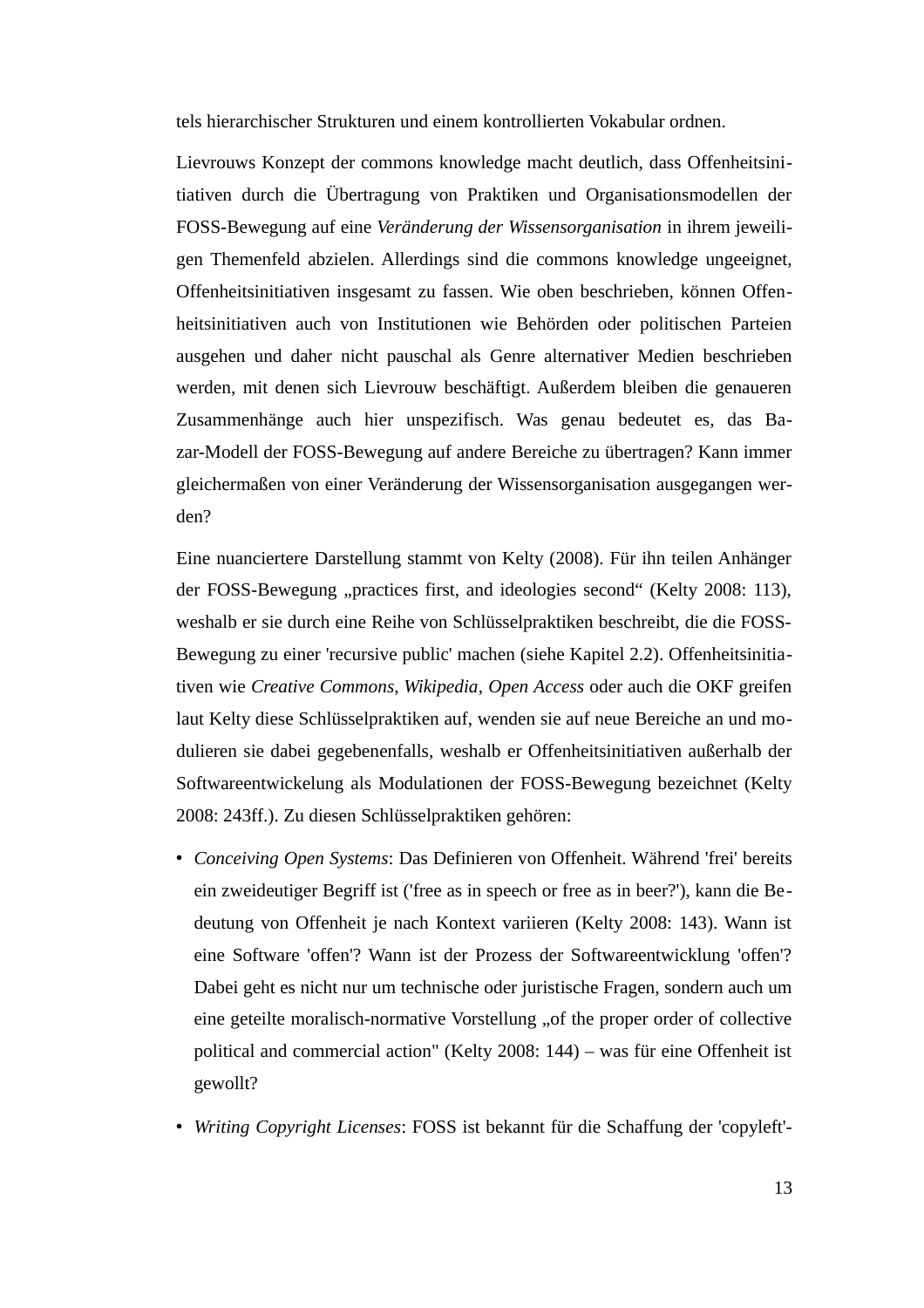tels hierarchischer Strukturen und einem kontrollierten Vokabular ordnen.

Lievrouws Konzept der commons knowledge macht deutlich, dass Offenheitsinitiativen durch die Übertragung von Praktiken und Organisationsmodellen der FOSS-Bewegung auf eine *Veränderung der Wissensorganisation* in ihrem jeweiligen Themenfeld abzielen. Allerdings sind die commons knowledge ungeeignet, Offenheitsinitiativen insgesamt zu fassen. Wie oben beschrieben, können Offenheitsinitiativen auch von Institutionen wie Behörden oder politischen Parteien ausgehen und daher nicht pauschal als Genre alternativer Medien beschrieben werden, mit denen sich Lievrouw beschäftigt. Außerdem bleiben die genaueren Zusammenhänge auch hier unspezifisch. Was genau bedeutet es, das Bazar-Modell der FOSS-Bewegung auf andere Bereiche zu übertragen? Kann immer gleichermaßen von einer Veränderung der Wissensorganisation ausgegangen werden?

Eine nuanciertere Darstellung stammt von Kelty (2008). Für ihn teilen Anhänger der FOSS-Bewegung „practices first, and ideologies second“ (Kelty 2008: 113), weshalb er sie durch eine Reihe von Schlüsselpraktiken beschreibt, die die FOSS-Bewegung zu einer 'recursive public' machen (siehe Kapitel 2.2). Offenheitsinitiativen wie *Creative Commons*, *Wikipedia*, *Open Access* oder auch die OKF greifen laut Kelty diese Schlüsselpraktiken auf, wenden sie auf neue Bereiche an und modulieren sie dabei gegebenenfalls, weshalb er Offenheitsinitiativen außerhalb der Softwareentwickelung als Modulationen der FOSS-Bewegung bezeichnet (Kelty 2008: 243ff.). Zu diesen Schlüsselpraktiken gehören:

- *Conceiving Open Systems*: Das Definieren von Offenheit. Während 'frei' bereits ein zweideutiger Begriff ist ('free as in speech or free as in beer?'), kann die Bedeutung von Offenheit je nach Kontext variieren (Kelty 2008: 143). Wann ist eine Software 'offen'? Wann ist der Prozess der Softwareentwicklung 'offen'? Dabei geht es nicht nur um technische oder juristische Fragen, sondern auch um eine geteilte moralisch-normative Vorstellung „of the proper order of collective political and commercial action" (Kelty 2008: 144) – was für eine Offenheit ist gewollt?
- *Writing Copyright Licenses*: FOSS ist bekannt für die Schaffung der 'copyleft'-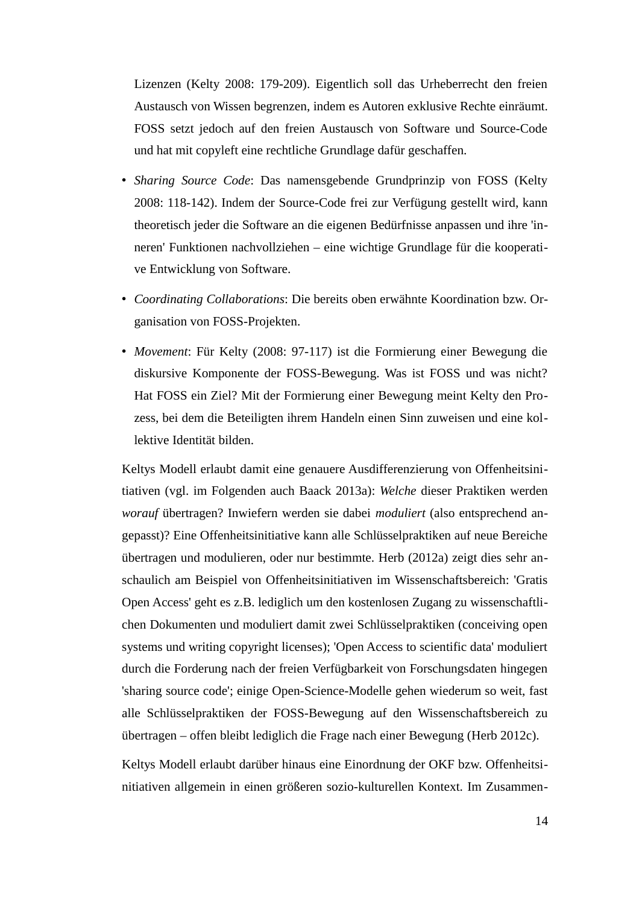Lizenzen (Kelty 2008: 179-209). Eigentlich soll das Urheberrecht den freien Austausch von Wissen begrenzen, indem es Autoren exklusive Rechte einräumt. FOSS setzt jedoch auf den freien Austausch von Software und Source-Code und hat mit copyleft eine rechtliche Grundlage dafür geschaffen.

- *Sharing Source Code*: Das namensgebende Grundprinzip von FOSS (Kelty 2008: 118-142). Indem der Source-Code frei zur Verfügung gestellt wird, kann theoretisch jeder die Software an die eigenen Bedürfnisse anpassen und ihre 'inneren' Funktionen nachvollziehen – eine wichtige Grundlage für die kooperative Entwicklung von Software.
- *Coordinating Collaborations*: Die bereits oben erwähnte Koordination bzw. Organisation von FOSS-Projekten.
- *Movement*: Für Kelty (2008: 97-117) ist die Formierung einer Bewegung die diskursive Komponente der FOSS-Bewegung. Was ist FOSS und was nicht? Hat FOSS ein Ziel? Mit der Formierung einer Bewegung meint Kelty den Prozess, bei dem die Beteiligten ihrem Handeln einen Sinn zuweisen und eine kollektive Identität bilden.

Keltys Modell erlaubt damit eine genauere Ausdifferenzierung von Offenheitsinitiativen (vgl. im Folgenden auch Baack 2013a): *Welche* dieser Praktiken werden *worauf* übertragen? Inwiefern werden sie dabei *moduliert* (also entsprechend angepasst)? Eine Offenheitsinitiative kann alle Schlüsselpraktiken auf neue Bereiche übertragen und modulieren, oder nur bestimmte. Herb (2012a) zeigt dies sehr anschaulich am Beispiel von Offenheitsinitiativen im Wissenschaftsbereich: 'Gratis Open Access' geht es z.B. lediglich um den kostenlosen Zugang zu wissenschaftlichen Dokumenten und moduliert damit zwei Schlüsselpraktiken (conceiving open systems und writing copyright licenses); 'Open Access to scientific data' moduliert durch die Forderung nach der freien Verfügbarkeit von Forschungsdaten hingegen 'sharing source code'; einige Open-Science-Modelle gehen wiederum so weit, fast alle Schlüsselpraktiken der FOSS-Bewegung auf den Wissenschaftsbereich zu übertragen – offen bleibt lediglich die Frage nach einer Bewegung (Herb 2012c).

Keltys Modell erlaubt darüber hinaus eine Einordnung der OKF bzw. Offenheitsinitiativen allgemein in einen größeren sozio-kulturellen Kontext. Im Zusammen-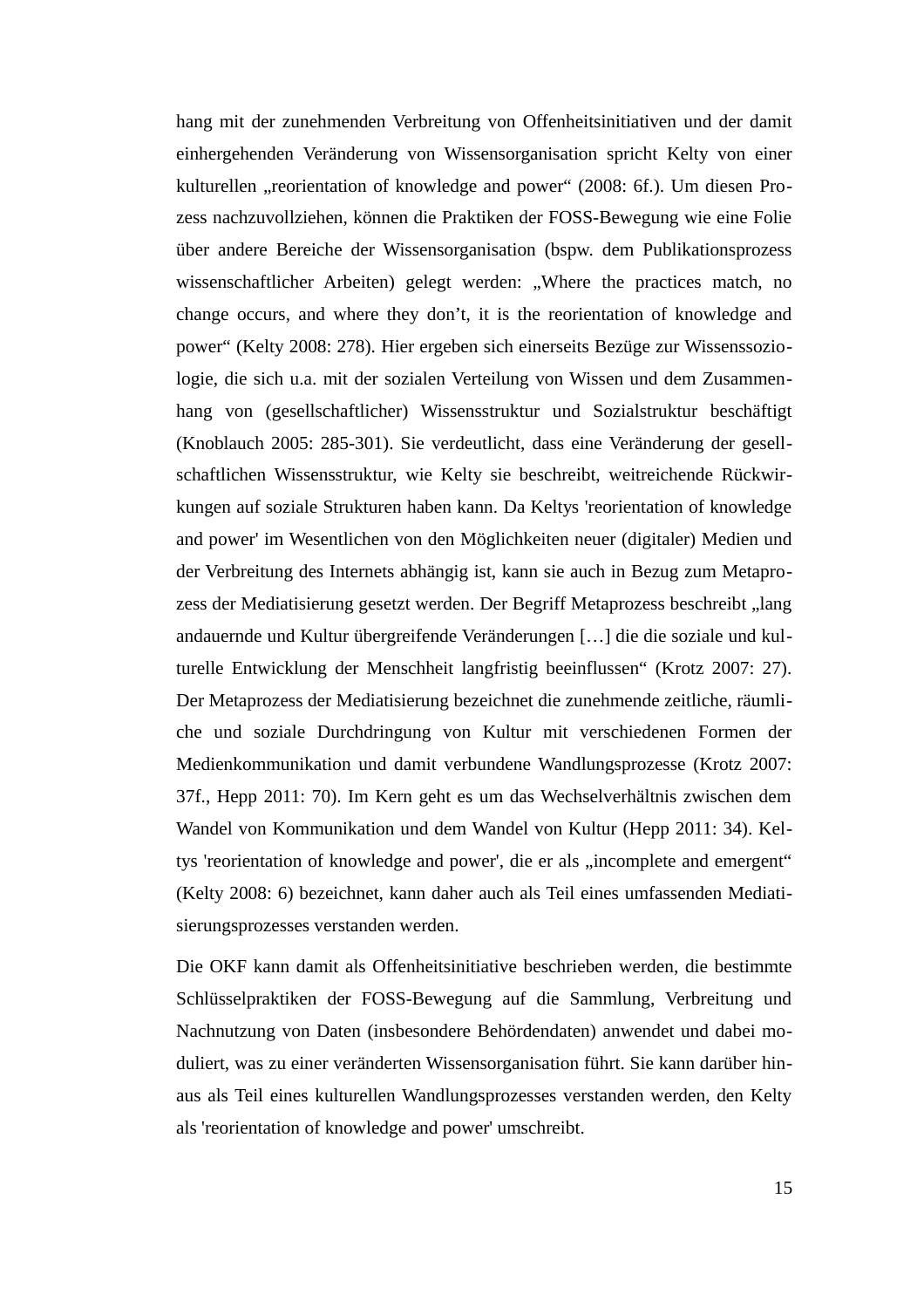hang mit der zunehmenden Verbreitung von Offenheitsinitiativen und der damit einhergehenden Veränderung von Wissensorganisation spricht Kelty von einer kulturellen „reorientation of knowledge and power" (2008: 6f.). Um diesen Prozess nachzuvollziehen, können die Praktiken der FOSS-Bewegung wie eine Folie über andere Bereiche der Wissensorganisation (bspw. dem Publikationsprozess wissenschaftlicher Arbeiten) gelegt werden: „Where the practices match, no change occurs, and where they don't, it is the reorientation of knowledge and power" (Kelty 2008: 278). Hier ergeben sich einerseits Bezüge zur Wissenssoziologie, die sich u.a. mit der sozialen Verteilung von Wissen und dem Zusammenhang von (gesellschaftlicher) Wissensstruktur und Sozialstruktur beschäftigt (Knoblauch 2005: 285-301). Sie verdeutlicht, dass eine Veränderung der gesellschaftlichen Wissensstruktur, wie Kelty sie beschreibt, weitreichende Rückwirkungen auf soziale Strukturen haben kann. Da Keltys 'reorientation of knowledge and power' im Wesentlichen von den Möglichkeiten neuer (digitaler) Medien und der Verbreitung des Internets abhängig ist, kann sie auch in Bezug zum Metaprozess der Mediatisierung gesetzt werden. Der Begriff Metaprozess beschreibt „lang andauernde und Kultur übergreifende Veränderungen […] die die soziale und kulturelle Entwicklung der Menschheit langfristig beeinflussen" (Krotz 2007: 27). Der Metaprozess der Mediatisierung bezeichnet die zunehmende zeitliche, räumliche und soziale Durchdringung von Kultur mit verschiedenen Formen der Medienkommunikation und damit verbundene Wandlungsprozesse (Krotz 2007: 37f., Hepp 2011: 70). Im Kern geht es um das Wechselverhältnis zwischen dem Wandel von Kommunikation und dem Wandel von Kultur (Hepp 2011: 34). Keltys 'reorientation of knowledge and power', die er als „incomplete and emergent" (Kelty 2008: 6) bezeichnet, kann daher auch als Teil eines umfassenden Mediatisierungsprozesses verstanden werden.

Die OKF kann damit als Offenheitsinitiative beschrieben werden, die bestimmte Schlüsselpraktiken der FOSS-Bewegung auf die Sammlung, Verbreitung und Nachnutzung von Daten (insbesondere Behördendaten) anwendet und dabei moduliert, was zu einer veränderten Wissensorganisation führt. Sie kann darüber hinaus als Teil eines kulturellen Wandlungsprozesses verstanden werden, den Kelty als 'reorientation of knowledge and power' umschreibt.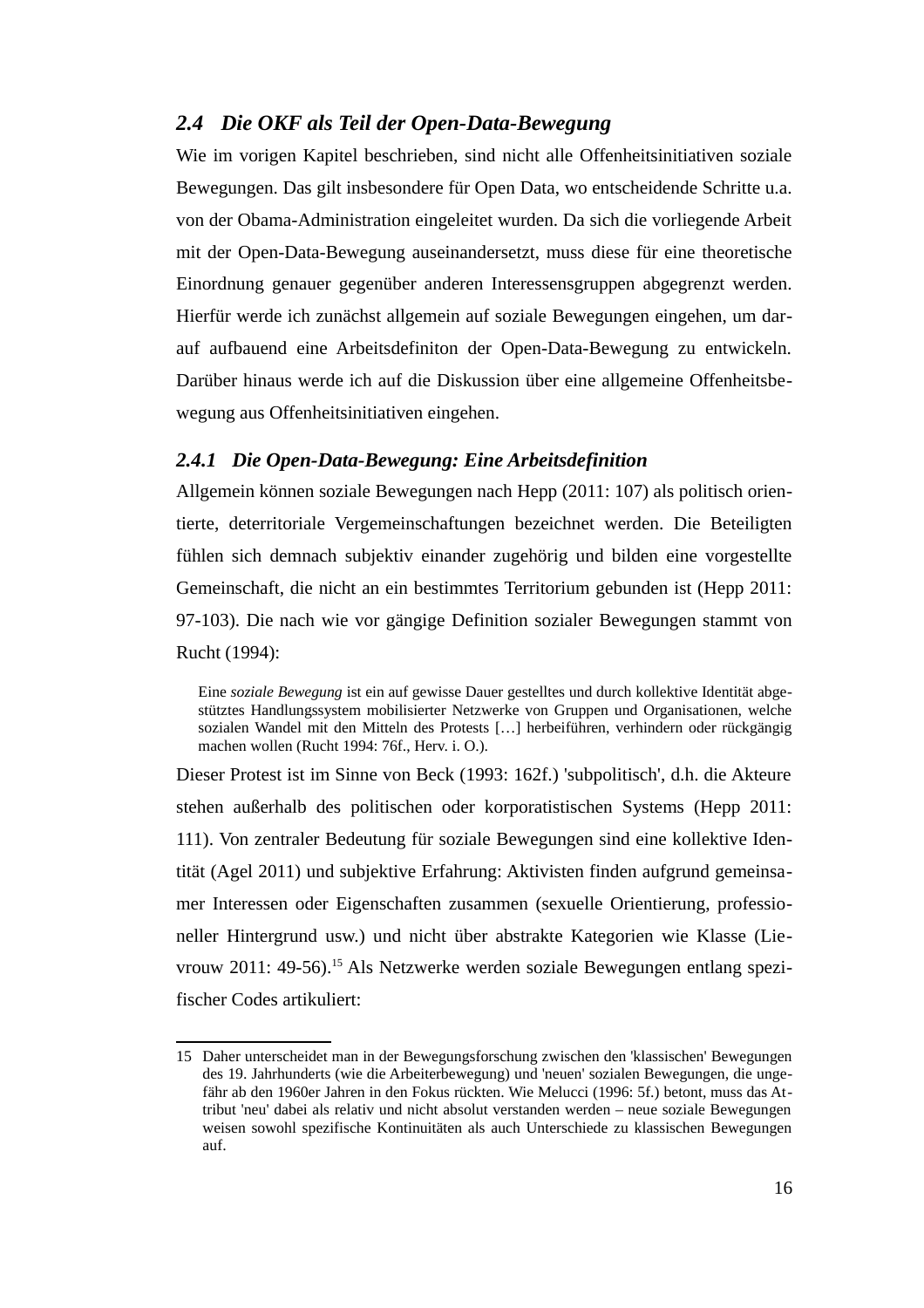## 2.4 Die OKF als Teil der Open-Data-Bewegung

Wie im vorigen Kapitel beschrieben, sind nicht alle Offenheitsinitiativen soziale Bewegungen. Das gilt insbesondere für Open Data, wo entscheidende Schritte u.a. von der Obama-Administration eingeleitet wurden. Da sich die vorliegende Arbeit mit der Open-Data-Bewegung auseinandersetzt, muss diese für eine theoretische Einordnung genauer gegenüber anderen Interessensgruppen abgegrenzt werden. Hierfür werde ich zunächst allgemein auf soziale Bewegungen eingehen, um darauf aufbauend eine Arbeitsdefiniton der Open-Data-Bewegung zu entwickeln. Darüber hinaus werde ich auf die Diskussion über eine allgemeine Offenheitsbewegung aus Offenheitsinitiativen eingehen.

### 2.4.1 Die Open-Data-Bewegung: Eine Arbeitsdefinition

Allgemein können soziale Bewegungen nach Hepp (2011: 107) als politisch orientierte, deterritoriale Vergemeinschaftungen bezeichnet werden. Die Beteiligten fühlen sich demnach subjektiv einander zugehörig und bilden eine vorgestellte Gemeinschaft, die nicht an ein bestimmtes Territorium gebunden ist (Hepp 2011: 97-103). Die nach wie vor gängige Definition sozialer Bewegungen stammt von Rucht (1994):

> Eine *soziale Bewegung* ist ein auf gewisse Dauer gestelltes und durch kollektive Identität abgestütztes Handlungssystem mobilisierter Netzwerke von Gruppen und Organisationen, welche sozialen Wandel mit den Mitteln des Protests […] herbeiführen, verhindern oder rückgängig machen wollen (Rucht 1994: 76f., Herv. i. O.).

Dieser Protest ist im Sinne von Beck (1993: 162f.) 'subpolitisch', d.h. die Akteure stehen außerhalb des politischen oder korporatistischen Systems (Hepp 2011: 111). Von zentraler Bedeutung für soziale Bewegungen sind eine kollektive Identität (Agel 2011) und subjektive Erfahrung: Aktivisten finden aufgrund gemeinsamer Interessen oder Eigenschaften zusammen (sexuelle Orientierung, professioneller Hintergrund usw.) und nicht über abstrakte Kategorien wie Klasse (Lievrouw 2011: 49-56).[15] Als Netzwerke werden soziale Bewegungen entlang spezifischer Codes artikuliert:

---

15 Daher unterscheidet man in der Bewegungsforschung zwischen den 'klassischen' Bewegungen des 19. Jahrhunderts (wie die Arbeiterbewegung) und 'neuen' sozialen Bewegungen, die ungefähr ab den 1960er Jahren in den Fokus rückten. Wie Melucci (1996: 5f.) betont, muss das Attribut 'neu' dabei als relativ und nicht absolut verstanden werden – neue soziale Bewegungen weisen sowohl spezifische Kontinuitäten als auch Unterschiede zu klassischen Bewegungen auf.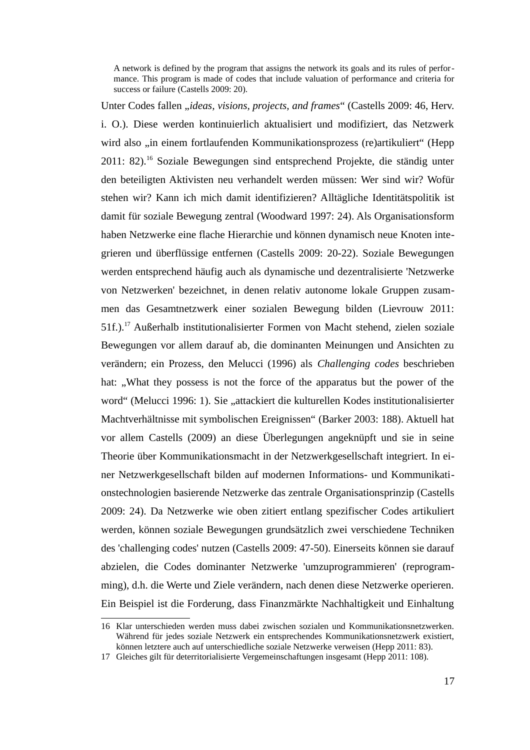> A network is defined by the program that assigns the network its goals and its rules of performance. This program is made of codes that include valuation of performance and criteria for success or failure (Castells 2009: 20).

Unter Codes fallen „*ideas, visions, projects, and frames*“ (Castells 2009: 46, Herv. i. O.). Diese werden kontinuierlich aktualisiert und modifiziert, das Netzwerk wird also „in einem fortlaufenden Kommunikationsprozess (re)artikuliert“ (Hepp 2011: 82).[16] Soziale Bewegungen sind entsprechend Projekte, die ständig unter den beteiligten Aktivisten neu verhandelt werden müssen: Wer sind wir? Wofür stehen wir? Kann ich mich damit identifizieren? Alltägliche Identitätspolitik ist damit für soziale Bewegung zentral (Woodward 1997: 24). Als Organisationsform haben Netzwerke eine flache Hierarchie und können dynamisch neue Knoten integrieren und überflüssige entfernen (Castells 2009: 20-22). Soziale Bewegungen werden entsprechend häufig auch als dynamische und dezentralisierte 'Netzwerke von Netzwerken' bezeichnet, in denen relativ autonome lokale Gruppen zusammen das Gesamtnetzwerk einer sozialen Bewegung bilden (Lievrouw 2011: 51f.).[17] Außerhalb institutionalisierter Formen von Macht stehend, zielen soziale Bewegungen vor allem darauf ab, die dominanten Meinungen und Ansichten zu verändern; ein Prozess, den Melucci (1996) als *Challenging codes* beschrieben hat: „What they possess is not the force of the apparatus but the power of the word“ (Melucci 1996: 1). Sie „attackiert die kulturellen Kodes institutionalisierter Machtverhältnisse mit symbolischen Ereignissen“ (Barker 2003: 188). Aktuell hat vor allem Castells (2009) an diese Überlegungen angeknüpft und sie in seine Theorie über Kommunikationsmacht in der Netzwerkgesellschaft integriert. In einer Netzwerkgesellschaft bilden auf modernen Informations- und Kommunikationstechnologien basierende Netzwerke das zentrale Organisationsprinzip (Castells 2009: 24). Da Netzwerke wie oben zitiert entlang spezifischer Codes artikuliert werden, können soziale Bewegungen grundsätzlich zwei verschiedene Techniken des 'challenging codes' nutzen (Castells 2009: 47-50). Einerseits können sie darauf abzielen, die Codes dominanter Netzwerke 'umzuprogrammieren' (reprogramming), d.h. die Werte und Ziele verändern, nach denen diese Netzwerke operieren. Ein Beispiel ist die Forderung, dass Finanzmärkte Nachhaltigkeit und Einhaltung

---

16 Klar unterschieden werden muss dabei zwischen sozialen und Kommunikationsnetzwerken. Während für jedes soziale Netzwerk ein entsprechendes Kommunikationsnetzwerk existiert, können letztere auch auf unterschiedliche soziale Netzwerke verweisen (Hepp 2011: 83).

17 Gleiches gilt für deterritorialisierte Vergemeinschaftungen insgesamt (Hepp 2011: 108).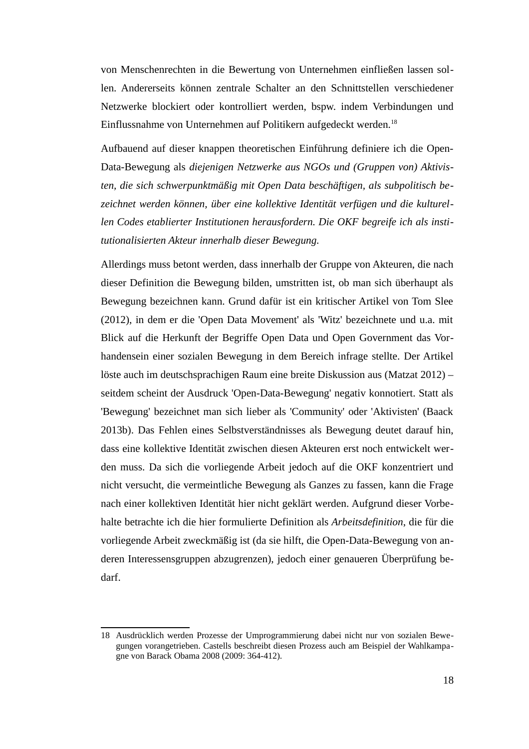von Menschenrechten in die Bewertung von Unternehmen einfließen lassen sollen. Andererseits können zentrale Schalter an den Schnittstellen verschiedener Netzwerke blockiert oder kontrolliert werden, bspw. indem Verbindungen und Einflussnahme von Unternehmen auf Politikern aufgedeckt werden.[18]

Aufbauend auf dieser knappen theoretischen Einführung definiere ich die Open-Data-Bewegung als *diejenigen Netzwerke aus NGOs und (Gruppen von) Aktivisten, die sich schwerpunktmäßig mit Open Data beschäftigen, als subpolitisch bezeichnet werden können, über eine kollektive Identität verfügen und die kulturellen Codes etablierter Institutionen herausfordern. Die OKF begreife ich als institutionalisierten Akteur innerhalb dieser Bewegung.*

Allerdings muss betont werden, dass innerhalb der Gruppe von Akteuren, die nach dieser Definition die Bewegung bilden, umstritten ist, ob man sich überhaupt als Bewegung bezeichnen kann. Grund dafür ist ein kritischer Artikel von Tom Slee (2012), in dem er die 'Open Data Movement' als 'Witz' bezeichnete und u.a. mit Blick auf die Herkunft der Begriffe Open Data und Open Government das Vorhandensein einer sozialen Bewegung in dem Bereich infrage stellte. Der Artikel löste auch im deutschsprachigen Raum eine breite Diskussion aus (Matzat 2012) – seitdem scheint der Ausdruck 'Open-Data-Bewegung' negativ konnotiert. Statt als 'Bewegung' bezeichnet man sich lieber als 'Community' oder 'Aktivisten' (Baack 2013b). Das Fehlen eines Selbstverständnisses als Bewegung deutet darauf hin, dass eine kollektive Identität zwischen diesen Akteuren erst noch entwickelt werden muss. Da sich die vorliegende Arbeit jedoch auf die OKF konzentriert und nicht versucht, die vermeintliche Bewegung als Ganzes zu fassen, kann die Frage nach einer kollektiven Identität hier nicht geklärt werden. Aufgrund dieser Vorbehalte betrachte ich die hier formulierte Definition als *Arbeitsdefinition*, die für die vorliegende Arbeit zweckmäßig ist (da sie hilft, die Open-Data-Bewegung von anderen Interessensgruppen abzugrenzen), jedoch einer genaueren Überprüfung bedarf.

---

18 Ausdrücklich werden Prozesse der Umprogrammierung dabei nicht nur von sozialen Bewegungen vorangetrieben. Castells beschreibt diesen Prozess auch am Beispiel der Wahlkampagne von Barack Obama 2008 (2009: 364-412).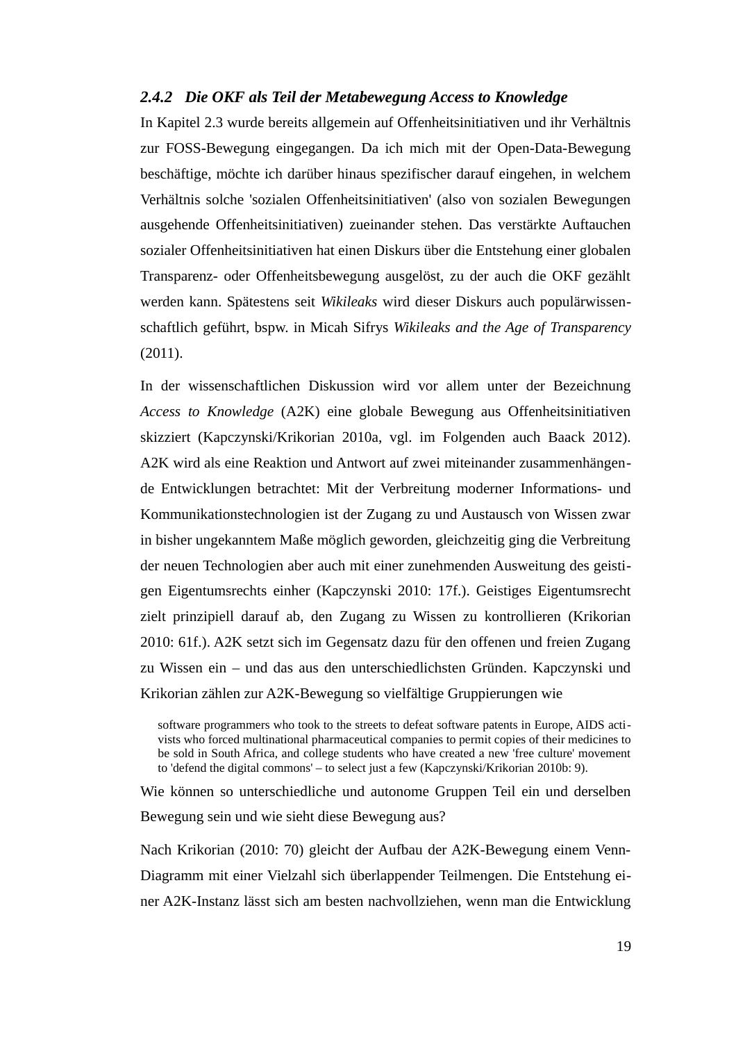### *2.4.2 Die OKF als Teil der Metabewegung Access to Knowledge*

In Kapitel 2.3 wurde bereits allgemein auf Offenheitsinitiativen und ihr Verhältnis zur FOSS-Bewegung eingegangen. Da ich mich mit der Open-Data-Bewegung beschäftige, möchte ich darüber hinaus spezifischer darauf eingehen, in welchem Verhältnis solche 'sozialen Offenheitsinitiativen' (also von sozialen Bewegungen ausgehende Offenheitsinitiativen) zueinander stehen. Das verstärkte Auftauchen sozialer Offenheitsinitiativen hat einen Diskurs über die Entstehung einer globalen Transparenz- oder Offenheitsbewegung ausgelöst, zu der auch die OKF gezählt werden kann. Spätestens seit *Wikileaks* wird dieser Diskurs auch populärwissenschaftlich geführt, bspw. in Micah Sifrys *Wikileaks and the Age of Transparency* (2011).

In der wissenschaftlichen Diskussion wird vor allem unter der Bezeichnung *Access to Knowledge* (A2K) eine globale Bewegung aus Offenheitsinitiativen skizziert (Kapczynski/Krikorian 2010a, vgl. im Folgenden auch Baack 2012). A2K wird als eine Reaktion und Antwort auf zwei miteinander zusammenhängende Entwicklungen betrachtet: Mit der Verbreitung moderner Informations- und Kommunikationstechnologien ist der Zugang zu und Austausch von Wissen zwar in bisher ungekanntem Maße möglich geworden, gleichzeitig ging die Verbreitung der neuen Technologien aber auch mit einer zunehmenden Ausweitung des geistigen Eigentumsrechts einher (Kapczynski 2010: 17f.). Geistiges Eigentumsrecht zielt prinzipiell darauf ab, den Zugang zu Wissen zu kontrollieren (Krikorian 2010: 61f.). A2K setzt sich im Gegensatz dazu für den offenen und freien Zugang zu Wissen ein – und das aus den unterschiedlichsten Gründen. Kapczynski und Krikorian zählen zur A2K-Bewegung so vielfältige Gruppierungen wie

> software programmers who took to the streets to defeat software patents in Europe, AIDS activists who forced multinational pharmaceutical companies to permit copies of their medicines to be sold in South Africa, and college students who have created a new 'free culture' movement to 'defend the digital commons' – to select just a few (Kapczynski/Krikorian 2010b: 9).

Wie können so unterschiedliche und autonome Gruppen Teil ein und derselben Bewegung sein und wie sieht diese Bewegung aus?

Nach Krikorian (2010: 70) gleicht der Aufbau der A2K-Bewegung einem Venn-Diagramm mit einer Vielzahl sich überlappender Teilmengen. Die Entstehung einer A2K-Instanz lässt sich am besten nachvollziehen, wenn man die Entwicklung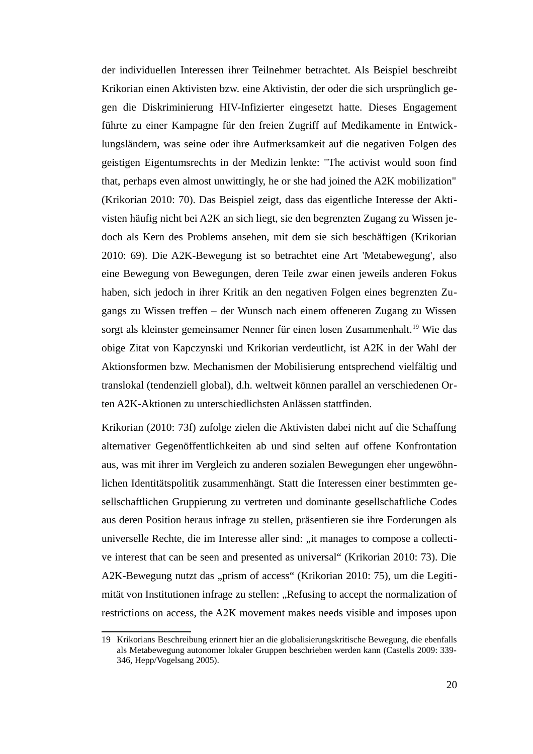der individuellen Interessen ihrer Teilnehmer betrachtet. Als Beispiel beschreibt Krikorian einen Aktivisten bzw. eine Aktivistin, der oder die sich ursprünglich gegen die Diskriminierung HIV-Infizierter eingesetzt hatte. Dieses Engagement führte zu einer Kampagne für den freien Zugriff auf Medikamente in Entwicklungsländern, was seine oder ihre Aufmerksamkeit auf die negativen Folgen des geistigen Eigentumsrechts in der Medizin lenkte: "The activist would soon find that, perhaps even almost unwittingly, he or she had joined the A2K mobilization" (Krikorian 2010: 70). Das Beispiel zeigt, dass das eigentliche Interesse der Aktivisten häufig nicht bei A2K an sich liegt, sie den begrenzten Zugang zu Wissen jedoch als Kern des Problems ansehen, mit dem sie sich beschäftigen (Krikorian 2010: 69). Die A2K-Bewegung ist so betrachtet eine Art 'Metabewegung', also eine Bewegung von Bewegungen, deren Teile zwar einen jeweils anderen Fokus haben, sich jedoch in ihrer Kritik an den negativen Folgen eines begrenzten Zugangs zu Wissen treffen – der Wunsch nach einem offeneren Zugang zu Wissen sorgt als kleinster gemeinsamer Nenner für einen losen Zusammenhalt.[19] Wie das obige Zitat von Kapczynski und Krikorian verdeutlicht, ist A2K in der Wahl der Aktionsformen bzw. Mechanismen der Mobilisierung entsprechend vielfältig und translokal (tendenziell global), d.h. weltweit können parallel an verschiedenen Orten A2K-Aktionen zu unterschiedlichsten Anlässen stattfinden.

Krikorian (2010: 73f) zufolge zielen die Aktivisten dabei nicht auf die Schaffung alternativer Gegenöffentlichkeiten ab und sind selten auf offene Konfrontation aus, was mit ihrer im Vergleich zu anderen sozialen Bewegungen eher ungewöhnlichen Identitätspolitik zusammenhängt. Statt die Interessen einer bestimmten gesellschaftlichen Gruppierung zu vertreten und dominante gesellschaftliche Codes aus deren Position heraus infrage zu stellen, präsentieren sie ihre Forderungen als universelle Rechte, die im Interesse aller sind: „it manages to compose a collective interest that can be seen and presented as universal“ (Krikorian 2010: 73). Die A2K-Bewegung nutzt das „prism of access“ (Krikorian 2010: 75), um die Legitimität von Institutionen infrage zu stellen: „Refusing to accept the normalization of restrictions on access, the A2K movement makes needs visible and imposes upon

19 Krikorians Beschreibung erinnert hier an die globalisierungskritische Bewegung, die ebenfalls als Metabewegung autonomer lokaler Gruppen beschrieben werden kann (Castells 2009: 339-346, Hepp/Vogelsang 2005).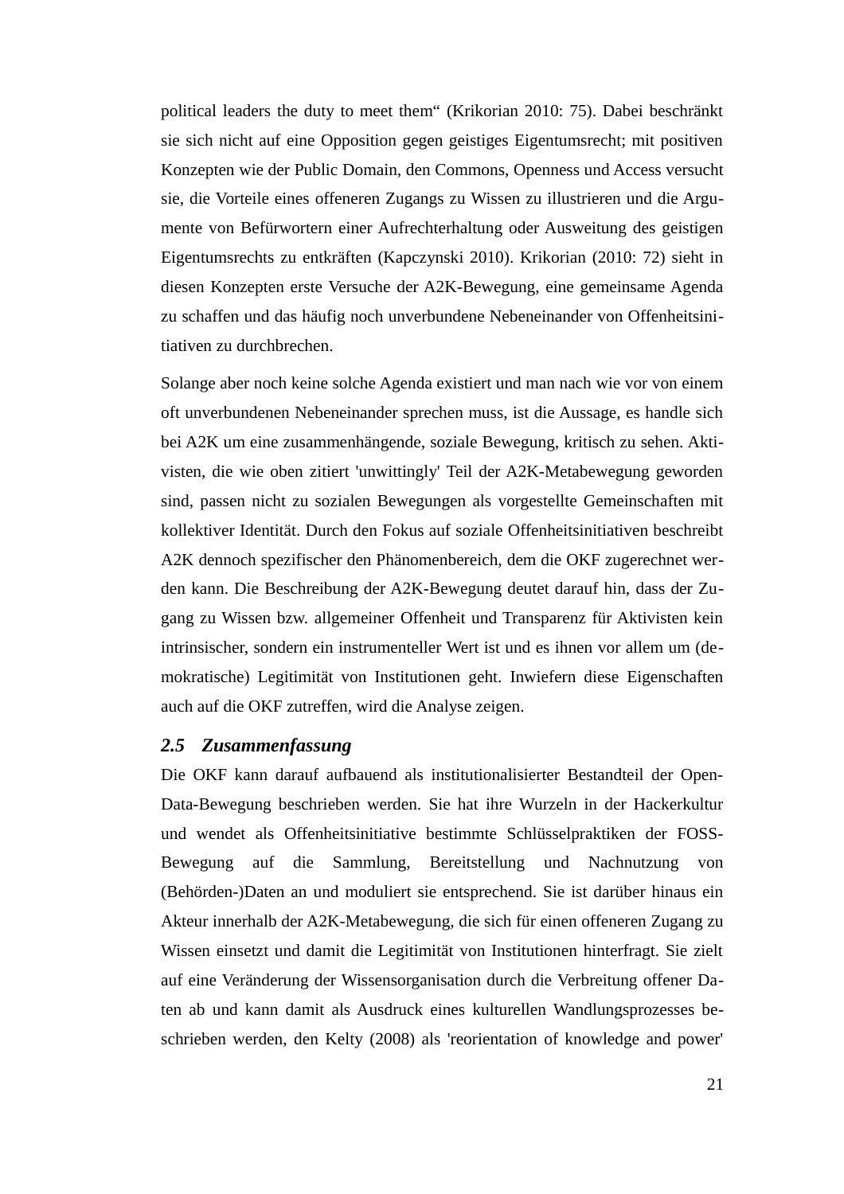political leaders the duty to meet them“ (Krikorian 2010: 75). Dabei beschränkt sie sich nicht auf eine Opposition gegen geistiges Eigentumsrecht; mit positiven Konzepten wie der Public Domain, den Commons, Openness und Access versucht sie, die Vorteile eines offeneren Zugangs zu Wissen zu illustrieren und die Argumente von Befürwortern einer Aufrechterhaltung oder Ausweitung des geistigen Eigentumsrechts zu entkräften (Kapczynski 2010). Krikorian (2010: 72) sieht in diesen Konzepten erste Versuche der A2K-Bewegung, eine gemeinsame Agenda zu schaffen und das häufig noch unverbundene Nebeneinander von Offenheitsinitiativen zu durchbrechen.

Solange aber noch keine solche Agenda existiert und man nach wie vor von einem oft unverbundenen Nebeneinander sprechen muss, ist die Aussage, es handle sich bei A2K um eine zusammenhängende, soziale Bewegung, kritisch zu sehen. Aktivisten, die wie oben zitiert 'unwittingly' Teil der A2K-Metabewegung geworden sind, passen nicht zu sozialen Bewegungen als vorgestellte Gemeinschaften mit kollektiver Identität. Durch den Fokus auf soziale Offenheitsinitiativen beschreibt A2K dennoch spezifischer den Phänomenbereich, dem die OKF zugerechnet werden kann. Die Beschreibung der A2K-Bewegung deutet darauf hin, dass der Zugang zu Wissen bzw. allgemeiner Offenheit und Transparenz für Aktivisten kein intrinsischer, sondern ein instrumenteller Wert ist und es ihnen vor allem um (demokratische) Legitimität von Institutionen geht. Inwiefern diese Eigenschaften auch auf die OKF zutreffen, wird die Analyse zeigen.

### *2.5 Zusammenfassung*

Die OKF kann darauf aufbauend als institutionalisierter Bestandteil der Open-Data-Bewegung beschrieben werden. Sie hat ihre Wurzeln in der Hackerkultur und wendet als Offenheitsinitiative bestimmte Schlüsselpraktiken der FOSS-Bewegung auf die Sammlung, Bereitstellung und Nachnutzung von (Behörden-)Daten an und moduliert sie entsprechend. Sie ist darüber hinaus ein Akteur innerhalb der A2K-Metabewegung, die sich für einen offeneren Zugang zu Wissen einsetzt und damit die Legitimität von Institutionen hinterfragt. Sie zielt auf eine Veränderung der Wissensorganisation durch die Verbreitung offener Daten ab und kann damit als Ausdruck eines kulturellen Wandlungsprozesses beschrieben werden, den Kelty (2008) als 'reorientation of knowledge and power'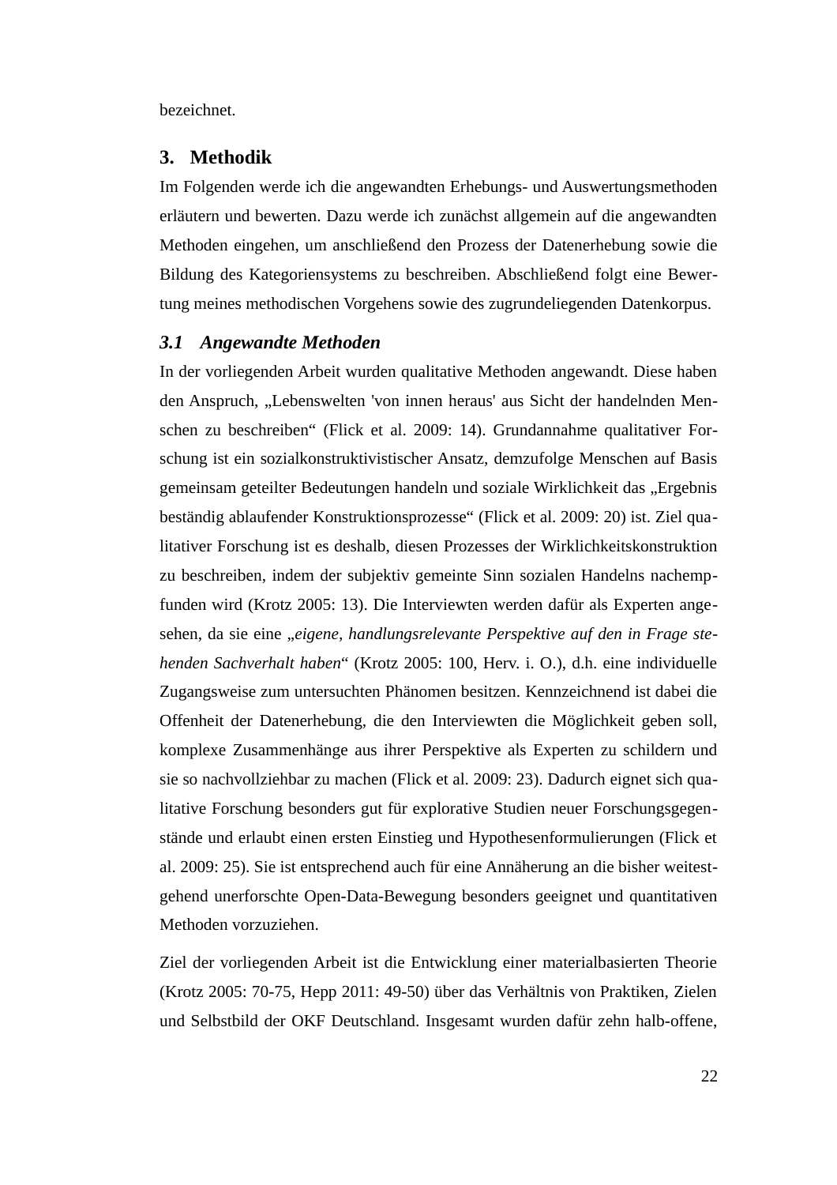bezeichnet.

## 3. Methodik

Im Folgenden werde ich die angewandten Erhebungs- und Auswertungsmethoden erläutern und bewerten. Dazu werde ich zunächst allgemein auf die angewandten Methoden eingehen, um anschließend den Prozess der Datenerhebung sowie die Bildung des Kategoriensystems zu beschreiben. Abschließend folgt eine Bewertung meines methodischen Vorgehens sowie des zugrundeliegenden Datenkorpus.

### *3.1 Angewandte Methoden*

In der vorliegenden Arbeit wurden qualitative Methoden angewandt. Diese haben den Anspruch, „Lebenswelten 'von innen heraus' aus Sicht der handelnden Menschen zu beschreiben“ (Flick et al. 2009: 14). Grundannahme qualitativer Forschung ist ein sozialkonstruktivistischer Ansatz, demzufolge Menschen auf Basis gemeinsam geteilter Bedeutungen handeln und soziale Wirklichkeit das „Ergebnis beständig ablaufender Konstruktionsprozesse“ (Flick et al. 2009: 20) ist. Ziel qualitativer Forschung ist es deshalb, diesen Prozesses der Wirklichkeitskonstruktion zu beschreiben, indem der subjektiv gemeinte Sinn sozialen Handelns nachempfunden wird (Krotz 2005: 13). Die Interviewten werden dafür als Experten angesehen, da sie eine „*eigene, handlungsrelevante Perspektive auf den in Frage stehenden Sachverhalt haben*“ (Krotz 2005: 100, Herv. i. O.), d.h. eine individuelle Zugangsweise zum untersuchten Phänomen besitzen. Kennzeichnend ist dabei die Offenheit der Datenerhebung, die den Interviewten die Möglichkeit geben soll, komplexe Zusammenhänge aus ihrer Perspektive als Experten zu schildern und sie so nachvollziehbar zu machen (Flick et al. 2009: 23). Dadurch eignet sich qualitative Forschung besonders gut für explorative Studien neuer Forschungsgegenstände und erlaubt einen ersten Einstieg und Hypothesenformulierungen (Flick et al. 2009: 25). Sie ist entsprechend auch für eine Annäherung an die bisher weitestgehend unerforschte Open-Data-Bewegung besonders geeignet und quantitativen Methoden vorzuziehen.

Ziel der vorliegenden Arbeit ist die Entwicklung einer materialbasierten Theorie (Krotz 2005: 70-75, Hepp 2011: 49-50) über das Verhältnis von Praktiken, Zielen und Selbstbild der OKF Deutschland. Insgesamt wurden dafür zehn halb-offene,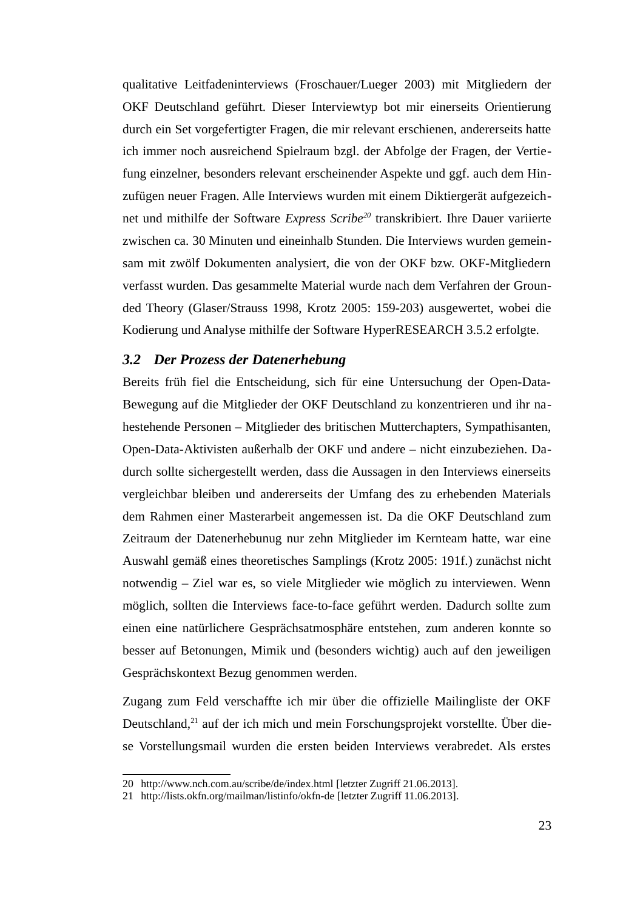qualitative Leitfadeninterviews (Froschauer/Lueger 2003) mit Mitgliedern der OKF Deutschland geführt. Dieser Interviewtyp bot mir einerseits Orientierung durch ein Set vorgefertigter Fragen, die mir relevant erschienen, andererseits hatte ich immer noch ausreichend Spielraum bzgl. der Abfolge der Fragen, der Vertiefung einzelner, besonders relevant erscheinender Aspekte und ggf. auch dem Hinzufügen neuer Fragen. Alle Interviews wurden mit einem Diktiergerät aufgezeichnet und mithilfe der Software *Express Scribe*[20] transkribiert. Ihre Dauer variierte zwischen ca. 30 Minuten und eineinhalb Stunden. Die Interviews wurden gemeinsam mit zwölf Dokumenten analysiert, die von der OKF bzw. OKF-Mitgliedern verfasst wurden. Das gesammelte Material wurde nach dem Verfahren der Grounded Theory (Glaser/Strauss 1998, Krotz 2005: 159-203) ausgewertet, wobei die Kodierung und Analyse mithilfe der Software HyperRESEARCH 3.5.2 erfolgte.

### *3.2 Der Prozess der Datenerhebung*

Bereits früh fiel die Entscheidung, sich für eine Untersuchung der Open-Data-Bewegung auf die Mitglieder der OKF Deutschland zu konzentrieren und ihr nahestehende Personen – Mitglieder des britischen Mutterchapters, Sympathisanten, Open-Data-Aktivisten außerhalb der OKF und andere – nicht einzubeziehen. Dadurch sollte sichergestellt werden, dass die Aussagen in den Interviews einerseits vergleichbar bleiben und andererseits der Umfang des zu erhebenden Materials dem Rahmen einer Masterarbeit angemessen ist. Da die OKF Deutschland zum Zeitraum der Datenerhebunug nur zehn Mitglieder im Kernteam hatte, war eine Auswahl gemäß eines theoretisches Samplings (Krotz 2005: 191f.) zunächst nicht notwendig – Ziel war es, so viele Mitglieder wie möglich zu interviewen. Wenn möglich, sollten die Interviews face-to-face geführt werden. Dadurch sollte zum einen eine natürlichere Gesprächsatmosphäre entstehen, zum anderen konnte so besser auf Betonungen, Mimik und (besonders wichtig) auch auf den jeweiligen Gesprächskontext Bezug genommen werden.

Zugang zum Feld verschaffte ich mir über die offizielle Mailingliste der OKF Deutschland,[21] auf der ich mich und mein Forschungsprojekt vorstellte. Über diese Vorstellungsmail wurden die ersten beiden Interviews verabredet. Als erstes

---

20 http://www.nch.com.au/scribe/de/index.html [letzter Zugriff 21.06.2013].

21 http://lists.okfn.org/mailman/listinfo/okfn-de [letzter Zugriff 11.06.2013].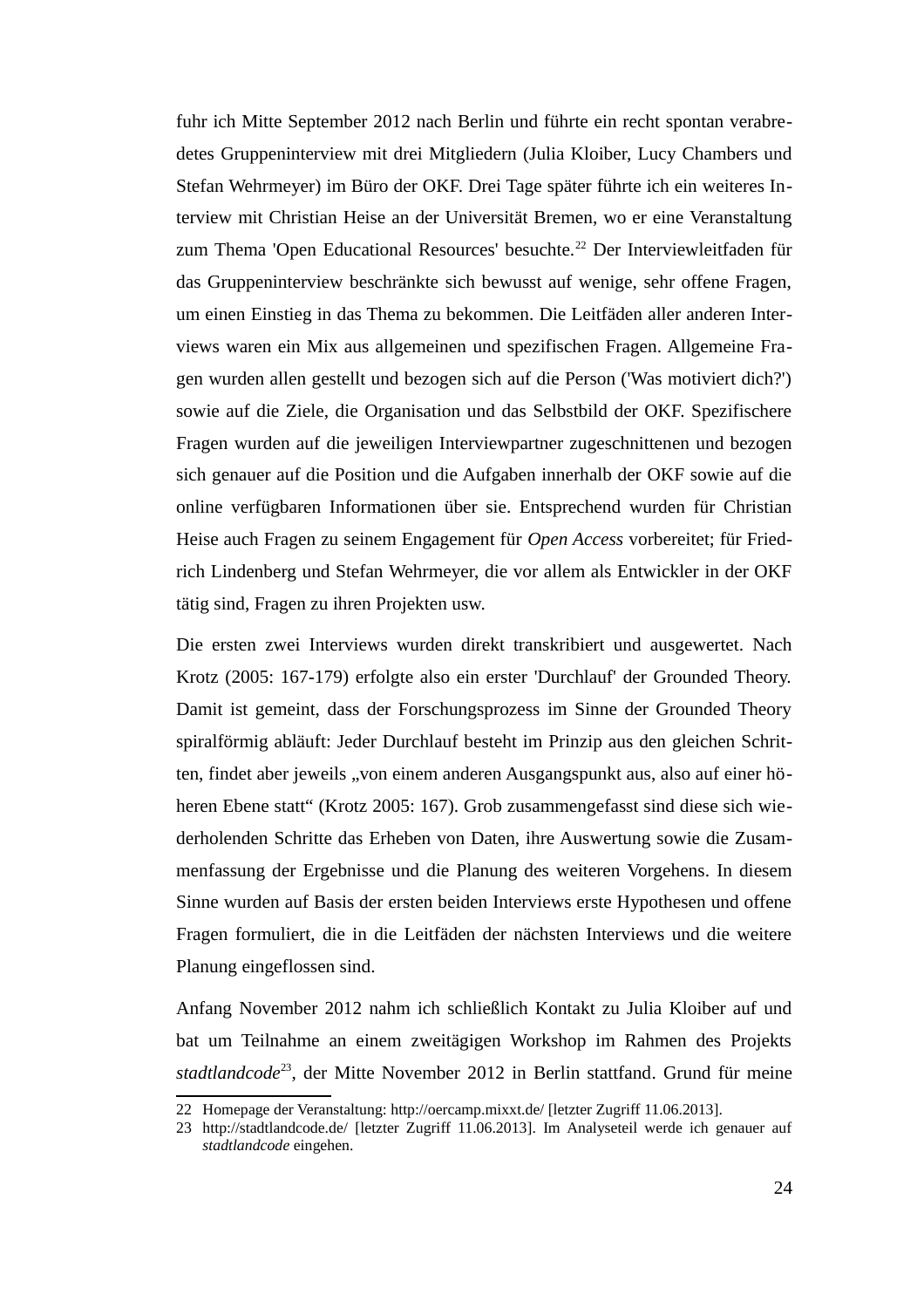fuhr ich Mitte September 2012 nach Berlin und führte ein recht spontan verabredetes Gruppeninterview mit drei Mitgliedern (Julia Kloiber, Lucy Chambers und Stefan Wehrmeyer) im Büro der OKF. Drei Tage später führte ich ein weiteres Interview mit Christian Heise an der Universität Bremen, wo er eine Veranstaltung zum Thema 'Open Educational Resources' besuchte.[22] Der Interviewleitfaden für das Gruppeninterview beschränkte sich bewusst auf wenige, sehr offene Fragen, um einen Einstieg in das Thema zu bekommen. Die Leitfäden aller anderen Interviews waren ein Mix aus allgemeinen und spezifischen Fragen. Allgemeine Fragen wurden allen gestellt und bezogen sich auf die Person ('Was motiviert dich?') sowie auf die Ziele, die Organisation und das Selbstbild der OKF. Spezifischere Fragen wurden auf die jeweiligen Interviewpartner zugeschnittenen und bezogen sich genauer auf die Position und die Aufgaben innerhalb der OKF sowie auf die online verfügbaren Informationen über sie. Entsprechend wurden für Christian Heise auch Fragen zu seinem Engagement für *Open Access* vorbereitet; für Friedrich Lindenberg und Stefan Wehrmeyer, die vor allem als Entwickler in der OKF tätig sind, Fragen zu ihren Projekten usw.

Die ersten zwei Interviews wurden direkt transkribiert und ausgewertet. Nach Krotz (2005: 167-179) erfolgte also ein erster 'Durchlauf' der Grounded Theory. Damit ist gemeint, dass der Forschungsprozess im Sinne der Grounded Theory spiralförmig abläuft: Jeder Durchlauf besteht im Prinzip aus den gleichen Schritten, findet aber jeweils „von einem anderen Ausgangspunkt aus, also auf einer höheren Ebene statt“ (Krotz 2005: 167). Grob zusammengefasst sind diese sich wiederholenden Schritte das Erheben von Daten, ihre Auswertung sowie die Zusammenfassung der Ergebnisse und die Planung des weiteren Vorgehens. In diesem Sinne wurden auf Basis der ersten beiden Interviews erste Hypothesen und offene Fragen formuliert, die in die Leitfäden der nächsten Interviews und die weitere Planung eingeflossen sind.

Anfang November 2012 nahm ich schließlich Kontakt zu Julia Kloiber auf und bat um Teilnahme an einem zweitägigen Workshop im Rahmen des Projekts *stadtlandcode*[23], der Mitte November 2012 in Berlin stattfand. Grund für meine

---

22 Homepage der Veranstaltung: http://oercamp.mixxt.de/ [letzter Zugriff 11.06.2013].

23 http://stadtlandcode.de/ [letzter Zugriff 11.06.2013]. Im Analyseteil werde ich genauer auf *stadtlandcode* eingehen.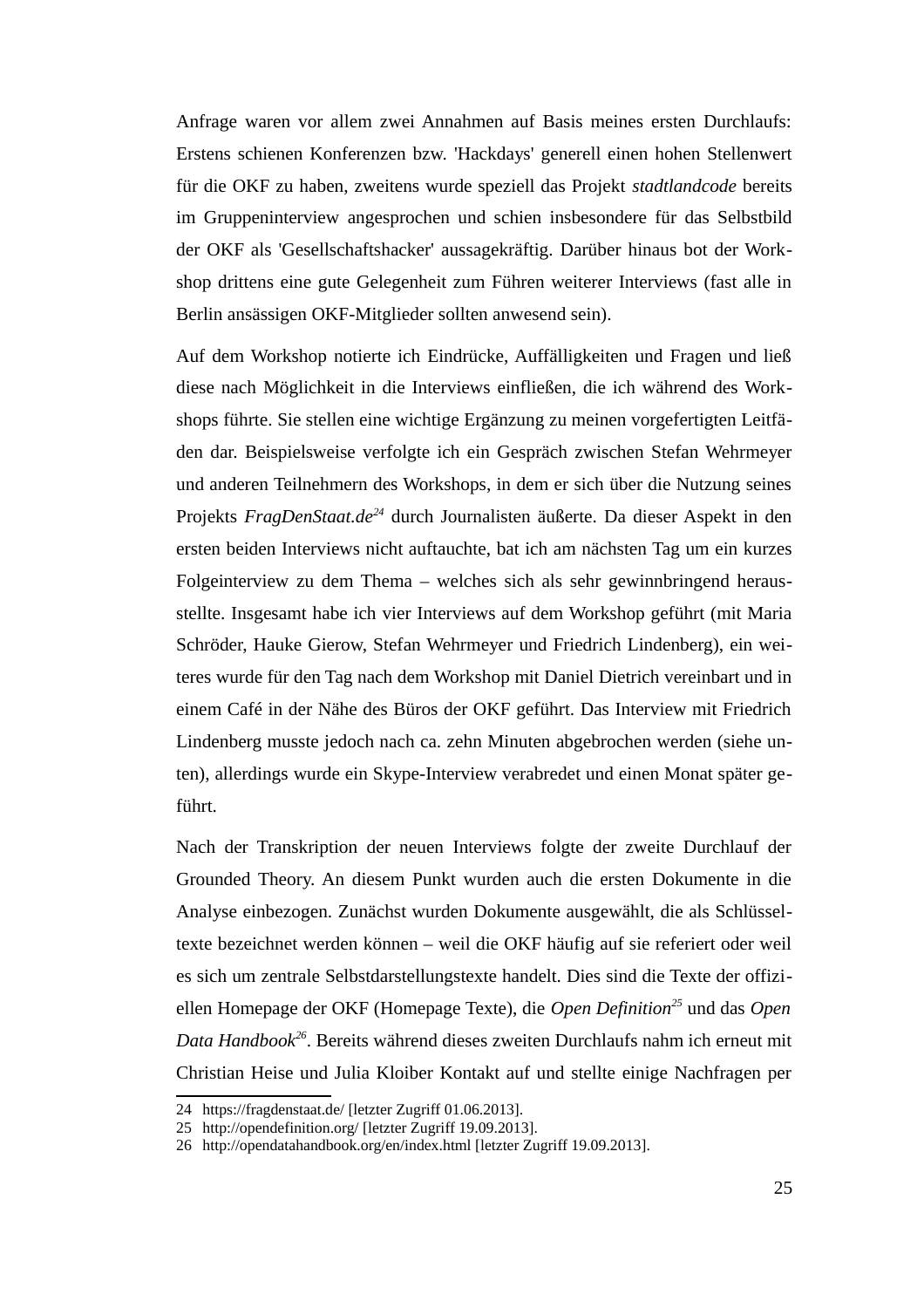Anfrage waren vor allem zwei Annahmen auf Basis meines ersten Durchlaufs: Erstens schienen Konferenzen bzw. 'Hackdays' generell einen hohen Stellenwert für die OKF zu haben, zweitens wurde speziell das Projekt *stadtlandcode* bereits im Gruppeninterview angesprochen und schien insbesondere für das Selbstbild der OKF als 'Gesellschaftshacker' aussagekräftig. Darüber hinaus bot der Workshop drittens eine gute Gelegenheit zum Führen weiterer Interviews (fast alle in Berlin ansässigen OKF-Mitglieder sollten anwesend sein).

Auf dem Workshop notierte ich Eindrücke, Auffälligkeiten und Fragen und ließ diese nach Möglichkeit in die Interviews einfließen, die ich während des Workshops führte. Sie stellen eine wichtige Ergänzung zu meinen vorgefertigten Leitfäden dar. Beispielsweise verfolgte ich ein Gespräch zwischen Stefan Wehrmeyer und anderen Teilnehmern des Workshops, in dem er sich über die Nutzung seines Projekts *FragDenStaat.de*[24] durch Journalisten äußerte. Da dieser Aspekt in den ersten beiden Interviews nicht auftauchte, bat ich am nächsten Tag um ein kurzes Folgeinterview zu dem Thema – welches sich als sehr gewinnbringend herausstellte. Insgesamt habe ich vier Interviews auf dem Workshop geführt (mit Maria Schröder, Hauke Gierow, Stefan Wehrmeyer und Friedrich Lindenberg), ein weiteres wurde für den Tag nach dem Workshop mit Daniel Dietrich vereinbart und in einem Café in der Nähe des Büros der OKF geführt. Das Interview mit Friedrich Lindenberg musste jedoch nach ca. zehn Minuten abgebrochen werden (siehe unten), allerdings wurde ein Skype-Interview verabredet und einen Monat später geführt.

Nach der Transkription der neuen Interviews folgte der zweite Durchlauf der Grounded Theory. An diesem Punkt wurden auch die ersten Dokumente in die Analyse einbezogen. Zunächst wurden Dokumente ausgewählt, die als Schlüsseltexte bezeichnet werden können – weil die OKF häufig auf sie referiert oder weil es sich um zentrale Selbstdarstellungstexte handelt. Dies sind die Texte der offiziellen Homepage der OKF (Homepage Texte), die *Open Definition*[25] und das *Open Data Handbook*[26]. Bereits während dieses zweiten Durchlaufs nahm ich erneut mit Christian Heise und Julia Kloiber Kontakt auf und stellte einige Nachfragen per

24 https://fragdenstaat.de/ [letzter Zugriff 01.06.2013].
25 http://opendefinition.org/ [letzter Zugriff 19.09.2013].
26 http://opendatahandbook.org/en/index.html [letzter Zugriff 19.09.2013].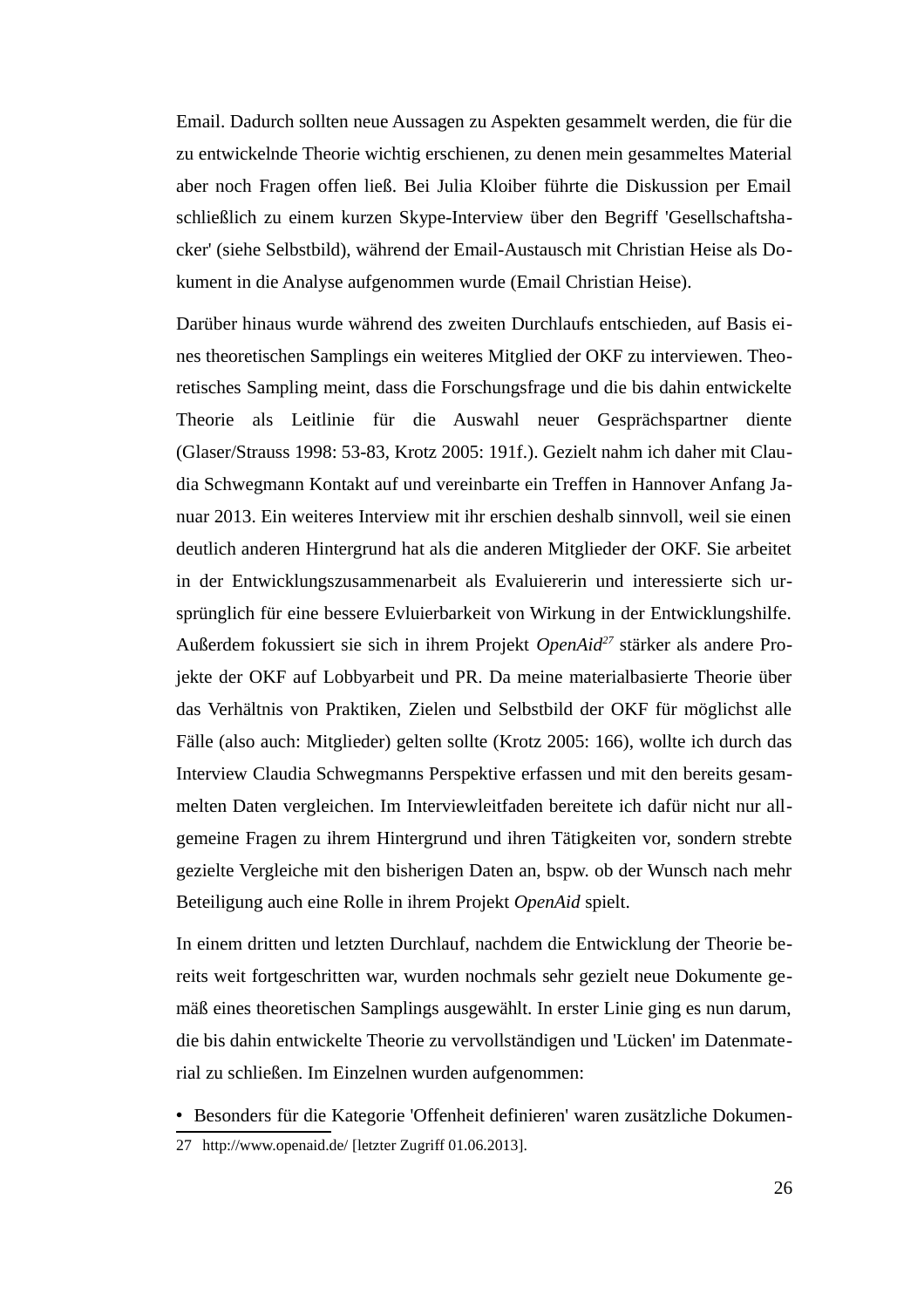Email. Dadurch sollten neue Aussagen zu Aspekten gesammelt werden, die für die zu entwickelnde Theorie wichtig erschienen, zu denen mein gesammeltes Material aber noch Fragen offen ließ. Bei Julia Kloiber führte die Diskussion per Email schließlich zu einem kurzen Skype-Interview über den Begriff 'Gesellschaftshacker' (siehe Selbstbild), während der Email-Austausch mit Christian Heise als Dokument in die Analyse aufgenommen wurde (Email Christian Heise).

Darüber hinaus wurde während des zweiten Durchlaufs entschieden, auf Basis eines theoretischen Samplings ein weiteres Mitglied der OKF zu interviewen. Theoretisches Sampling meint, dass die Forschungsfrage und die bis dahin entwickelte Theorie als Leitlinie für die Auswahl neuer Gesprächspartner diente (Glaser/Strauss 1998: 53-83, Krotz 2005: 191f.). Gezielt nahm ich daher mit Claudia Schwegmann Kontakt auf und vereinbarte ein Treffen in Hannover Anfang Januar 2013. Ein weiteres Interview mit ihr erschien deshalb sinnvoll, weil sie einen deutlich anderen Hintergrund hat als die anderen Mitglieder der OKF. Sie arbeitet in der Entwicklungszusammenarbeit als Evaluiererin und interessierte sich ursprünglich für eine bessere Evluierbarkeit von Wirkung in der Entwicklungshilfe. Außerdem fokussiert sie sich in ihrem Projekt *OpenAid*[27] stärker als andere Projekte der OKF auf Lobbyarbeit und PR. Da meine materialbasierte Theorie über das Verhältnis von Praktiken, Zielen und Selbstbild der OKF für möglichst alle Fälle (also auch: Mitglieder) gelten sollte (Krotz 2005: 166), wollte ich durch das Interview Claudia Schwegmanns Perspektive erfassen und mit den bereits gesammelten Daten vergleichen. Im Interviewleitfaden bereitete ich dafür nicht nur allgemeine Fragen zu ihrem Hintergrund und ihren Tätigkeiten vor, sondern strebte gezielte Vergleiche mit den bisherigen Daten an, bspw. ob der Wunsch nach mehr Beteiligung auch eine Rolle in ihrem Projekt *OpenAid* spielt.

In einem dritten und letzten Durchlauf, nachdem die Entwicklung der Theorie bereits weit fortgeschritten war, wurden nochmals sehr gezielt neue Dokumente gemäß eines theoretischen Samplings ausgewählt. In erster Linie ging es nun darum, die bis dahin entwickelte Theorie zu vervollständigen und 'Lücken' im Datenmaterial zu schließen. Im Einzelnen wurden aufgenommen:

- Besonders für die Kategorie 'Offenheit definieren' waren zusätzliche Dokumen-

27 http://www.openaid.de/ [letzter Zugriff 01.06.2013].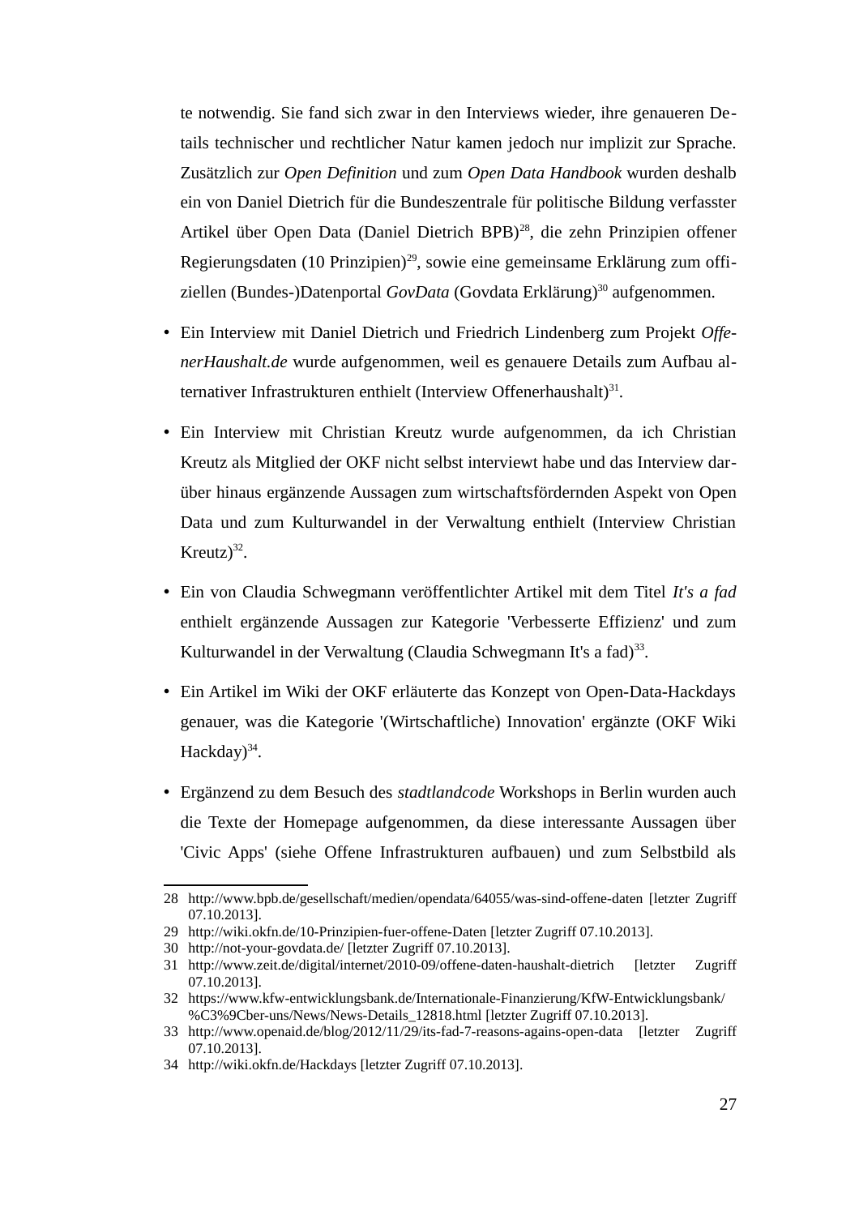te notwendig. Sie fand sich zwar in den Interviews wieder, ihre genaueren Details technischer und rechtlicher Natur kamen jedoch nur implizit zur Sprache. Zusätzlich zur *Open Definition* und zum *Open Data Handbook* wurden deshalb ein von Daniel Dietrich für die Bundeszentrale für politische Bildung verfasster Artikel über Open Data (Daniel Dietrich BPB)[28], die zehn Prinzipien offener Regierungsdaten (10 Prinzipien)[29], sowie eine gemeinsame Erklärung zum offiziellen (Bundes-)Datenportal *GovData* (Govdata Erklärung)[30] aufgenommen.

- Ein Interview mit Daniel Dietrich und Friedrich Lindenberg zum Projekt *OffenerHaushalt.de* wurde aufgenommen, weil es genauere Details zum Aufbau alternativer Infrastrukturen enthielt (Interview Offenerhaushalt)[31].
- Ein Interview mit Christian Kreutz wurde aufgenommen, da ich Christian Kreutz als Mitglied der OKF nicht selbst interviewt habe und das Interview darüber hinaus ergänzende Aussagen zum wirtschaftsfördernden Aspekt von Open Data und zum Kulturwandel in der Verwaltung enthielt (Interview Christian Kreutz)[32].
- Ein von Claudia Schwegmann veröffentlichter Artikel mit dem Titel *It's a fad* enthielt ergänzende Aussagen zur Kategorie 'Verbesserte Effizienz' und zum Kulturwandel in der Verwaltung (Claudia Schwegmann It's a fad)[33].
- Ein Artikel im Wiki der OKF erläuterte das Konzept von Open-Data-Hackdays genauer, was die Kategorie '(Wirtschaftliche) Innovation' ergänzte (OKF Wiki Hackday)[34].
- Ergänzend zu dem Besuch des *stadtlandcode* Workshops in Berlin wurden auch die Texte der Homepage aufgenommen, da diese interessante Aussagen über 'Civic Apps' (siehe Offene Infrastrukturen aufbauen) und zum Selbstbild als

---

28 http://www.bpb.de/gesellschaft/medien/opendata/64055/was-sind-offene-daten [letzter Zugriff 07.10.2013].

29 http://wiki.okfn.de/10-Prinzipien-fuer-offene-Daten [letzter Zugriff 07.10.2013].

30 http://not-your-govdata.de/ [letzter Zugriff 07.10.2013].

31 http://www.zeit.de/digital/internet/2010-09/offene-daten-haushalt-dietrich [letzter Zugriff 07.10.2013].

32 https://www.kfw-entwicklungsbank.de/Internationale-Finanzierung/KfW-Entwicklungsbank/%C3%9Cber-uns/News/News-Details_12818.html [letzter Zugriff 07.10.2013].

33 http://www.openaid.de/blog/2012/11/29/its-fad-7-reasons-agains-open-data [letzter Zugriff 07.10.2013].

34 http://wiki.okfn.de/Hackdays [letzter Zugriff 07.10.2013].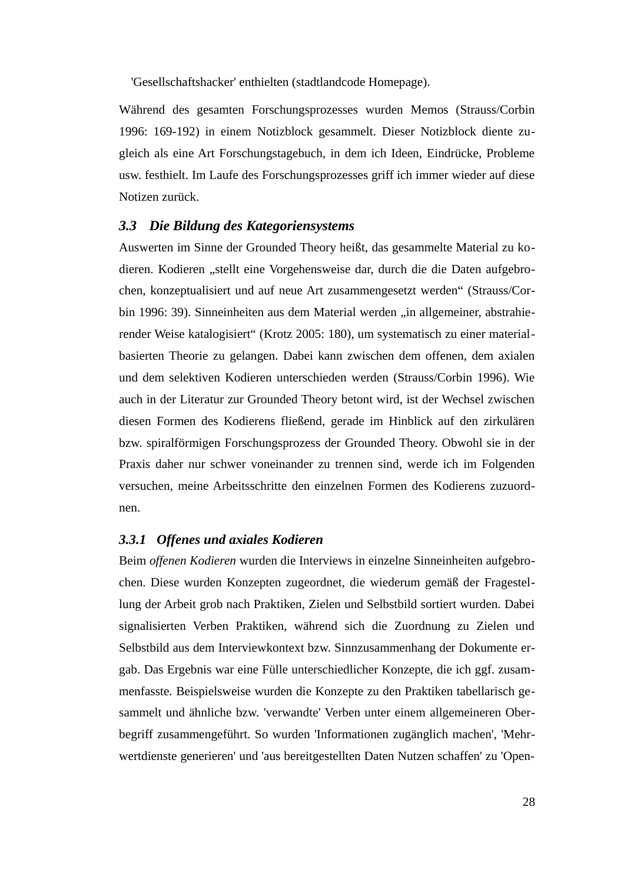'Gesellschaftshacker' enthielten (stadtlandcode Homepage).

Während des gesamten Forschungsprozesses wurden Memos (Strauss/Corbin 1996: 169-192) in einem Notizblock gesammelt. Dieser Notizblock diente zugleich als eine Art Forschungstagebuch, in dem ich Ideen, Eindrücke, Probleme usw. festhielt. Im Laufe des Forschungsprozesses griff ich immer wieder auf diese Notizen zurück.

### *3.3 Die Bildung des Kategoriensystems*

Auswerten im Sinne der Grounded Theory heißt, das gesammelte Material zu kodieren. Kodieren „stellt eine Vorgehensweise dar, durch die die Daten aufgebrochen, konzeptualisiert und auf neue Art zusammengesetzt werden“ (Strauss/Corbin 1996: 39). Sinneinheiten aus dem Material werden „in allgemeiner, abstrahierender Weise katalogisiert“ (Krotz 2005: 180), um systematisch zu einer materialbasierten Theorie zu gelangen. Dabei kann zwischen dem offenen, dem axialen und dem selektiven Kodieren unterschieden werden (Strauss/Corbin 1996). Wie auch in der Literatur zur Grounded Theory betont wird, ist der Wechsel zwischen diesen Formen des Kodierens fließend, gerade im Hinblick auf den zirkulären bzw. spiralförmigen Forschungsprozess der Grounded Theory. Obwohl sie in der Praxis daher nur schwer voneinander zu trennen sind, werde ich im Folgenden versuchen, meine Arbeitsschritte den einzelnen Formen des Kodierens zuzuordnen.

#### *3.3.1 Offenes und axiales Kodieren*

Beim *offenen Kodieren* wurden die Interviews in einzelne Sinneinheiten aufgebrochen. Diese wurden Konzepten zugeordnet, die wiederum gemäß der Fragestellung der Arbeit grob nach Praktiken, Zielen und Selbstbild sortiert wurden. Dabei signalisierten Verben Praktiken, während sich die Zuordnung zu Zielen und Selbstbild aus dem Interviewkontext bzw. Sinnzusammenhang der Dokumente ergab. Das Ergebnis war eine Fülle unterschiedlicher Konzepte, die ich ggf. zusammenfasste. Beispielsweise wurden die Konzepte zu den Praktiken tabellarisch gesammelt und ähnliche bzw. 'verwandte' Verben unter einem allgemeineren Oberbegriff zusammengeführt. So wurden 'Informationen zugänglich machen', 'Mehrwertdienste generieren' und 'aus bereitgestellten Daten Nutzen schaffen' zu 'Open-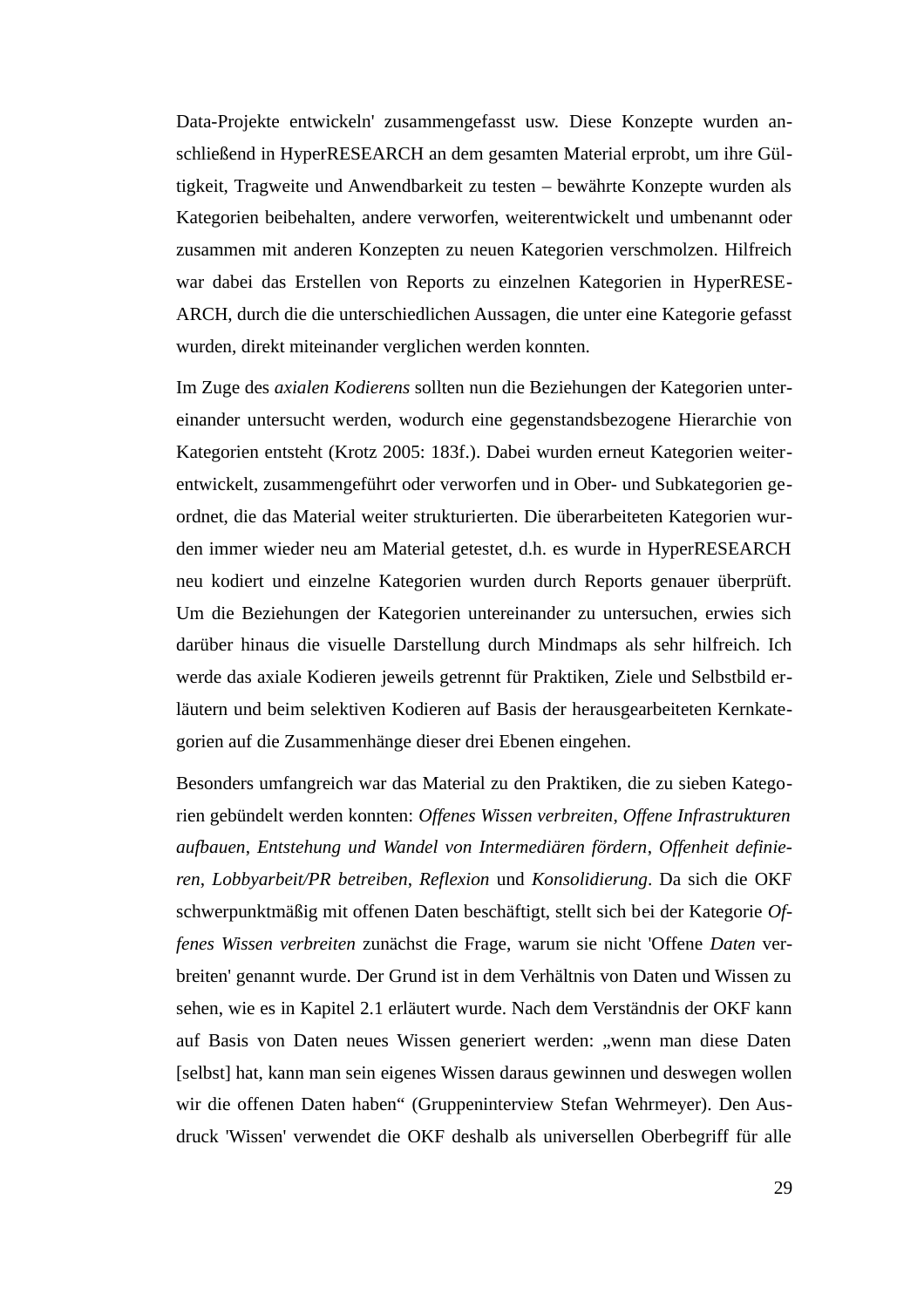Data-Projekte entwickeln' zusammengefasst usw. Diese Konzepte wurden anschließend in HyperRESEARCH an dem gesamten Material erprobt, um ihre Gültigkeit, Tragweite und Anwendbarkeit zu testen – bewährte Konzepte wurden als Kategorien beibehalten, andere verworfen, weiterentwickelt und umbenannt oder zusammen mit anderen Konzepten zu neuen Kategorien verschmolzen. Hilfreich war dabei das Erstellen von Reports zu einzelnen Kategorien in HyperRESEARCH, durch die die unterschiedlichen Aussagen, die unter eine Kategorie gefasst wurden, direkt miteinander verglichen werden konnten.

Im Zuge des *axialen Kodierens* sollten nun die Beziehungen der Kategorien untereinander untersucht werden, wodurch eine gegenstandsbezogene Hierarchie von Kategorien entsteht (Krotz 2005: 183f.). Dabei wurden erneut Kategorien weiterentwickelt, zusammengeführt oder verworfen und in Ober- und Subkategorien geordnet, die das Material weiter strukturierten. Die überarbeiteten Kategorien wurden immer wieder neu am Material getestet, d.h. es wurde in HyperRESEARCH neu kodiert und einzelne Kategorien wurden durch Reports genauer überprüft. Um die Beziehungen der Kategorien untereinander zu untersuchen, erwies sich darüber hinaus die visuelle Darstellung durch Mindmaps als sehr hilfreich. Ich werde das axiale Kodieren jeweils getrennt für Praktiken, Ziele und Selbstbild erläutern und beim selektiven Kodieren auf Basis der herausgearbeiteten Kernkategorien auf die Zusammenhänge dieser drei Ebenen eingehen.

Besonders umfangreich war das Material zu den Praktiken, die zu sieben Kategorien gebündelt werden konnten: *Offenes Wissen verbreiten*, *Offene Infrastrukturen aufbauen*, *Entstehung und Wandel von Intermediären fördern*, *Offenheit definieren*, *Lobbyarbeit/PR betreiben*, *Reflexion* und *Konsolidierung*. Da sich die OKF schwerpunktmäßig mit offenen Daten beschäftigt, stellt sich bei der Kategorie *Offenes Wissen verbreiten* zunächst die Frage, warum sie nicht 'Offene *Daten* verbreiten' genannt wurde. Der Grund ist in dem Verhältnis von Daten und Wissen zu sehen, wie es in Kapitel 2.1 erläutert wurde. Nach dem Verständnis der OKF kann auf Basis von Daten neues Wissen generiert werden: „wenn man diese Daten [selbst] hat, kann man sein eigenes Wissen daraus gewinnen und deswegen wollen wir die offenen Daten haben“ (Gruppeninterview Stefan Wehrmeyer). Den Ausdruck 'Wissen' verwendet die OKF deshalb als universellen Oberbegriff für alle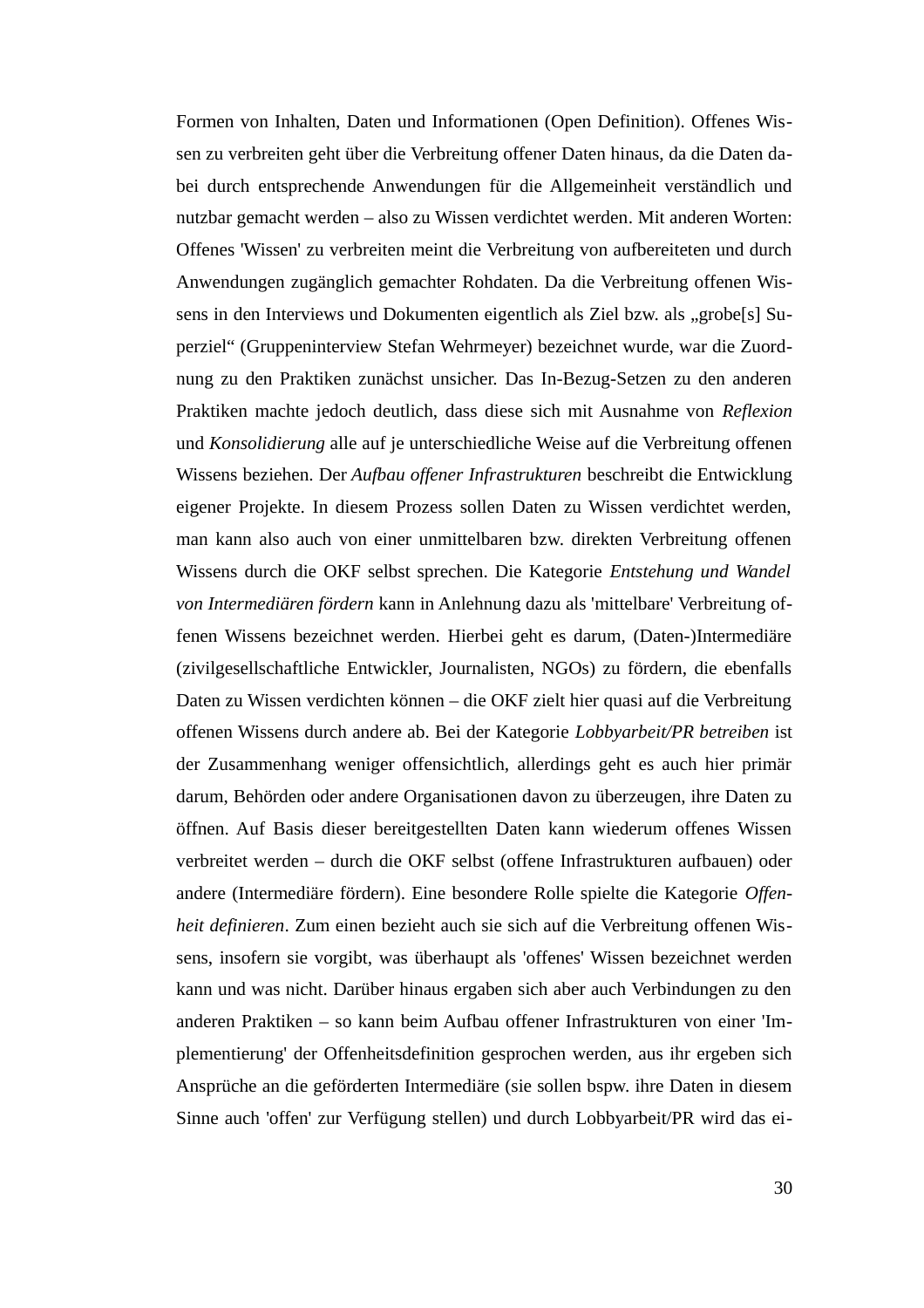Formen von Inhalten, Daten und Informationen (Open Definition). Offenes Wissen zu verbreiten geht über die Verbreitung offener Daten hinaus, da die Daten dabei durch entsprechende Anwendungen für die Allgemeinheit verständlich und nutzbar gemacht werden – also zu Wissen verdichtet werden. Mit anderen Worten: Offenes 'Wissen' zu verbreiten meint die Verbreitung von aufbereiteten und durch Anwendungen zugänglich gemachter Rohdaten. Da die Verbreitung offenen Wissens in den Interviews und Dokumenten eigentlich als Ziel bzw. als „grobe[s] Superziel" (Gruppeninterview Stefan Wehrmeyer) bezeichnet wurde, war die Zuordnung zu den Praktiken zunächst unsicher. Das In-Bezug-Setzen zu den anderen Praktiken machte jedoch deutlich, dass diese sich mit Ausnahme von *Reflexion* und *Konsolidierung* alle auf je unterschiedliche Weise auf die Verbreitung offenen Wissens beziehen. Der *Aufbau offener Infrastrukturen* beschreibt die Entwicklung eigener Projekte. In diesem Prozess sollen Daten zu Wissen verdichtet werden, man kann also auch von einer unmittelbaren bzw. direkten Verbreitung offenen Wissens durch die OKF selbst sprechen. Die Kategorie *Entstehung und Wandel von Intermediären fördern* kann in Anlehnung dazu als 'mittelbare' Verbreitung offenen Wissens bezeichnet werden. Hierbei geht es darum, (Daten-)Intermediäre (zivilgesellschaftliche Entwickler, Journalisten, NGOs) zu fördern, die ebenfalls Daten zu Wissen verdichten können – die OKF zielt hier quasi auf die Verbreitung offenen Wissens durch andere ab. Bei der Kategorie *Lobbyarbeit/PR betreiben* ist der Zusammenhang weniger offensichtlich, allerdings geht es auch hier primär darum, Behörden oder andere Organisationen davon zu überzeugen, ihre Daten zu öffnen. Auf Basis dieser bereitgestellten Daten kann wiederum offenes Wissen verbreitet werden – durch die OKF selbst (offene Infrastrukturen aufbauen) oder andere (Intermediäre fördern). Eine besondere Rolle spielte die Kategorie *Offenheit definieren*. Zum einen bezieht auch sie sich auf die Verbreitung offenen Wissens, insofern sie vorgibt, was überhaupt als 'offenes' Wissen bezeichnet werden kann und was nicht. Darüber hinaus ergaben sich aber auch Verbindungen zu den anderen Praktiken – so kann beim Aufbau offener Infrastrukturen von einer 'Implementierung' der Offenheitsdefinition gesprochen werden, aus ihr ergeben sich Ansprüche an die geförderten Intermediäre (sie sollen bspw. ihre Daten in diesem Sinne auch 'offen' zur Verfügung stellen) und durch Lobbyarbeit/PR wird das ei-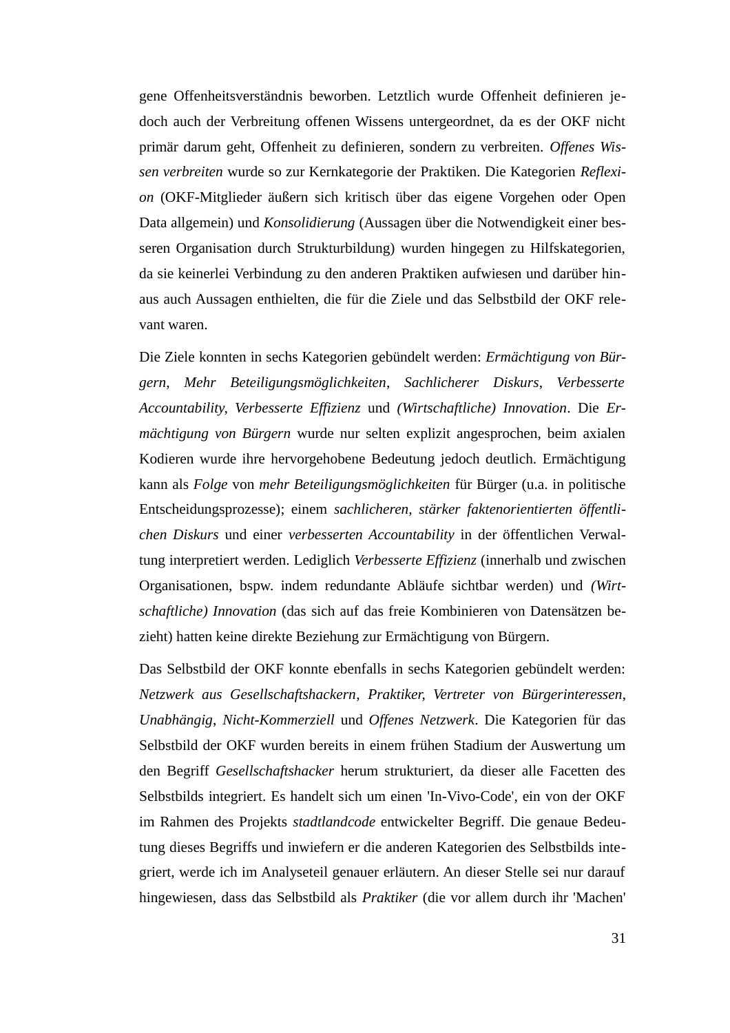gene Offenheitsverständnis beworben. Letztlich wurde Offenheit definieren jedoch auch der Verbreitung offenen Wissens untergeordnet, da es der OKF nicht primär darum geht, Offenheit zu definieren, sondern zu verbreiten. *Offenes Wissen verbreiten* wurde so zur Kernkategorie der Praktiken. Die Kategorien *Reflexion* (OKF-Mitglieder äußern sich kritisch über das eigene Vorgehen oder Open Data allgemein) und *Konsolidierung* (Aussagen über die Notwendigkeit einer besseren Organisation durch Strukturbildung) wurden hingegen zu Hilfskategorien, da sie keinerlei Verbindung zu den anderen Praktiken aufwiesen und darüber hinaus auch Aussagen enthielten, die für die Ziele und das Selbstbild der OKF relevant waren.

Die Ziele konnten in sechs Kategorien gebündelt werden: *Ermächtigung von Bürgern*, *Mehr Beteiligungsmöglichkeiten*, *Sachlicherer Diskurs*, *Verbesserte Accountability*, *Verbesserte Effizienz* und *(Wirtschaftliche) Innovation*. Die *Ermächtigung von Bürgern* wurde nur selten explizit angesprochen, beim axialen Kodieren wurde ihre hervorgehobene Bedeutung jedoch deutlich. Ermächtigung kann als *Folge* von *mehr Beteiligungsmöglichkeiten* für Bürger (u.a. in politische Entscheidungsprozesse); einem *sachlicheren, stärker faktenorientierten öffentlichen Diskurs* und einer *verbesserten Accountability* in der öffentlichen Verwaltung interpretiert werden. Lediglich *Verbesserte Effizienz* (innerhalb und zwischen Organisationen, bspw. indem redundante Abläufe sichtbar werden) und *(Wirtschaftliche) Innovation* (das sich auf das freie Kombinieren von Datensätzen bezieht) hatten keine direkte Beziehung zur Ermächtigung von Bürgern.

Das Selbstbild der OKF konnte ebenfalls in sechs Kategorien gebündelt werden: *Netzwerk aus Gesellschaftshackern*, *Praktiker, Vertreter von Bürgerinteressen*, *Unabhängig*, *Nicht-Kommerziell* und *Offenes Netzwerk*. Die Kategorien für das Selbstbild der OKF wurden bereits in einem frühen Stadium der Auswertung um den Begriff *Gesellschaftshacker* herum strukturiert, da dieser alle Facetten des Selbstbilds integriert. Es handelt sich um einen 'In-Vivo-Code', ein von der OKF im Rahmen des Projekts *stadtlandcode* entwickelter Begriff. Die genaue Bedeutung dieses Begriffs und inwiefern er die anderen Kategorien des Selbstbilds integriert, werde ich im Analyseteil genauer erläutern. An dieser Stelle sei nur darauf hingewiesen, dass das Selbstbild als *Praktiker* (die vor allem durch ihr 'Machen'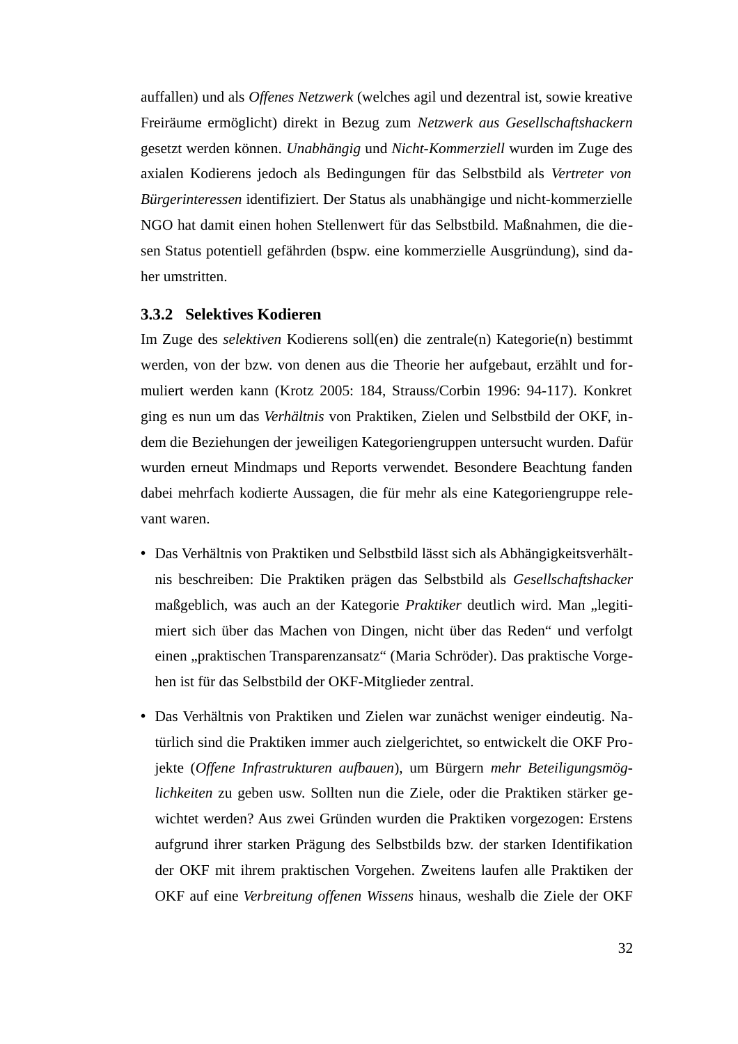auffallen) und als *Offenes Netzwerk* (welches agil und dezentral ist, sowie kreative Freiräume ermöglicht) direkt in Bezug zum *Netzwerk aus Gesellschaftshackern* gesetzt werden können. *Unabhängig* und *Nicht-Kommerziell* wurden im Zuge des axialen Kodierens jedoch als Bedingungen für das Selbstbild als *Vertreter von Bürgerinteressen* identifiziert. Der Status als unabhängige und nicht-kommerzielle NGO hat damit einen hohen Stellenwert für das Selbstbild. Maßnahmen, die diesen Status potentiell gefährden (bspw. eine kommerzielle Ausgründung), sind daher umstritten.

### 3.3.2 Selektives Kodieren

Im Zuge des *selektiven* Kodierens soll(en) die zentrale(n) Kategorie(n) bestimmt werden, von der bzw. von denen aus die Theorie her aufgebaut, erzählt und formuliert werden kann (Krotz 2005: 184, Strauss/Corbin 1996: 94-117). Konkret ging es nun um das *Verhältnis* von Praktiken, Zielen und Selbstbild der OKF, indem die Beziehungen der jeweiligen Kategoriengruppen untersucht wurden. Dafür wurden erneut Mindmaps und Reports verwendet. Besondere Beachtung fanden dabei mehrfach kodierte Aussagen, die für mehr als eine Kategoriengruppe relevant waren.

- Das Verhältnis von Praktiken und Selbstbild lässt sich als Abhängigkeitsverhältnis beschreiben: Die Praktiken prägen das Selbstbild als *Gesellschaftshacker* maßgeblich, was auch an der Kategorie *Praktiker* deutlich wird. Man „legitimiert sich über das Machen von Dingen, nicht über das Reden“ und verfolgt einen „praktischen Transparenzansatz“ (Maria Schröder). Das praktische Vorgehen ist für das Selbstbild der OKF-Mitglieder zentral.
- Das Verhältnis von Praktiken und Zielen war zunächst weniger eindeutig. Natürlich sind die Praktiken immer auch zielgerichtet, so entwickelt die OKF Projekte (*Offene Infrastrukturen aufbauen*), um Bürgern *mehr Beteiligungsmöglichkeiten* zu geben usw. Sollten nun die Ziele, oder die Praktiken stärker gewichtet werden? Aus zwei Gründen wurden die Praktiken vorgezogen: Erstens aufgrund ihrer starken Prägung des Selbstbilds bzw. der starken Identifikation der OKF mit ihrem praktischen Vorgehen. Zweitens laufen alle Praktiken der OKF auf eine *Verbreitung offenen Wissens* hinaus, weshalb die Ziele der OKF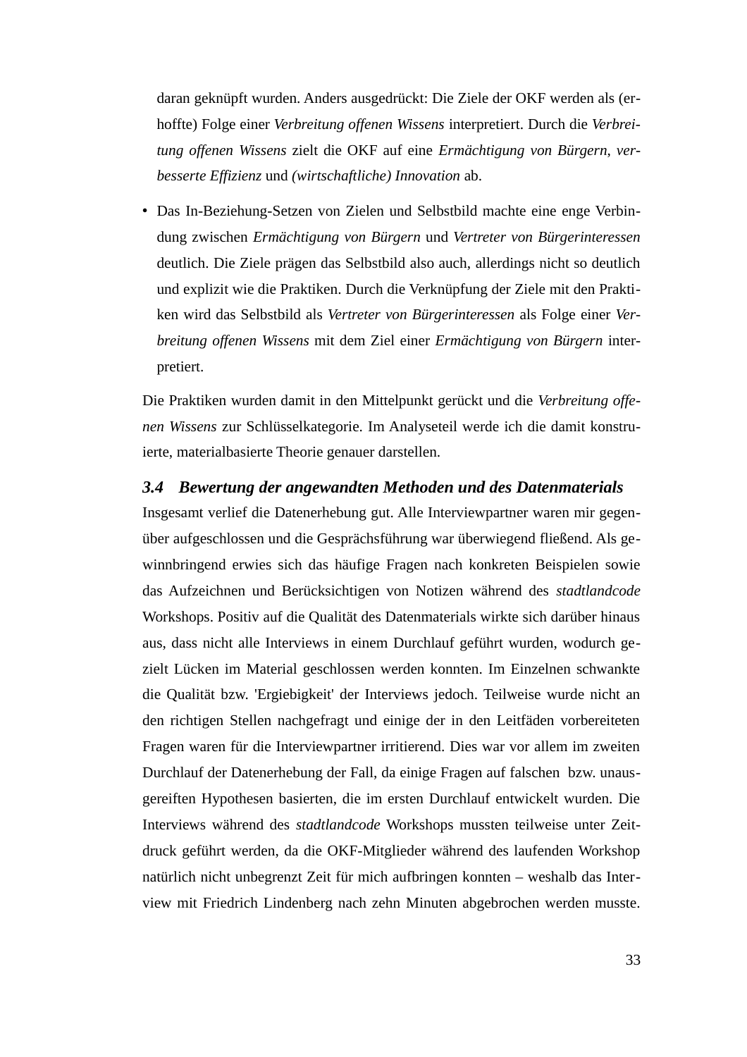daran geknüpft wurden. Anders ausgedrückt: Die Ziele der OKF werden als (erhoffte) Folge einer *Verbreitung offenen Wissens* interpretiert. Durch die *Verbreitung offenen Wissens* zielt die OKF auf eine *Ermächtigung von Bürgern*, *verbesserte Effizienz* und *(wirtschaftliche) Innovation* ab.

- Das In-Beziehung-Setzen von Zielen und Selbstbild machte eine enge Verbindung zwischen *Ermächtigung von Bürgern* und *Vertreter von Bürgerinteressen* deutlich. Die Ziele prägen das Selbstbild also auch, allerdings nicht so deutlich und explizit wie die Praktiken. Durch die Verknüpfung der Ziele mit den Praktiken wird das Selbstbild als *Vertreter von Bürgerinteressen* als Folge einer *Verbreitung offenen Wissens* mit dem Ziel einer *Ermächtigung von Bürgern* interpretiert.

Die Praktiken wurden damit in den Mittelpunkt gerückt und die *Verbreitung offenen Wissens* zur Schlüsselkategorie. Im Analyseteil werde ich die damit konstruierte, materialbasierte Theorie genauer darstellen.

### 3.4 Bewertung der angewandten Methoden und des Datenmaterials

Insgesamt verlief die Datenerhebung gut. Alle Interviewpartner waren mir gegenüber aufgeschlossen und die Gesprächsführung war überwiegend fließend. Als gewinnbringend erwies sich das häufige Fragen nach konkreten Beispielen sowie das Aufzeichnen und Berücksichtigen von Notizen während des *stadtlandcode* Workshops. Positiv auf die Qualität des Datenmaterials wirkte sich darüber hinaus aus, dass nicht alle Interviews in einem Durchlauf geführt wurden, wodurch gezielt Lücken im Material geschlossen werden konnten. Im Einzelnen schwankte die Qualität bzw. 'Ergiebigkeit' der Interviews jedoch. Teilweise wurde nicht an den richtigen Stellen nachgefragt und einige der in den Leitfäden vorbereiteten Fragen waren für die Interviewpartner irritierend. Dies war vor allem im zweiten Durchlauf der Datenerhebung der Fall, da einige Fragen auf falschen bzw. unausgereiften Hypothesen basierten, die im ersten Durchlauf entwickelt wurden. Die Interviews während des *stadtlandcode* Workshops mussten teilweise unter Zeitdruck geführt werden, da die OKF-Mitglieder während des laufenden Workshop natürlich nicht unbegrenzt Zeit für mich aufbringen konnten – weshalb das Interview mit Friedrich Lindenberg nach zehn Minuten abgebrochen werden musste.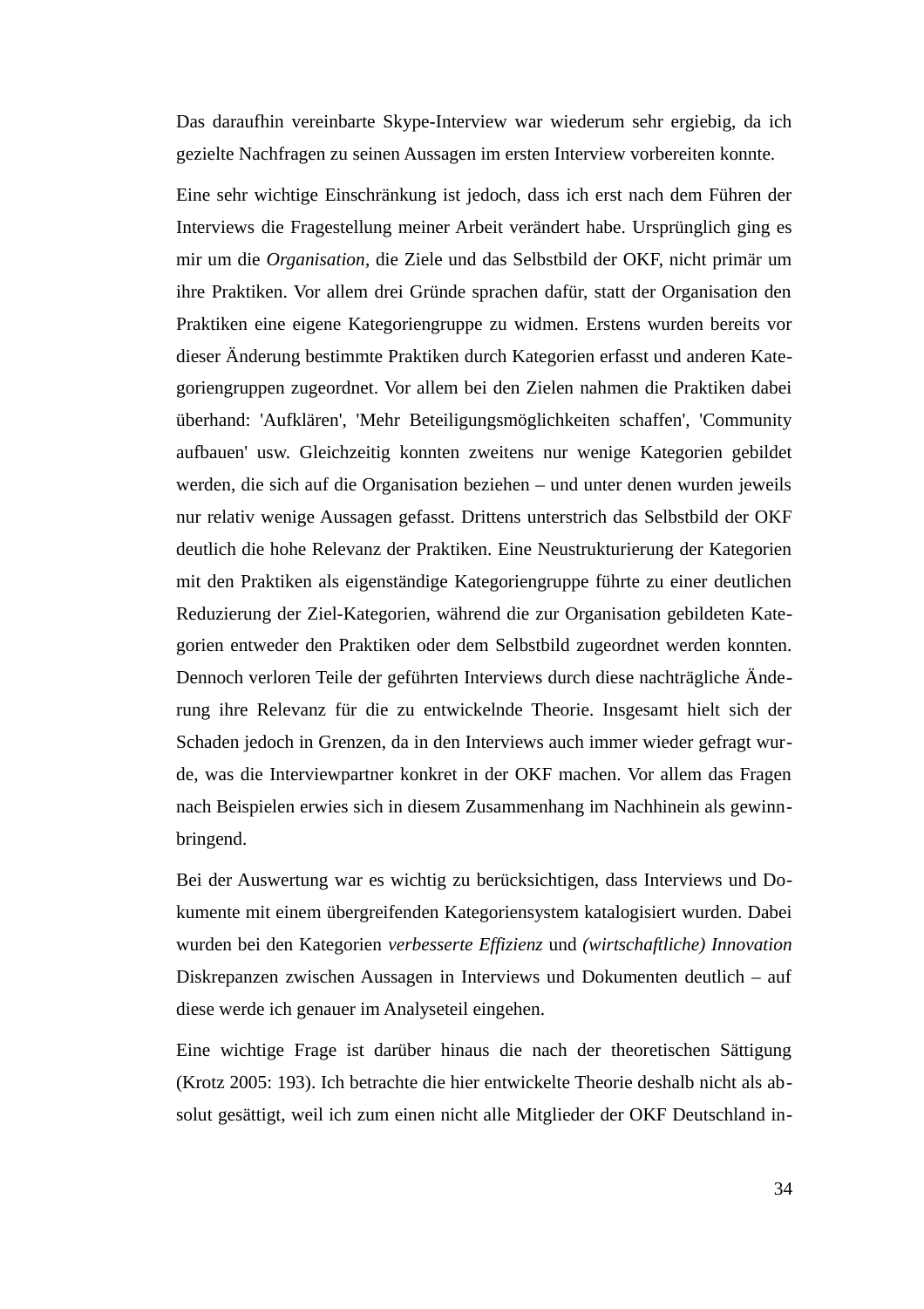Das daraufhin vereinbarte Skype-Interview war wiederum sehr ergiebig, da ich gezielte Nachfragen zu seinen Aussagen im ersten Interview vorbereiten konnte.

Eine sehr wichtige Einschränkung ist jedoch, dass ich erst nach dem Führen der Interviews die Fragestellung meiner Arbeit verändert habe. Ursprünglich ging es mir um die *Organisation*, die Ziele und das Selbstbild der OKF, nicht primär um ihre Praktiken. Vor allem drei Gründe sprachen dafür, statt der Organisation den Praktiken eine eigene Kategoriengruppe zu widmen. Erstens wurden bereits vor dieser Änderung bestimmte Praktiken durch Kategorien erfasst und anderen Kategoriengruppen zugeordnet. Vor allem bei den Zielen nahmen die Praktiken dabei überhand: 'Aufklären', 'Mehr Beteiligungsmöglichkeiten schaffen', 'Community aufbauen' usw. Gleichzeitig konnten zweitens nur wenige Kategorien gebildet werden, die sich auf die Organisation beziehen – und unter denen wurden jeweils nur relativ wenige Aussagen gefasst. Drittens unterstrich das Selbstbild der OKF deutlich die hohe Relevanz der Praktiken. Eine Neustrukturierung der Kategorien mit den Praktiken als eigenständige Kategoriengruppe führte zu einer deutlichen Reduzierung der Ziel-Kategorien, während die zur Organisation gebildeten Kategorien entweder den Praktiken oder dem Selbstbild zugeordnet werden konnten. Dennoch verloren Teile der geführten Interviews durch diese nachträgliche Änderung ihre Relevanz für die zu entwickelnde Theorie. Insgesamt hielt sich der Schaden jedoch in Grenzen, da in den Interviews auch immer wieder gefragt wurde, was die Interviewpartner konkret in der OKF machen. Vor allem das Fragen nach Beispielen erwies sich in diesem Zusammenhang im Nachhinein als gewinnbringend.

Bei der Auswertung war es wichtig zu berücksichtigen, dass Interviews und Dokumente mit einem übergreifenden Kategoriensystem katalogisiert wurden. Dabei wurden bei den Kategorien *verbesserte Effizienz* und *(wirtschaftliche) Innovation* Diskrepanzen zwischen Aussagen in Interviews und Dokumenten deutlich – auf diese werde ich genauer im Analyseteil eingehen.

Eine wichtige Frage ist darüber hinaus die nach der theoretischen Sättigung (Krotz 2005: 193). Ich betrachte die hier entwickelte Theorie deshalb nicht als absolut gesättigt, weil ich zum einen nicht alle Mitglieder der OKF Deutschland in-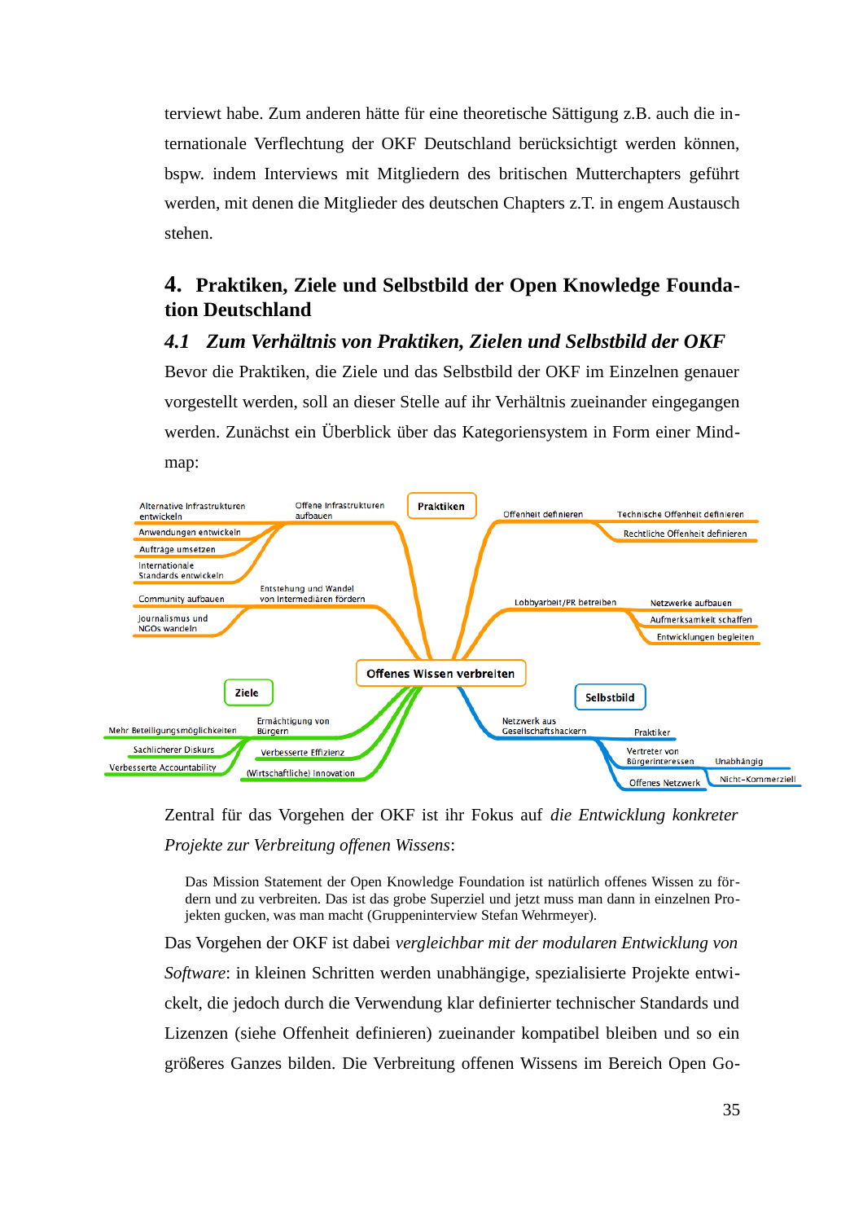terviewt habe. Zum anderen hätte für eine theoretische Sättigung z.B. auch die internationale Verflechtung der OKF Deutschland berücksichtigt werden können, bspw. indem Interviews mit Mitgliedern des britischen Mutterchapters geführt werden, mit denen die Mitglieder des deutschen Chapters z.T. in engem Austausch stehen.

# 4. Praktiken, Ziele und Selbstbild der Open Knowledge Foundation Deutschland

## 4.1 *Zum Verhältnis von Praktiken, Zielen und Selbstbild der OKF*

Bevor die Praktiken, die Ziele und das Selbstbild der OKF im Einzelnen genauer vorgestellt werden, soll an dieser Stelle auf ihr Verhältnis zueinander eingegangen werden. Zunächst ein Überblick über das Kategoriensystem in Form einer Mindmap:

- **Offenes Wissen verbreiten**
  - **Praktiken**
    - Offene Infrastrukturen aufbauen
      - Alternative Infrastrukturen entwickeln
      - Anwendungen entwickeln
      - Aufträge umsetzen
      - Internationale Standards entwickeln
    - Entstehung und Wandel von Intermediären fördern
      - Community aufbauen
      - Journalismus und NGOs wandeln
    - Offenheit definieren
      - Technische Offenheit definieren
      - Rechtliche Offenheit definieren
    - Lobbyarbeit/PR betreiben
      - Netzwerke aufbauen
      - Aufmerksamkeit schaffen
      - Entwicklungen begleiten
  - **Ziele**
    - Ermächtigung von Bürgern
      - Mehr Beteiligungsmöglichkeiten
      - Sachlicherer Diskurs
      - Verbesserte Accountability
    - Verbesserte Effizienz
    - (Wirtschaftliche) Innovation
  - **Selbstbild**
    - Netzwerk aus Gesellschaftshackern
      - Praktiker
      - Vertreter von Bürgerinteressen
        - Unabhängig
        - Nicht-Kommerziell
      - Offenes Netzwerk

Zentral für das Vorgehen der OKF ist ihr Fokus auf *die Entwicklung konkreter Projekte zur Verbreitung offenen Wissens*:

> Das Mission Statement der Open Knowledge Foundation ist natürlich offenes Wissen zu fördern und zu verbreiten. Das ist das grobe Superziel und jetzt muss man dann in einzelnen Projekten gucken, was man macht (Gruppeninterview Stefan Wehrmeyer).

Das Vorgehen der OKF ist dabei *vergleichbar mit der modularen Entwicklung von Software*: in kleinen Schritten werden unabhängige, spezialisierte Projekte entwickelt, die jedoch durch die Verwendung klar definierter technischer Standards und Lizenzen (siehe Offenheit definieren) zueinander kompatibel bleiben und so ein größeres Ganzes bilden. Die Verbreitung offenen Wissens im Bereich Open Go-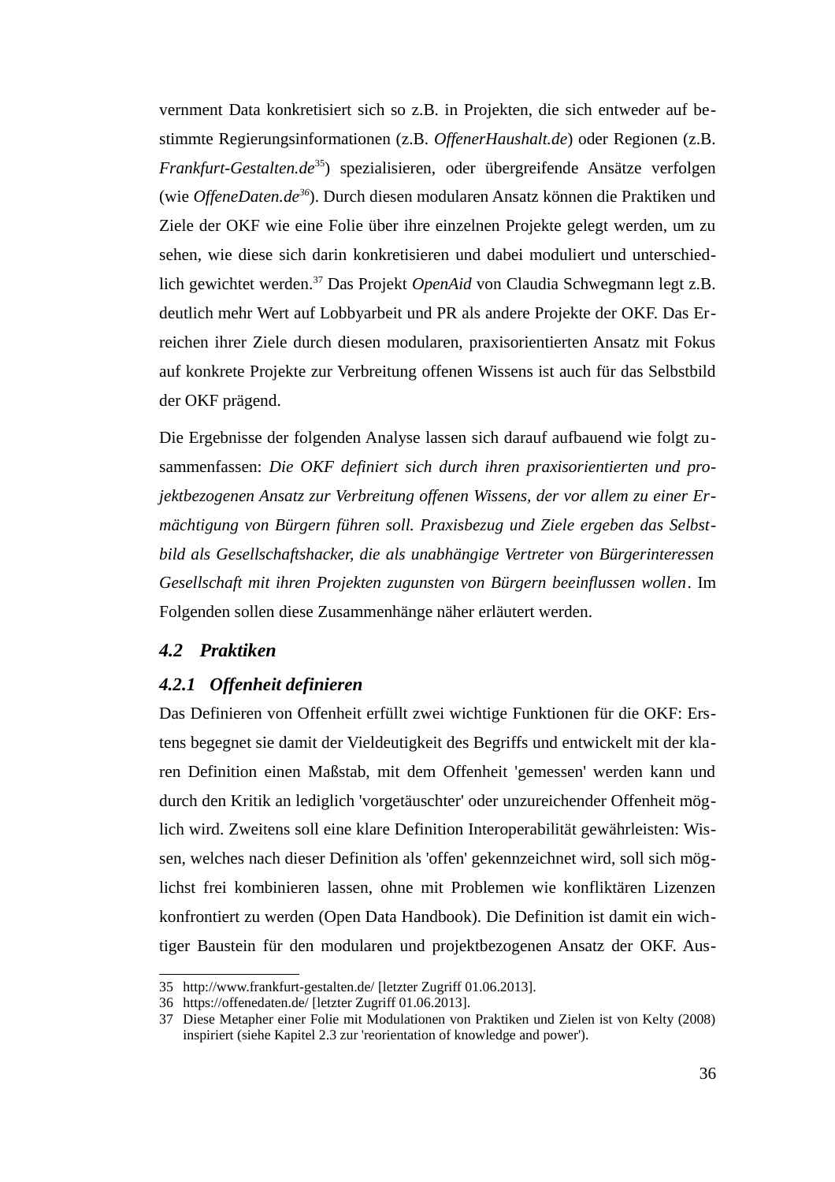vernment Data konkretisiert sich so z.B. in Projekten, die sich entweder auf bestimmte Regierungsinformationen (z.B. *OffenerHaushalt.de*) oder Regionen (z.B. *Frankfurt-Gestalten.de*[35]) spezialisieren, oder übergreifende Ansätze verfolgen (wie *OffeneDaten.de*[36]). Durch diesen modularen Ansatz können die Praktiken und Ziele der OKF wie eine Folie über ihre einzelnen Projekte gelegt werden, um zu sehen, wie diese sich darin konkretisieren und dabei moduliert und unterschiedlich gewichtet werden.[37] Das Projekt *OpenAid* von Claudia Schwegmann legt z.B. deutlich mehr Wert auf Lobbyarbeit und PR als andere Projekte der OKF. Das Erreichen ihrer Ziele durch diesen modularen, praxisorientierten Ansatz mit Fokus auf konkrete Projekte zur Verbreitung offenen Wissens ist auch für das Selbstbild der OKF prägend.

Die Ergebnisse der folgenden Analyse lassen sich darauf aufbauend wie folgt zusammenfassen: *Die OKF definiert sich durch ihren praxisorientierten und projektbezogenen Ansatz zur Verbreitung offenen Wissens, der vor allem zu einer Ermächtigung von Bürgern führen soll. Praxisbezug und Ziele ergeben das Selbstbild als Gesellschaftshacker, die als unabhängige Vertreter von Bürgerinteressen Gesellschaft mit ihren Projekten zugunsten von Bürgern beeinflussen wollen*. Im Folgenden sollen diese Zusammenhänge näher erläutert werden.

## 4.2 Praktiken

### 4.2.1 Offenheit definieren

Das Definieren von Offenheit erfüllt zwei wichtige Funktionen für die OKF: Erstens begegnet sie damit der Vieldeutigkeit des Begriffs und entwickelt mit der klaren Definition einen Maßstab, mit dem Offenheit 'gemessen' werden kann und durch den Kritik an lediglich 'vorgetäuschter' oder unzureichender Offenheit möglich wird. Zweitens soll eine klare Definition Interoperabilität gewährleisten: Wissen, welches nach dieser Definition als 'offen' gekennzeichnet wird, soll sich möglichst frei kombinieren lassen, ohne mit Problemen wie konfliktären Lizenzen konfrontiert zu werden (Open Data Handbook). Die Definition ist damit ein wichtiger Baustein für den modularen und projektbezogenen Ansatz der OKF. Aus-

---

35 http://www.frankfurt-gestalten.de/ [letzter Zugriff 01.06.2013].

36 https://offenedaten.de/ [letzter Zugriff 01.06.2013].

37 Diese Metapher einer Folie mit Modulationen von Praktiken und Zielen ist von Kelty (2008) inspiriert (siehe Kapitel 2.3 zur 'reorientation of knowledge and power').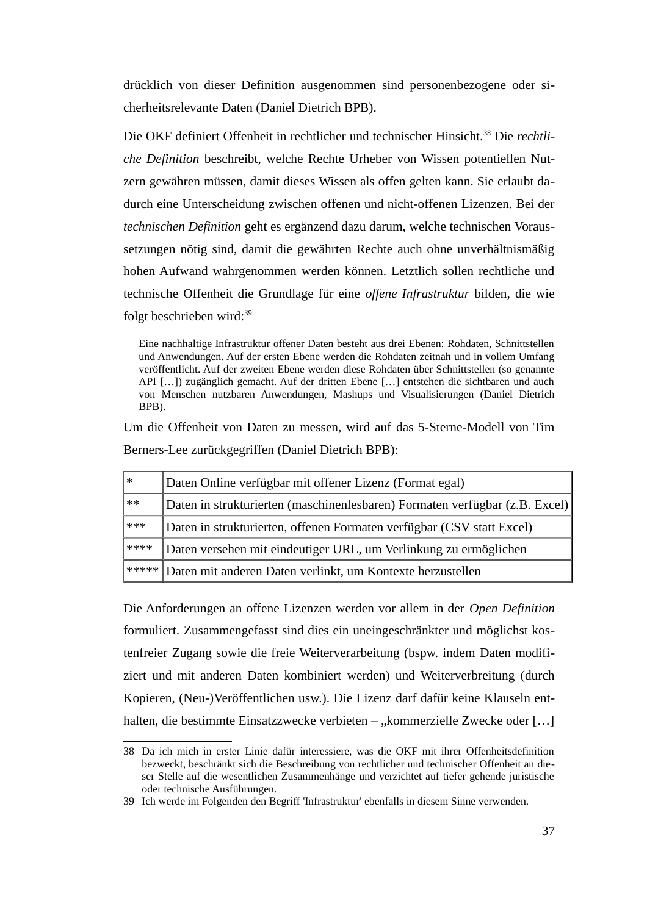drücklich von dieser Definition ausgenommen sind personenbezogene oder sicherheitsrelevante Daten (Daniel Dietrich BPB).

Die OKF definiert Offenheit in rechtlicher und technischer Hinsicht.[38] Die *rechtliche Definition* beschreibt, welche Rechte Urheber von Wissen potentiellen Nutzern gewähren müssen, damit dieses Wissen als offen gelten kann. Sie erlaubt dadurch eine Unterscheidung zwischen offenen und nicht-offenen Lizenzen. Bei der *technischen Definition* geht es ergänzend dazu darum, welche technischen Voraussetzungen nötig sind, damit die gewährten Rechte auch ohne unverhältnismäßig hohen Aufwand wahrgenommen werden können. Letztlich sollen rechtliche und technische Offenheit die Grundlage für eine *offene Infrastruktur* bilden, die wie folgt beschrieben wird:[39]

> Eine nachhaltige Infrastruktur offener Daten besteht aus drei Ebenen: Rohdaten, Schnittstellen und Anwendungen. Auf der ersten Ebene werden die Rohdaten zeitnah und in vollem Umfang veröffentlicht. Auf der zweiten Ebene werden diese Rohdaten über Schnittstellen (so genannte API […]) zugänglich gemacht. Auf der dritten Ebene […] entstehen die sichtbaren und auch von Menschen nutzbaren Anwendungen, Mashups und Visualisierungen (Daniel Dietrich BPB).

Um die Offenheit von Daten zu messen, wird auf das 5-Sterne-Modell von Tim Berners-Lee zurückgegriffen (Daniel Dietrich BPB):

| | |
|---|---|
| * | Daten Online verfügbar mit offener Lizenz (Format egal) |
| ** | Daten in strukturierten (maschinenlesbaren) Formaten verfügbar (z.B. Excel) |
| *** | Daten in strukturierten, offenen Formaten verfügbar (CSV statt Excel) |
| **** | Daten versehen mit eindeutiger URL, um Verlinkung zu ermöglichen |
| ***** | Daten mit anderen Daten verlinkt, um Kontexte herzustellen |

Die Anforderungen an offene Lizenzen werden vor allem in der *Open Definition* formuliert. Zusammengefasst sind dies ein uneingeschränkter und möglichst kostenfreier Zugang sowie die freie Weiterverarbeitung (bspw. indem Daten modifiziert und mit anderen Daten kombiniert werden) und Weiterverbreitung (durch Kopieren, (Neu-)Veröffentlichen usw.). Die Lizenz darf dafür keine Klauseln enthalten, die bestimmte Einsatzzwecke verbieten – „kommerzielle Zwecke oder […]

---

38 Da ich mich in erster Linie dafür interessiere, was die OKF mit ihrer Offenheitsdefinition bezweckt, beschränkt sich die Beschreibung von rechtlicher und technischer Offenheit an dieser Stelle auf die wesentlichen Zusammenhänge und verzichtet auf tiefer gehende juristische oder technische Ausführungen.

39 Ich werde im Folgenden den Begriff 'Infrastruktur' ebenfalls in diesem Sinne verwenden.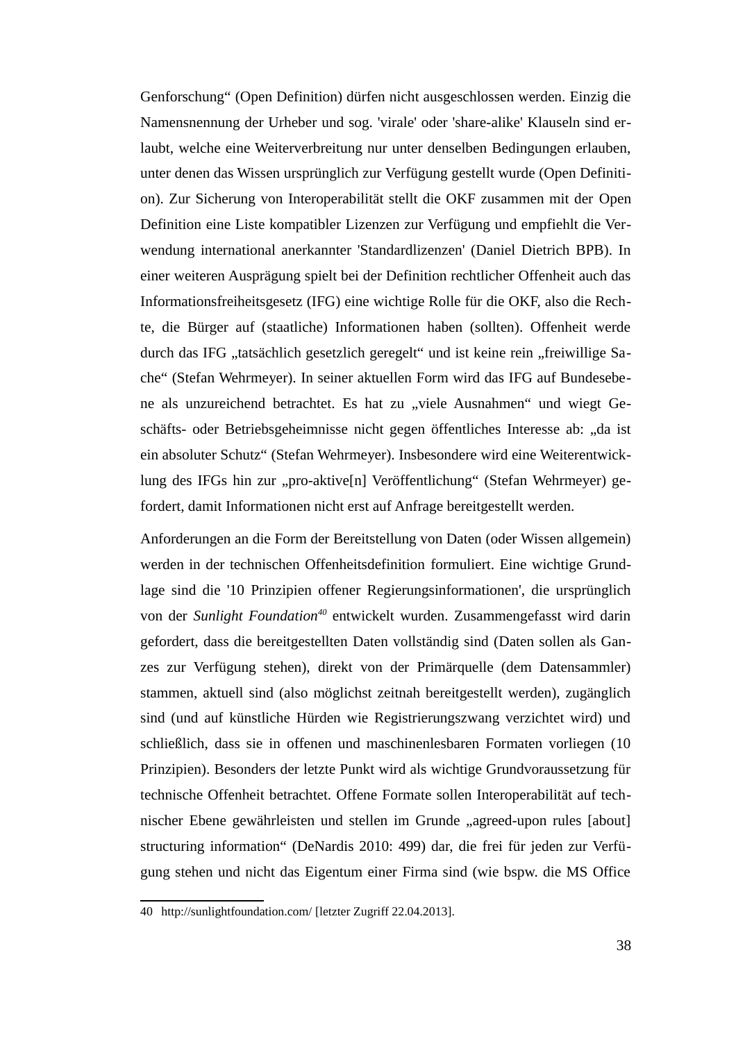Genforschung“ (Open Definition) dürfen nicht ausgeschlossen werden. Einzig die Namensnennung der Urheber und sog. 'virale' oder 'share-alike' Klauseln sind erlaubt, welche eine Weiterverbreitung nur unter denselben Bedingungen erlauben, unter denen das Wissen ursprünglich zur Verfügung gestellt wurde (Open Definition). Zur Sicherung von Interoperabilität stellt die OKF zusammen mit der Open Definition eine Liste kompatibler Lizenzen zur Verfügung und empfiehlt die Verwendung international anerkannter 'Standardlizenzen' (Daniel Dietrich BPB). In einer weiteren Ausprägung spielt bei der Definition rechtlicher Offenheit auch das Informationsfreiheitsgesetz (IFG) eine wichtige Rolle für die OKF, also die Rechte, die Bürger auf (staatliche) Informationen haben (sollten). Offenheit werde durch das IFG „tatsächlich gesetzlich geregelt“ und ist keine rein „freiwillige Sache“ (Stefan Wehrmeyer). In seiner aktuellen Form wird das IFG auf Bundesebene als unzureichend betrachtet. Es hat zu „viele Ausnahmen“ und wiegt Geschäfts- oder Betriebsgeheimnisse nicht gegen öffentliches Interesse ab: „da ist ein absoluter Schutz“ (Stefan Wehrmeyer). Insbesondere wird eine Weiterentwicklung des IFGs hin zur „pro-aktive[n] Veröffentlichung“ (Stefan Wehrmeyer) gefordert, damit Informationen nicht erst auf Anfrage bereitgestellt werden.

Anforderungen an die Form der Bereitstellung von Daten (oder Wissen allgemein) werden in der technischen Offenheitsdefinition formuliert. Eine wichtige Grundlage sind die '10 Prinzipien offener Regierungsinformationen', die ursprünglich von der *Sunlight Foundation*[40] entwickelt wurden. Zusammengefasst wird darin gefordert, dass die bereitgestellten Daten vollständig sind (Daten sollen als Ganzes zur Verfügung stehen), direkt von der Primärquelle (dem Datensammler) stammen, aktuell sind (also möglichst zeitnah bereitgestellt werden), zugänglich sind (und auf künstliche Hürden wie Registrierungszwang verzichtet wird) und schließlich, dass sie in offenen und maschinenlesbaren Formaten vorliegen (10 Prinzipien). Besonders der letzte Punkt wird als wichtige Grundvoraussetzung für technische Offenheit betrachtet. Offene Formate sollen Interoperabilität auf technischer Ebene gewährleisten und stellen im Grunde „agreed-upon rules [about] structuring information“ (DeNardis 2010: 499) dar, die frei für jeden zur Verfügung stehen und nicht das Eigentum einer Firma sind (wie bspw. die MS Office

---

40 http://sunlightfoundation.com/ [letzter Zugriff 22.04.2013].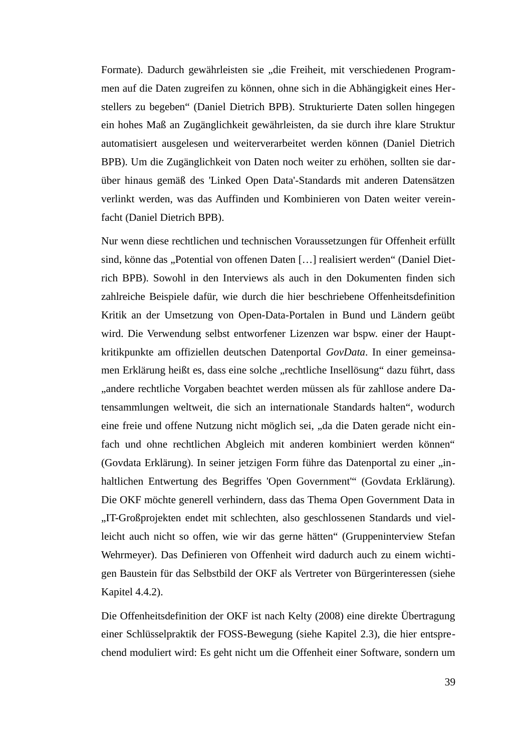Formate). Dadurch gewährleisten sie „die Freiheit, mit verschiedenen Programmen auf die Daten zugreifen zu können, ohne sich in die Abhängigkeit eines Herstellers zu begeben“ (Daniel Dietrich BPB). Strukturierte Daten sollen hingegen ein hohes Maß an Zugänglichkeit gewährleisten, da sie durch ihre klare Struktur automatisiert ausgelesen und weiterverarbeitet werden können (Daniel Dietrich BPB). Um die Zugänglichkeit von Daten noch weiter zu erhöhen, sollten sie darüber hinaus gemäß des 'Linked Open Data'-Standards mit anderen Datensätzen verlinkt werden, was das Auffinden und Kombinieren von Daten weiter vereinfacht (Daniel Dietrich BPB).

Nur wenn diese rechtlichen und technischen Voraussetzungen für Offenheit erfüllt sind, könne das „Potential von offenen Daten […] realisiert werden“ (Daniel Dietrich BPB). Sowohl in den Interviews als auch in den Dokumenten finden sich zahlreiche Beispiele dafür, wie durch die hier beschriebene Offenheitsdefinition Kritik an der Umsetzung von Open-Data-Portalen in Bund und Ländern geübt wird. Die Verwendung selbst entworfener Lizenzen war bspw. einer der Hauptkritikpunkte am offiziellen deutschen Datenportal *GovData*. In einer gemeinsamen Erklärung heißt es, dass eine solche „rechtliche Insellösung“ dazu führt, dass „andere rechtliche Vorgaben beachtet werden müssen als für zahllose andere Datensammlungen weltweit, die sich an internationale Standards halten“, wodurch eine freie und offene Nutzung nicht möglich sei, „da die Daten gerade nicht einfach und ohne rechtlichen Abgleich mit anderen kombiniert werden können“ (Govdata Erklärung). In seiner jetzigen Form führe das Datenportal zu einer „inhaltlichen Entwertung des Begriffes 'Open Government'“ (Govdata Erklärung). Die OKF möchte generell verhindern, dass das Thema Open Government Data in „IT-Großprojekten endet mit schlechten, also geschlossenen Standards und vielleicht auch nicht so offen, wie wir das gerne hätten“ (Gruppeninterview Stefan Wehrmeyer). Das Definieren von Offenheit wird dadurch auch zu einem wichtigen Baustein für das Selbstbild der OKF als Vertreter von Bürgerinteressen (siehe Kapitel 4.4.2).

Die Offenheitsdefinition der OKF ist nach Kelty (2008) eine direkte Übertragung einer Schlüsselpraktik der FOSS-Bewegung (siehe Kapitel 2.3), die hier entsprechend moduliert wird: Es geht nicht um die Offenheit einer Software, sondern um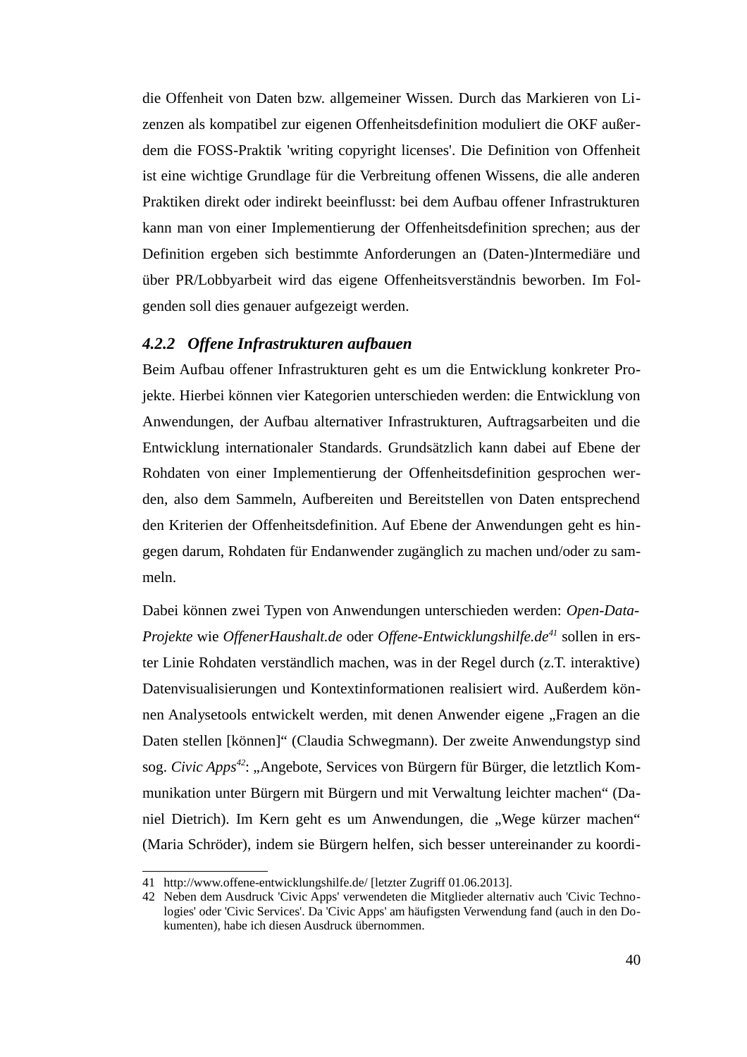die Offenheit von Daten bzw. allgemeiner Wissen. Durch das Markieren von Lizenzen als kompatibel zur eigenen Offenheitsdefinition moduliert die OKF außerdem die FOSS-Praktik 'writing copyright licenses'. Die Definition von Offenheit ist eine wichtige Grundlage für die Verbreitung offenen Wissens, die alle anderen Praktiken direkt oder indirekt beeinflusst: bei dem Aufbau offener Infrastrukturen kann man von einer Implementierung der Offenheitsdefinition sprechen; aus der Definition ergeben sich bestimmte Anforderungen an (Daten-)Intermediäre und über PR/Lobbyarbeit wird das eigene Offenheitsverständnis beworben. Im Folgenden soll dies genauer aufgezeigt werden.

### *4.2.2 Offene Infrastrukturen aufbauen*

Beim Aufbau offener Infrastrukturen geht es um die Entwicklung konkreter Projekte. Hierbei können vier Kategorien unterschieden werden: die Entwicklung von Anwendungen, der Aufbau alternativer Infrastrukturen, Auftragsarbeiten und die Entwicklung internationaler Standards. Grundsätzlich kann dabei auf Ebene der Rohdaten von einer Implementierung der Offenheitsdefinition gesprochen werden, also dem Sammeln, Aufbereiten und Bereitstellen von Daten entsprechend den Kriterien der Offenheitsdefinition. Auf Ebene der Anwendungen geht es hingegen darum, Rohdaten für Endanwender zugänglich zu machen und/oder zu sammeln.

Dabei können zwei Typen von Anwendungen unterschieden werden: *Open-Data-Projekte* wie *OffenerHaushalt.de* oder *Offene-Entwicklungshilfe.de*[41] sollen in erster Linie Rohdaten verständlich machen, was in der Regel durch (z.T. interaktive) Datenvisualisierungen und Kontextinformationen realisiert wird. Außerdem können Analysetools entwickelt werden, mit denen Anwender eigene „Fragen an die Daten stellen [können]“ (Claudia Schwegmann). Der zweite Anwendungstyp sind sog. *Civic Apps*[42]: „Angebote, Services von Bürgern für Bürger, die letztlich Kommunikation unter Bürgern mit Bürgern und mit Verwaltung leichter machen“ (Daniel Dietrich). Im Kern geht es um Anwendungen, die „Wege kürzer machen“ (Maria Schröder), indem sie Bürgern helfen, sich besser untereinander zu koordi-

---

41 http://www.offene-entwicklungshilfe.de/ [letzter Zugriff 01.06.2013].

42 Neben dem Ausdruck 'Civic Apps' verwendeten die Mitglieder alternativ auch 'Civic Technologies' oder 'Civic Services'. Da 'Civic Apps' am häufigsten Verwendung fand (auch in den Dokumenten), habe ich diesen Ausdruck übernommen.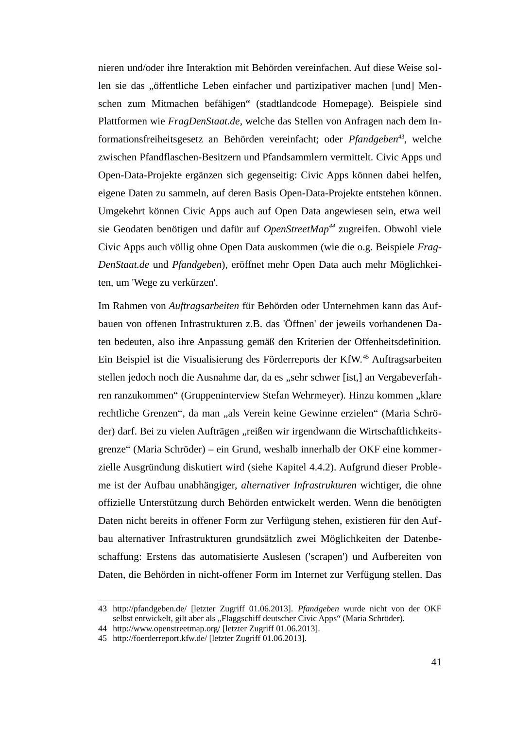nieren und/oder ihre Interaktion mit Behörden vereinfachen. Auf diese Weise sollen sie das „öffentliche Leben einfacher und partizipativer machen [und] Menschen zum Mitmachen befähigen" (stadtlandcode Homepage). Beispiele sind Plattformen wie *FragDenStaat.de*, welche das Stellen von Anfragen nach dem Informationsfreiheitsgesetz an Behörden vereinfacht; oder *Pfandgeben*[43], welche zwischen Pfandflaschen-Besitzern und Pfandsammlern vermittelt. Civic Apps und Open-Data-Projekte ergänzen sich gegenseitig: Civic Apps können dabei helfen, eigene Daten zu sammeln, auf deren Basis Open-Data-Projekte entstehen können. Umgekehrt können Civic Apps auch auf Open Data angewiesen sein, etwa weil sie Geodaten benötigen und dafür auf *OpenStreetMap*[44] zugreifen. Obwohl viele Civic Apps auch völlig ohne Open Data auskommen (wie die o.g. Beispiele *FragDenStaat.de* und *Pfandgeben*), eröffnet mehr Open Data auch mehr Möglichkeiten, um 'Wege zu verkürzen'.

Im Rahmen von *Auftragsarbeiten* für Behörden oder Unternehmen kann das Aufbauen von offenen Infrastrukturen z.B. das 'Öffnen' der jeweils vorhandenen Daten bedeuten, also ihre Anpassung gemäß den Kriterien der Offenheitsdefinition. Ein Beispiel ist die Visualisierung des Förderreports der KfW.[45] Auftragsarbeiten stellen jedoch noch die Ausnahme dar, da es „sehr schwer [ist,] an Vergabeverfahren ranzukommen" (Gruppeninterview Stefan Wehrmeyer). Hinzu kommen „klare rechtliche Grenzen", da man „als Verein keine Gewinne erzielen" (Maria Schröder) darf. Bei zu vielen Aufträgen „reißen wir irgendwann die Wirtschaftlichkeitsgrenze" (Maria Schröder) – ein Grund, weshalb innerhalb der OKF eine kommerzielle Ausgründung diskutiert wird (siehe Kapitel 4.4.2). Aufgrund dieser Probleme ist der Aufbau unabhängiger, *alternativer Infrastrukturen* wichtiger, die ohne offizielle Unterstützung durch Behörden entwickelt werden. Wenn die benötigten Daten nicht bereits in offener Form zur Verfügung stehen, existieren für den Aufbau alternativer Infrastrukturen grundsätzlich zwei Möglichkeiten der Datenbeschaffung: Erstens das automatisierte Auslesen ('scrapen') und Aufbereiten von Daten, die Behörden in nicht-offener Form im Internet zur Verfügung stellen. Das

---

43 http://pfandgeben.de/ [letzter Zugriff 01.06.2013]. *Pfandgeben* wurde nicht von der OKF selbst entwickelt, gilt aber als „Flaggschiff deutscher Civic Apps" (Maria Schröder).

44 http://www.openstreetmap.org/ [letzter Zugriff 01.06.2013].

45 http://foerderreport.kfw.de/ [letzter Zugriff 01.06.2013].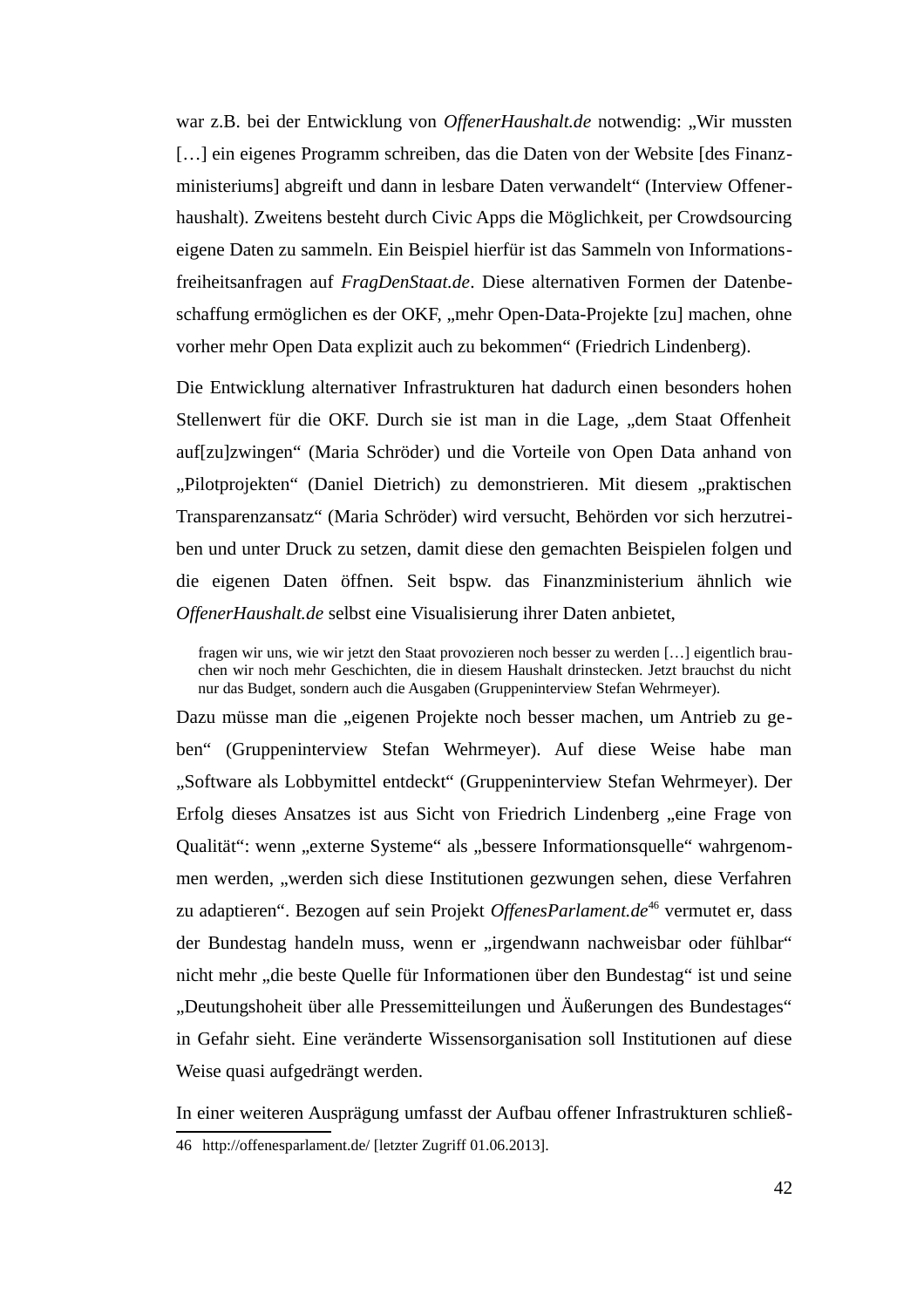war z.B. bei der Entwicklung von *OffenerHaushalt.de* notwendig: „Wir mussten […] ein eigenes Programm schreiben, das die Daten von der Website [des Finanzministeriums] abgreift und dann in lesbare Daten verwandelt“ (Interview Offenerhaushalt). Zweitens besteht durch Civic Apps die Möglichkeit, per Crowdsourcing eigene Daten zu sammeln. Ein Beispiel hierfür ist das Sammeln von Informationsfreiheitsanfragen auf *FragDenStaat.de*. Diese alternativen Formen der Datenbeschaffung ermöglichen es der OKF, „mehr Open-Data-Projekte [zu] machen, ohne vorher mehr Open Data explizit auch zu bekommen“ (Friedrich Lindenberg).

Die Entwicklung alternativer Infrastrukturen hat dadurch einen besonders hohen Stellenwert für die OKF. Durch sie ist man in die Lage, „dem Staat Offenheit auf[zu]zwingen“ (Maria Schröder) und die Vorteile von Open Data anhand von „Pilotprojekten“ (Daniel Dietrich) zu demonstrieren. Mit diesem „praktischen Transparenzansatz“ (Maria Schröder) wird versucht, Behörden vor sich herzutreiben und unter Druck zu setzen, damit diese den gemachten Beispielen folgen und die eigenen Daten öffnen. Seit bspw. das Finanzministerium ähnlich wie *OffenerHaushalt.de* selbst eine Visualisierung ihrer Daten anbietet,

> fragen wir uns, wie wir jetzt den Staat provozieren noch besser zu werden […] eigentlich brauchen wir noch mehr Geschichten, die in diesem Haushalt drinstecken. Jetzt brauchst du nicht nur das Budget, sondern auch die Ausgaben (Gruppeninterview Stefan Wehrmeyer).

Dazu müsse man die „eigenen Projekte noch besser machen, um Antrieb zu geben“ (Gruppeninterview Stefan Wehrmeyer). Auf diese Weise habe man „Software als Lobbymittel entdeckt“ (Gruppeninterview Stefan Wehrmeyer). Der Erfolg dieses Ansatzes ist aus Sicht von Friedrich Lindenberg „eine Frage von Qualität“: wenn „externe Systeme“ als „bessere Informationsquelle“ wahrgenommen werden, „werden sich diese Institutionen gezwungen sehen, diese Verfahren zu adaptieren“. Bezogen auf sein Projekt *OffenesParlament.de*[46] vermutet er, dass der Bundestag handeln muss, wenn er „irgendwann nachweisbar oder fühlbar“ nicht mehr „die beste Quelle für Informationen über den Bundestag“ ist und seine „Deutungshoheit über alle Pressemitteilungen und Äußerungen des Bundestages“ in Gefahr sieht. Eine veränderte Wissensorganisation soll Institutionen auf diese Weise quasi aufgedrängt werden.

In einer weiteren Ausprägung umfasst der Aufbau offener Infrastrukturen schließ-

46 http://offenesparlament.de/ [letzter Zugriff 01.06.2013].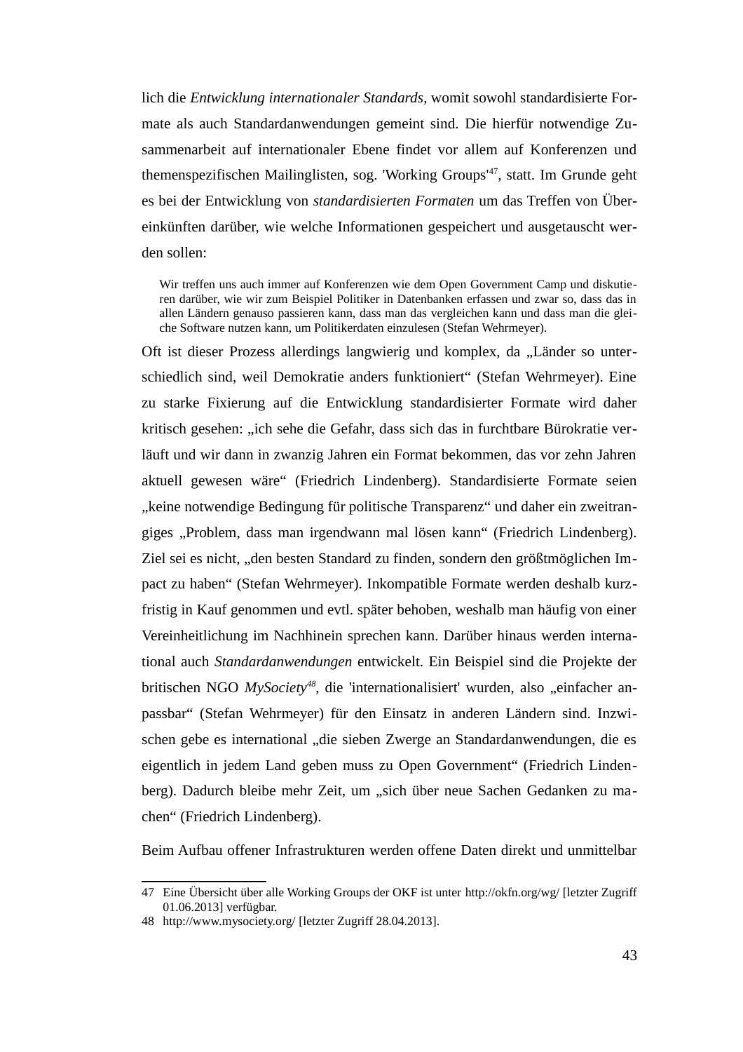lich die *Entwicklung internationaler Standards*, womit sowohl standardisierte Formate als auch Standardanwendungen gemeint sind. Die hierfür notwendige Zusammenarbeit auf internationaler Ebene findet vor allem auf Konferenzen und themenspezifischen Mailinglisten, sog. 'Working Groups'[47], statt. Im Grunde geht es bei der Entwicklung von *standardisierten Formaten* um das Treffen von Übereinkünften darüber, wie welche Informationen gespeichert und ausgetauscht werden sollen:

> Wir treffen uns auch immer auf Konferenzen wie dem Open Government Camp und diskutieren darüber, wie wir zum Beispiel Politiker in Datenbanken erfassen und zwar so, dass das in allen Ländern genauso passieren kann, dass man das vergleichen kann und dass man die gleiche Software nutzen kann, um Politikerdaten einzulesen (Stefan Wehrmeyer).

Oft ist dieser Prozess allerdings langwierig und komplex, da „Länder so unterschiedlich sind, weil Demokratie anders funktioniert“ (Stefan Wehrmeyer). Eine zu starke Fixierung auf die Entwicklung standardisierter Formate wird daher kritisch gesehen: „ich sehe die Gefahr, dass sich das in furchtbare Bürokratie verläuft und wir dann in zwanzig Jahren ein Format bekommen, das vor zehn Jahren aktuell gewesen wäre“ (Friedrich Lindenberg). Standardisierte Formate seien „keine notwendige Bedingung für politische Transparenz“ und daher ein zweitrangiges „Problem, dass man irgendwann mal lösen kann“ (Friedrich Lindenberg). Ziel sei es nicht, „den besten Standard zu finden, sondern den größtmöglichen Impact zu haben“ (Stefan Wehrmeyer). Inkompatible Formate werden deshalb kurzfristig in Kauf genommen und evtl. später behoben, weshalb man häufig von einer Vereinheitlichung im Nachhinein sprechen kann. Darüber hinaus werden international auch *Standardanwendungen* entwickelt. Ein Beispiel sind die Projekte der britischen NGO *MySociety*[48], die 'internationalisiert' wurden, also „einfacher anpassbar“ (Stefan Wehrmeyer) für den Einsatz in anderen Ländern sind. Inzwischen gebe es international „die sieben Zwerge an Standardanwendungen, die es eigentlich in jedem Land geben muss zu Open Government“ (Friedrich Lindenberg). Dadurch bleibe mehr Zeit, um „sich über neue Sachen Gedanken zu machen“ (Friedrich Lindenberg).

Beim Aufbau offener Infrastrukturen werden offene Daten direkt und unmittelbar

---

47 Eine Übersicht über alle Working Groups der OKF ist unter http://okfn.org/wg/ [letzter Zugriff 01.06.2013] verfügbar.

48 http://www.mysociety.org/ [letzter Zugriff 28.04.2013].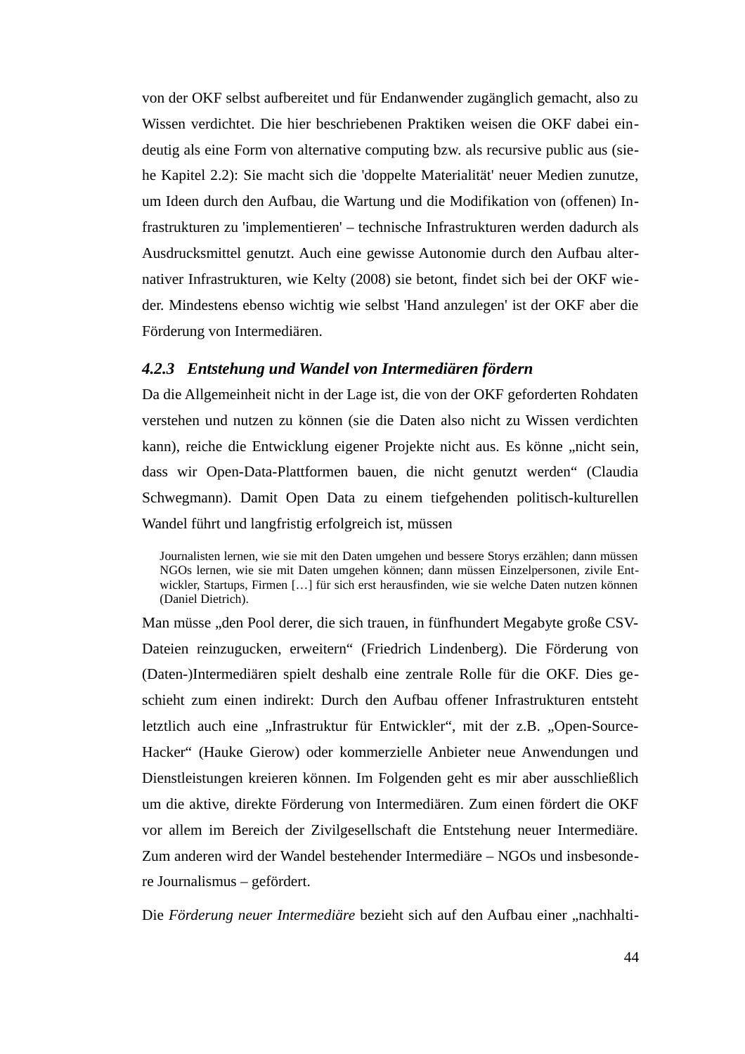von der OKF selbst aufbereitet und für Endanwender zugänglich gemacht, also zu Wissen verdichtet. Die hier beschriebenen Praktiken weisen die OKF dabei eindeutig als eine Form von alternative computing bzw. als recursive public aus (siehe Kapitel 2.2): Sie macht sich die 'doppelte Materialität' neuer Medien zunutze, um Ideen durch den Aufbau, die Wartung und die Modifikation von (offenen) Infrastrukturen zu 'implementieren' – technische Infrastrukturen werden dadurch als Ausdrucksmittel genutzt. Auch eine gewisse Autonomie durch den Aufbau alternativer Infrastrukturen, wie Kelty (2008) sie betont, findet sich bei der OKF wieder. Mindestens ebenso wichtig wie selbst 'Hand anzulegen' ist der OKF aber die Förderung von Intermediären.

### *4.2.3 Entstehung und Wandel von Intermediären fördern*

Da die Allgemeinheit nicht in der Lage ist, die von der OKF geforderten Rohdaten verstehen und nutzen zu können (sie die Daten also nicht zu Wissen verdichten kann), reiche die Entwicklung eigener Projekte nicht aus. Es könne „nicht sein, dass wir Open-Data-Plattformen bauen, die nicht genutzt werden“ (Claudia Schwegmann). Damit Open Data zu einem tiefgehenden politisch-kulturellen Wandel führt und langfristig erfolgreich ist, müssen

> Journalisten lernen, wie sie mit den Daten umgehen und bessere Storys erzählen; dann müssen NGOs lernen, wie sie mit Daten umgehen können; dann müssen Einzelpersonen, zivile Entwickler, Startups, Firmen […] für sich erst herausfinden, wie sie welche Daten nutzen können (Daniel Dietrich).

Man müsse „den Pool derer, die sich trauen, in fünfhundert Megabyte große CSV-Dateien reinzugucken, erweitern“ (Friedrich Lindenberg). Die Förderung von (Daten-)Intermediären spielt deshalb eine zentrale Rolle für die OKF. Dies geschieht zum einen indirekt: Durch den Aufbau offener Infrastrukturen entsteht letztlich auch eine „Infrastruktur für Entwickler“, mit der z.B. „Open-Source-Hacker“ (Hauke Gierow) oder kommerzielle Anbieter neue Anwendungen und Dienstleistungen kreieren können. Im Folgenden geht es mir aber ausschließlich um die aktive, direkte Förderung von Intermediären. Zum einen fördert die OKF vor allem im Bereich der Zivilgesellschaft die Entstehung neuer Intermediäre. Zum anderen wird der Wandel bestehender Intermediäre – NGOs und insbesondere Journalismus – gefördert.

Die *Förderung neuer Intermediäre* bezieht sich auf den Aufbau einer „nachhalti-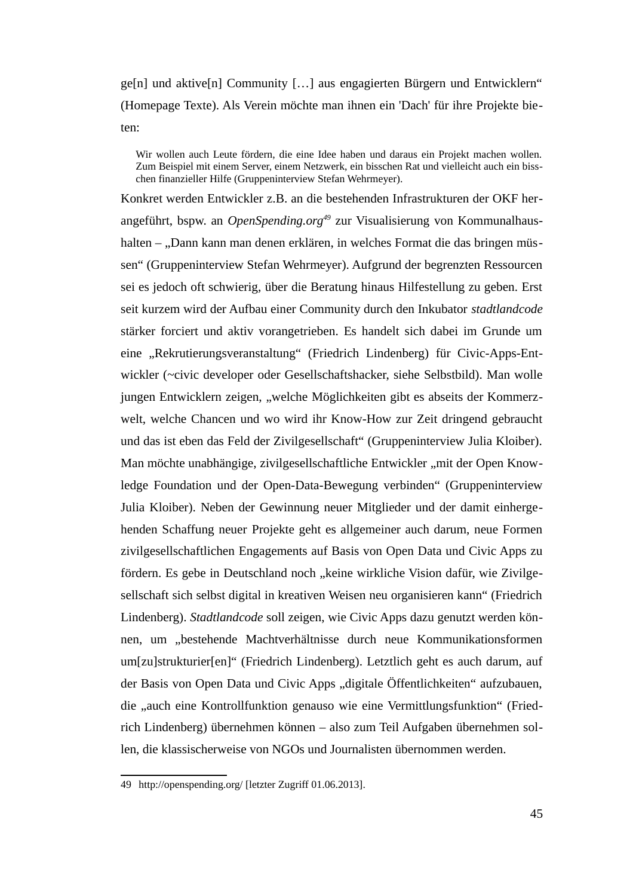ge[n] und aktive[n] Community […] aus engagierten Bürgern und Entwicklern" (Homepage Texte). Als Verein möchte man ihnen ein 'Dach' für ihre Projekte bieten:

> Wir wollen auch Leute fördern, die eine Idee haben und daraus ein Projekt machen wollen. Zum Beispiel mit einem Server, einem Netzwerk, ein bisschen Rat und vielleicht auch ein bisschen finanzieller Hilfe (Gruppeninterview Stefan Wehrmeyer).

Konkret werden Entwickler z.B. an die bestehenden Infrastrukturen der OKF herangeführt, bspw. an *OpenSpending.org*[49] zur Visualisierung von Kommunalhaushalten – „Dann kann man denen erklären, in welches Format die das bringen müssen" (Gruppeninterview Stefan Wehrmeyer). Aufgrund der begrenzten Ressourcen sei es jedoch oft schwierig, über die Beratung hinaus Hilfestellung zu geben. Erst seit kurzem wird der Aufbau einer Community durch den Inkubator *stadtlandcode* stärker forciert und aktiv vorangetrieben. Es handelt sich dabei im Grunde um eine „Rekrutierungsveranstaltung" (Friedrich Lindenberg) für Civic-Apps-Entwickler (~civic developer oder Gesellschaftshacker, siehe Selbstbild). Man wolle jungen Entwicklern zeigen, „welche Möglichkeiten gibt es abseits der Kommerzwelt, welche Chancen und wo wird ihr Know-How zur Zeit dringend gebraucht und das ist eben das Feld der Zivilgesellschaft" (Gruppeninterview Julia Kloiber). Man möchte unabhängige, zivilgesellschaftliche Entwickler „mit der Open Knowledge Foundation und der Open-Data-Bewegung verbinden" (Gruppeninterview Julia Kloiber). Neben der Gewinnung neuer Mitglieder und der damit einhergehenden Schaffung neuer Projekte geht es allgemeiner auch darum, neue Formen zivilgesellschaftlichen Engagements auf Basis von Open Data und Civic Apps zu fördern. Es gebe in Deutschland noch „keine wirkliche Vision dafür, wie Zivilgesellschaft sich selbst digital in kreativen Weisen neu organisieren kann" (Friedrich Lindenberg). *Stadtlandcode* soll zeigen, wie Civic Apps dazu genutzt werden können, um „bestehende Machtverhältnisse durch neue Kommunikationsformen um[zu]strukturier[en]" (Friedrich Lindenberg). Letztlich geht es auch darum, auf der Basis von Open Data und Civic Apps „digitale Öffentlichkeiten" aufzubauen, die „auch eine Kontrollfunktion genauso wie eine Vermittlungsfunktion" (Friedrich Lindenberg) übernehmen können – also zum Teil Aufgaben übernehmen sollen, die klassischerweise von NGOs und Journalisten übernommen werden.

---

49 http://openspending.org/ [letzter Zugriff 01.06.2013].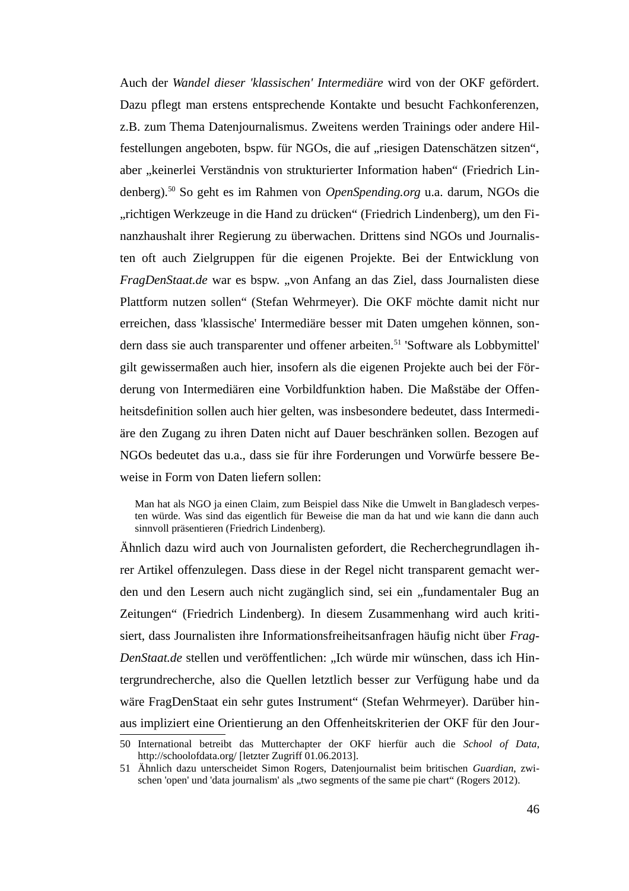Auch der *Wandel dieser 'klassischen' Intermediäre* wird von der OKF gefördert. Dazu pflegt man erstens entsprechende Kontakte und besucht Fachkonferenzen, z.B. zum Thema Datenjournalismus. Zweitens werden Trainings oder andere Hilfestellungen angeboten, bspw. für NGOs, die auf „riesigen Datenschätzen sitzen", aber „keinerlei Verständnis von strukturierter Information haben" (Friedrich Lindenberg).[50] So geht es im Rahmen von *OpenSpending.org* u.a. darum, NGOs die „richtigen Werkzeuge in die Hand zu drücken" (Friedrich Lindenberg), um den Finanzhaushalt ihrer Regierung zu überwachen. Drittens sind NGOs und Journalisten oft auch Zielgruppen für die eigenen Projekte. Bei der Entwicklung von *FragDenStaat.de* war es bspw. „von Anfang an das Ziel, dass Journalisten diese Plattform nutzen sollen" (Stefan Wehrmeyer). Die OKF möchte damit nicht nur erreichen, dass 'klassische' Intermediäre besser mit Daten umgehen können, sondern dass sie auch transparenter und offener arbeiten.[51] 'Software als Lobbymittel' gilt gewissermaßen auch hier, insofern als die eigenen Projekte auch bei der Förderung von Intermediären eine Vorbildfunktion haben. Die Maßstäbe der Offenheitsdefinition sollen auch hier gelten, was insbesondere bedeutet, dass Intermediäre den Zugang zu ihren Daten nicht auf Dauer beschränken sollen. Bezogen auf NGOs bedeutet das u.a., dass sie für ihre Forderungen und Vorwürfe bessere Beweise in Form von Daten liefern sollen:

> Man hat als NGO ja einen Claim, zum Beispiel dass Nike die Umwelt in Bangladesch verpesten würde. Was sind das eigentlich für Beweise die man da hat und wie kann die dann auch sinnvoll präsentieren (Friedrich Lindenberg).

Ähnlich dazu wird auch von Journalisten gefordert, die Recherchegrundlagen ihrer Artikel offenzulegen. Dass diese in der Regel nicht transparent gemacht werden und den Lesern auch nicht zugänglich sind, sei ein „fundamentaler Bug an Zeitungen" (Friedrich Lindenberg). In diesem Zusammenhang wird auch kritisiert, dass Journalisten ihre Informationsfreiheitsanfragen häufig nicht über *FragDenStaat.de* stellen und veröffentlichen: „Ich würde mir wünschen, dass ich Hintergrundrecherche, also die Quellen letztlich besser zur Verfügung habe und da wäre FragDenStaat ein sehr gutes Instrument" (Stefan Wehrmeyer). Darüber hinaus impliziert eine Orientierung an den Offenheitskriterien der OKF für den Jour-

---

50 International betreibt das Mutterchapter der OKF hierfür auch die *School of Data*, http://schoolofdata.org/ [letzter Zugriff 01.06.2013].

51 Ähnlich dazu unterscheidet Simon Rogers, Datenjournalist beim britischen *Guardian*, zwischen 'open' und 'data journalism' als „two segments of the same pie chart" (Rogers 2012).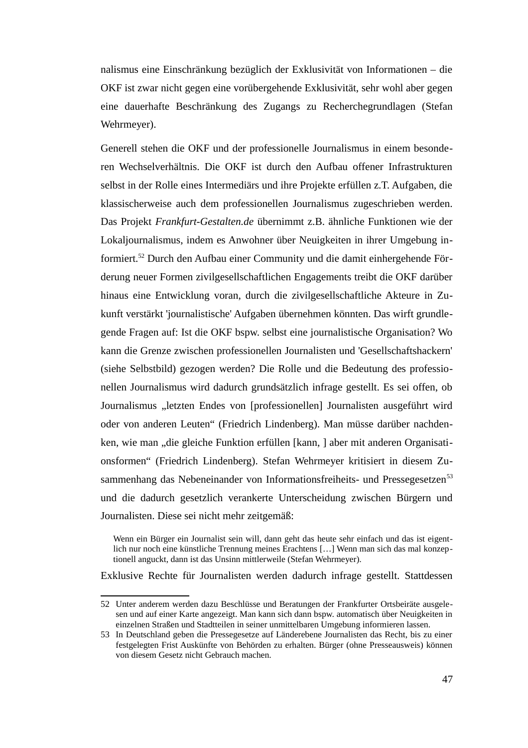nalismus eine Einschränkung bezüglich der Exklusivität von Informationen – die OKF ist zwar nicht gegen eine vorübergehende Exklusivität, sehr wohl aber gegen eine dauerhafte Beschränkung des Zugangs zu Recherchegrundlagen (Stefan Wehrmeyer).

Generell stehen die OKF und der professionelle Journalismus in einem besonderen Wechselverhältnis. Die OKF ist durch den Aufbau offener Infrastrukturen selbst in der Rolle eines Intermediärs und ihre Projekte erfüllen z.T. Aufgaben, die klassischerweise auch dem professionellen Journalismus zugeschrieben werden. Das Projekt *Frankfurt-Gestalten.de* übernimmt z.B. ähnliche Funktionen wie der Lokaljournalismus, indem es Anwohner über Neuigkeiten in ihrer Umgebung informiert.[52] Durch den Aufbau einer Community und die damit einhergehende Förderung neuer Formen zivilgesellschaftlichen Engagements treibt die OKF darüber hinaus eine Entwicklung voran, durch die zivilgesellschaftliche Akteure in Zukunft verstärkt 'journalistische' Aufgaben übernehmen könnten. Das wirft grundlegende Fragen auf: Ist die OKF bspw. selbst eine journalistische Organisation? Wo kann die Grenze zwischen professionellen Journalisten und 'Gesellschaftshackern' (siehe Selbstbild) gezogen werden? Die Rolle und die Bedeutung des professionellen Journalismus wird dadurch grundsätzlich infrage gestellt. Es sei offen, ob Journalismus „letzten Endes von [professionellen] Journalisten ausgeführt wird oder von anderen Leuten“ (Friedrich Lindenberg). Man müsse darüber nachdenken, wie man „die gleiche Funktion erfüllen [kann, ] aber mit anderen Organisationsformen“ (Friedrich Lindenberg). Stefan Wehrmeyer kritisiert in diesem Zusammenhang das Nebeneinander von Informationsfreiheits- und Pressegesetzen[53] und die dadurch gesetzlich verankerte Unterscheidung zwischen Bürgern und Journalisten. Diese sei nicht mehr zeitgemäß:

> Wenn ein Bürger ein Journalist sein will, dann geht das heute sehr einfach und das ist eigentlich nur noch eine künstliche Trennung meines Erachtens […] Wenn man sich das mal konzeptionell anguckt, dann ist das Unsinn mittlerweile (Stefan Wehrmeyer).

Exklusive Rechte für Journalisten werden dadurch infrage gestellt. Stattdessen

---

52 Unter anderem werden dazu Beschlüsse und Beratungen der Frankfurter Ortsbeiräte ausgelesen und auf einer Karte angezeigt. Man kann sich dann bspw. automatisch über Neuigkeiten in einzelnen Straßen und Stadtteilen in seiner unmittelbaren Umgebung informieren lassen.

53 In Deutschland geben die Pressegesetze auf Länderebene Journalisten das Recht, bis zu einer festgelegten Frist Auskünfte von Behörden zu erhalten. Bürger (ohne Presseausweis) können von diesem Gesetz nicht Gebrauch machen.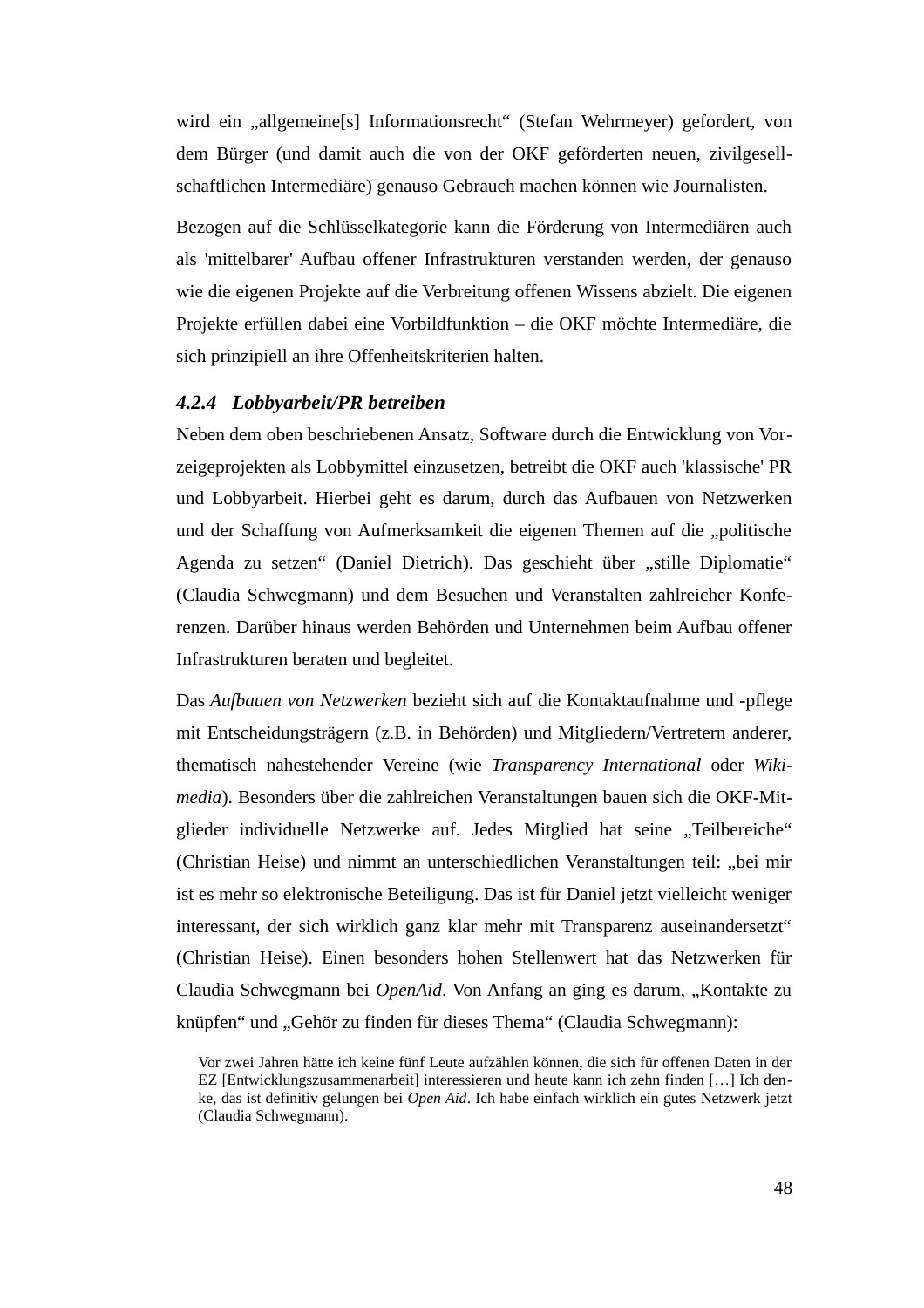wird ein „allgemeine[s] Informationsrecht“ (Stefan Wehrmeyer) gefordert, von dem Bürger (und damit auch die von der OKF geförderten neuen, zivilgesellschaftlichen Intermediäre) genauso Gebrauch machen können wie Journalisten.

Bezogen auf die Schlüsselkategorie kann die Förderung von Intermediären auch als 'mittelbarer' Aufbau offener Infrastrukturen verstanden werden, der genauso wie die eigenen Projekte auf die Verbreitung offenen Wissens abzielt. Die eigenen Projekte erfüllen dabei eine Vorbildfunktion – die OKF möchte Intermediäre, die sich prinzipiell an ihre Offenheitskriterien halten.

#### *4.2.4 Lobbyarbeit/PR betreiben*

Neben dem oben beschriebenen Ansatz, Software durch die Entwicklung von Vorzeigeprojekten als Lobbymittel einzusetzen, betreibt die OKF auch 'klassische' PR und Lobbyarbeit. Hierbei geht es darum, durch das Aufbauen von Netzwerken und der Schaffung von Aufmerksamkeit die eigenen Themen auf die „politische Agenda zu setzen“ (Daniel Dietrich). Das geschieht über „stille Diplomatie“ (Claudia Schwegmann) und dem Besuchen und Veranstalten zahlreicher Konferenzen. Darüber hinaus werden Behörden und Unternehmen beim Aufbau offener Infrastrukturen beraten und begleitet.

Das *Aufbauen von Netzwerken* bezieht sich auf die Kontaktaufnahme und -pflege mit Entscheidungsträgern (z.B. in Behörden) und Mitgliedern/Vertretern anderer, thematisch nahestehender Vereine (wie *Transparency International* oder *Wikimedia*). Besonders über die zahlreichen Veranstaltungen bauen sich die OKF-Mitglieder individuelle Netzwerke auf. Jedes Mitglied hat seine „Teilbereiche“ (Christian Heise) und nimmt an unterschiedlichen Veranstaltungen teil: „bei mir ist es mehr so elektronische Beteiligung. Das ist für Daniel jetzt vielleicht weniger interessant, der sich wirklich ganz klar mehr mit Transparenz auseinandersetzt“ (Christian Heise). Einen besonders hohen Stellenwert hat das Netzwerken für Claudia Schwegmann bei *OpenAid*. Von Anfang an ging es darum, „Kontakte zu knüpfen“ und „Gehör zu finden für dieses Thema“ (Claudia Schwegmann):

> Vor zwei Jahren hätte ich keine fünf Leute aufzählen können, die sich für offenen Daten in der EZ [Entwicklungszusammenarbeit] interessieren und heute kann ich zehn finden […] Ich denke, das ist definitiv gelungen bei *Open Aid*. Ich habe einfach wirklich ein gutes Netzwerk jetzt (Claudia Schwegmann).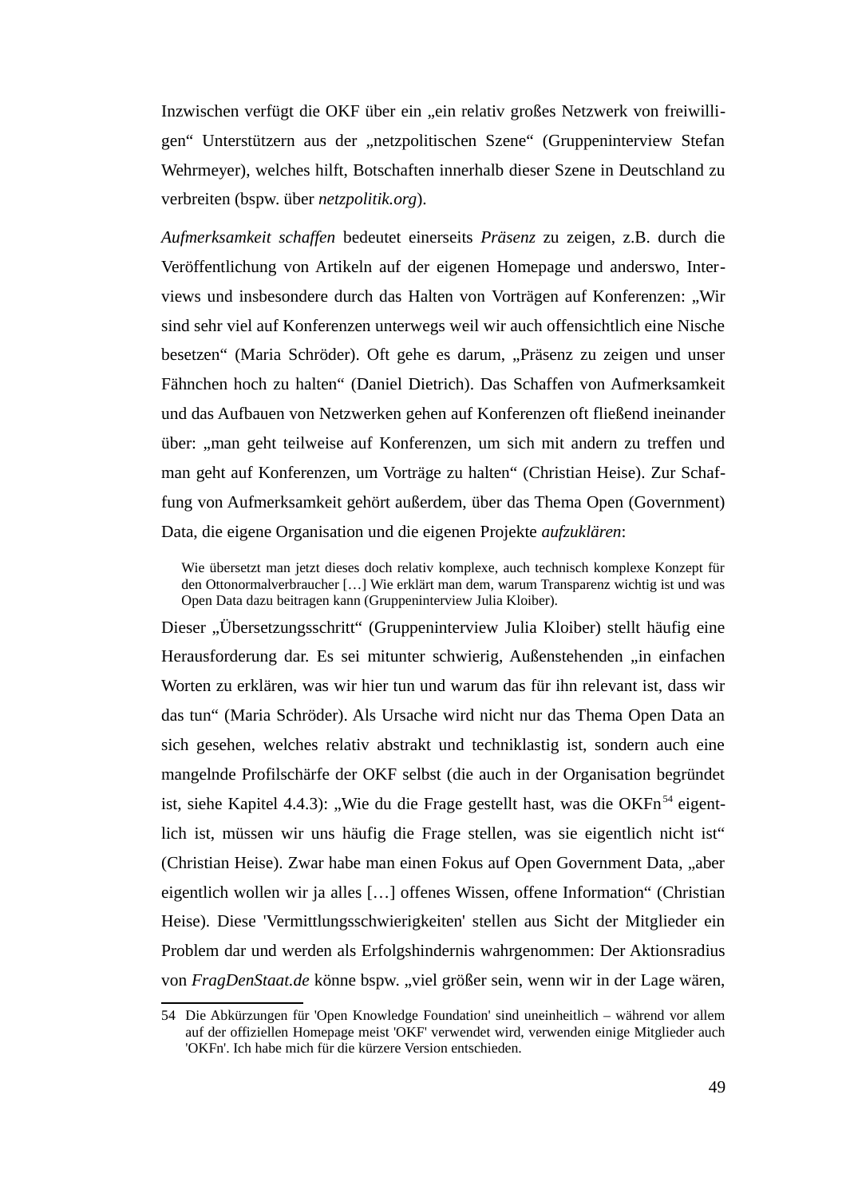Inzwischen verfügt die OKF über ein „ein relativ großes Netzwerk von freiwilligen“ Unterstützern aus der „netzpolitischen Szene“ (Gruppeninterview Stefan Wehrmeyer), welches hilft, Botschaften innerhalb dieser Szene in Deutschland zu verbreiten (bspw. über *netzpolitik.org*).

*Aufmerksamkeit schaffen* bedeutet einerseits *Präsenz* zu zeigen, z.B. durch die Veröffentlichung von Artikeln auf der eigenen Homepage und anderswo, Interviews und insbesondere durch das Halten von Vorträgen auf Konferenzen: „Wir sind sehr viel auf Konferenzen unterwegs weil wir auch offensichtlich eine Nische besetzen“ (Maria Schröder). Oft gehe es darum, „Präsenz zu zeigen und unser Fähnchen hoch zu halten“ (Daniel Dietrich). Das Schaffen von Aufmerksamkeit und das Aufbauen von Netzwerken gehen auf Konferenzen oft fließend ineinander über: „man geht teilweise auf Konferenzen, um sich mit andern zu treffen und man geht auf Konferenzen, um Vorträge zu halten“ (Christian Heise). Zur Schaffung von Aufmerksamkeit gehört außerdem, über das Thema Open (Government) Data, die eigene Organisation und die eigenen Projekte *aufzuklären*:

> Wie übersetzt man jetzt dieses doch relativ komplexe, auch technisch komplexe Konzept für den Ottonormalverbraucher […] Wie erklärt man dem, warum Transparenz wichtig ist und was Open Data dazu beitragen kann (Gruppeninterview Julia Kloiber).

Dieser „Übersetzungsschritt“ (Gruppeninterview Julia Kloiber) stellt häufig eine Herausforderung dar. Es sei mitunter schwierig, Außenstehenden „in einfachen Worten zu erklären, was wir hier tun und warum das für ihn relevant ist, dass wir das tun“ (Maria Schröder). Als Ursache wird nicht nur das Thema Open Data an sich gesehen, welches relativ abstrakt und techniklastig ist, sondern auch eine mangelnde Profilschärfe der OKF selbst (die auch in der Organisation begründet ist, siehe Kapitel 4.4.3): „Wie du die Frage gestellt hast, was die OKFn[54] eigentlich ist, müssen wir uns häufig die Frage stellen, was sie eigentlich nicht ist“ (Christian Heise). Zwar habe man einen Fokus auf Open Government Data, „aber eigentlich wollen wir ja alles […] offenes Wissen, offene Information“ (Christian Heise). Diese 'Vermittlungsschwierigkeiten' stellen aus Sicht der Mitglieder ein Problem dar und werden als Erfolgshindernis wahrgenommen: Der Aktionsradius von *FragDenStaat.de* könne bspw. „viel größer sein, wenn wir in der Lage wären,

---

54 Die Abkürzungen für 'Open Knowledge Foundation' sind uneinheitlich – während vor allem auf der offiziellen Homepage meist 'OKF' verwendet wird, verwenden einige Mitglieder auch 'OKFn'. Ich habe mich für die kürzere Version entschieden.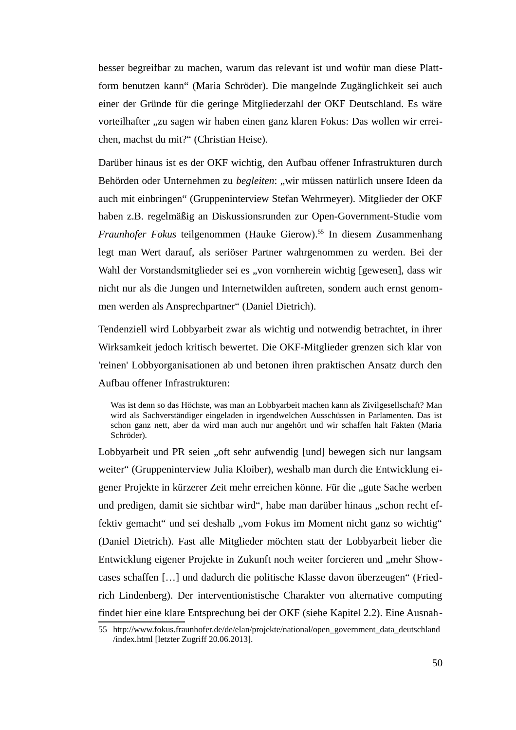besser begreifbar zu machen, warum das relevant ist und wofür man diese Plattform benutzen kann“ (Maria Schröder). Die mangelnde Zugänglichkeit sei auch einer der Gründe für die geringe Mitgliederzahl der OKF Deutschland. Es wäre vorteilhafter „zu sagen wir haben einen ganz klaren Fokus: Das wollen wir erreichen, machst du mit?“ (Christian Heise).

Darüber hinaus ist es der OKF wichtig, den Aufbau offener Infrastrukturen durch Behörden oder Unternehmen zu *begleiten*: „wir müssen natürlich unsere Ideen da auch mit einbringen“ (Gruppeninterview Stefan Wehrmeyer). Mitglieder der OKF haben z.B. regelmäßig an Diskussionsrunden zur Open-Government-Studie vom *Fraunhofer Fokus* teilgenommen (Hauke Gierow).[55] In diesem Zusammenhang legt man Wert darauf, als seriöser Partner wahrgenommen zu werden. Bei der Wahl der Vorstandsmitglieder sei es „von vornherein wichtig [gewesen], dass wir nicht nur als die Jungen und Internetwilden auftreten, sondern auch ernst genommen werden als Ansprechpartner“ (Daniel Dietrich).

Tendenziell wird Lobbyarbeit zwar als wichtig und notwendig betrachtet, in ihrer Wirksamkeit jedoch kritisch bewertet. Die OKF-Mitglieder grenzen sich klar von 'reinen' Lobbyorganisationen ab und betonen ihren praktischen Ansatz durch den Aufbau offener Infrastrukturen:

> Was ist denn so das Höchste, was man an Lobbyarbeit machen kann als Zivilgesellschaft? Man wird als Sachverständiger eingeladen in irgendwelchen Ausschüssen in Parlamenten. Das ist schon ganz nett, aber da wird man auch nur angehört und wir schaffen halt Fakten (Maria Schröder).

Lobbyarbeit und PR seien „oft sehr aufwendig [und] bewegen sich nur langsam weiter“ (Gruppeninterview Julia Kloiber), weshalb man durch die Entwicklung eigener Projekte in kürzerer Zeit mehr erreichen könne. Für die „gute Sache werben und predigen, damit sie sichtbar wird“, habe man darüber hinaus „schon recht effektiv gemacht“ und sei deshalb „vom Fokus im Moment nicht ganz so wichtig“ (Daniel Dietrich). Fast alle Mitglieder möchten statt der Lobbyarbeit lieber die Entwicklung eigener Projekte in Zukunft noch weiter forcieren und „mehr Showcases schaffen […] und dadurch die politische Klasse davon überzeugen“ (Friedrich Lindenberg). Der interventionistische Charakter von alternative computing findet hier eine klare Entsprechung bei der OKF (siehe Kapitel 2.2). Eine Ausnah-

55 http://www.fokus.fraunhofer.de/de/elan/projekte/national/open_government_data_deutschland/index.html [letzter Zugriff 20.06.2013].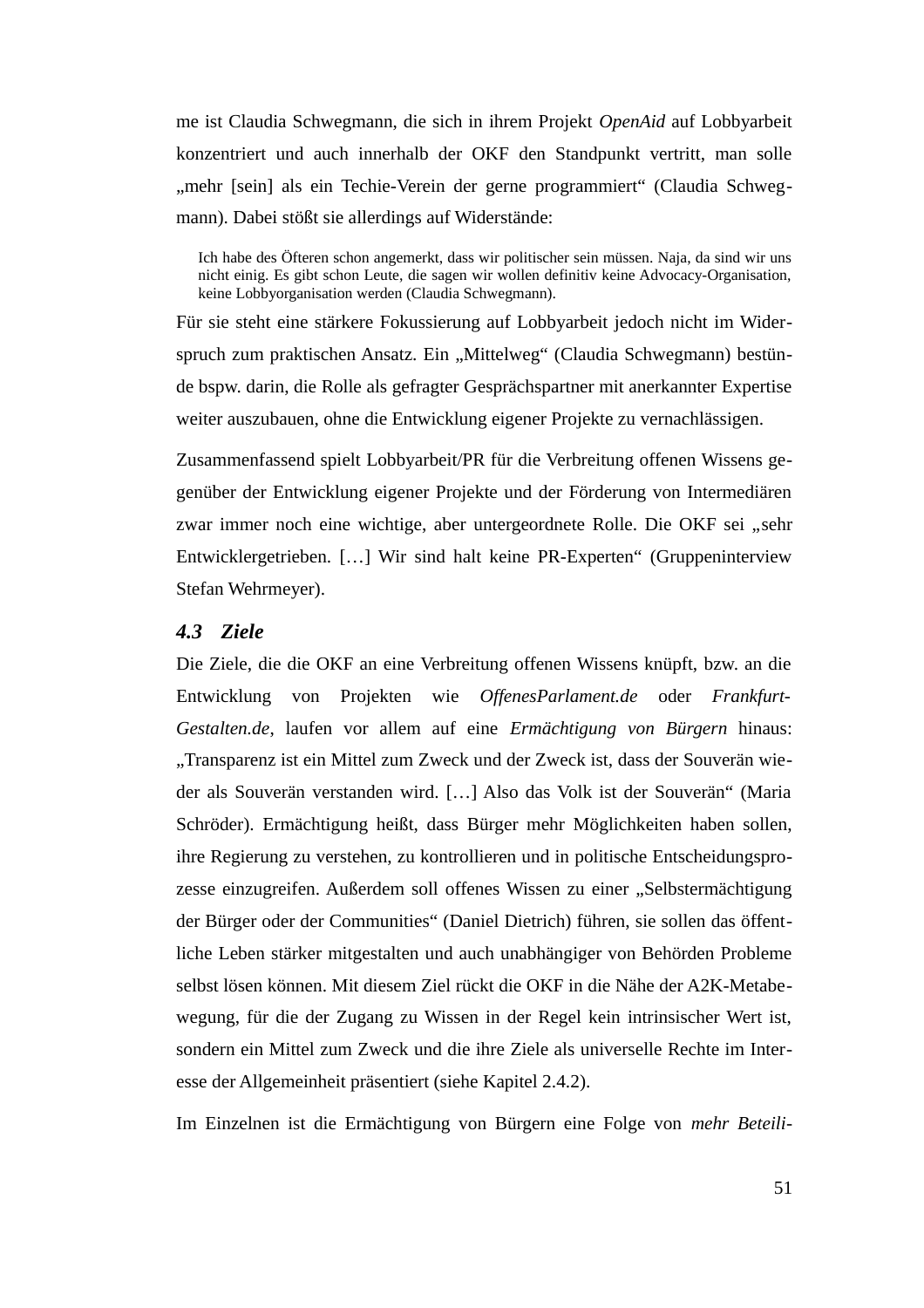me ist Claudia Schwegmann, die sich in ihrem Projekt *OpenAid* auf Lobbyarbeit konzentriert und auch innerhalb der OKF den Standpunkt vertritt, man solle „mehr [sein] als ein Techie-Verein der gerne programmiert“ (Claudia Schwegmann). Dabei stößt sie allerdings auf Widerstände:

> Ich habe des Öfteren schon angemerkt, dass wir politischer sein müssen. Naja, da sind wir uns nicht einig. Es gibt schon Leute, die sagen wir wollen definitiv keine Advocacy-Organisation, keine Lobbyorganisation werden (Claudia Schwegmann).

Für sie steht eine stärkere Fokussierung auf Lobbyarbeit jedoch nicht im Widerspruch zum praktischen Ansatz. Ein „Mittelweg“ (Claudia Schwegmann) bestünde bspw. darin, die Rolle als gefragter Gesprächspartner mit anerkannter Expertise weiter auszubauen, ohne die Entwicklung eigener Projekte zu vernachlässigen.

Zusammenfassend spielt Lobbyarbeit/PR für die Verbreitung offenen Wissens gegenüber der Entwicklung eigener Projekte und der Förderung von Intermediären zwar immer noch eine wichtige, aber untergeordnete Rolle. Die OKF sei „sehr Entwicklergetrieben. […] Wir sind halt keine PR-Experten“ (Gruppeninterview Stefan Wehrmeyer).

### *4.3 Ziele*

Die Ziele, die die OKF an eine Verbreitung offenen Wissens knüpft, bzw. an die Entwicklung von Projekten wie *OffenesParlament.de* oder *Frankfurt-Gestalten.de*, laufen vor allem auf eine *Ermächtigung von Bürgern* hinaus: „Transparenz ist ein Mittel zum Zweck und der Zweck ist, dass der Souverän wieder als Souverän verstanden wird. […] Also das Volk ist der Souverän“ (Maria Schröder). Ermächtigung heißt, dass Bürger mehr Möglichkeiten haben sollen, ihre Regierung zu verstehen, zu kontrollieren und in politische Entscheidungsprozesse einzugreifen. Außerdem soll offenes Wissen zu einer „Selbstermächtigung der Bürger oder der Communities“ (Daniel Dietrich) führen, sie sollen das öffentliche Leben stärker mitgestalten und auch unabhängiger von Behörden Probleme selbst lösen können. Mit diesem Ziel rückt die OKF in die Nähe der A2K-Metabewegung, für die der Zugang zu Wissen in der Regel kein intrinsischer Wert ist, sondern ein Mittel zum Zweck und die ihre Ziele als universelle Rechte im Interesse der Allgemeinheit präsentiert (siehe Kapitel 2.4.2).

Im Einzelnen ist die Ermächtigung von Bürgern eine Folge von *mehr Beteili-*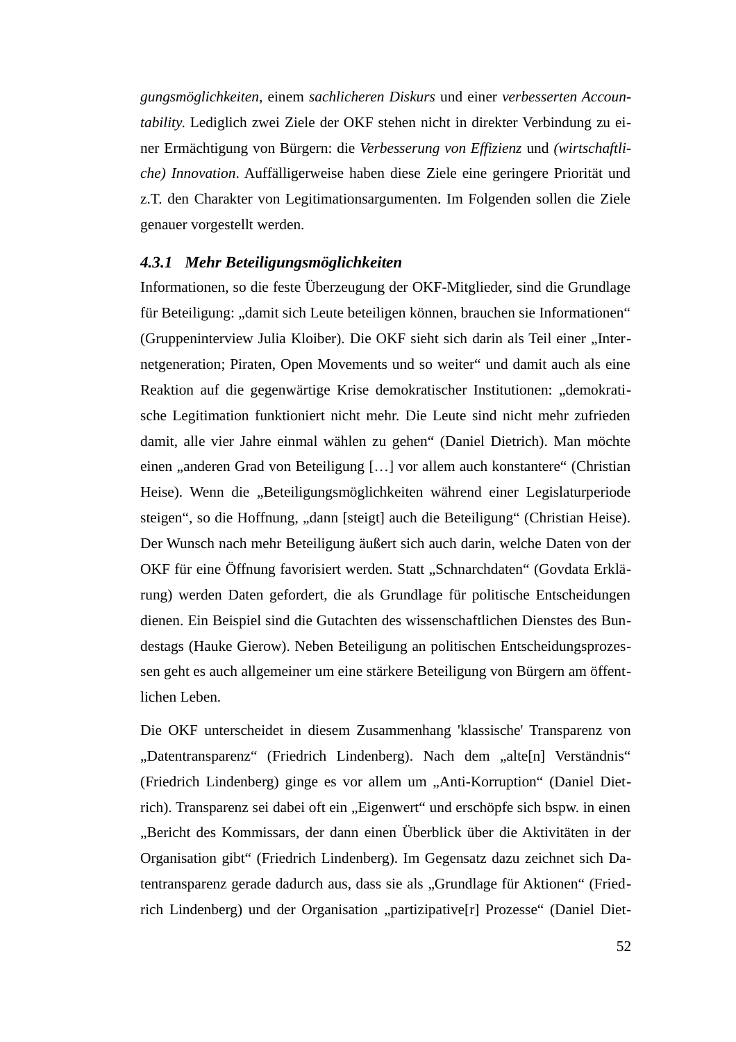*gungsmöglichkeiten*, einem *sachlicheren Diskurs* und einer *verbesserten Accountability.* Lediglich zwei Ziele der OKF stehen nicht in direkter Verbindung zu einer Ermächtigung von Bürgern: die *Verbesserung von Effizienz* und *(wirtschaftliche) Innovation*. Auffälligerweise haben diese Ziele eine geringere Priorität und z.T. den Charakter von Legitimationsargumenten. Im Folgenden sollen die Ziele genauer vorgestellt werden.

### 4.3.1 Mehr Beteiligungsmöglichkeiten

Informationen, so die feste Überzeugung der OKF-Mitglieder, sind die Grundlage für Beteiligung: „damit sich Leute beteiligen können, brauchen sie Informationen“ (Gruppeninterview Julia Kloiber). Die OKF sieht sich darin als Teil einer „Internetgeneration; Piraten, Open Movements und so weiter“ und damit auch als eine Reaktion auf die gegenwärtige Krise demokratischer Institutionen: „demokratische Legitimation funktioniert nicht mehr. Die Leute sind nicht mehr zufrieden damit, alle vier Jahre einmal wählen zu gehen“ (Daniel Dietrich). Man möchte einen „anderen Grad von Beteiligung […] vor allem auch konstantere“ (Christian Heise). Wenn die „Beteiligungsmöglichkeiten während einer Legislaturperiode steigen“, so die Hoffnung, „dann [steigt] auch die Beteiligung“ (Christian Heise). Der Wunsch nach mehr Beteiligung äußert sich auch darin, welche Daten von der OKF für eine Öffnung favorisiert werden. Statt „Schnarchdaten“ (Govdata Erklärung) werden Daten gefordert, die als Grundlage für politische Entscheidungen dienen. Ein Beispiel sind die Gutachten des wissenschaftlichen Dienstes des Bundestags (Hauke Gierow). Neben Beteiligung an politischen Entscheidungsprozessen geht es auch allgemeiner um eine stärkere Beteiligung von Bürgern am öffentlichen Leben.

Die OKF unterscheidet in diesem Zusammenhang 'klassische' Transparenz von „Datentransparenz“ (Friedrich Lindenberg). Nach dem „alte[n] Verständnis“ (Friedrich Lindenberg) ginge es vor allem um „Anti-Korruption“ (Daniel Dietrich). Transparenz sei dabei oft ein „Eigenwert“ und erschöpfe sich bspw. in einen „Bericht des Kommissars, der dann einen Überblick über die Aktivitäten in der Organisation gibt“ (Friedrich Lindenberg). Im Gegensatz dazu zeichnet sich Datentransparenz gerade dadurch aus, dass sie als „Grundlage für Aktionen“ (Friedrich Lindenberg) und der Organisation „partizipative[r] Prozesse“ (Daniel Diet-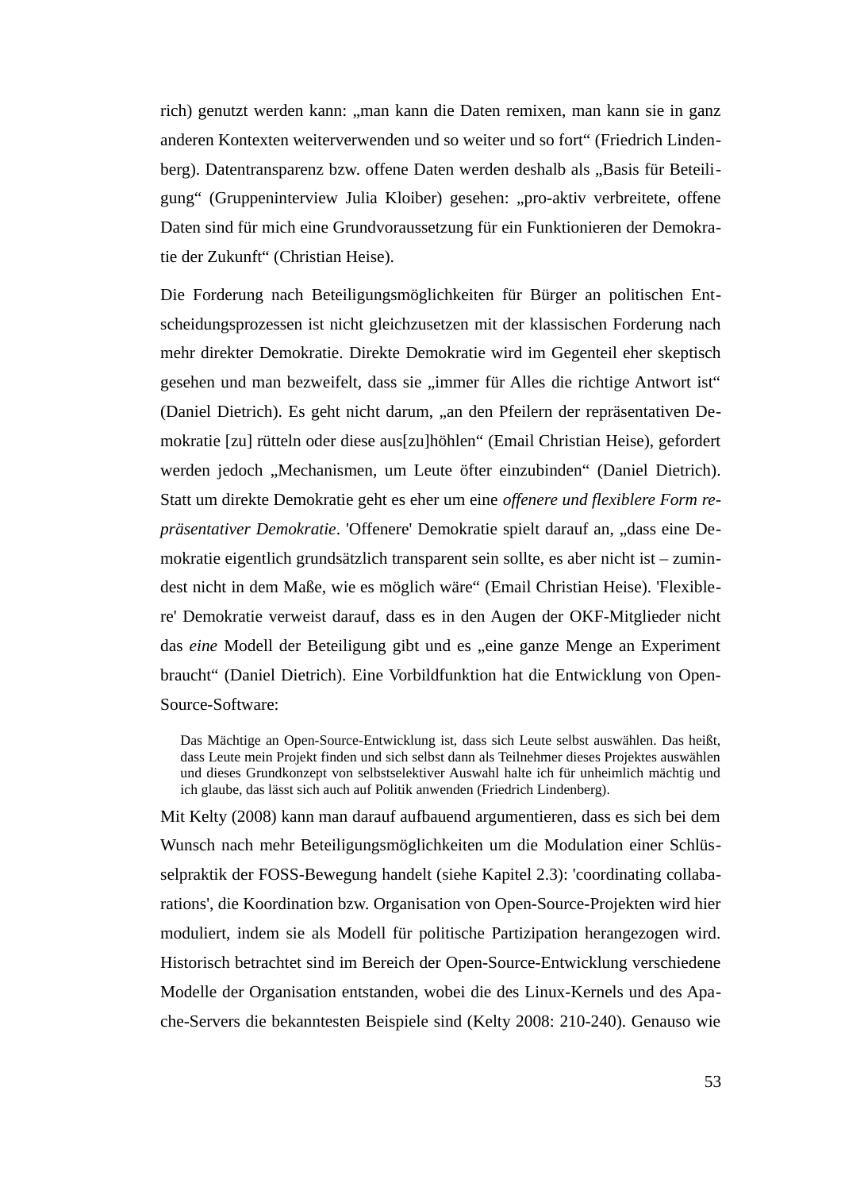rich) genutzt werden kann: „man kann die Daten remixen, man kann sie in ganz anderen Kontexten weiterverwenden und so weiter und so fort“ (Friedrich Lindenberg). Datentransparenz bzw. offene Daten werden deshalb als „Basis für Beteiligung“ (Gruppeninterview Julia Kloiber) gesehen: „pro-aktiv verbreitete, offene Daten sind für mich eine Grundvoraussetzung für ein Funktionieren der Demokratie der Zukunft“ (Christian Heise).

Die Forderung nach Beteiligungsmöglichkeiten für Bürger an politischen Entscheidungsprozessen ist nicht gleichzusetzen mit der klassischen Forderung nach mehr direkter Demokratie. Direkte Demokratie wird im Gegenteil eher skeptisch gesehen und man bezweifelt, dass sie „immer für Alles die richtige Antwort ist“ (Daniel Dietrich). Es geht nicht darum, „an den Pfeilern der repräsentativen Demokratie [zu] rütteln oder diese aus[zu]höhlen“ (Email Christian Heise), gefordert werden jedoch „Mechanismen, um Leute öfter einzubinden“ (Daniel Dietrich). Statt um direkte Demokratie geht es eher um eine *offenere und flexiblere Form repräsentativer Demokratie*. 'Offenere' Demokratie spielt darauf an, „dass eine Demokratie eigentlich grundsätzlich transparent sein sollte, es aber nicht ist – zumindest nicht in dem Maße, wie es möglich wäre“ (Email Christian Heise). 'Flexiblere' Demokratie verweist darauf, dass es in den Augen der OKF-Mitglieder nicht das *eine* Modell der Beteiligung gibt und es „eine ganze Menge an Experiment braucht“ (Daniel Dietrich). Eine Vorbildfunktion hat die Entwicklung von Open-Source-Software:

> Das Mächtige an Open-Source-Entwicklung ist, dass sich Leute selbst auswählen. Das heißt, dass Leute mein Projekt finden und sich selbst dann als Teilnehmer dieses Projektes auswählen und dieses Grundkonzept von selbstselektiver Auswahl halte ich für unheimlich mächtig und ich glaube, das lässt sich auch auf Politik anwenden (Friedrich Lindenberg).

Mit Kelty (2008) kann man darauf aufbauend argumentieren, dass es sich bei dem Wunsch nach mehr Beteiligungsmöglichkeiten um die Modulation einer Schlüsselpraktik der FOSS-Bewegung handelt (siehe Kapitel 2.3): 'coordinating collabarations', die Koordination bzw. Organisation von Open-Source-Projekten wird hier moduliert, indem sie als Modell für politische Partizipation herangezogen wird. Historisch betrachtet sind im Bereich der Open-Source-Entwicklung verschiedene Modelle der Organisation entstanden, wobei die des Linux-Kernels und des Apache-Servers die bekanntesten Beispiele sind (Kelty 2008: 210-240). Genauso wie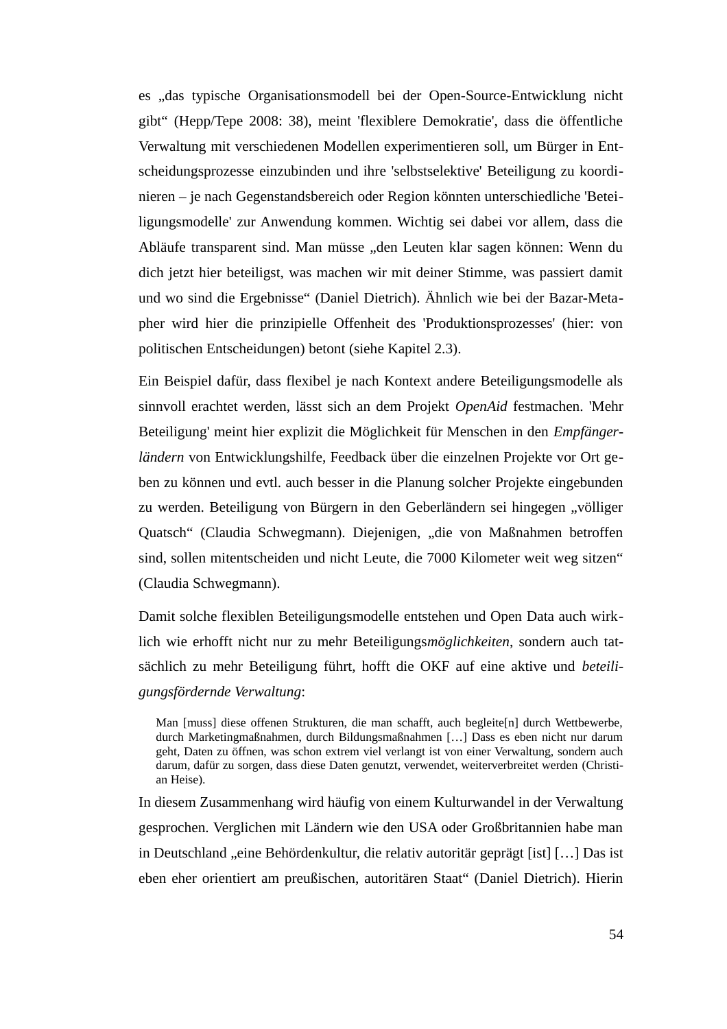es „das typische Organisationsmodell bei der Open-Source-Entwicklung nicht gibt“ (Hepp/Tepe 2008: 38), meint 'flexiblere Demokratie', dass die öffentliche Verwaltung mit verschiedenen Modellen experimentieren soll, um Bürger in Entscheidungsprozesse einzubinden und ihre 'selbstselektive' Beteiligung zu koordinieren – je nach Gegenstandsbereich oder Region könnten unterschiedliche 'Beteiligungsmodelle' zur Anwendung kommen. Wichtig sei dabei vor allem, dass die Abläufe transparent sind. Man müsse „den Leuten klar sagen können: Wenn du dich jetzt hier beteiligst, was machen wir mit deiner Stimme, was passiert damit und wo sind die Ergebnisse“ (Daniel Dietrich). Ähnlich wie bei der Bazar-Metapher wird hier die prinzipielle Offenheit des 'Produktionsprozesses' (hier: von politischen Entscheidungen) betont (siehe Kapitel 2.3).

Ein Beispiel dafür, dass flexibel je nach Kontext andere Beteiligungsmodelle als sinnvoll erachtet werden, lässt sich an dem Projekt *OpenAid* festmachen. 'Mehr Beteiligung' meint hier explizit die Möglichkeit für Menschen in den *Empfängerländern* von Entwicklungshilfe, Feedback über die einzelnen Projekte vor Ort geben zu können und evtl. auch besser in die Planung solcher Projekte eingebunden zu werden. Beteiligung von Bürgern in den Geberländern sei hingegen „völliger Quatsch“ (Claudia Schwegmann). Diejenigen, „die von Maßnahmen betroffen sind, sollen mitentscheiden und nicht Leute, die 7000 Kilometer weit weg sitzen“ (Claudia Schwegmann).

Damit solche flexiblen Beteiligungsmodelle entstehen und Open Data auch wirklich wie erhofft nicht nur zu mehr Beteiligungs*möglichkeiten*, sondern auch tatsächlich zu mehr Beteiligung führt, hofft die OKF auf eine aktive und *beteiligungsfördernde Verwaltung*:

> Man [muss] diese offenen Strukturen, die man schafft, auch begleite[n] durch Wettbewerbe, durch Marketingmaßnahmen, durch Bildungsmaßnahmen […] Dass es eben nicht nur darum geht, Daten zu öffnen, was schon extrem viel verlangt ist von einer Verwaltung, sondern auch darum, dafür zu sorgen, dass diese Daten genutzt, verwendet, weiterverbreitet werden (Christian Heise).

In diesem Zusammenhang wird häufig von einem Kulturwandel in der Verwaltung gesprochen. Verglichen mit Ländern wie den USA oder Großbritannien habe man in Deutschland „eine Behördenkultur, die relativ autoritär geprägt [ist] […] Das ist eben eher orientiert am preußischen, autoritären Staat“ (Daniel Dietrich). Hierin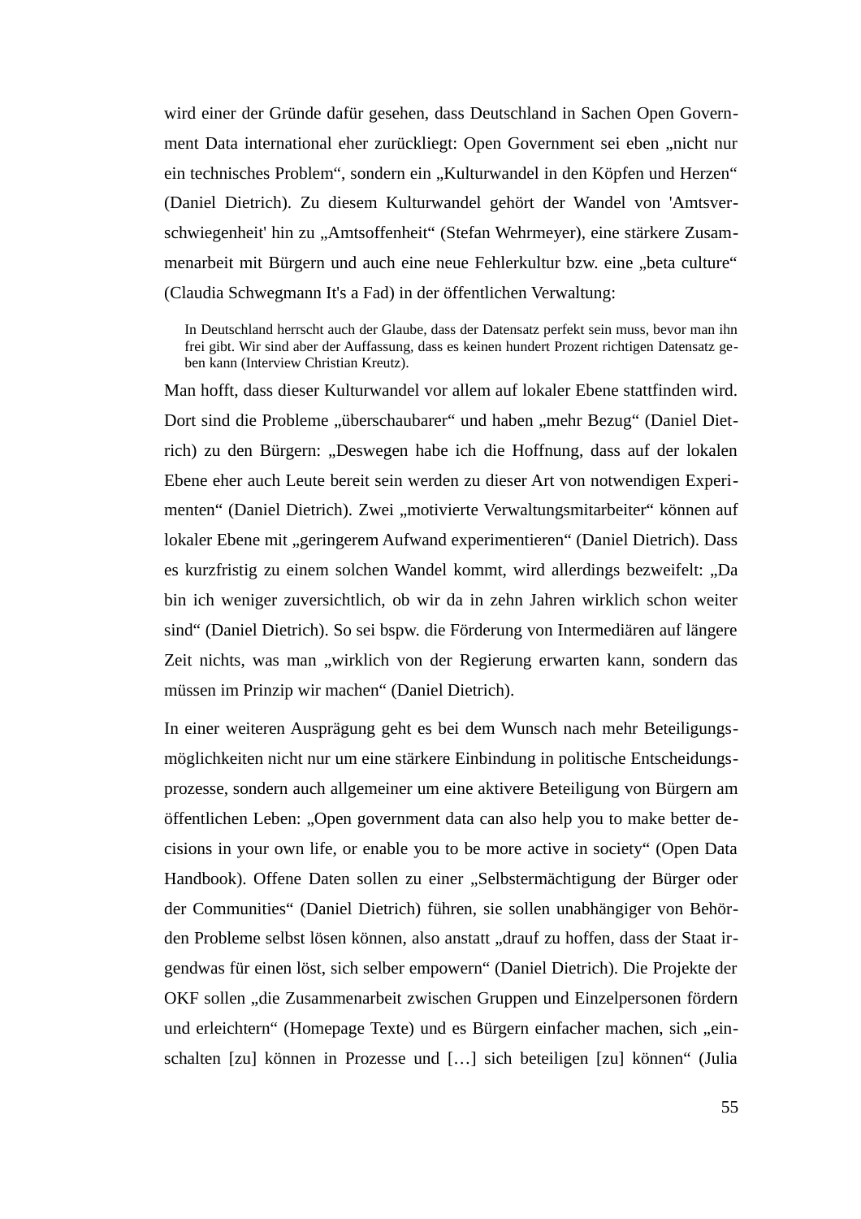wird einer der Gründe dafür gesehen, dass Deutschland in Sachen Open Government Data international eher zurückliegt: Open Government sei eben „nicht nur ein technisches Problem“, sondern ein „Kulturwandel in den Köpfen und Herzen“ (Daniel Dietrich). Zu diesem Kulturwandel gehört der Wandel von 'Amtsverschwiegenheit' hin zu „Amtsoffenheit“ (Stefan Wehrmeyer), eine stärkere Zusammenarbeit mit Bürgern und auch eine neue Fehlerkultur bzw. eine „beta culture“ (Claudia Schwegmann It's a Fad) in der öffentlichen Verwaltung:

> In Deutschland herrscht auch der Glaube, dass der Datensatz perfekt sein muss, bevor man ihn frei gibt. Wir sind aber der Auffassung, dass es keinen hundert Prozent richtigen Datensatz geben kann (Interview Christian Kreutz).

Man hofft, dass dieser Kulturwandel vor allem auf lokaler Ebene stattfinden wird. Dort sind die Probleme „überschaubarer“ und haben „mehr Bezug“ (Daniel Dietrich) zu den Bürgern: „Deswegen habe ich die Hoffnung, dass auf der lokalen Ebene eher auch Leute bereit sein werden zu dieser Art von notwendigen Experimenten“ (Daniel Dietrich). Zwei „motivierte Verwaltungsmitarbeiter“ können auf lokaler Ebene mit „geringerem Aufwand experimentieren“ (Daniel Dietrich). Dass es kurzfristig zu einem solchen Wandel kommt, wird allerdings bezweifelt: „Da bin ich weniger zuversichtlich, ob wir da in zehn Jahren wirklich schon weiter sind“ (Daniel Dietrich). So sei bspw. die Förderung von Intermediären auf längere Zeit nichts, was man „wirklich von der Regierung erwarten kann, sondern das müssen im Prinzip wir machen“ (Daniel Dietrich).

In einer weiteren Ausprägung geht es bei dem Wunsch nach mehr Beteiligungsmöglichkeiten nicht nur um eine stärkere Einbindung in politische Entscheidungsprozesse, sondern auch allgemeiner um eine aktivere Beteiligung von Bürgern am öffentlichen Leben: „Open government data can also help you to make better decisions in your own life, or enable you to be more active in society“ (Open Data Handbook). Offene Daten sollen zu einer „Selbstermächtigung der Bürger oder der Communities“ (Daniel Dietrich) führen, sie sollen unabhängiger von Behörden Probleme selbst lösen können, also anstatt „drauf zu hoffen, dass der Staat irgendwas für einen löst, sich selber empowern“ (Daniel Dietrich). Die Projekte der OKF sollen „die Zusammenarbeit zwischen Gruppen und Einzelpersonen fördern und erleichtern“ (Homepage Texte) und es Bürgern einfacher machen, sich „einschalten [zu] können in Prozesse und […] sich beteiligen [zu] können“ (Julia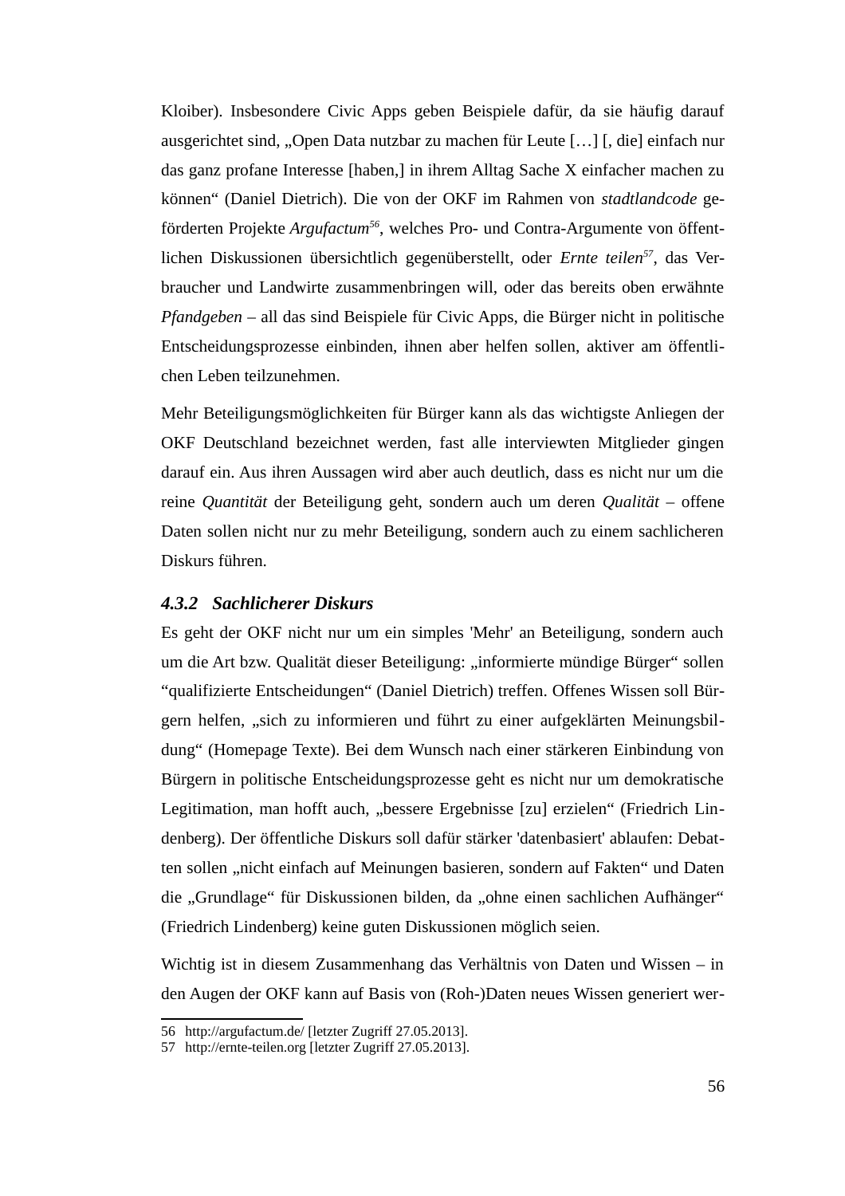Kloiber). Insbesondere Civic Apps geben Beispiele dafür, da sie häufig darauf ausgerichtet sind, „Open Data nutzbar zu machen für Leute […] [, die] einfach nur das ganz profane Interesse [haben,] in ihrem Alltag Sache X einfacher machen zu können“ (Daniel Dietrich). Die von der OKF im Rahmen von *stadtlandcode* geförderten Projekte *Argufactum*[56], welches Pro- und Contra-Argumente von öffentlichen Diskussionen übersichtlich gegenüberstellt, oder *Ernte teilen*[57], das Verbraucher und Landwirte zusammenbringen will, oder das bereits oben erwähnte *Pfandgeben* – all das sind Beispiele für Civic Apps, die Bürger nicht in politische Entscheidungsprozesse einbinden, ihnen aber helfen sollen, aktiver am öffentlichen Leben teilzunehmen.

Mehr Beteiligungsmöglichkeiten für Bürger kann als das wichtigste Anliegen der OKF Deutschland bezeichnet werden, fast alle interviewten Mitglieder gingen darauf ein. Aus ihren Aussagen wird aber auch deutlich, dass es nicht nur um die reine *Quantität* der Beteiligung geht, sondern auch um deren *Qualität* – offene Daten sollen nicht nur zu mehr Beteiligung, sondern auch zu einem sachlicheren Diskurs führen.

### 4.3.2 Sachlicherer Diskurs

Es geht der OKF nicht nur um ein simples 'Mehr' an Beteiligung, sondern auch um die Art bzw. Qualität dieser Beteiligung: „informierte mündige Bürger“ sollen “qualifizierte Entscheidungen“ (Daniel Dietrich) treffen. Offenes Wissen soll Bürgern helfen, „sich zu informieren und führt zu einer aufgeklärten Meinungsbildung“ (Homepage Texte). Bei dem Wunsch nach einer stärkeren Einbindung von Bürgern in politische Entscheidungsprozesse geht es nicht nur um demokratische Legitimation, man hofft auch, „bessere Ergebnisse [zu] erzielen“ (Friedrich Lindenberg). Der öffentliche Diskurs soll dafür stärker 'datenbasiert' ablaufen: Debatten sollen „nicht einfach auf Meinungen basieren, sondern auf Fakten“ und Daten die „Grundlage“ für Diskussionen bilden, da „ohne einen sachlichen Aufhänger“ (Friedrich Lindenberg) keine guten Diskussionen möglich seien.

Wichtig ist in diesem Zusammenhang das Verhältnis von Daten und Wissen – in den Augen der OKF kann auf Basis von (Roh-)Daten neues Wissen generiert wer-

---

56 http://argufactum.de/ [letzter Zugriff 27.05.2013].

57 http://ernte-teilen.org [letzter Zugriff 27.05.2013].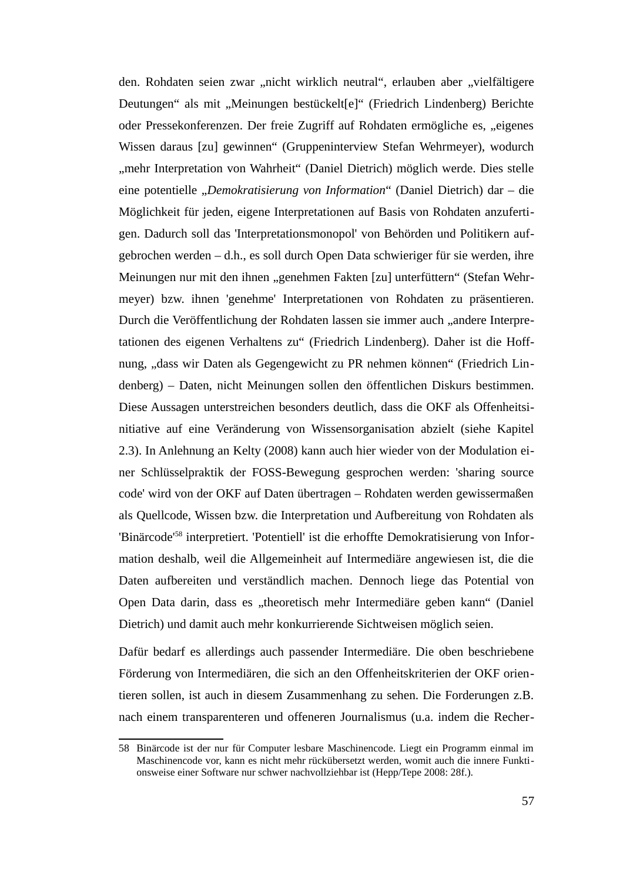den. Rohdaten seien zwar „nicht wirklich neutral“, erlauben aber „vielfältigere Deutungen“ als mit „Meinungen bestückelt[e]“ (Friedrich Lindenberg) Berichte oder Pressekonferenzen. Der freie Zugriff auf Rohdaten ermögliche es, „eigenes Wissen daraus [zu] gewinnen“ (Gruppeninterview Stefan Wehrmeyer), wodurch „mehr Interpretation von Wahrheit“ (Daniel Dietrich) möglich werde. Dies stelle eine potentielle „*Demokratisierung von Information*“ (Daniel Dietrich) dar – die Möglichkeit für jeden, eigene Interpretationen auf Basis von Rohdaten anzufertigen. Dadurch soll das 'Interpretationsmonopol' von Behörden und Politikern aufgebrochen werden – d.h., es soll durch Open Data schwieriger für sie werden, ihre Meinungen nur mit den ihnen „genehmen Fakten [zu] unterfüttern“ (Stefan Wehrmeyer) bzw. ihnen 'genehme' Interpretationen von Rohdaten zu präsentieren. Durch die Veröffentlichung der Rohdaten lassen sie immer auch „andere Interpretationen des eigenen Verhaltens zu“ (Friedrich Lindenberg). Daher ist die Hoffnung, „dass wir Daten als Gegengewicht zu PR nehmen können“ (Friedrich Lindenberg) – Daten, nicht Meinungen sollen den öffentlichen Diskurs bestimmen. Diese Aussagen unterstreichen besonders deutlich, dass die OKF als Offenheitsinitiative auf eine Veränderung von Wissensorganisation abzielt (siehe Kapitel 2.3). In Anlehnung an Kelty (2008) kann auch hier wieder von der Modulation einer Schlüsselpraktik der FOSS-Bewegung gesprochen werden: 'sharing source code' wird von der OKF auf Daten übertragen – Rohdaten werden gewissermaßen als Quellcode, Wissen bzw. die Interpretation und Aufbereitung von Rohdaten als 'Binärcode'[58] interpretiert. 'Potentiell' ist die erhoffte Demokratisierung von Information deshalb, weil die Allgemeinheit auf Intermediäre angewiesen ist, die die Daten aufbereiten und verständlich machen. Dennoch liege das Potential von Open Data darin, dass es „theoretisch mehr Intermediäre geben kann“ (Daniel Dietrich) und damit auch mehr konkurrierende Sichtweisen möglich seien.

Dafür bedarf es allerdings auch passender Intermediäre. Die oben beschriebene Förderung von Intermediären, die sich an den Offenheitskriterien der OKF orientieren sollen, ist auch in diesem Zusammenhang zu sehen. Die Forderungen z.B. nach einem transparenteren und offeneren Journalismus (u.a. indem die Recher-

58 Binärcode ist der nur für Computer lesbare Maschinencode. Liegt ein Programm einmal im Maschinencode vor, kann es nicht mehr rückübersetzt werden, womit auch die innere Funktionsweise einer Software nur schwer nachvollziehbar ist (Hepp/Tepe 2008: 28f.).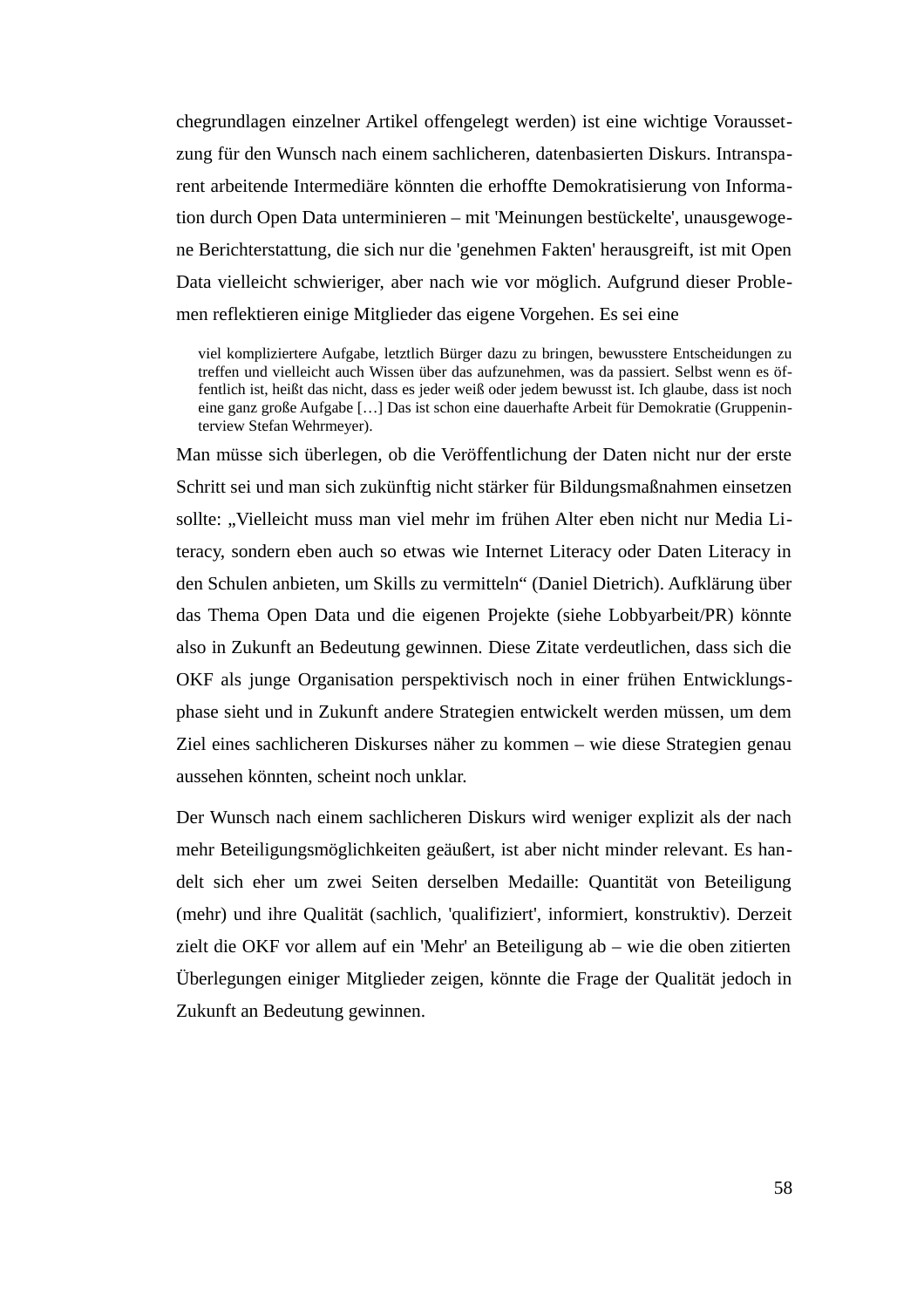chegrundlagen einzelner Artikel offengelegt werden) ist eine wichtige Voraussetzung für den Wunsch nach einem sachlicheren, datenbasierten Diskurs. Intransparent arbeitende Intermediäre könnten die erhoffte Demokratisierung von Information durch Open Data unterminieren – mit 'Meinungen bestückelte', unausgewogene Berichterstattung, die sich nur die 'genehmen Fakten' herausgreift, ist mit Open Data vielleicht schwieriger, aber nach wie vor möglich. Aufgrund dieser Problemen reflektieren einige Mitglieder das eigene Vorgehen. Es sei eine

> viel kompliziertere Aufgabe, letztlich Bürger dazu zu bringen, bewusstere Entscheidungen zu treffen und vielleicht auch Wissen über das aufzunehmen, was da passiert. Selbst wenn es öffentlich ist, heißt das nicht, dass es jeder weiß oder jedem bewusst ist. Ich glaube, dass ist noch eine ganz große Aufgabe […] Das ist schon eine dauerhafte Arbeit für Demokratie (Gruppeninterview Stefan Wehrmeyer).

Man müsse sich überlegen, ob die Veröffentlichung der Daten nicht nur der erste Schritt sei und man sich zukünftig nicht stärker für Bildungsmaßnahmen einsetzen sollte: „Vielleicht muss man viel mehr im frühen Alter eben nicht nur Media Literacy, sondern eben auch so etwas wie Internet Literacy oder Daten Literacy in den Schulen anbieten, um Skills zu vermitteln" (Daniel Dietrich). Aufklärung über das Thema Open Data und die eigenen Projekte (siehe Lobbyarbeit/PR) könnte also in Zukunft an Bedeutung gewinnen. Diese Zitate verdeutlichen, dass sich die OKF als junge Organisation perspektivisch noch in einer frühen Entwicklungsphase sieht und in Zukunft andere Strategien entwickelt werden müssen, um dem Ziel eines sachlicheren Diskurses näher zu kommen – wie diese Strategien genau aussehen könnten, scheint noch unklar.

Der Wunsch nach einem sachlicheren Diskurs wird weniger explizit als der nach mehr Beteiligungsmöglichkeiten geäußert, ist aber nicht minder relevant. Es handelt sich eher um zwei Seiten derselben Medaille: Quantität von Beteiligung (mehr) und ihre Qualität (sachlich, 'qualifiziert', informiert, konstruktiv). Derzeit zielt die OKF vor allem auf ein 'Mehr' an Beteiligung ab – wie die oben zitierten Überlegungen einiger Mitglieder zeigen, könnte die Frage der Qualität jedoch in Zukunft an Bedeutung gewinnen.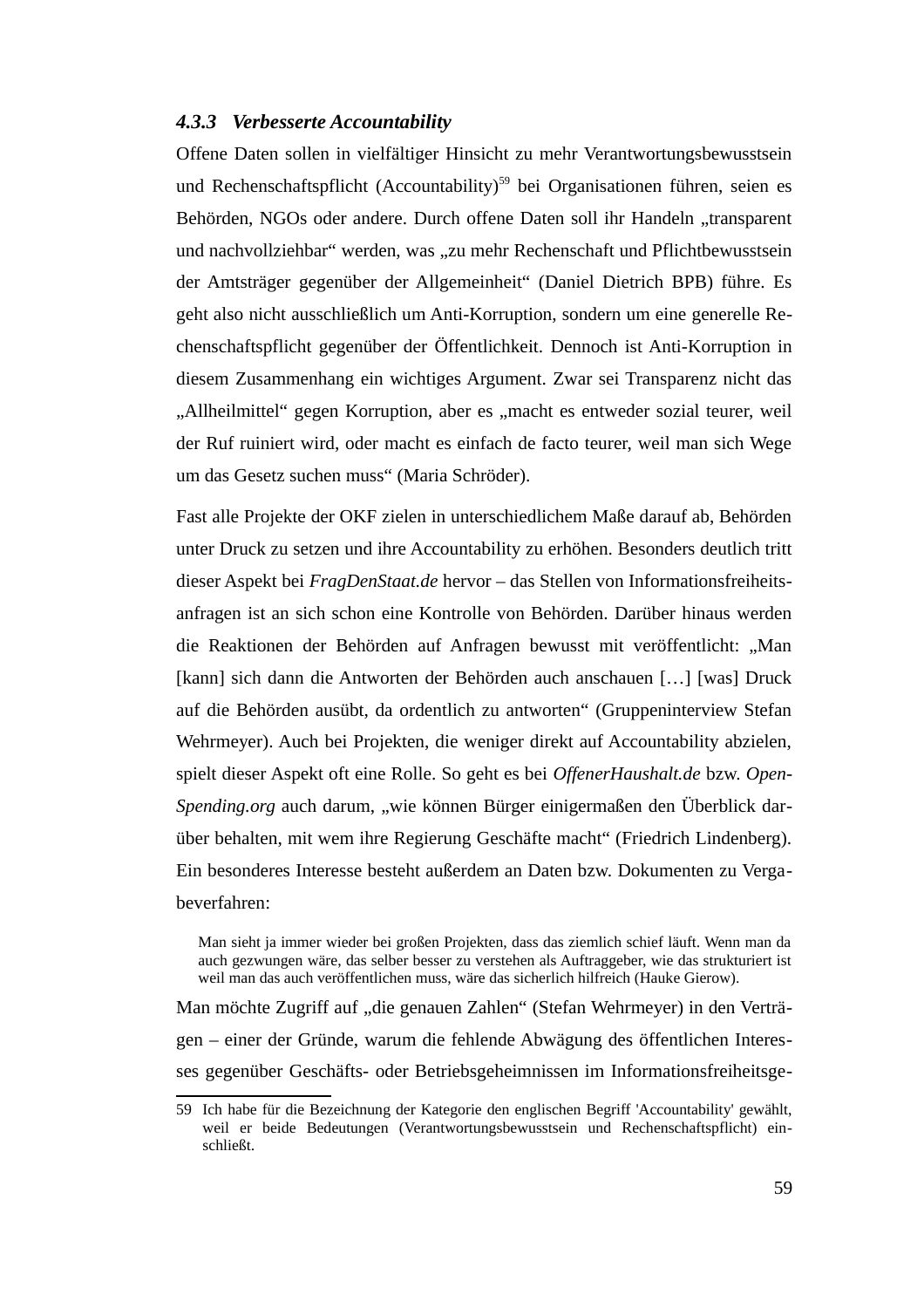### 4.3.3 Verbesserte Accountability

Offene Daten sollen in vielfältiger Hinsicht zu mehr Verantwortungsbewusstsein und Rechenschaftspflicht (Accountability)[59] bei Organisationen führen, seien es Behörden, NGOs oder andere. Durch offene Daten soll ihr Handeln „transparent und nachvollziehbar" werden, was „zu mehr Rechenschaft und Pflichtbewusstsein der Amtsträger gegenüber der Allgemeinheit" (Daniel Dietrich BPB) führe. Es geht also nicht ausschließlich um Anti-Korruption, sondern um eine generelle Rechenschaftspflicht gegenüber der Öffentlichkeit. Dennoch ist Anti-Korruption in diesem Zusammenhang ein wichtiges Argument. Zwar sei Transparenz nicht das „Allheilmittel" gegen Korruption, aber es „macht es entweder sozial teurer, weil der Ruf ruiniert wird, oder macht es einfach de facto teurer, weil man sich Wege um das Gesetz suchen muss" (Maria Schröder).

Fast alle Projekte der OKF zielen in unterschiedlichem Maße darauf ab, Behörden unter Druck zu setzen und ihre Accountability zu erhöhen. Besonders deutlich tritt dieser Aspekt bei *FragDenStaat.de* hervor – das Stellen von Informationsfreiheitsanfragen ist an sich schon eine Kontrolle von Behörden. Darüber hinaus werden die Reaktionen der Behörden auf Anfragen bewusst mit veröffentlicht: „Man [kann] sich dann die Antworten der Behörden auch anschauen […] [was] Druck auf die Behörden ausübt, da ordentlich zu antworten" (Gruppeninterview Stefan Wehrmeyer). Auch bei Projekten, die weniger direkt auf Accountability abzielen, spielt dieser Aspekt oft eine Rolle. So geht es bei *OffenerHaushalt.de* bzw. *OpenSpending.org* auch darum, „wie können Bürger einigermaßen den Überblick darüber behalten, mit wem ihre Regierung Geschäfte macht" (Friedrich Lindenberg). Ein besonderes Interesse besteht außerdem an Daten bzw. Dokumenten zu Vergabeverfahren:

> Man sieht ja immer wieder bei großen Projekten, dass das ziemlich schief läuft. Wenn man da auch gezwungen wäre, das selber besser zu verstehen als Auftraggeber, wie das strukturiert ist weil man das auch veröffentlichen muss, wäre das sicherlich hilfreich (Hauke Gierow).

Man möchte Zugriff auf „die genauen Zahlen" (Stefan Wehrmeyer) in den Verträgen – einer der Gründe, warum die fehlende Abwägung des öffentlichen Interesses gegenüber Geschäfts- oder Betriebsgeheimnissen im Informationsfreiheitsge-

---

59 Ich habe für die Bezeichnung der Kategorie den englischen Begriff 'Accountability' gewählt, weil er beide Bedeutungen (Verantwortungsbewusstsein und Rechenschaftspflicht) einschließt.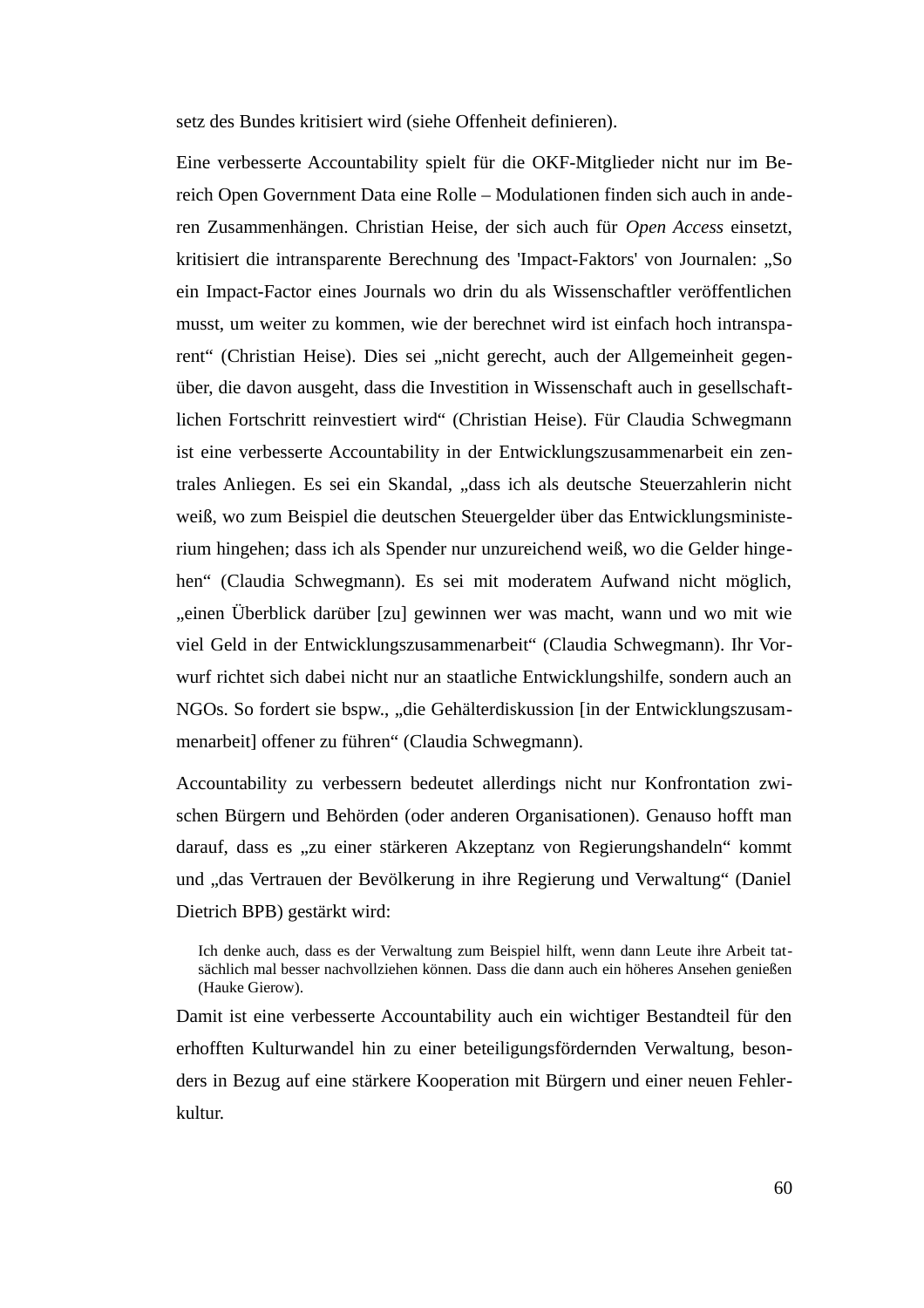setz des Bundes kritisiert wird (siehe Offenheit definieren).

Eine verbesserte Accountability spielt für die OKF-Mitglieder nicht nur im Bereich Open Government Data eine Rolle – Modulationen finden sich auch in anderen Zusammenhängen. Christian Heise, der sich auch für *Open Access* einsetzt, kritisiert die intransparente Berechnung des 'Impact-Faktors' von Journalen: „So ein Impact-Factor eines Journals wo drin du als Wissenschaftler veröffentlichen musst, um weiter zu kommen, wie der berechnet wird ist einfach hoch intransparent“ (Christian Heise). Dies sei „nicht gerecht, auch der Allgemeinheit gegenüber, die davon ausgeht, dass die Investition in Wissenschaft auch in gesellschaftlichen Fortschritt reinvestiert wird“ (Christian Heise). Für Claudia Schwegmann ist eine verbesserte Accountability in der Entwicklungszusammenarbeit ein zentrales Anliegen. Es sei ein Skandal, „dass ich als deutsche Steuerzahlerin nicht weiß, wo zum Beispiel die deutschen Steuergelder über das Entwicklungsministerium hingehen; dass ich als Spender nur unzureichend weiß, wo die Gelder hingehen“ (Claudia Schwegmann). Es sei mit moderatem Aufwand nicht möglich, „einen Überblick darüber [zu] gewinnen wer was macht, wann und wo mit wie viel Geld in der Entwicklungszusammenarbeit“ (Claudia Schwegmann). Ihr Vorwurf richtet sich dabei nicht nur an staatliche Entwicklungshilfe, sondern auch an NGOs. So fordert sie bspw., „die Gehälterdiskussion [in der Entwicklungszusammenarbeit] offener zu führen“ (Claudia Schwegmann).

Accountability zu verbessern bedeutet allerdings nicht nur Konfrontation zwischen Bürgern und Behörden (oder anderen Organisationen). Genauso hofft man darauf, dass es „zu einer stärkeren Akzeptanz von Regierungshandeln“ kommt und „das Vertrauen der Bevölkerung in ihre Regierung und Verwaltung“ (Daniel Dietrich BPB) gestärkt wird:

> Ich denke auch, dass es der Verwaltung zum Beispiel hilft, wenn dann Leute ihre Arbeit tatsächlich mal besser nachvollziehen können. Dass die dann auch ein höheres Ansehen genießen (Hauke Gierow).

Damit ist eine verbesserte Accountability auch ein wichtiger Bestandteil für den erhofften Kulturwandel hin zu einer beteiligungsfördernden Verwaltung, besonders in Bezug auf eine stärkere Kooperation mit Bürgern und einer neuen Fehlerkultur.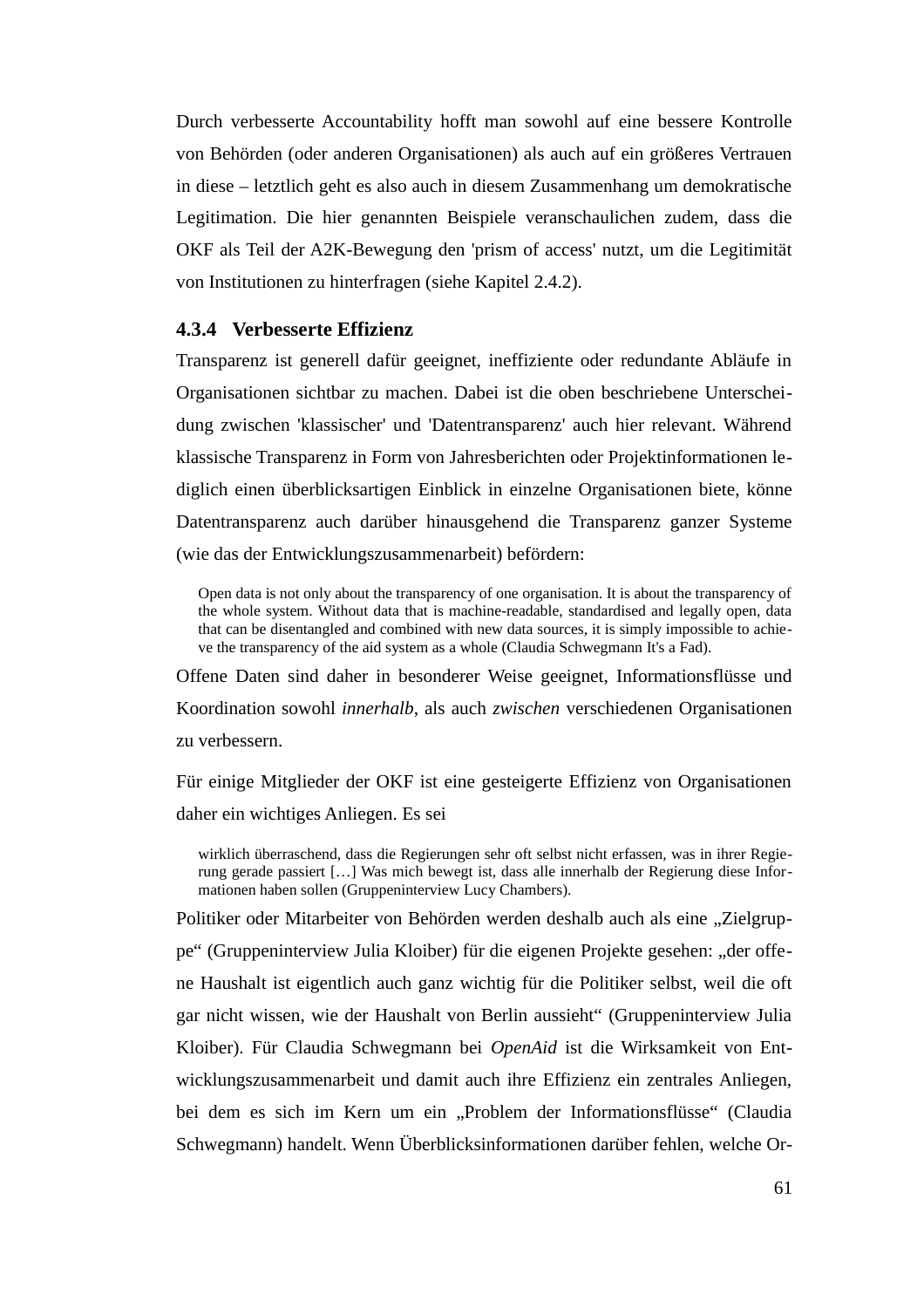Durch verbesserte Accountability hofft man sowohl auf eine bessere Kontrolle von Behörden (oder anderen Organisationen) als auch auf ein größeres Vertrauen in diese – letztlich geht es also auch in diesem Zusammenhang um demokratische Legitimation. Die hier genannten Beispiele veranschaulichen zudem, dass die OKF als Teil der A2K-Bewegung den 'prism of access' nutzt, um die Legitimität von Institutionen zu hinterfragen (siehe Kapitel 2.4.2).

### 4.3.4 Verbesserte Effizienz

Transparenz ist generell dafür geeignet, ineffiziente oder redundante Abläufe in Organisationen sichtbar zu machen. Dabei ist die oben beschriebene Unterscheidung zwischen 'klassischer' und 'Datentransparenz' auch hier relevant. Während klassische Transparenz in Form von Jahresberichten oder Projektinformationen lediglich einen überblicksartigen Einblick in einzelne Organisationen biete, könne Datentransparenz auch darüber hinausgehend die Transparenz ganzer Systeme (wie das der Entwicklungszusammenarbeit) befördern:

> Open data is not only about the transparency of one organisation. It is about the transparency of the whole system. Without data that is machine-readable, standardised and legally open, data that can be disentangled and combined with new data sources, it is simply impossible to achieve the transparency of the aid system as a whole (Claudia Schwegmann It's a Fad).

Offene Daten sind daher in besonderer Weise geeignet, Informationsflüsse und Koordination sowohl *innerhalb*, als auch *zwischen* verschiedenen Organisationen zu verbessern.

Für einige Mitglieder der OKF ist eine gesteigerte Effizienz von Organisationen daher ein wichtiges Anliegen. Es sei

> wirklich überraschend, dass die Regierungen sehr oft selbst nicht erfassen, was in ihrer Regierung gerade passiert […] Was mich bewegt ist, dass alle innerhalb der Regierung diese Informationen haben sollen (Gruppeninterview Lucy Chambers).

Politiker oder Mitarbeiter von Behörden werden deshalb auch als eine „Zielgruppe“ (Gruppeninterview Julia Kloiber) für die eigenen Projekte gesehen: „der offene Haushalt ist eigentlich auch ganz wichtig für die Politiker selbst, weil die oft gar nicht wissen, wie der Haushalt von Berlin aussieht“ (Gruppeninterview Julia Kloiber). Für Claudia Schwegmann bei *OpenAid* ist die Wirksamkeit von Entwicklungszusammenarbeit und damit auch ihre Effizienz ein zentrales Anliegen, bei dem es sich im Kern um ein „Problem der Informationsflüsse“ (Claudia Schwegmann) handelt. Wenn Überblicksinformationen darüber fehlen, welche Or-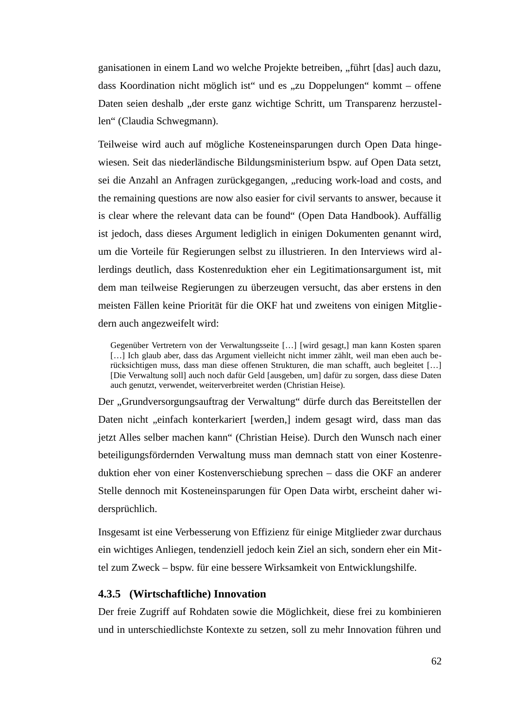ganisationen in einem Land wo welche Projekte betreiben, „führt [das] auch dazu, dass Koordination nicht möglich ist“ und es „zu Doppelungen“ kommt – offene Daten seien deshalb „der erste ganz wichtige Schritt, um Transparenz herzustellen“ (Claudia Schwegmann).

Teilweise wird auch auf mögliche Kosteneinsparungen durch Open Data hingewiesen. Seit das niederländische Bildungsministerium bspw. auf Open Data setzt, sei die Anzahl an Anfragen zurückgegangen, „reducing work-load and costs, and the remaining questions are now also easier for civil servants to answer, because it is clear where the relevant data can be found“ (Open Data Handbook). Auffällig ist jedoch, dass dieses Argument lediglich in einigen Dokumenten genannt wird, um die Vorteile für Regierungen selbst zu illustrieren. In den Interviews wird allerdings deutlich, dass Kostenreduktion eher ein Legitimationsargument ist, mit dem man teilweise Regierungen zu überzeugen versucht, das aber erstens in den meisten Fällen keine Priorität für die OKF hat und zweitens von einigen Mitgliedern auch angezweifelt wird:

> Gegenüber Vertretern von der Verwaltungsseite […] [wird gesagt,] man kann Kosten sparen […] Ich glaub aber, dass das Argument vielleicht nicht immer zählt, weil man eben auch berücksichtigen muss, dass man diese offenen Strukturen, die man schafft, auch begleitet […] [Die Verwaltung soll] auch noch dafür Geld [ausgeben, um] dafür zu sorgen, dass diese Daten auch genutzt, verwendet, weiterverbreitet werden (Christian Heise).

Der „Grundversorgungsauftrag der Verwaltung“ dürfe durch das Bereitstellen der Daten nicht „einfach konterkariert [werden,] indem gesagt wird, dass man das jetzt Alles selber machen kann“ (Christian Heise). Durch den Wunsch nach einer beteiligungsfördernden Verwaltung muss man demnach statt von einer Kostenreduktion eher von einer Kostenverschiebung sprechen – dass die OKF an anderer Stelle dennoch mit Kosteneinsparungen für Open Data wirbt, erscheint daher widersprüchlich.

Insgesamt ist eine Verbesserung von Effizienz für einige Mitglieder zwar durchaus ein wichtiges Anliegen, tendenziell jedoch kein Ziel an sich, sondern eher ein Mittel zum Zweck – bspw. für eine bessere Wirksamkeit von Entwicklungshilfe.

### 4.3.5 (Wirtschaftliche) Innovation

Der freie Zugriff auf Rohdaten sowie die Möglichkeit, diese frei zu kombinieren und in unterschiedlichste Kontexte zu setzen, soll zu mehr Innovation führen und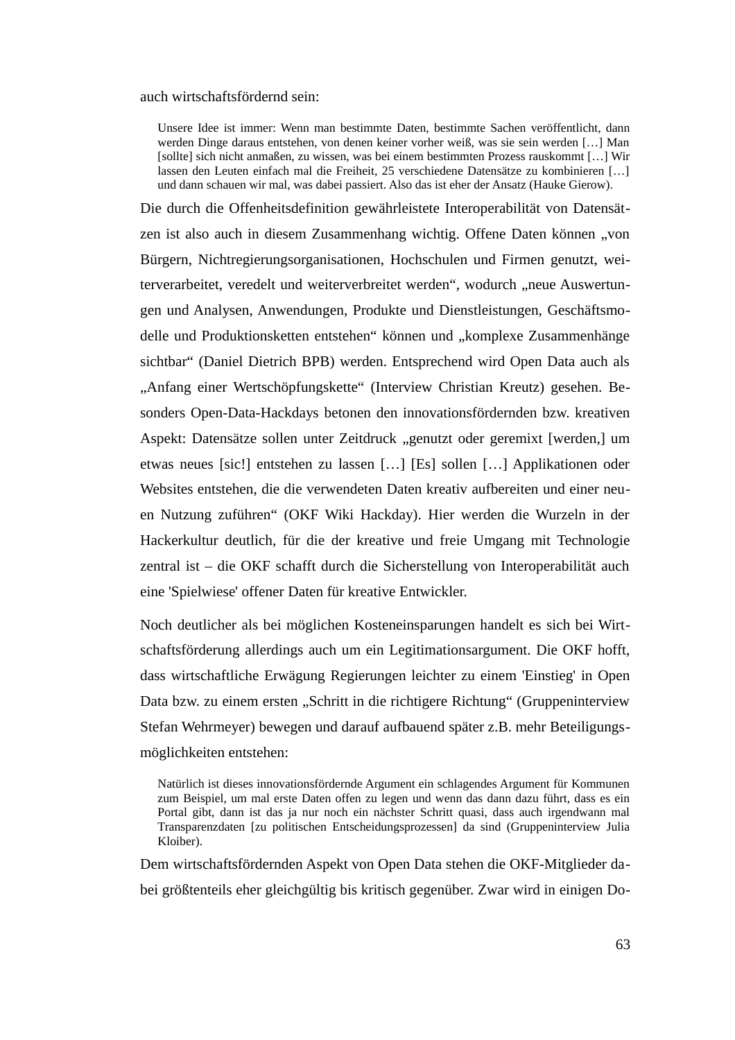auch wirtschaftsfördernd sein:

> Unsere Idee ist immer: Wenn man bestimmte Daten, bestimmte Sachen veröffentlicht, dann werden Dinge daraus entstehen, von denen keiner vorher weiß, was sie sein werden […] Man [sollte] sich nicht anmaßen, zu wissen, was bei einem bestimmten Prozess rauskommt […] Wir lassen den Leuten einfach mal die Freiheit, 25 verschiedene Datensätze zu kombinieren […] und dann schauen wir mal, was dabei passiert. Also das ist eher der Ansatz (Hauke Gierow).

Die durch die Offenheitsdefinition gewährleistete Interoperabilität von Datensätzen ist also auch in diesem Zusammenhang wichtig. Offene Daten können „von Bürgern, Nichtregierungsorganisationen, Hochschulen und Firmen genutzt, weiterverarbeitet, veredelt und weiterverbreitet werden", wodurch „neue Auswertungen und Analysen, Anwendungen, Produkte und Dienstleistungen, Geschäftsmodelle und Produktionsketten entstehen" können und „komplexe Zusammenhänge sichtbar" (Daniel Dietrich BPB) werden. Entsprechend wird Open Data auch als „Anfang einer Wertschöpfungskette" (Interview Christian Kreutz) gesehen. Besonders Open-Data-Hackdays betonen den innovationsfördernden bzw. kreativen Aspekt: Datensätze sollen unter Zeitdruck „genutzt oder geremixt [werden,] um etwas neues [sic!] entstehen zu lassen […] [Es] sollen […] Applikationen oder Websites entstehen, die die verwendeten Daten kreativ aufbereiten und einer neuen Nutzung zuführen" (OKF Wiki Hackday). Hier werden die Wurzeln in der Hackerkultur deutlich, für die der kreative und freie Umgang mit Technologie zentral ist – die OKF schafft durch die Sicherstellung von Interoperabilität auch eine 'Spielwiese' offener Daten für kreative Entwickler.

Noch deutlicher als bei möglichen Kosteneinsparungen handelt es sich bei Wirtschaftsförderung allerdings auch um ein Legitimationsargument. Die OKF hofft, dass wirtschaftliche Erwägung Regierungen leichter zu einem 'Einstieg' in Open Data bzw. zu einem ersten „Schritt in die richtigere Richtung" (Gruppeninterview Stefan Wehrmeyer) bewegen und darauf aufbauend später z.B. mehr Beteiligungsmöglichkeiten entstehen:

> Natürlich ist dieses innovationsfördernde Argument ein schlagendes Argument für Kommunen zum Beispiel, um mal erste Daten offen zu legen und wenn das dann dazu führt, dass es ein Portal gibt, dann ist das ja nur noch ein nächster Schritt quasi, dass auch irgendwann mal Transparenzdaten [zu politischen Entscheidungsprozessen] da sind (Gruppeninterview Julia Kloiber).

Dem wirtschaftsfördernden Aspekt von Open Data stehen die OKF-Mitglieder dabei größtenteils eher gleichgültig bis kritisch gegenüber. Zwar wird in einigen Do-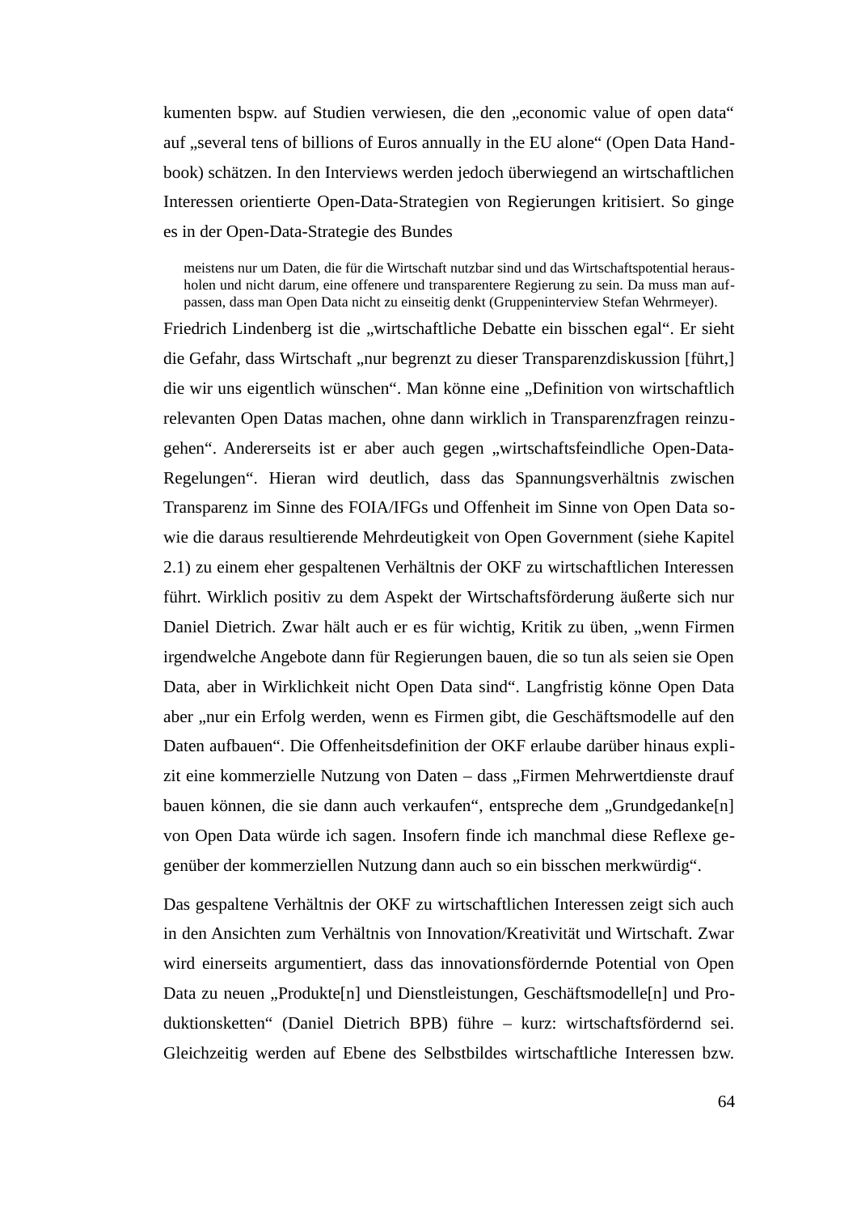kumenten bspw. auf Studien verwiesen, die den „economic value of open data" auf „several tens of billions of Euros annually in the EU alone" (Open Data Handbook) schätzen. In den Interviews werden jedoch überwiegend an wirtschaftlichen Interessen orientierte Open-Data-Strategien von Regierungen kritisiert. So ginge es in der Open-Data-Strategie des Bundes

> meistens nur um Daten, die für die Wirtschaft nutzbar sind und das Wirtschaftspotential herausholen und nicht darum, eine offenere und transparentere Regierung zu sein. Da muss man aufpassen, dass man Open Data nicht zu einseitig denkt (Gruppeninterview Stefan Wehrmeyer).

Friedrich Lindenberg ist die „wirtschaftliche Debatte ein bisschen egal". Er sieht die Gefahr, dass Wirtschaft „nur begrenzt zu dieser Transparenzdiskussion [führt,] die wir uns eigentlich wünschen". Man könne eine „Definition von wirtschaftlich relevanten Open Datas machen, ohne dann wirklich in Transparenzfragen reinzugehen". Andererseits ist er aber auch gegen „wirtschaftsfeindliche Open-Data-Regelungen". Hieran wird deutlich, dass das Spannungsverhältnis zwischen Transparenz im Sinne des FOIA/IFGs und Offenheit im Sinne von Open Data sowie die daraus resultierende Mehrdeutigkeit von Open Government (siehe Kapitel 2.1) zu einem eher gespaltenen Verhältnis der OKF zu wirtschaftlichen Interessen führt. Wirklich positiv zu dem Aspekt der Wirtschaftsförderung äußerte sich nur Daniel Dietrich. Zwar hält auch er es für wichtig, Kritik zu üben, „wenn Firmen irgendwelche Angebote dann für Regierungen bauen, die so tun als seien sie Open Data, aber in Wirklichkeit nicht Open Data sind". Langfristig könne Open Data aber „nur ein Erfolg werden, wenn es Firmen gibt, die Geschäftsmodelle auf den Daten aufbauen". Die Offenheitsdefinition der OKF erlaube darüber hinaus explizit eine kommerzielle Nutzung von Daten – dass „Firmen Mehrwertdienste drauf bauen können, die sie dann auch verkaufen", entspreche dem „Grundgedanke[n] von Open Data würde ich sagen. Insofern finde ich manchmal diese Reflexe gegenüber der kommerziellen Nutzung dann auch so ein bisschen merkwürdig".

Das gespaltene Verhältnis der OKF zu wirtschaftlichen Interessen zeigt sich auch in den Ansichten zum Verhältnis von Innovation/Kreativität und Wirtschaft. Zwar wird einerseits argumentiert, dass das innovationsfördernde Potential von Open Data zu neuen „Produkte[n] und Dienstleistungen, Geschäftsmodelle[n] und Produktionsketten" (Daniel Dietrich BPB) führe – kurz: wirtschaftsfördernd sei. Gleichzeitig werden auf Ebene des Selbstbildes wirtschaftliche Interessen bzw.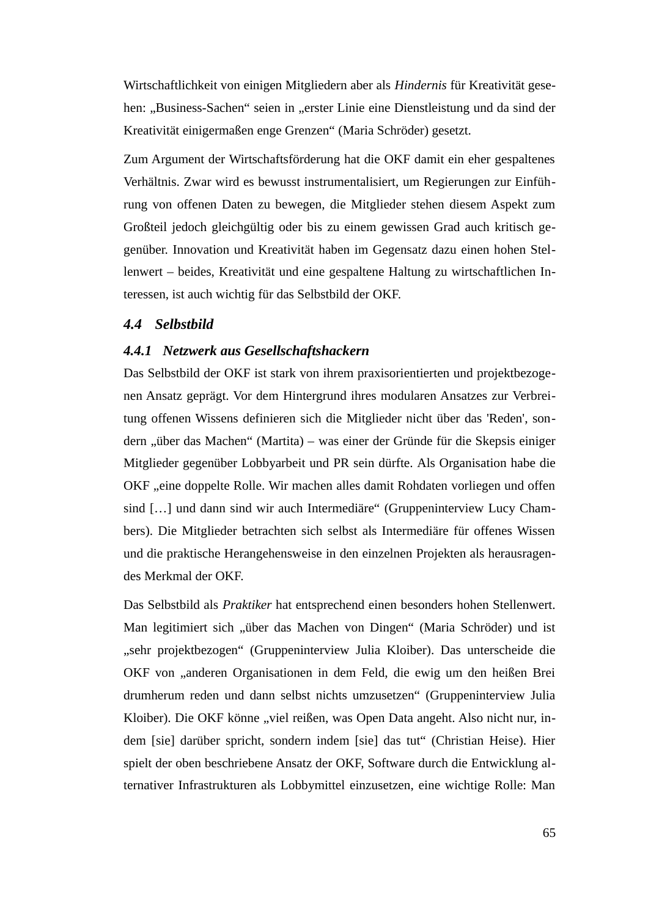Wirtschaftlichkeit von einigen Mitgliedern aber als *Hindernis* für Kreativität gesehen: „Business-Sachen“ seien in „erster Linie eine Dienstleistung und da sind der Kreativität einigermaßen enge Grenzen“ (Maria Schröder) gesetzt.

Zum Argument der Wirtschaftsförderung hat die OKF damit ein eher gespaltenes Verhältnis. Zwar wird es bewusst instrumentalisiert, um Regierungen zur Einführung von offenen Daten zu bewegen, die Mitglieder stehen diesem Aspekt zum Großteil jedoch gleichgültig oder bis zu einem gewissen Grad auch kritisch gegenüber. Innovation und Kreativität haben im Gegensatz dazu einen hohen Stellenwert – beides, Kreativität und eine gespaltene Haltung zu wirtschaftlichen Interessen, ist auch wichtig für das Selbstbild der OKF.

## *4.4 Selbstbild*

### *4.4.1 Netzwerk aus Gesellschaftshackern*

Das Selbstbild der OKF ist stark von ihrem praxisorientierten und projektbezogenen Ansatz geprägt. Vor dem Hintergrund ihres modularen Ansatzes zur Verbreitung offenen Wissens definieren sich die Mitglieder nicht über das 'Reden', sondern „über das Machen“ (Martita) – was einer der Gründe für die Skepsis einiger Mitglieder gegenüber Lobbyarbeit und PR sein dürfte. Als Organisation habe die OKF „eine doppelte Rolle. Wir machen alles damit Rohdaten vorliegen und offen sind […] und dann sind wir auch Intermediäre“ (Gruppeninterview Lucy Chambers). Die Mitglieder betrachten sich selbst als Intermediäre für offenes Wissen und die praktische Herangehensweise in den einzelnen Projekten als herausragendes Merkmal der OKF.

Das Selbstbild als *Praktiker* hat entsprechend einen besonders hohen Stellenwert. Man legitimiert sich „über das Machen von Dingen“ (Maria Schröder) und ist „sehr projektbezogen“ (Gruppeninterview Julia Kloiber). Das unterscheide die OKF von „anderen Organisationen in dem Feld, die ewig um den heißen Brei drumherum reden und dann selbst nichts umzusetzen“ (Gruppeninterview Julia Kloiber). Die OKF könne „viel reißen, was Open Data angeht. Also nicht nur, indem [sie] darüber spricht, sondern indem [sie] das tut“ (Christian Heise). Hier spielt der oben beschriebene Ansatz der OKF, Software durch die Entwicklung alternativer Infrastrukturen als Lobbymittel einzusetzen, eine wichtige Rolle: Man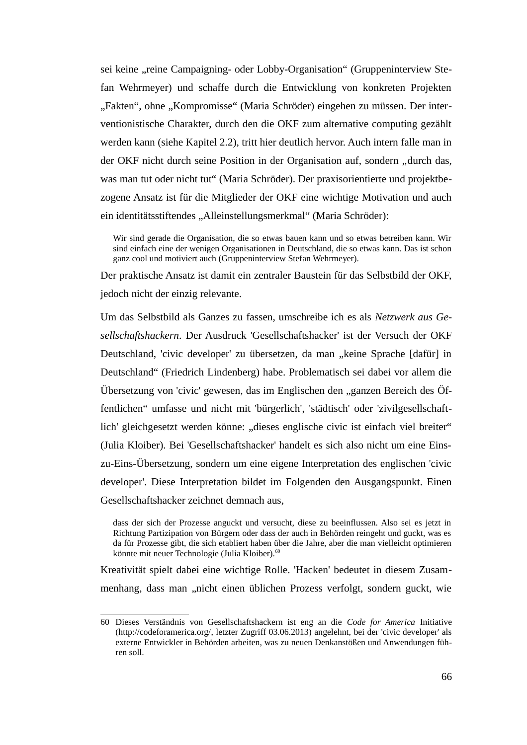sei keine „reine Campaigning- oder Lobby-Organisation“ (Gruppeninterview Stefan Wehrmeyer) und schaffe durch die Entwicklung von konkreten Projekten „Fakten“, ohne „Kompromisse“ (Maria Schröder) eingehen zu müssen. Der interventionistische Charakter, durch den die OKF zum alternative computing gezählt werden kann (siehe Kapitel 2.2), tritt hier deutlich hervor. Auch intern falle man in der OKF nicht durch seine Position in der Organisation auf, sondern „durch das, was man tut oder nicht tut“ (Maria Schröder). Der praxisorientierte und projektbezogene Ansatz ist für die Mitglieder der OKF eine wichtige Motivation und auch ein identitätsstiftendes „Alleinstellungsmerkmal“ (Maria Schröder):

> Wir sind gerade die Organisation, die so etwas bauen kann und so etwas betreiben kann. Wir sind einfach eine der wenigen Organisationen in Deutschland, die so etwas kann. Das ist schon ganz cool und motiviert auch (Gruppeninterview Stefan Wehrmeyer).

Der praktische Ansatz ist damit ein zentraler Baustein für das Selbstbild der OKF, jedoch nicht der einzig relevante.

Um das Selbstbild als Ganzes zu fassen, umschreibe ich es als *Netzwerk aus Gesellschaftshackern*. Der Ausdruck 'Gesellschaftshacker' ist der Versuch der OKF Deutschland, 'civic developer' zu übersetzen, da man „keine Sprache [dafür] in Deutschland“ (Friedrich Lindenberg) habe. Problematisch sei dabei vor allem die Übersetzung von 'civic' gewesen, das im Englischen den „ganzen Bereich des Öffentlichen“ umfasse und nicht mit 'bürgerlich', 'städtisch' oder 'zivilgesellschaftlich' gleichgesetzt werden könne: „dieses englische civic ist einfach viel breiter“ (Julia Kloiber). Bei 'Gesellschaftshacker' handelt es sich also nicht um eine Eins-zu-Eins-Übersetzung, sondern um eine eigene Interpretation des englischen 'civic developer'. Diese Interpretation bildet im Folgenden den Ausgangspunkt. Einen Gesellschaftshacker zeichnet demnach aus,

> dass der sich der Prozesse anguckt und versucht, diese zu beeinflussen. Also sei es jetzt in Richtung Partizipation von Bürgern oder dass der auch in Behörden reingeht und guckt, was es da für Prozesse gibt, die sich etabliert haben über die Jahre, aber die man vielleicht optimieren könnte mit neuer Technologie (Julia Kloiber).[60]

Kreativität spielt dabei eine wichtige Rolle. 'Hacken' bedeutet in diesem Zusammenhang, dass man „nicht einen üblichen Prozess verfolgt, sondern guckt, wie

---

60 Dieses Verständnis von Gesellschaftshackern ist eng an die *Code for America* Initiative (http://codeforamerica.org/, letzter Zugriff 03.06.2013) angelehnt, bei der 'civic developer' als externe Entwickler in Behörden arbeiten, was zu neuen Denkanstößen und Anwendungen führen soll.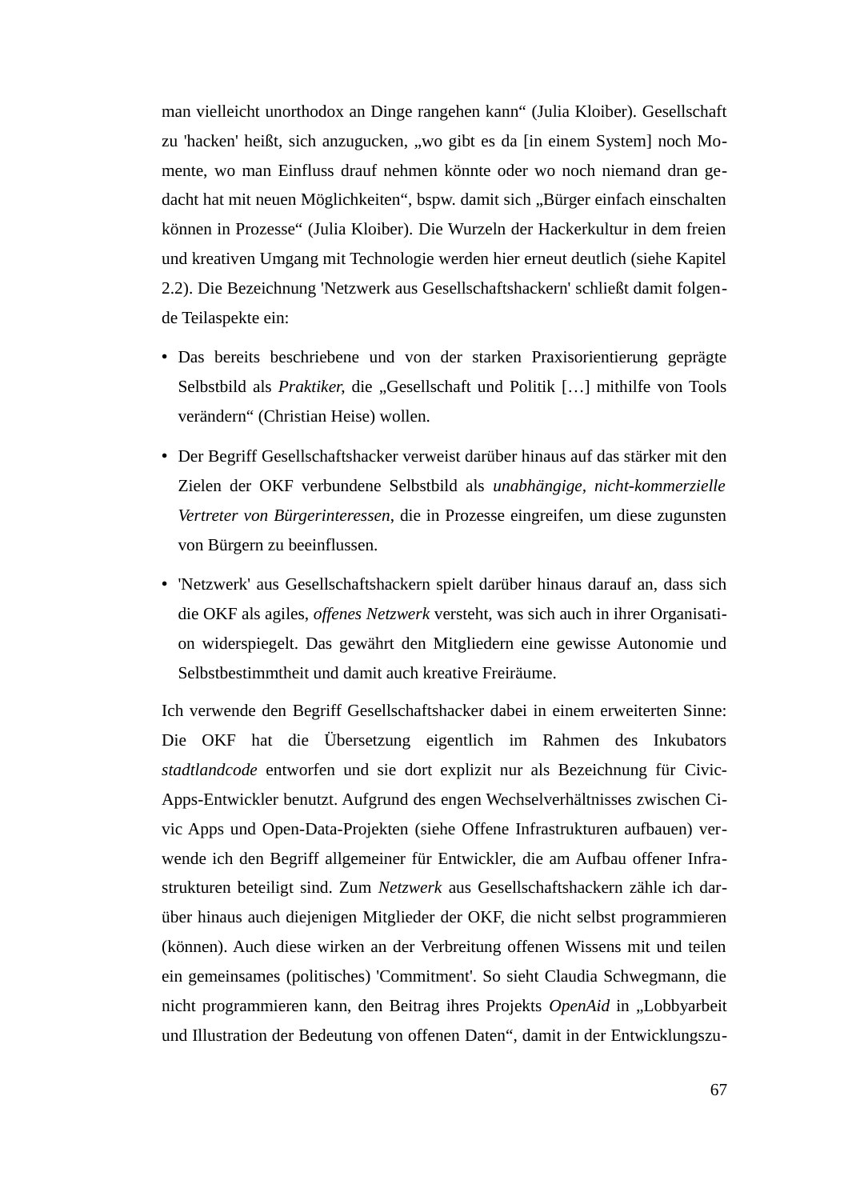man vielleicht unorthodox an Dinge rangehen kann“ (Julia Kloiber). Gesellschaft zu 'hacken' heißt, sich anzugucken, „wo gibt es da [in einem System] noch Momente, wo man Einfluss drauf nehmen könnte oder wo noch niemand dran gedacht hat mit neuen Möglichkeiten“, bspw. damit sich „Bürger einfach einschalten können in Prozesse“ (Julia Kloiber). Die Wurzeln der Hackerkultur in dem freien und kreativen Umgang mit Technologie werden hier erneut deutlich (siehe Kapitel 2.2). Die Bezeichnung 'Netzwerk aus Gesellschaftshackern' schließt damit folgende Teilaspekte ein:

- Das bereits beschriebene und von der starken Praxisorientierung geprägte Selbstbild als *Praktiker,* die „Gesellschaft und Politik […] mithilfe von Tools verändern“ (Christian Heise) wollen.
- Der Begriff Gesellschaftshacker verweist darüber hinaus auf das stärker mit den Zielen der OKF verbundene Selbstbild als *unabhängige, nicht-kommerzielle Vertreter von Bürgerinteressen*, die in Prozesse eingreifen, um diese zugunsten von Bürgern zu beeinflussen.
- 'Netzwerk' aus Gesellschaftshackern spielt darüber hinaus darauf an, dass sich die OKF als agiles, *offenes Netzwerk* versteht, was sich auch in ihrer Organisation widerspiegelt. Das gewährt den Mitgliedern eine gewisse Autonomie und Selbstbestimmtheit und damit auch kreative Freiräume.

Ich verwende den Begriff Gesellschaftshacker dabei in einem erweiterten Sinne: Die OKF hat die Übersetzung eigentlich im Rahmen des Inkubators *stadtlandcode* entworfen und sie dort explizit nur als Bezeichnung für Civic-Apps-Entwickler benutzt. Aufgrund des engen Wechselverhältnisses zwischen Civic Apps und Open-Data-Projekten (siehe Offene Infrastrukturen aufbauen) verwende ich den Begriff allgemeiner für Entwickler, die am Aufbau offener Infrastrukturen beteiligt sind. Zum *Netzwerk* aus Gesellschaftshackern zähle ich darüber hinaus auch diejenigen Mitglieder der OKF, die nicht selbst programmieren (können). Auch diese wirken an der Verbreitung offenen Wissens mit und teilen ein gemeinsames (politisches) 'Commitment'. So sieht Claudia Schwegmann, die nicht programmieren kann, den Beitrag ihres Projekts *OpenAid* in „Lobbyarbeit und Illustration der Bedeutung von offenen Daten“, damit in der Entwicklungszu-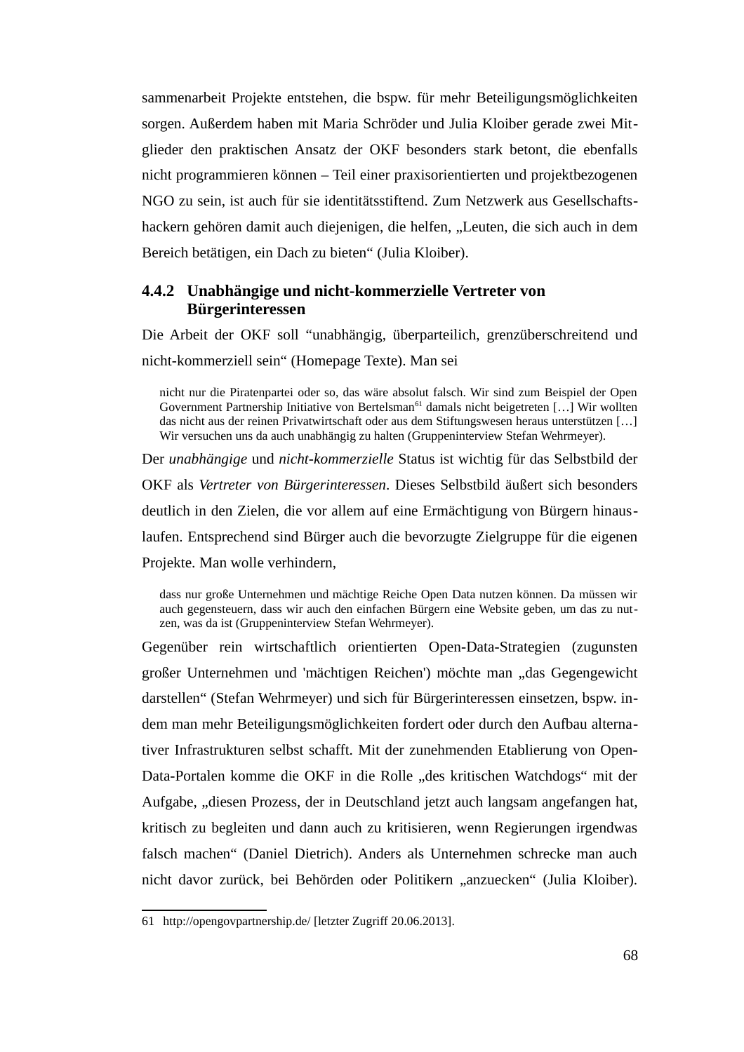sammenarbeit Projekte entstehen, die bspw. für mehr Beteiligungsmöglichkeiten sorgen. Außerdem haben mit Maria Schröder und Julia Kloiber gerade zwei Mitglieder den praktischen Ansatz der OKF besonders stark betont, die ebenfalls nicht programmieren können – Teil einer praxisorientierten und projektbezogenen NGO zu sein, ist auch für sie identitätsstiftend. Zum Netzwerk aus Gesellschaftshackern gehören damit auch diejenigen, die helfen, „Leuten, die sich auch in dem Bereich betätigen, ein Dach zu bieten“ (Julia Kloiber).

### 4.4.2 Unabhängige und nicht-kommerzielle Vertreter von Bürgerinteressen

Die Arbeit der OKF soll “unabhängig, überparteilich, grenzüberschreitend und nicht-kommerziell sein“ (Homepage Texte). Man sei

> nicht nur die Piratenpartei oder so, das wäre absolut falsch. Wir sind zum Beispiel der Open Government Partnership Initiative von Bertelsman[61] damals nicht beigetreten […] Wir wollten das nicht aus der reinen Privatwirtschaft oder aus dem Stiftungswesen heraus unterstützen […] Wir versuchen uns da auch unabhängig zu halten (Gruppeninterview Stefan Wehrmeyer).

Der *unabhängige* und *nicht-kommerzielle* Status ist wichtig für das Selbstbild der OKF als *Vertreter von Bürgerinteressen*. Dieses Selbstbild äußert sich besonders deutlich in den Zielen, die vor allem auf eine Ermächtigung von Bürgern hinauslaufen. Entsprechend sind Bürger auch die bevorzugte Zielgruppe für die eigenen Projekte. Man wolle verhindern,

> dass nur große Unternehmen und mächtige Reiche Open Data nutzen können. Da müssen wir auch gegensteuern, dass wir auch den einfachen Bürgern eine Website geben, um das zu nutzen, was da ist (Gruppeninterview Stefan Wehrmeyer).

Gegenüber rein wirtschaftlich orientierten Open-Data-Strategien (zugunsten großer Unternehmen und 'mächtigen Reichen') möchte man „das Gegengewicht darstellen“ (Stefan Wehrmeyer) und sich für Bürgerinteressen einsetzen, bspw. indem man mehr Beteiligungsmöglichkeiten fordert oder durch den Aufbau alternativer Infrastrukturen selbst schafft. Mit der zunehmenden Etablierung von Open-Data-Portalen komme die OKF in die Rolle „des kritischen Watchdogs“ mit der Aufgabe, „diesen Prozess, der in Deutschland jetzt auch langsam angefangen hat, kritisch zu begleiten und dann auch zu kritisieren, wenn Regierungen irgendwas falsch machen“ (Daniel Dietrich). Anders als Unternehmen schrecke man auch nicht davor zurück, bei Behörden oder Politikern „anzuecken“ (Julia Kloiber).

---

61 http://opengovpartnership.de/ [letzter Zugriff 20.06.2013].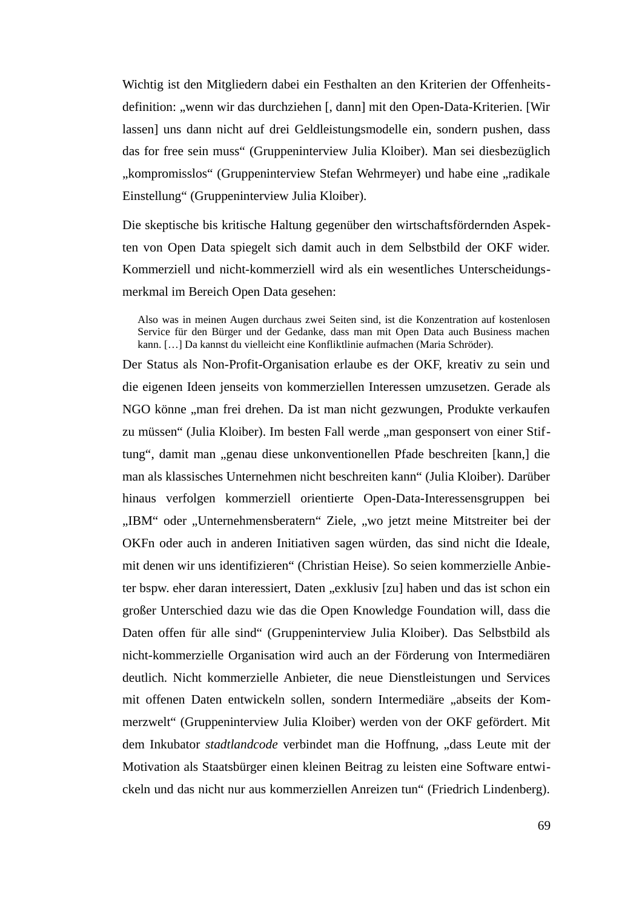Wichtig ist den Mitgliedern dabei ein Festhalten an den Kriterien der Offenheitsdefinition: „wenn wir das durchziehen [, dann] mit den Open-Data-Kriterien. [Wir lassen] uns dann nicht auf drei Geldleistungsmodelle ein, sondern pushen, dass das for free sein muss“ (Gruppeninterview Julia Kloiber). Man sei diesbezüglich „kompromisslos“ (Gruppeninterview Stefan Wehrmeyer) und habe eine „radikale Einstellung“ (Gruppeninterview Julia Kloiber).

Die skeptische bis kritische Haltung gegenüber den wirtschaftsfördernden Aspekten von Open Data spiegelt sich damit auch in dem Selbstbild der OKF wider. Kommerziell und nicht-kommerziell wird als ein wesentliches Unterscheidungsmerkmal im Bereich Open Data gesehen:

> Also was in meinen Augen durchaus zwei Seiten sind, ist die Konzentration auf kostenlosen Service für den Bürger und der Gedanke, dass man mit Open Data auch Business machen kann. […] Da kannst du vielleicht eine Konfliktlinie aufmachen (Maria Schröder).

Der Status als Non-Profit-Organisation erlaube es der OKF, kreativ zu sein und die eigenen Ideen jenseits von kommerziellen Interessen umzusetzen. Gerade als NGO könne „man frei drehen. Da ist man nicht gezwungen, Produkte verkaufen zu müssen“ (Julia Kloiber). Im besten Fall werde „man gesponsert von einer Stiftung“, damit man „genau diese unkonventionellen Pfade beschreiten [kann,] die man als klassisches Unternehmen nicht beschreiten kann“ (Julia Kloiber). Darüber hinaus verfolgen kommerziell orientierte Open-Data-Interessensgruppen bei „IBM“ oder „Unternehmensberatern“ Ziele, „wo jetzt meine Mitstreiter bei der OKFn oder auch in anderen Initiativen sagen würden, das sind nicht die Ideale, mit denen wir uns identifizieren“ (Christian Heise). So seien kommerzielle Anbieter bspw. eher daran interessiert, Daten „exklusiv [zu] haben und das ist schon ein großer Unterschied dazu wie das die Open Knowledge Foundation will, dass die Daten offen für alle sind“ (Gruppeninterview Julia Kloiber). Das Selbstbild als nicht-kommerzielle Organisation wird auch an der Förderung von Intermediären deutlich. Nicht kommerzielle Anbieter, die neue Dienstleistungen und Services mit offenen Daten entwickeln sollen, sondern Intermediäre „abseits der Kommerzwelt“ (Gruppeninterview Julia Kloiber) werden von der OKF gefördert. Mit dem Inkubator *stadtlandcode* verbindet man die Hoffnung, „dass Leute mit der Motivation als Staatsbürger einen kleinen Beitrag zu leisten eine Software entwickeln und das nicht nur aus kommerziellen Anreizen tun“ (Friedrich Lindenberg).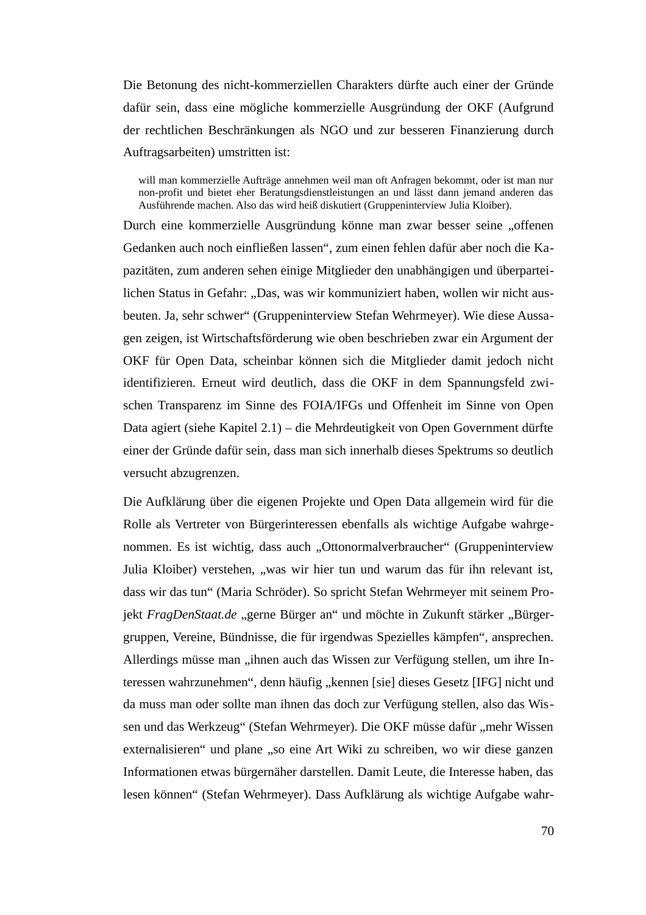Die Betonung des nicht-kommerziellen Charakters dürfte auch einer der Gründe dafür sein, dass eine mögliche kommerzielle Ausgründung der OKF (Aufgrund der rechtlichen Beschränkungen als NGO und zur besseren Finanzierung durch Auftragsarbeiten) umstritten ist:

> will man kommerzielle Aufträge annehmen weil man oft Anfragen bekommt, oder ist man nur non-profit und bietet eher Beratungsdienstleistungen an und lässt dann jemand anderen das Ausführende machen. Also das wird heiß diskutiert (Gruppeninterview Julia Kloiber).

Durch eine kommerzielle Ausgründung könne man zwar besser seine „offenen Gedanken auch noch einfließen lassen", zum einen fehlen dafür aber noch die Kapazitäten, zum anderen sehen einige Mitglieder den unabhängigen und überparteilichen Status in Gefahr: „Das, was wir kommuniziert haben, wollen wir nicht ausbeuten. Ja, sehr schwer" (Gruppeninterview Stefan Wehrmeyer). Wie diese Aussagen zeigen, ist Wirtschaftsförderung wie oben beschrieben zwar ein Argument der OKF für Open Data, scheinbar können sich die Mitglieder damit jedoch nicht identifizieren. Erneut wird deutlich, dass die OKF in dem Spannungsfeld zwischen Transparenz im Sinne des FOIA/IFGs und Offenheit im Sinne von Open Data agiert (siehe Kapitel 2.1) – die Mehrdeutigkeit von Open Government dürfte einer der Gründe dafür sein, dass man sich innerhalb dieses Spektrums so deutlich versucht abzugrenzen.

Die Aufklärung über die eigenen Projekte und Open Data allgemein wird für die Rolle als Vertreter von Bürgerinteressen ebenfalls als wichtige Aufgabe wahrgenommen. Es ist wichtig, dass auch „Ottonormalverbraucher" (Gruppeninterview Julia Kloiber) verstehen, „was wir hier tun und warum das für ihn relevant ist, dass wir das tun" (Maria Schröder). So spricht Stefan Wehrmeyer mit seinem Projekt *FragDenStaat.de* „gerne Bürger an" und möchte in Zukunft stärker „Bürgergruppen, Vereine, Bündnisse, die für irgendwas Spezielles kämpfen", ansprechen. Allerdings müsse man „ihnen auch das Wissen zur Verfügung stellen, um ihre Interessen wahrzunehmen", denn häufig „kennen [sie] dieses Gesetz [IFG] nicht und da muss man oder sollte man ihnen das doch zur Verfügung stellen, also das Wissen und das Werkzeug" (Stefan Wehrmeyer). Die OKF müsse dafür „mehr Wissen externalisieren" und plane „so eine Art Wiki zu schreiben, wo wir diese ganzen Informationen etwas bürgernäher darstellen. Damit Leute, die Interesse haben, das lesen können" (Stefan Wehrmeyer). Dass Aufklärung als wichtige Aufgabe wahr-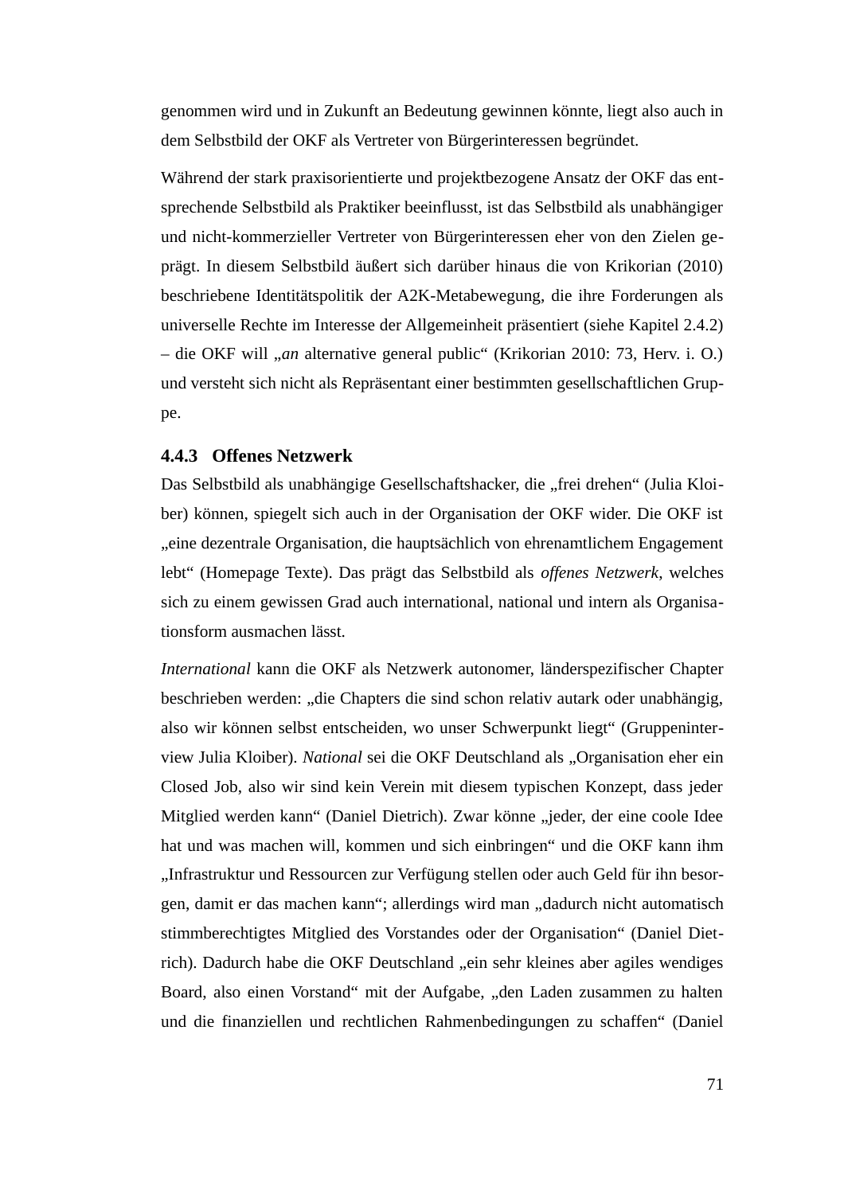genommen wird und in Zukunft an Bedeutung gewinnen könnte, liegt also auch in dem Selbstbild der OKF als Vertreter von Bürgerinteressen begründet.

Während der stark praxisorientierte und projektbezogene Ansatz der OKF das entsprechende Selbstbild als Praktiker beeinflusst, ist das Selbstbild als unabhängiger und nicht-kommerzieller Vertreter von Bürgerinteressen eher von den Zielen geprägt. In diesem Selbstbild äußert sich darüber hinaus die von Krikorian (2010) beschriebene Identitätspolitik der A2K-Metabewegung, die ihre Forderungen als universelle Rechte im Interesse der Allgemeinheit präsentiert (siehe Kapitel 2.4.2) – die OKF will „*an* alternative general public“ (Krikorian 2010: 73, Herv. i. O.) und versteht sich nicht als Repräsentant einer bestimmten gesellschaftlichen Gruppe.

### 4.4.3 Offenes Netzwerk

Das Selbstbild als unabhängige Gesellschaftshacker, die „frei drehen“ (Julia Kloiber) können, spiegelt sich auch in der Organisation der OKF wider. Die OKF ist „eine dezentrale Organisation, die hauptsächlich von ehrenamtlichem Engagement lebt“ (Homepage Texte). Das prägt das Selbstbild als *offenes Netzwerk*, welches sich zu einem gewissen Grad auch international, national und intern als Organisationsform ausmachen lässt.

*International* kann die OKF als Netzwerk autonomer, länderspezifischer Chapter beschrieben werden: „die Chapters die sind schon relativ autark oder unabhängig, also wir können selbst entscheiden, wo unser Schwerpunkt liegt“ (Gruppeninterview Julia Kloiber). *National* sei die OKF Deutschland als „Organisation eher ein Closed Job, also wir sind kein Verein mit diesem typischen Konzept, dass jeder Mitglied werden kann“ (Daniel Dietrich). Zwar könne „jeder, der eine coole Idee hat und was machen will, kommen und sich einbringen“ und die OKF kann ihm „Infrastruktur und Ressourcen zur Verfügung stellen oder auch Geld für ihn besorgen, damit er das machen kann“; allerdings wird man „dadurch nicht automatisch stimmberechtigtes Mitglied des Vorstandes oder der Organisation“ (Daniel Dietrich). Dadurch habe die OKF Deutschland „ein sehr kleines aber agiles wendiges Board, also einen Vorstand“ mit der Aufgabe, „den Laden zusammen zu halten und die finanziellen und rechtlichen Rahmenbedingungen zu schaffen“ (Daniel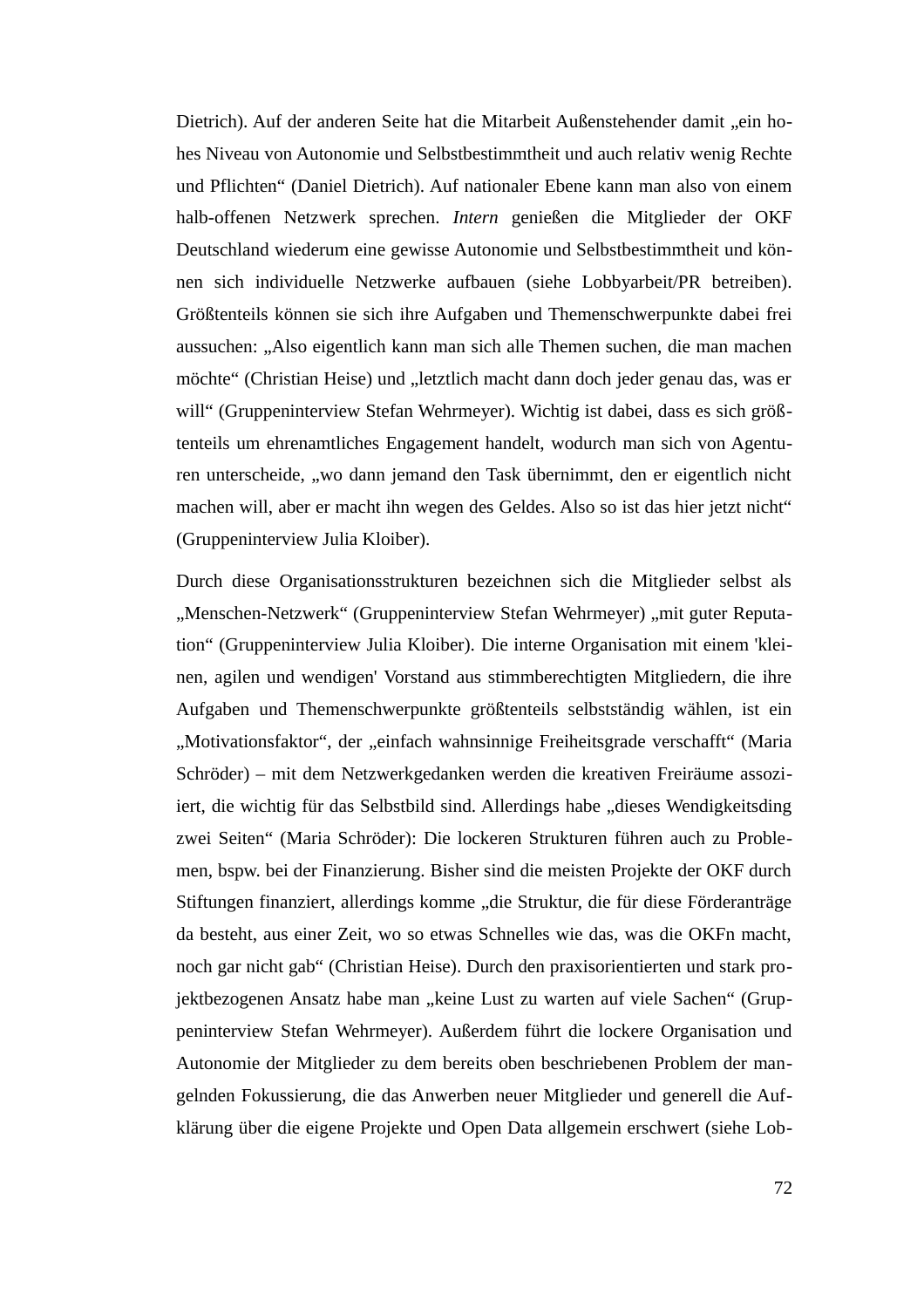Dietrich). Auf der anderen Seite hat die Mitarbeit Außenstehender damit „ein hohes Niveau von Autonomie und Selbstbestimmtheit und auch relativ wenig Rechte und Pflichten“ (Daniel Dietrich). Auf nationaler Ebene kann man also von einem halb-offenen Netzwerk sprechen. *Intern* genießen die Mitglieder der OKF Deutschland wiederum eine gewisse Autonomie und Selbstbestimmtheit und können sich individuelle Netzwerke aufbauen (siehe Lobbyarbeit/PR betreiben). Größtenteils können sie sich ihre Aufgaben und Themenschwerpunkte dabei frei aussuchen: „Also eigentlich kann man sich alle Themen suchen, die man machen möchte“ (Christian Heise) und „letztlich macht dann doch jeder genau das, was er will“ (Gruppeninterview Stefan Wehrmeyer). Wichtig ist dabei, dass es sich größtenteils um ehrenamtliches Engagement handelt, wodurch man sich von Agenturen unterscheide, „wo dann jemand den Task übernimmt, den er eigentlich nicht machen will, aber er macht ihn wegen des Geldes. Also so ist das hier jetzt nicht“ (Gruppeninterview Julia Kloiber).

Durch diese Organisationsstrukturen bezeichnen sich die Mitglieder selbst als „Menschen-Netzwerk“ (Gruppeninterview Stefan Wehrmeyer) „mit guter Reputation“ (Gruppeninterview Julia Kloiber). Die interne Organisation mit einem 'kleinen, agilen und wendigen' Vorstand aus stimmberechtigten Mitgliedern, die ihre Aufgaben und Themenschwerpunkte größtenteils selbstständig wählen, ist ein „Motivationsfaktor“, der „einfach wahnsinnige Freiheitsgrade verschafft“ (Maria Schröder) – mit dem Netzwerkgedanken werden die kreativen Freiräume assoziiert, die wichtig für das Selbstbild sind. Allerdings habe „dieses Wendigkeitsding zwei Seiten“ (Maria Schröder): Die lockeren Strukturen führen auch zu Problemen, bspw. bei der Finanzierung. Bisher sind die meisten Projekte der OKF durch Stiftungen finanziert, allerdings komme „die Struktur, die für diese Förderanträge da besteht, aus einer Zeit, wo so etwas Schnelles wie das, was die OKFn macht, noch gar nicht gab“ (Christian Heise). Durch den praxisorientierten und stark projektbezogenen Ansatz habe man „keine Lust zu warten auf viele Sachen“ (Gruppeninterview Stefan Wehrmeyer). Außerdem führt die lockere Organisation und Autonomie der Mitglieder zu dem bereits oben beschriebenen Problem der mangelnden Fokussierung, die das Anwerben neuer Mitglieder und generell die Aufklärung über die eigene Projekte und Open Data allgemein erschwert (siehe Lob-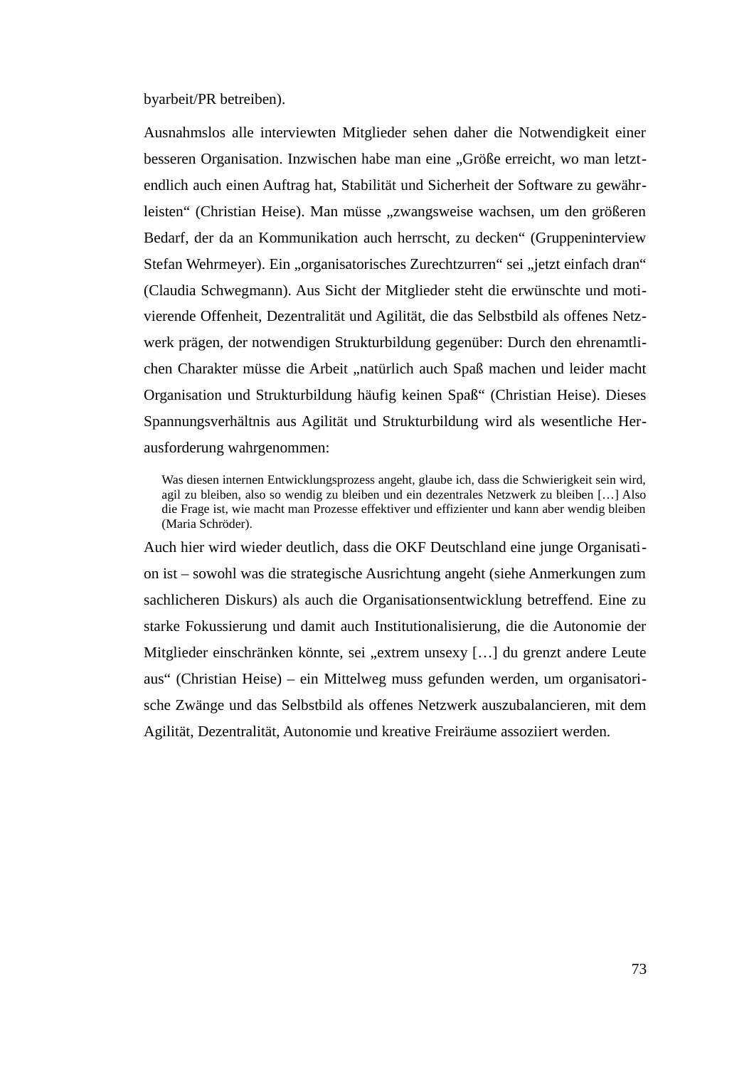byarbeit/PR betreiben).

Ausnahmslos alle interviewten Mitglieder sehen daher die Notwendigkeit einer besseren Organisation. Inzwischen habe man eine „Größe erreicht, wo man letztendlich auch einen Auftrag hat, Stabilität und Sicherheit der Software zu gewährleisten“ (Christian Heise). Man müsse „zwangsweise wachsen, um den größeren Bedarf, der da an Kommunikation auch herrscht, zu decken“ (Gruppeninterview Stefan Wehrmeyer). Ein „organisatorisches Zurechtzurren“ sei „jetzt einfach dran“ (Claudia Schwegmann). Aus Sicht der Mitglieder steht die erwünschte und motivierende Offenheit, Dezentralität und Agilität, die das Selbstbild als offenes Netzwerk prägen, der notwendigen Strukturbildung gegenüber: Durch den ehrenamtlichen Charakter müsse die Arbeit „natürlich auch Spaß machen und leider macht Organisation und Strukturbildung häufig keinen Spaß“ (Christian Heise). Dieses Spannungsverhältnis aus Agilität und Strukturbildung wird als wesentliche Herausforderung wahrgenommen:

> Was diesen internen Entwicklungsprozess angeht, glaube ich, dass die Schwierigkeit sein wird, agil zu bleiben, also so wendig zu bleiben und ein dezentrales Netzwerk zu bleiben […] Also die Frage ist, wie macht man Prozesse effektiver und effizienter und kann aber wendig bleiben (Maria Schröder).

Auch hier wird wieder deutlich, dass die OKF Deutschland eine junge Organisation ist – sowohl was die strategische Ausrichtung angeht (siehe Anmerkungen zum sachlicheren Diskurs) als auch die Organisationsentwicklung betreffend. Eine zu starke Fokussierung und damit auch Institutionalisierung, die die Autonomie der Mitglieder einschränken könnte, sei „extrem unsexy […] du grenzt andere Leute aus“ (Christian Heise) – ein Mittelweg muss gefunden werden, um organisatorische Zwänge und das Selbstbild als offenes Netzwerk auszubalancieren, mit dem Agilität, Dezentralität, Autonomie und kreative Freiräume assoziiert werden.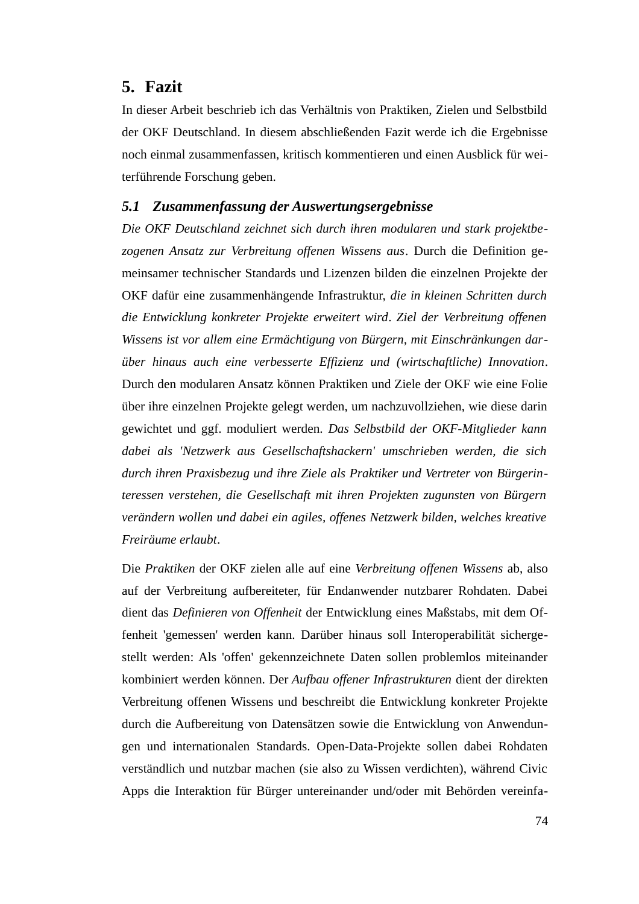# 5. Fazit

In dieser Arbeit beschrieb ich das Verhältnis von Praktiken, Zielen und Selbstbild der OKF Deutschland. In diesem abschließenden Fazit werde ich die Ergebnisse noch einmal zusammenfassen, kritisch kommentieren und einen Ausblick für weiterführende Forschung geben.

## *5.1 Zusammenfassung der Auswertungsergebnisse*

*Die OKF Deutschland zeichnet sich durch ihren modularen und stark projektbezogenen Ansatz zur Verbreitung offenen Wissens aus*. Durch die Definition gemeinsamer technischer Standards und Lizenzen bilden die einzelnen Projekte der OKF dafür eine zusammenhängende Infrastruktur, *die in kleinen Schritten durch die Entwicklung konkreter Projekte erweitert wird*. *Ziel der Verbreitung offenen Wissens ist vor allem eine Ermächtigung von Bürgern, mit Einschränkungen darüber hinaus auch eine verbesserte Effizienz und (wirtschaftliche) Innovation*. Durch den modularen Ansatz können Praktiken und Ziele der OKF wie eine Folie über ihre einzelnen Projekte gelegt werden, um nachzuvollziehen, wie diese darin gewichtet und ggf. moduliert werden. *Das Selbstbild der OKF-Mitglieder kann dabei als 'Netzwerk aus Gesellschaftshackern' umschrieben werden, die sich durch ihren Praxisbezug und ihre Ziele als Praktiker und Vertreter von Bürgerinteressen verstehen, die Gesellschaft mit ihren Projekten zugunsten von Bürgern verändern wollen und dabei ein agiles, offenes Netzwerk bilden, welches kreative Freiräume erlaubt*.

Die *Praktiken* der OKF zielen alle auf eine *Verbreitung offenen Wissens* ab, also auf der Verbreitung aufbereiteter, für Endanwender nutzbarer Rohdaten. Dabei dient das *Definieren von Offenheit* der Entwicklung eines Maßstabs, mit dem Offenheit 'gemessen' werden kann. Darüber hinaus soll Interoperabilität sichergestellt werden: Als 'offen' gekennzeichnete Daten sollen problemlos miteinander kombiniert werden können. Der *Aufbau offener Infrastrukturen* dient der direkten Verbreitung offenen Wissens und beschreibt die Entwicklung konkreter Projekte durch die Aufbereitung von Datensätzen sowie die Entwicklung von Anwendungen und internationalen Standards. Open-Data-Projekte sollen dabei Rohdaten verständlich und nutzbar machen (sie also zu Wissen verdichten), während Civic Apps die Interaktion für Bürger untereinander und/oder mit Behörden vereinfa-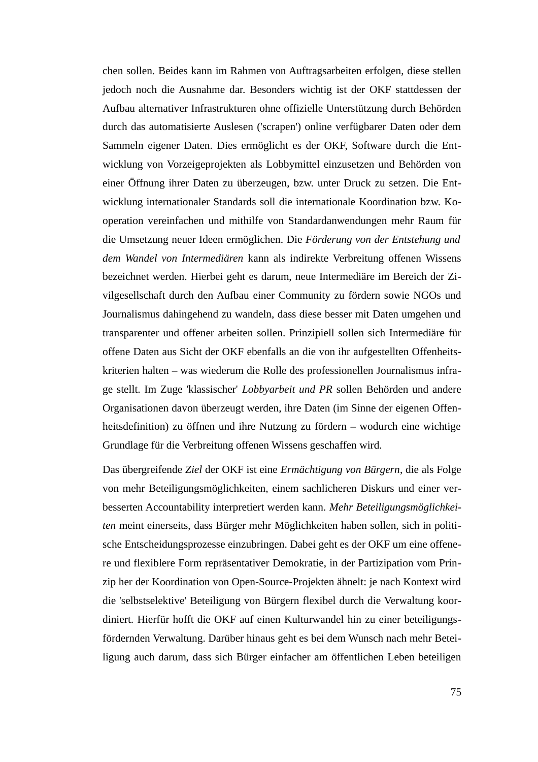chen sollen. Beides kann im Rahmen von Auftragsarbeiten erfolgen, diese stellen jedoch noch die Ausnahme dar. Besonders wichtig ist der OKF stattdessen der Aufbau alternativer Infrastrukturen ohne offizielle Unterstützung durch Behörden durch das automatisierte Auslesen ('scrapen') online verfügbarer Daten oder dem Sammeln eigener Daten. Dies ermöglicht es der OKF, Software durch die Entwicklung von Vorzeigeprojekten als Lobbymittel einzusetzen und Behörden von einer Öffnung ihrer Daten zu überzeugen, bzw. unter Druck zu setzen. Die Entwicklung internationaler Standards soll die internationale Koordination bzw. Kooperation vereinfachen und mithilfe von Standardanwendungen mehr Raum für die Umsetzung neuer Ideen ermöglichen. Die *Förderung von der Entstehung und dem Wandel von Intermediären* kann als indirekte Verbreitung offenen Wissens bezeichnet werden. Hierbei geht es darum, neue Intermediäre im Bereich der Zivilgesellschaft durch den Aufbau einer Community zu fördern sowie NGOs und Journalismus dahingehend zu wandeln, dass diese besser mit Daten umgehen und transparenter und offener arbeiten sollen. Prinzipiell sollen sich Intermediäre für offene Daten aus Sicht der OKF ebenfalls an die von ihr aufgestellten Offenheitskriterien halten – was wiederum die Rolle des professionellen Journalismus infrage stellt. Im Zuge 'klassischer' *Lobbyarbeit und PR* sollen Behörden und andere Organisationen davon überzeugt werden, ihre Daten (im Sinne der eigenen Offenheitsdefinition) zu öffnen und ihre Nutzung zu fördern – wodurch eine wichtige Grundlage für die Verbreitung offenen Wissens geschaffen wird.

Das übergreifende *Ziel* der OKF ist eine *Ermächtigung von Bürgern*, die als Folge von mehr Beteiligungsmöglichkeiten, einem sachlicheren Diskurs und einer verbesserten Accountability interpretiert werden kann. *Mehr Beteiligungsmöglichkeiten* meint einerseits, dass Bürger mehr Möglichkeiten haben sollen, sich in politische Entscheidungsprozesse einzubringen. Dabei geht es der OKF um eine offenere und flexiblere Form repräsentativer Demokratie, in der Partizipation vom Prinzip her der Koordination von Open-Source-Projekten ähnelt: je nach Kontext wird die 'selbstselektive' Beteiligung von Bürgern flexibel durch die Verwaltung koordiniert. Hierfür hofft die OKF auf einen Kulturwandel hin zu einer beteiligungsfördernden Verwaltung. Darüber hinaus geht es bei dem Wunsch nach mehr Beteiligung auch darum, dass sich Bürger einfacher am öffentlichen Leben beteiligen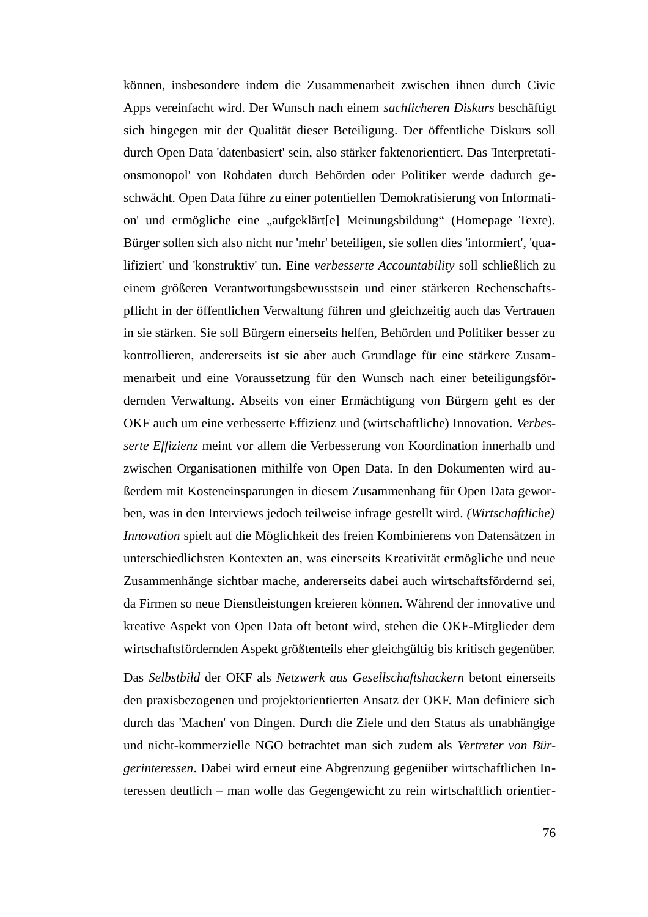können, insbesondere indem die Zusammenarbeit zwischen ihnen durch Civic Apps vereinfacht wird. Der Wunsch nach einem *sachlicheren Diskurs* beschäftigt sich hingegen mit der Qualität dieser Beteiligung. Der öffentliche Diskurs soll durch Open Data 'datenbasiert' sein, also stärker faktenorientiert. Das 'Interpretationsmonopol' von Rohdaten durch Behörden oder Politiker werde dadurch geschwächt. Open Data führe zu einer potentiellen 'Demokratisierung von Information' und ermögliche eine „aufgeklärt[e] Meinungsbildung“ (Homepage Texte). Bürger sollen sich also nicht nur 'mehr' beteiligen, sie sollen dies 'informiert', 'qualifiziert' und 'konstruktiv' tun. Eine *verbesserte Accountability* soll schließlich zu einem größeren Verantwortungsbewusstsein und einer stärkeren Rechenschaftspflicht in der öffentlichen Verwaltung führen und gleichzeitig auch das Vertrauen in sie stärken. Sie soll Bürgern einerseits helfen, Behörden und Politiker besser zu kontrollieren, andererseits ist sie aber auch Grundlage für eine stärkere Zusammenarbeit und eine Voraussetzung für den Wunsch nach einer beteiligungsfördernden Verwaltung. Abseits von einer Ermächtigung von Bürgern geht es der OKF auch um eine verbesserte Effizienz und (wirtschaftliche) Innovation. *Verbesserte Effizienz* meint vor allem die Verbesserung von Koordination innerhalb und zwischen Organisationen mithilfe von Open Data. In den Dokumenten wird außerdem mit Kosteneinsparungen in diesem Zusammenhang für Open Data geworben, was in den Interviews jedoch teilweise infrage gestellt wird. *(Wirtschaftliche) Innovation* spielt auf die Möglichkeit des freien Kombinierens von Datensätzen in unterschiedlichsten Kontexten an, was einerseits Kreativität ermögliche und neue Zusammenhänge sichtbar mache, andererseits dabei auch wirtschaftsfördernd sei, da Firmen so neue Dienstleistungen kreieren können. Während der innovative und kreative Aspekt von Open Data oft betont wird, stehen die OKF-Mitglieder dem wirtschaftsfördernden Aspekt größtenteils eher gleichgültig bis kritisch gegenüber.

Das *Selbstbild* der OKF als *Netzwerk aus Gesellschaftshackern* betont einerseits den praxisbezogenen und projektorientierten Ansatz der OKF. Man definiere sich durch das 'Machen' von Dingen. Durch die Ziele und den Status als unabhängige und nicht-kommerzielle NGO betrachtet man sich zudem als *Vertreter von Bürgerinteressen*. Dabei wird erneut eine Abgrenzung gegenüber wirtschaftlichen Interessen deutlich – man wolle das Gegengewicht zu rein wirtschaftlich orientier-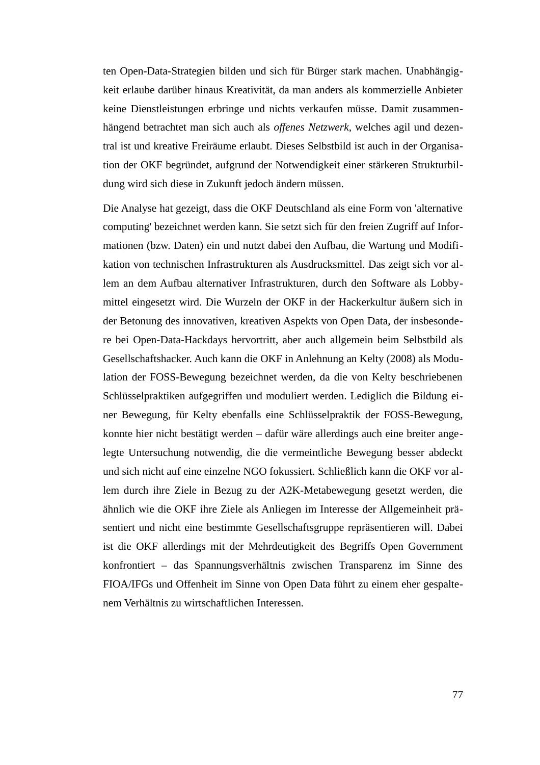ten Open-Data-Strategien bilden und sich für Bürger stark machen. Unabhängigkeit erlaube darüber hinaus Kreativität, da man anders als kommerzielle Anbieter keine Dienstleistungen erbringe und nichts verkaufen müsse. Damit zusammenhängend betrachtet man sich auch als *offenes Netzwerk*, welches agil und dezentral ist und kreative Freiräume erlaubt. Dieses Selbstbild ist auch in der Organisation der OKF begründet, aufgrund der Notwendigkeit einer stärkeren Strukturbildung wird sich diese in Zukunft jedoch ändern müssen.

Die Analyse hat gezeigt, dass die OKF Deutschland als eine Form von 'alternative computing' bezeichnet werden kann. Sie setzt sich für den freien Zugriff auf Informationen (bzw. Daten) ein und nutzt dabei den Aufbau, die Wartung und Modifikation von technischen Infrastrukturen als Ausdrucksmittel. Das zeigt sich vor allem an dem Aufbau alternativer Infrastrukturen, durch den Software als Lobbymittel eingesetzt wird. Die Wurzeln der OKF in der Hackerkultur äußern sich in der Betonung des innovativen, kreativen Aspekts von Open Data, der insbesondere bei Open-Data-Hackdays hervortritt, aber auch allgemein beim Selbstbild als Gesellschaftshacker. Auch kann die OKF in Anlehnung an Kelty (2008) als Modulation der FOSS-Bewegung bezeichnet werden, da die von Kelty beschriebenen Schlüsselpraktiken aufgegriffen und moduliert werden. Lediglich die Bildung einer Bewegung, für Kelty ebenfalls eine Schlüsselpraktik der FOSS-Bewegung, konnte hier nicht bestätigt werden – dafür wäre allerdings auch eine breiter angelegte Untersuchung notwendig, die die vermeintliche Bewegung besser abdeckt und sich nicht auf eine einzelne NGO fokussiert. Schließlich kann die OKF vor allem durch ihre Ziele in Bezug zu der A2K-Metabewegung gesetzt werden, die ähnlich wie die OKF ihre Ziele als Anliegen im Interesse der Allgemeinheit präsentiert und nicht eine bestimmte Gesellschaftsgruppe repräsentieren will. Dabei ist die OKF allerdings mit der Mehrdeutigkeit des Begriffs Open Government konfrontiert – das Spannungsverhältnis zwischen Transparenz im Sinne des FIOA/IFGs und Offenheit im Sinne von Open Data führt zu einem eher gespaltenem Verhältnis zu wirtschaftlichen Interessen.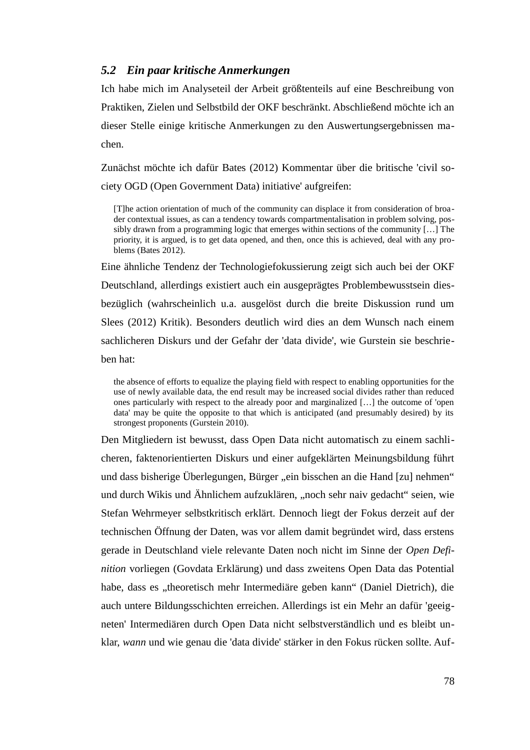## 5.2 *Ein paar kritische Anmerkungen*

Ich habe mich im Analyseteil der Arbeit größtenteils auf eine Beschreibung von Praktiken, Zielen und Selbstbild der OKF beschränkt. Abschließend möchte ich an dieser Stelle einige kritische Anmerkungen zu den Auswertungsergebnissen machen.

Zunächst möchte ich dafür Bates (2012) Kommentar über die britische 'civil society OGD (Open Government Data) initiative' aufgreifen:

> [T]he action orientation of much of the community can displace it from consideration of broader contextual issues, as can a tendency towards compartmentalisation in problem solving, possibly drawn from a programming logic that emerges within sections of the community […] The priority, it is argued, is to get data opened, and then, once this is achieved, deal with any problems (Bates 2012).

Eine ähnliche Tendenz der Technologiefokussierung zeigt sich auch bei der OKF Deutschland, allerdings existiert auch ein ausgeprägtes Problembewusstsein diesbezüglich (wahrscheinlich u.a. ausgelöst durch die breite Diskussion rund um Slees (2012) Kritik). Besonders deutlich wird dies an dem Wunsch nach einem sachlicheren Diskurs und der Gefahr der 'data divide', wie Gurstein sie beschrieben hat:

> the absence of efforts to equalize the playing field with respect to enabling opportunities for the use of newly available data, the end result may be increased social divides rather than reduced ones particularly with respect to the already poor and marginalized […] the outcome of 'open data' may be quite the opposite to that which is anticipated (and presumably desired) by its strongest proponents (Gurstein 2010).

Den Mitgliedern ist bewusst, dass Open Data nicht automatisch zu einem sachlicheren, faktenorientierten Diskurs und einer aufgeklärten Meinungsbildung führt und dass bisherige Überlegungen, Bürger „ein bisschen an die Hand [zu] nehmen" und durch Wikis und Ähnlichem aufzuklären, „noch sehr naiv gedacht" seien, wie Stefan Wehrmeyer selbstkritisch erklärt. Dennoch liegt der Fokus derzeit auf der technischen Öffnung der Daten, was vor allem damit begründet wird, dass erstens gerade in Deutschland viele relevante Daten noch nicht im Sinne der *Open Definition* vorliegen (Govdata Erklärung) und dass zweitens Open Data das Potential habe, dass es „theoretisch mehr Intermediäre geben kann" (Daniel Dietrich), die auch untere Bildungsschichten erreichen. Allerdings ist ein Mehr an dafür 'geeigneten' Intermediären durch Open Data nicht selbstverständlich und es bleibt unklar, *wann* und wie genau die 'data divide' stärker in den Fokus rücken sollte. Auf-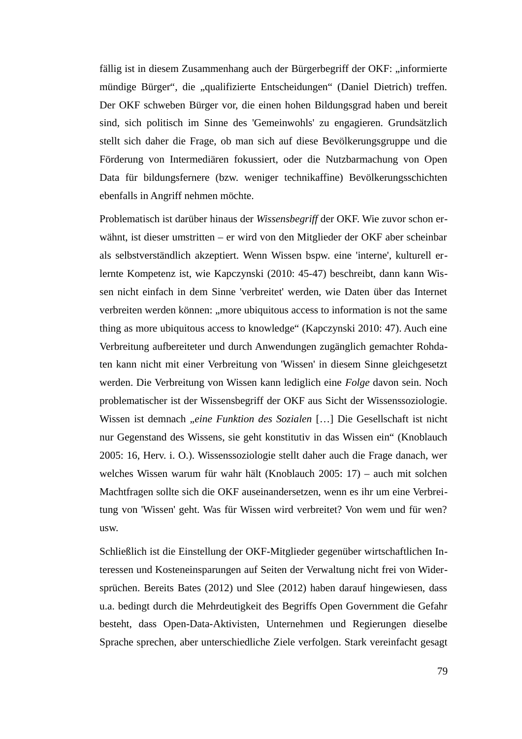fällig ist in diesem Zusammenhang auch der Bürgerbegriff der OKF: „informierte mündige Bürger“, die „qualifizierte Entscheidungen“ (Daniel Dietrich) treffen. Der OKF schweben Bürger vor, die einen hohen Bildungsgrad haben und bereit sind, sich politisch im Sinne des 'Gemeinwohls' zu engagieren. Grundsätzlich stellt sich daher die Frage, ob man sich auf diese Bevölkerungsgruppe und die Förderung von Intermediären fokussiert, oder die Nutzbarmachung von Open Data für bildungsfernere (bzw. weniger technikaffine) Bevölkerungsschichten ebenfalls in Angriff nehmen möchte.

Problematisch ist darüber hinaus der *Wissensbegriff* der OKF. Wie zuvor schon erwähnt, ist dieser umstritten – er wird von den Mitglieder der OKF aber scheinbar als selbstverständlich akzeptiert. Wenn Wissen bspw. eine 'interne', kulturell erlernte Kompetenz ist, wie Kapczynski (2010: 45-47) beschreibt, dann kann Wissen nicht einfach in dem Sinne 'verbreitet' werden, wie Daten über das Internet verbreiten werden können: „more ubiquitous access to information is not the same thing as more ubiquitous access to knowledge“ (Kapczynski 2010: 47). Auch eine Verbreitung aufbereiteter und durch Anwendungen zugänglich gemachter Rohdaten kann nicht mit einer Verbreitung von 'Wissen' in diesem Sinne gleichgesetzt werden. Die Verbreitung von Wissen kann lediglich eine *Folge* davon sein. Noch problematischer ist der Wissensbegriff der OKF aus Sicht der Wissenssoziologie. Wissen ist demnach „*eine Funktion des Sozialen* […] Die Gesellschaft ist nicht nur Gegenstand des Wissens, sie geht konstitutiv in das Wissen ein“ (Knoblauch 2005: 16, Herv. i. O.). Wissenssoziologie stellt daher auch die Frage danach, wer welches Wissen warum für wahr hält (Knoblauch 2005: 17) – auch mit solchen Machtfragen sollte sich die OKF auseinandersetzen, wenn es ihr um eine Verbreitung von 'Wissen' geht. Was für Wissen wird verbreitet? Von wem und für wen? usw.

Schließlich ist die Einstellung der OKF-Mitglieder gegenüber wirtschaftlichen Interessen und Kosteneinsparungen auf Seiten der Verwaltung nicht frei von Widersprüchen. Bereits Bates (2012) und Slee (2012) haben darauf hingewiesen, dass u.a. bedingt durch die Mehrdeutigkeit des Begriffs Open Government die Gefahr besteht, dass Open-Data-Aktivisten, Unternehmen und Regierungen dieselbe Sprache sprechen, aber unterschiedliche Ziele verfolgen. Stark vereinfacht gesagt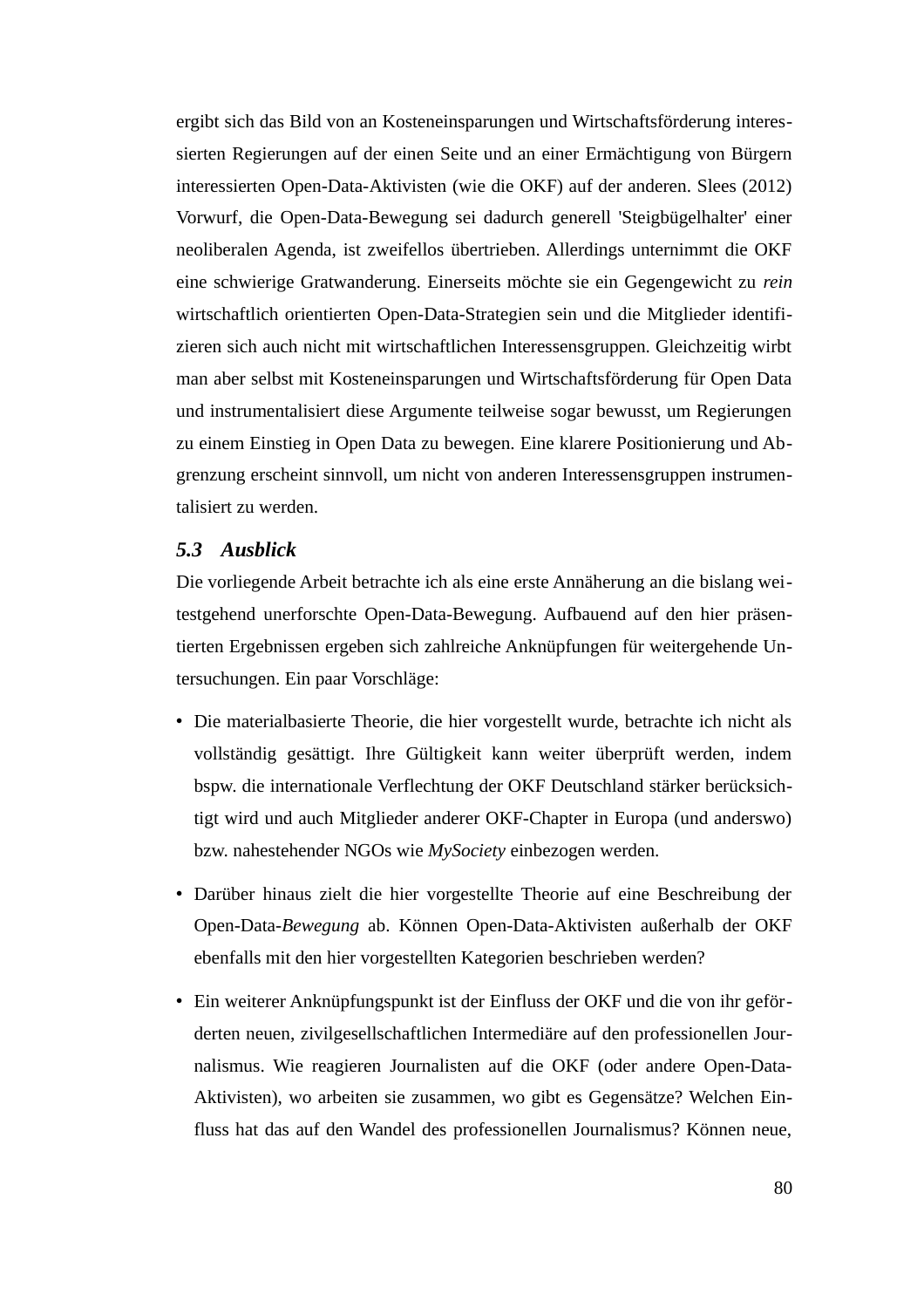ergibt sich das Bild von an Kosteneinsparungen und Wirtschaftsförderung interessierten Regierungen auf der einen Seite und an einer Ermächtigung von Bürgern interessierten Open-Data-Aktivisten (wie die OKF) auf der anderen. Slees (2012) Vorwurf, die Open-Data-Bewegung sei dadurch generell 'Steigbügelhalter' einer neoliberalen Agenda, ist zweifellos übertrieben. Allerdings unternimmt die OKF eine schwierige Gratwanderung. Einerseits möchte sie ein Gegengewicht zu *rein* wirtschaftlich orientierten Open-Data-Strategien sein und die Mitglieder identifizieren sich auch nicht mit wirtschaftlichen Interessensgruppen. Gleichzeitig wirbt man aber selbst mit Kosteneinsparungen und Wirtschaftsförderung für Open Data und instrumentalisiert diese Argumente teilweise sogar bewusst, um Regierungen zu einem Einstieg in Open Data zu bewegen. Eine klarere Positionierung und Abgrenzung erscheint sinnvoll, um nicht von anderen Interessensgruppen instrumentalisiert zu werden.

## 5.3 Ausblick

Die vorliegende Arbeit betrachte ich als eine erste Annäherung an die bislang weitestgehend unerforschte Open-Data-Bewegung. Aufbauend auf den hier präsentierten Ergebnissen ergeben sich zahlreiche Anknüpfungen für weitergehende Untersuchungen. Ein paar Vorschläge:

- Die materialbasierte Theorie, die hier vorgestellt wurde, betrachte ich nicht als vollständig gesättigt. Ihre Gültigkeit kann weiter überprüft werden, indem bspw. die internationale Verflechtung der OKF Deutschland stärker berücksichtigt wird und auch Mitglieder anderer OKF-Chapter in Europa (und anderswo) bzw. nahestehender NGOs wie *MySociety* einbezogen werden.
- Darüber hinaus zielt die hier vorgestellte Theorie auf eine Beschreibung der Open-Data-*Bewegung* ab. Können Open-Data-Aktivisten außerhalb der OKF ebenfalls mit den hier vorgestellten Kategorien beschrieben werden?
- Ein weiterer Anknüpfungspunkt ist der Einfluss der OKF und die von ihr geförderten neuen, zivilgesellschaftlichen Intermediäre auf den professionellen Journalismus. Wie reagieren Journalisten auf die OKF (oder andere Open-Data-Aktivisten), wo arbeiten sie zusammen, wo gibt es Gegensätze? Welchen Einfluss hat das auf den Wandel des professionellen Journalismus? Können neue,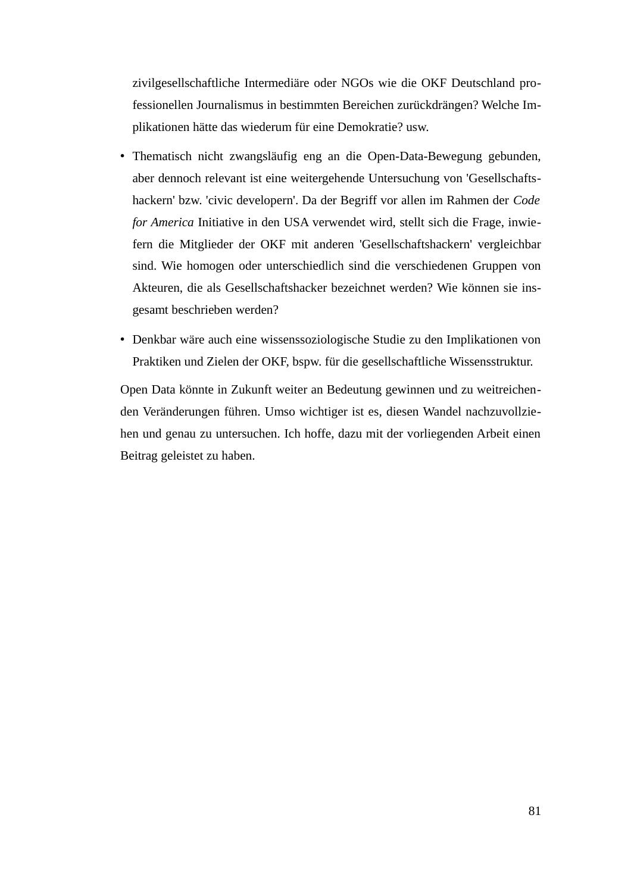zivilgesellschaftliche Intermediäre oder NGOs wie die OKF Deutschland professionellen Journalismus in bestimmten Bereichen zurückdrängen? Welche Implikationen hätte das wiederum für eine Demokratie? usw.

- Thematisch nicht zwangsläufig eng an die Open-Data-Bewegung gebunden, aber dennoch relevant ist eine weitergehende Untersuchung von 'Gesellschaftshackern' bzw. 'civic developern'. Da der Begriff vor allen im Rahmen der *Code for America* Initiative in den USA verwendet wird, stellt sich die Frage, inwiefern die Mitglieder der OKF mit anderen 'Gesellschaftshackern' vergleichbar sind. Wie homogen oder unterschiedlich sind die verschiedenen Gruppen von Akteuren, die als Gesellschaftshacker bezeichnet werden? Wie können sie insgesamt beschrieben werden?
- Denkbar wäre auch eine wissenssoziologische Studie zu den Implikationen von Praktiken und Zielen der OKF, bspw. für die gesellschaftliche Wissensstruktur.

Open Data könnte in Zukunft weiter an Bedeutung gewinnen und zu weitreichenden Veränderungen führen. Umso wichtiger ist es, diesen Wandel nachzuvollziehen und genau zu untersuchen. Ich hoffe, dazu mit der vorliegenden Arbeit einen Beitrag geleistet zu haben.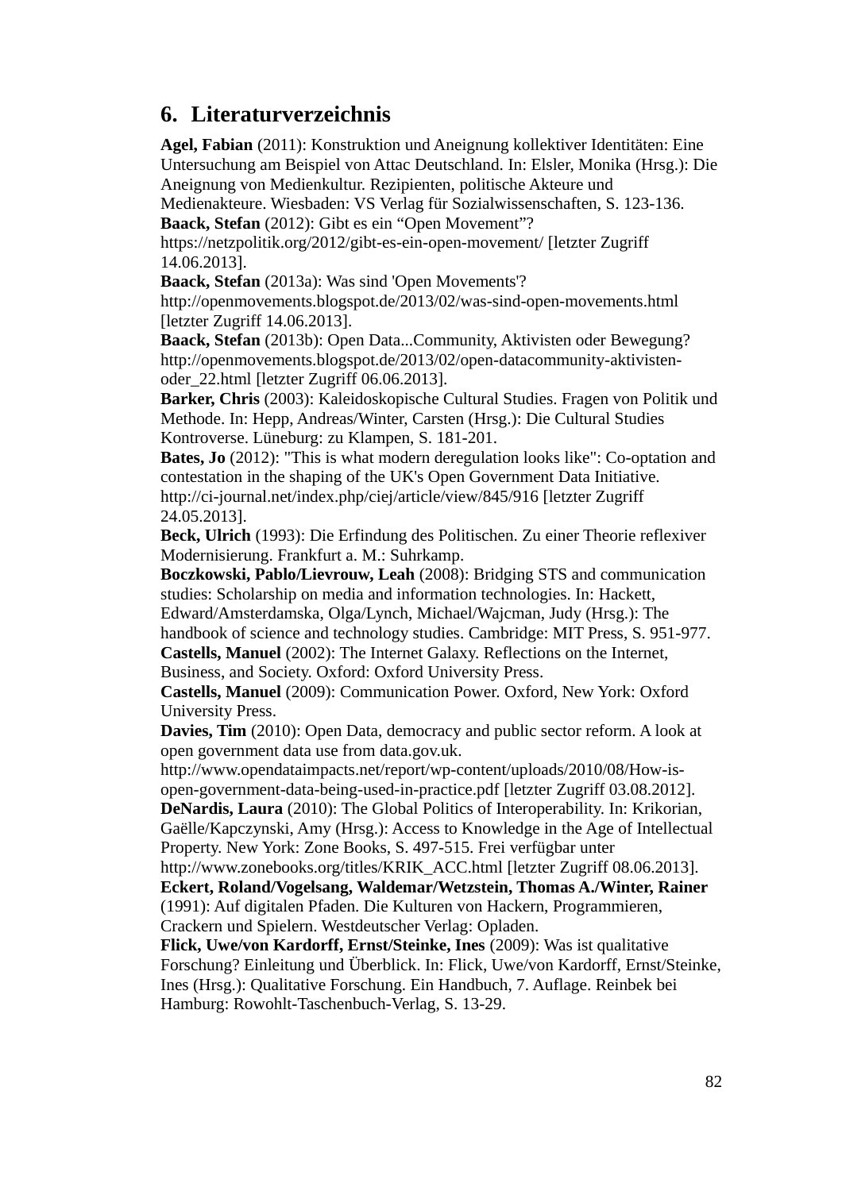## 6. Literaturverzeichnis

**Agel, Fabian** (2011): Konstruktion und Aneignung kollektiver Identitäten: Eine Untersuchung am Beispiel von Attac Deutschland. In: Elsler, Monika (Hrsg.): Die Aneignung von Medienkultur. Rezipienten, politische Akteure und Medienakteure. Wiesbaden: VS Verlag für Sozialwissenschaften, S. 123-136.

**Baack, Stefan** (2012): Gibt es ein “Open Movement”? https://netzpolitik.org/2012/gibt-es-ein-open-movement/ [letzter Zugriff 14.06.2013].

**Baack, Stefan** (2013a): Was sind 'Open Movements'? http://openmovements.blogspot.de/2013/02/was-sind-open-movements.html [letzter Zugriff 14.06.2013].

**Baack, Stefan** (2013b): Open Data...Community, Aktivisten oder Bewegung? http://openmovements.blogspot.de/2013/02/open-datacommunity-aktivisten-oder_22.html [letzter Zugriff 06.06.2013].

**Barker, Chris** (2003): Kaleidoskopische Cultural Studies. Fragen von Politik und Methode. In: Hepp, Andreas/Winter, Carsten (Hrsg.): Die Cultural Studies Kontroverse. Lüneburg: zu Klampen, S. 181-201.

**Bates, Jo** (2012): "This is what modern deregulation looks like": Co-optation and contestation in the shaping of the UK's Open Government Data Initiative. http://ci-journal.net/index.php/ciej/article/view/845/916 [letzter Zugriff 24.05.2013].

**Beck, Ulrich** (1993): Die Erfindung des Politischen. Zu einer Theorie reflexiver Modernisierung. Frankfurt a. M.: Suhrkamp.

**Boczkowski, Pablo/Lievrouw, Leah** (2008): Bridging STS and communication studies: Scholarship on media and information technologies. In: Hackett, Edward/Amsterdamska, Olga/Lynch, Michael/Wajcman, Judy (Hrsg.): The handbook of science and technology studies. Cambridge: MIT Press, S. 951-977.

**Castells, Manuel** (2002): The Internet Galaxy. Reflections on the Internet, Business, and Society. Oxford: Oxford University Press.

**Castells, Manuel** (2009): Communication Power. Oxford, New York: Oxford University Press.

**Davies, Tim** (2010): Open Data, democracy and public sector reform. A look at open government data use from data.gov.uk. http://www.opendataimpacts.net/report/wp-content/uploads/2010/08/How-is-open-government-data-being-used-in-practice.pdf [letzter Zugriff 03.08.2012].

**DeNardis, Laura** (2010): The Global Politics of Interoperability. In: Krikorian, Gaëlle/Kapczynski, Amy (Hrsg.): Access to Knowledge in the Age of Intellectual Property. New York: Zone Books, S. 497-515. Frei verfügbar unter http://www.zonebooks.org/titles/KRIK_ACC.html [letzter Zugriff 08.06.2013].

**Eckert, Roland/Vogelsang, Waldemar/Wetzstein, Thomas A./Winter, Rainer** (1991): Auf digitalen Pfaden. Die Kulturen von Hackern, Programmieren, Crackern und Spielern. Westdeutscher Verlag: Opladen.

**Flick, Uwe/von Kardorff, Ernst/Steinke, Ines** (2009): Was ist qualitative Forschung? Einleitung und Überblick. In: Flick, Uwe/von Kardorff, Ernst/Steinke, Ines (Hrsg.): Qualitative Forschung. Ein Handbuch, 7. Auflage. Reinbek bei Hamburg: Rowohlt-Taschenbuch-Verlag, S. 13-29.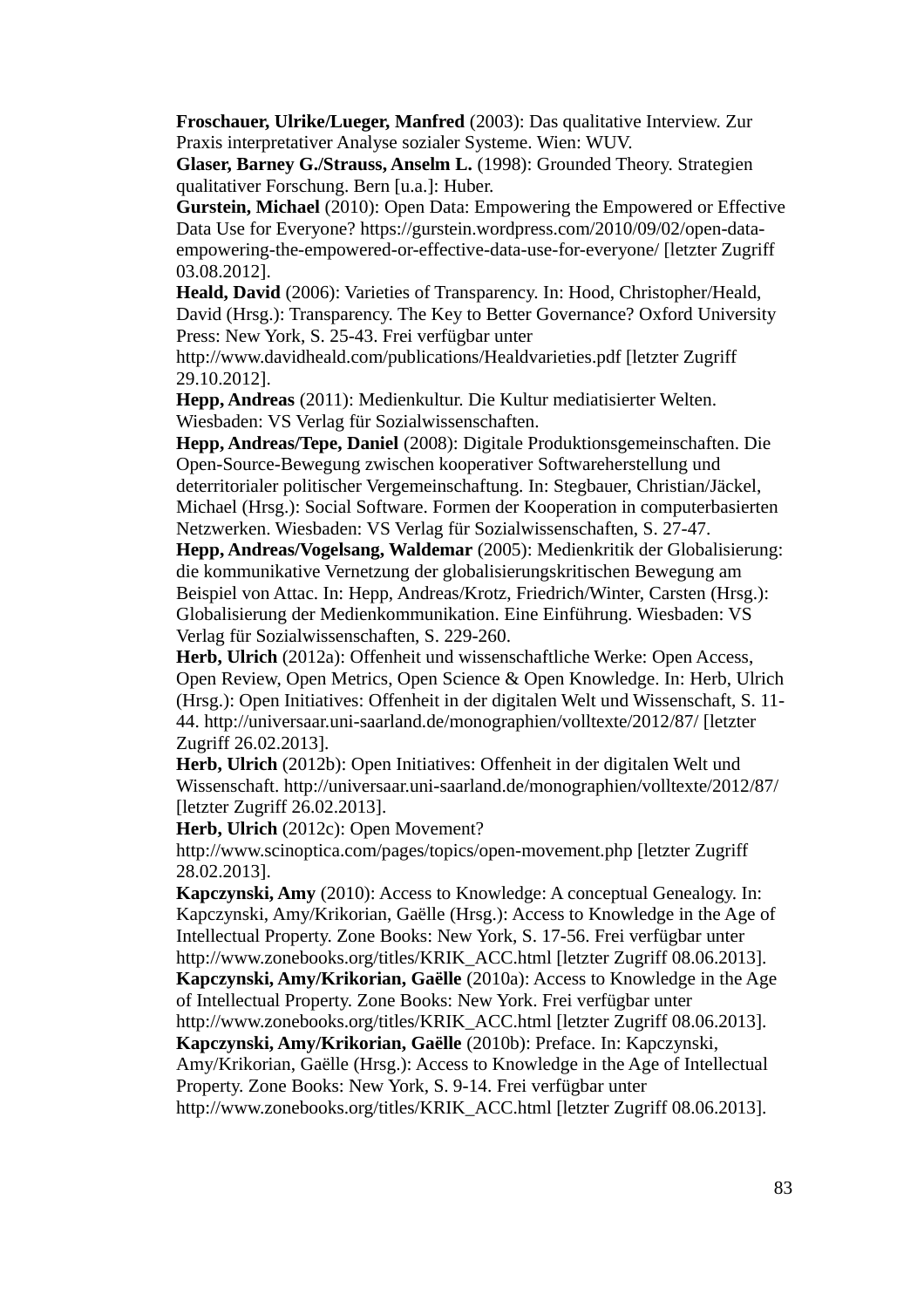**Froschauer, Ulrike/Lueger, Manfred** (2003): Das qualitative Interview. Zur Praxis interpretativer Analyse sozialer Systeme. Wien: WUV.

**Glaser, Barney G./Strauss, Anselm L.** (1998): Grounded Theory. Strategien qualitativer Forschung. Bern [u.a.]: Huber.

**Gurstein, Michael** (2010): Open Data: Empowering the Empowered or Effective Data Use for Everyone? https://gurstein.wordpress.com/2010/09/02/open-data-empowering-the-empowered-or-effective-data-use-for-everyone/ [letzter Zugriff 03.08.2012].

**Heald, David** (2006): Varieties of Transparency. In: Hood, Christopher/Heald, David (Hrsg.): Transparency. The Key to Better Governance? Oxford University Press: New York, S. 25-43. Frei verfügbar unter http://www.davidheald.com/publications/Healdvarieties.pdf [letzter Zugriff 29.10.2012].

**Hepp, Andreas** (2011): Medienkultur. Die Kultur mediatisierter Welten. Wiesbaden: VS Verlag für Sozialwissenschaften.

**Hepp, Andreas/Tepe, Daniel** (2008): Digitale Produktionsgemeinschaften. Die Open-Source-Bewegung zwischen kooperativer Softwareherstellung und deterritorialer politischer Vergemeinschaftung. In: Stegbauer, Christian/Jäckel, Michael (Hrsg.): Social Software. Formen der Kooperation in computerbasierten Netzwerken. Wiesbaden: VS Verlag für Sozialwissenschaften, S. 27-47.

**Hepp, Andreas/Vogelsang, Waldemar** (2005): Medienkritik der Globalisierung: die kommunikative Vernetzung der globalisierungskritischen Bewegung am Beispiel von Attac. In: Hepp, Andreas/Krotz, Friedrich/Winter, Carsten (Hrsg.): Globalisierung der Medienkommunikation. Eine Einführung. Wiesbaden: VS Verlag für Sozialwissenschaften, S. 229-260.

**Herb, Ulrich** (2012a): Offenheit und wissenschaftliche Werke: Open Access, Open Review, Open Metrics, Open Science & Open Knowledge. In: Herb, Ulrich (Hrsg.): Open Initiatives: Offenheit in der digitalen Welt und Wissenschaft, S. 11-44. http://universaar.uni-saarland.de/monographien/volltexte/2012/87/ [letzter Zugriff 26.02.2013].

**Herb, Ulrich** (2012b): Open Initiatives: Offenheit in der digitalen Welt und Wissenschaft. http://universaar.uni-saarland.de/monographien/volltexte/2012/87/ [letzter Zugriff 26.02.2013].

**Herb, Ulrich** (2012c): Open Movement? http://www.scinoptica.com/pages/topics/open-movement.php [letzter Zugriff 28.02.2013].

**Kapczynski, Amy** (2010): Access to Knowledge: A conceptual Genealogy. In: Kapczynski, Amy/Krikorian, Gaëlle (Hrsg.): Access to Knowledge in the Age of Intellectual Property. Zone Books: New York, S. 17-56. Frei verfügbar unter http://www.zonebooks.org/titles/KRIK_ACC.html [letzter Zugriff 08.06.2013].

**Kapczynski, Amy/Krikorian, Gaëlle** (2010a): Access to Knowledge in the Age of Intellectual Property. Zone Books: New York. Frei verfügbar unter http://www.zonebooks.org/titles/KRIK_ACC.html [letzter Zugriff 08.06.2013].

**Kapczynski, Amy/Krikorian, Gaëlle** (2010b): Preface. In: Kapczynski, Amy/Krikorian, Gaëlle (Hrsg.): Access to Knowledge in the Age of Intellectual Property. Zone Books: New York, S. 9-14. Frei verfügbar unter http://www.zonebooks.org/titles/KRIK_ACC.html [letzter Zugriff 08.06.2013].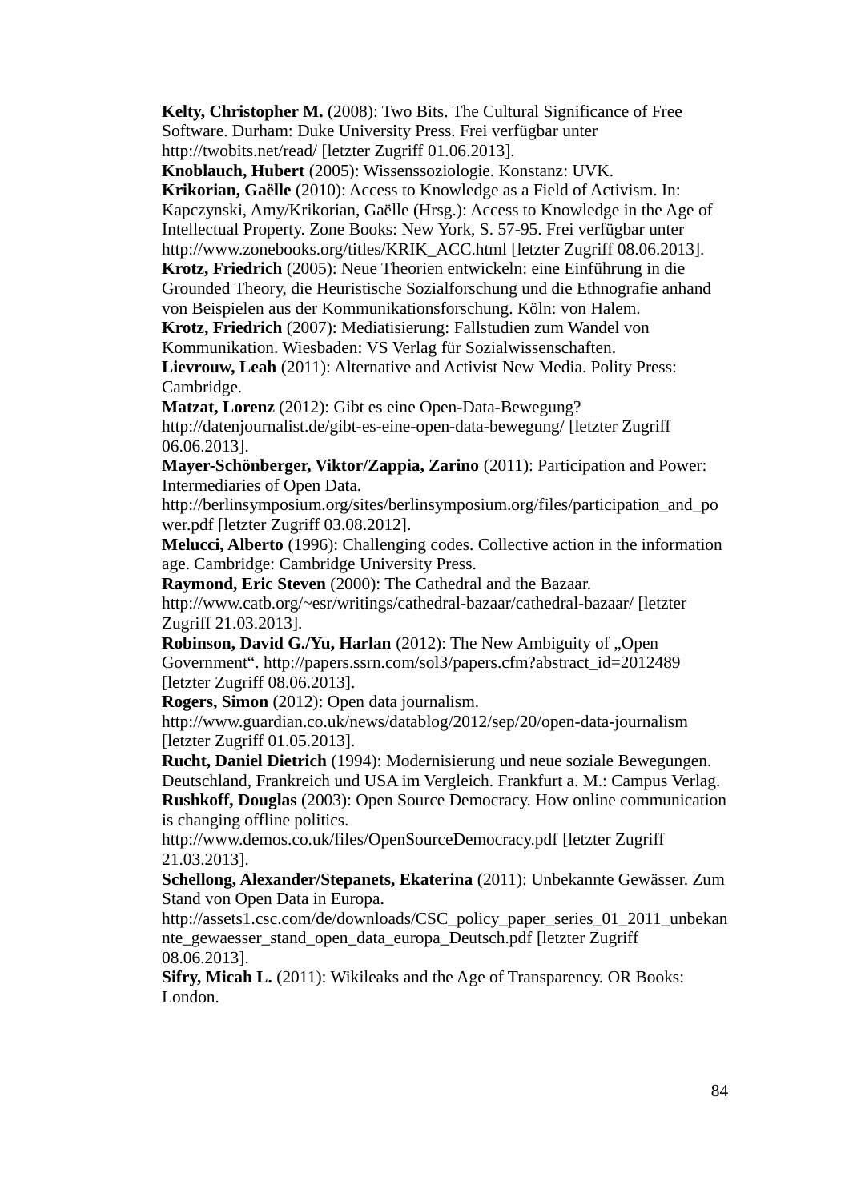**Kelty, Christopher M.** (2008): Two Bits. The Cultural Significance of Free Software. Durham: Duke University Press. Frei verfügbar unter http://twobits.net/read/ [letzter Zugriff 01.06.2013].

**Knoblauch, Hubert** (2005): Wissenssoziologie. Konstanz: UVK.

**Krikorian, Gaëlle** (2010): Access to Knowledge as a Field of Activism. In: Kapczynski, Amy/Krikorian, Gaëlle (Hrsg.): Access to Knowledge in the Age of Intellectual Property. Zone Books: New York, S. 57-95. Frei verfügbar unter http://www.zonebooks.org/titles/KRIK_ACC.html [letzter Zugriff 08.06.2013].

**Krotz, Friedrich** (2005): Neue Theorien entwickeln: eine Einführung in die Grounded Theory, die Heuristische Sozialforschung und die Ethnografie anhand von Beispielen aus der Kommunikationsforschung. Köln: von Halem.

**Krotz, Friedrich** (2007): Mediatisierung: Fallstudien zum Wandel von Kommunikation. Wiesbaden: VS Verlag für Sozialwissenschaften.

**Lievrouw, Leah** (2011): Alternative and Activist New Media. Polity Press: Cambridge.

**Matzat, Lorenz** (2012): Gibt es eine Open-Data-Bewegung? http://datenjournalist.de/gibt-es-eine-open-data-bewegung/ [letzter Zugriff 06.06.2013].

**Mayer-Schönberger, Viktor/Zappia, Zarino** (2011): Participation and Power: Intermediaries of Open Data. http://berlinsymposium.org/sites/berlinsymposium.org/files/participation_and_power.pdf [letzter Zugriff 03.08.2012].

**Melucci, Alberto** (1996): Challenging codes. Collective action in the information age. Cambridge: Cambridge University Press.

**Raymond, Eric Steven** (2000): The Cathedral and the Bazaar. http://www.catb.org/~esr/writings/cathedral-bazaar/cathedral-bazaar/ [letzter Zugriff 21.03.2013].

**Robinson, David G./Yu, Harlan** (2012): The New Ambiguity of „Open Government“. http://papers.ssrn.com/sol3/papers.cfm?abstract_id=2012489 [letzter Zugriff 08.06.2013].

**Rogers, Simon** (2012): Open data journalism. http://www.guardian.co.uk/news/datablog/2012/sep/20/open-data-journalism [letzter Zugriff 01.05.2013].

**Rucht, Daniel Dietrich** (1994): Modernisierung und neue soziale Bewegungen. Deutschland, Frankreich und USA im Vergleich. Frankfurt a. M.: Campus Verlag.

**Rushkoff, Douglas** (2003): Open Source Democracy. How online communication is changing offline politics. http://www.demos.co.uk/files/OpenSourceDemocracy.pdf [letzter Zugriff 21.03.2013].

**Schellong, Alexander/Stepanets, Ekaterina** (2011): Unbekannte Gewässer. Zum Stand von Open Data in Europa. http://assets1.csc.com/de/downloads/CSC_policy_paper_series_01_2011_unbekannte_gewaesser_stand_open_data_europa_Deutsch.pdf [letzter Zugriff 08.06.2013].

**Sifry, Micah L.** (2011): Wikileaks and the Age of Transparency. OR Books: London.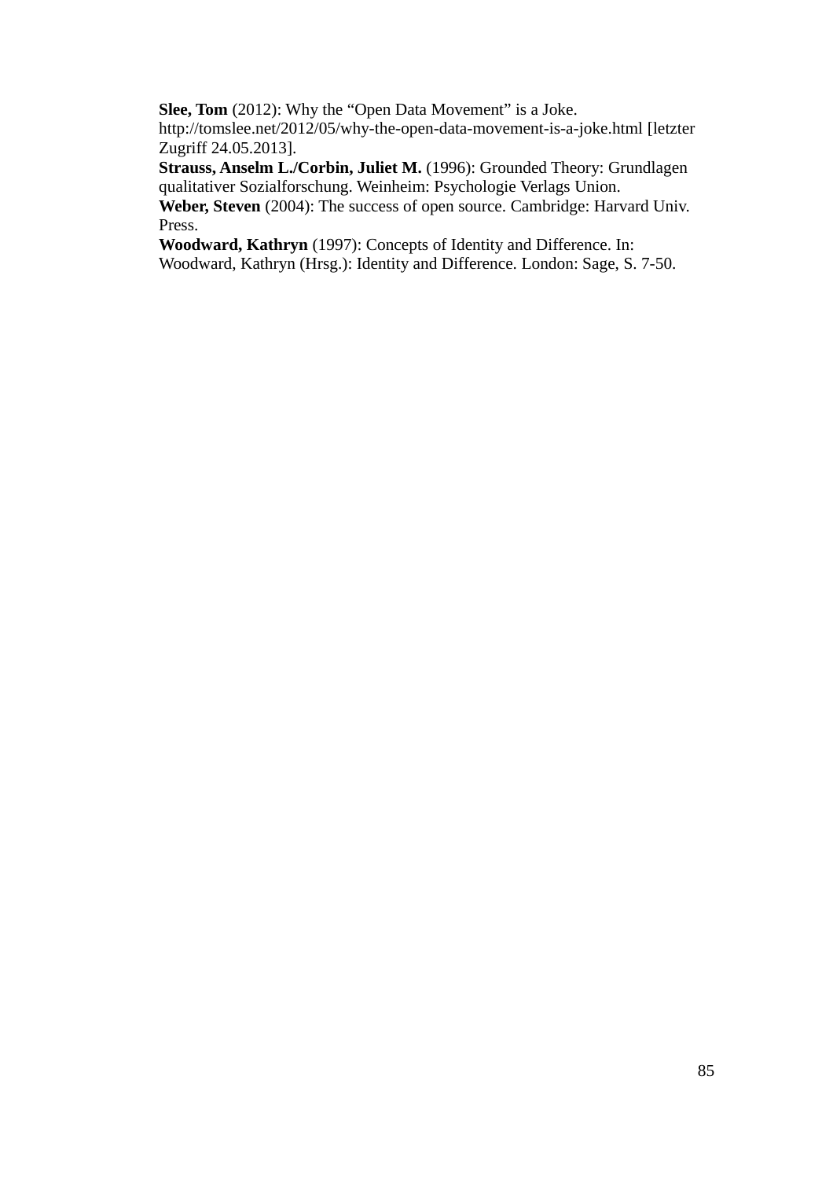**Slee, Tom** (2012): Why the “Open Data Movement” is a Joke. http://tomslee.net/2012/05/why-the-open-data-movement-is-a-joke.html [letzter Zugriff 24.05.2013].

**Strauss, Anselm L./Corbin, Juliet M.** (1996): Grounded Theory: Grundlagen qualitativer Sozialforschung. Weinheim: Psychologie Verlags Union.

**Weber, Steven** (2004): The success of open source. Cambridge: Harvard Univ. Press.

**Woodward, Kathryn** (1997): Concepts of Identity and Difference. In: Woodward, Kathryn (Hrsg.): Identity and Difference. London: Sage, S. 7-50.